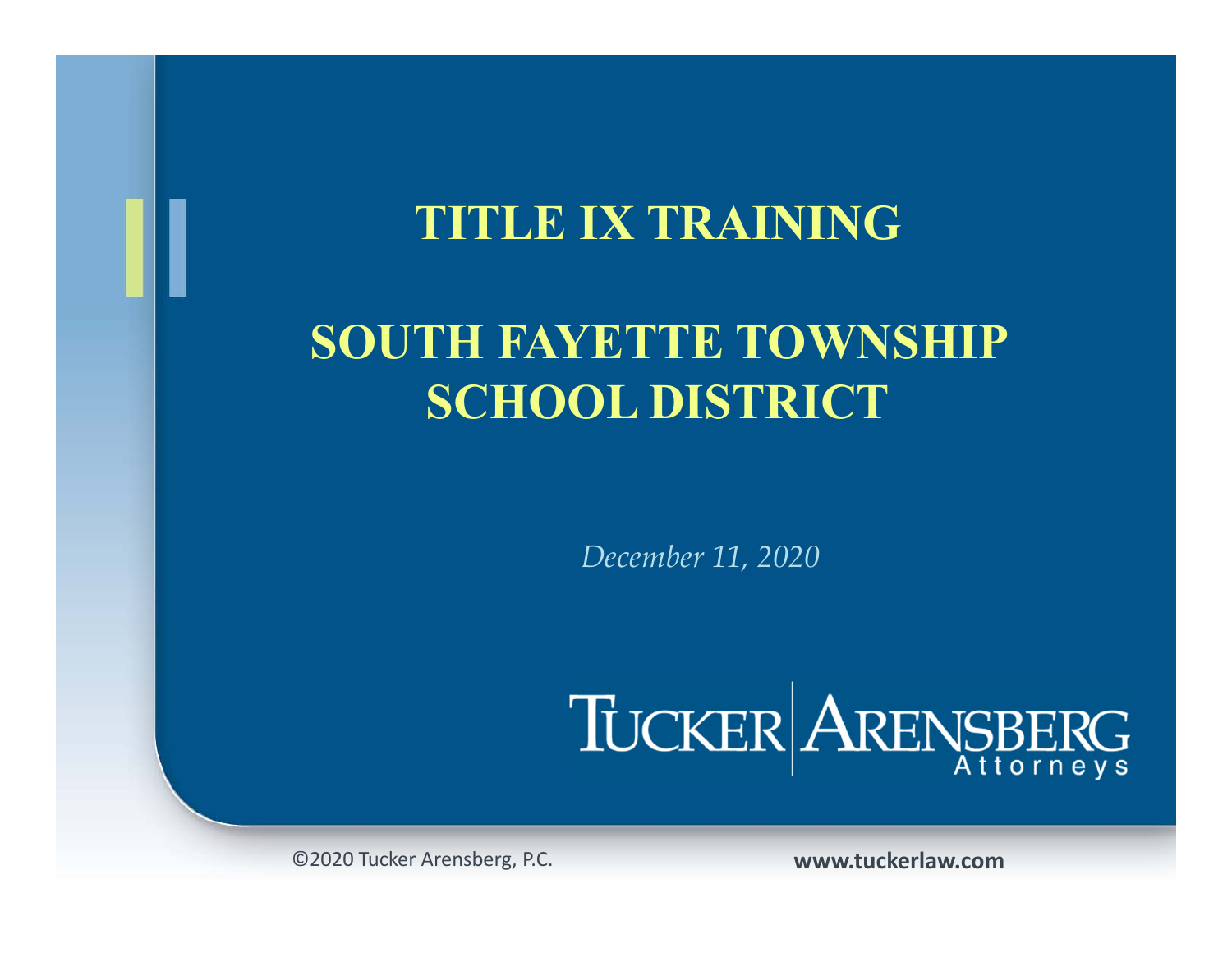# TITLE IX TRAINING

# SOUTH FAYETTE TOWNSHIP SCHOOL DISTRICT

*December 11, 2020*

TUCKER ARENSBERG Attorneys

©2020 Tucker Arensberg, P.C.

**www.tuckerlaw.com**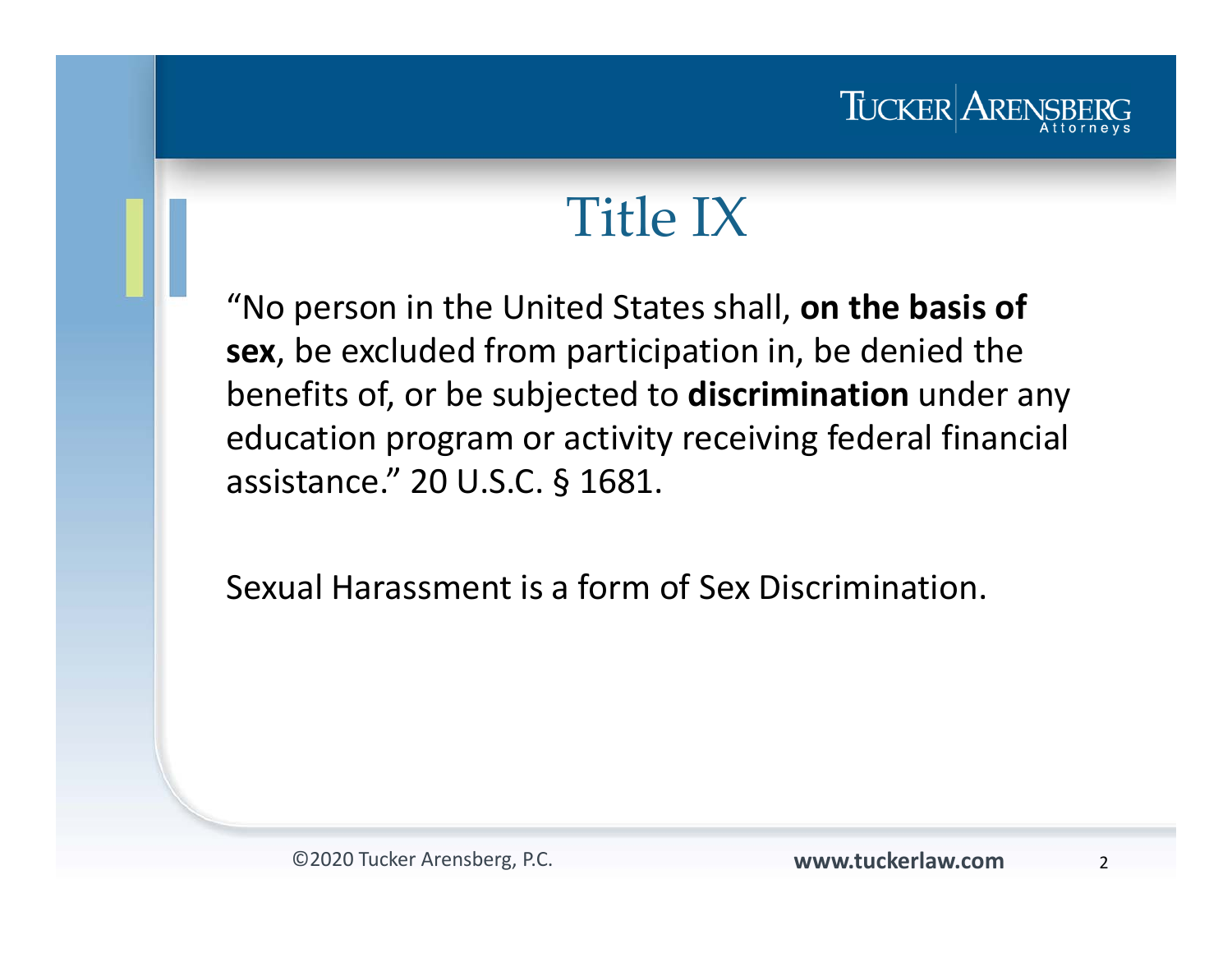# Title IX

"No person in the United States shall, **on the basis of sex**, be excluded from participation in, be denied the benefits of, or be subjected to **discrimination** under any education program or activity receiving federal financial assistance." 20 U.S.C. § 1681.

Sexual Harassment is a form of Sex Discrimination.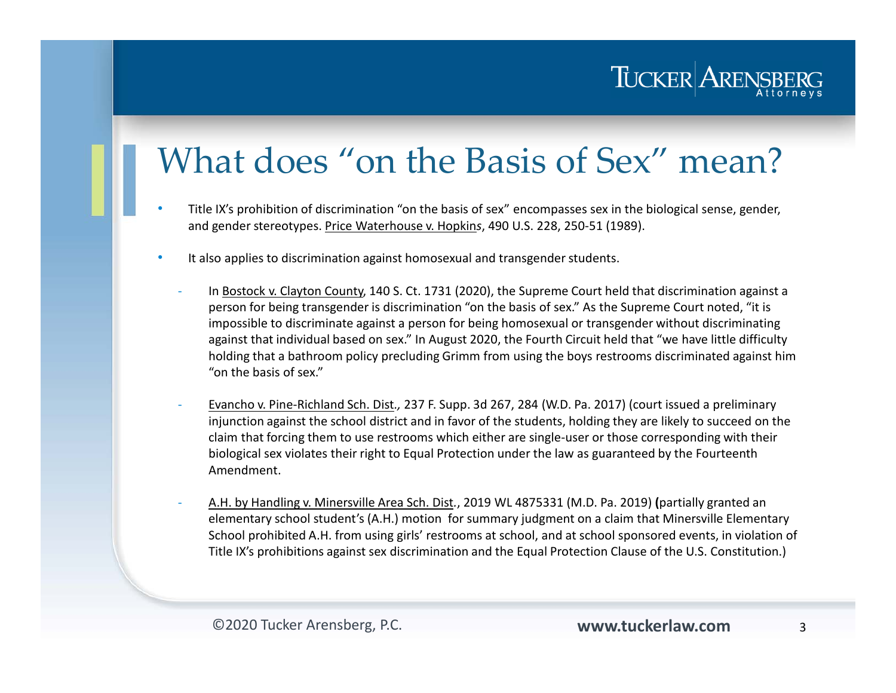# What does "on the Basis of Sex" mean?

- Title IX's prohibition of discrimination "on the basis of sex" encompasses sex in the biological sense, gender, and gender stereotypes. Price Waterhouse v. Hopkins, 490 U.S. 228, 250-51 (1989).
- It also applies to discrimination against homosexual and transgender students.
  - In Bostock v. Clayton County, 140 S. Ct. 1731 (2020), the Supreme Court held that discrimination against a person for being transgender is discrimination "on the basis of sex." As the Supreme Court noted, "it is impossible to discriminate against a person for being homosexual or transgender without discriminating against that individual based on sex." In August 2020, the Fourth Circuit held that "we have little difficulty holding that a bathroom policy precluding Grimm from using the boys restrooms discriminated against him "on the basis of sex."
  - Evancho v. Pine-Richland Sch. Dist., 237 F. Supp. 3d 267, 284 (W.D. Pa. 2017) (court issued a preliminary injunction against the school district and in favor of the students, holding they are likely to succeed on the claim that forcing them to use restrooms which either are single-user or those corresponding with their biological sex violates their right to Equal Protection under the law as guaranteed by the Fourteenth Amendment.
  - A.H. by Handling v. Minersville Area Sch. Dist., 2019 WL 4875331 (M.D. Pa. 2019) (partially granted an elementary school student's (A.H.) motion for summary judgment on a claim that Minersville Elementary School prohibited A.H. from using girls' restrooms at school, and at school sponsored events, in violation of Title IX's prohibitions against sex discrimination and the Equal Protection Clause of the U.S. Constitution.)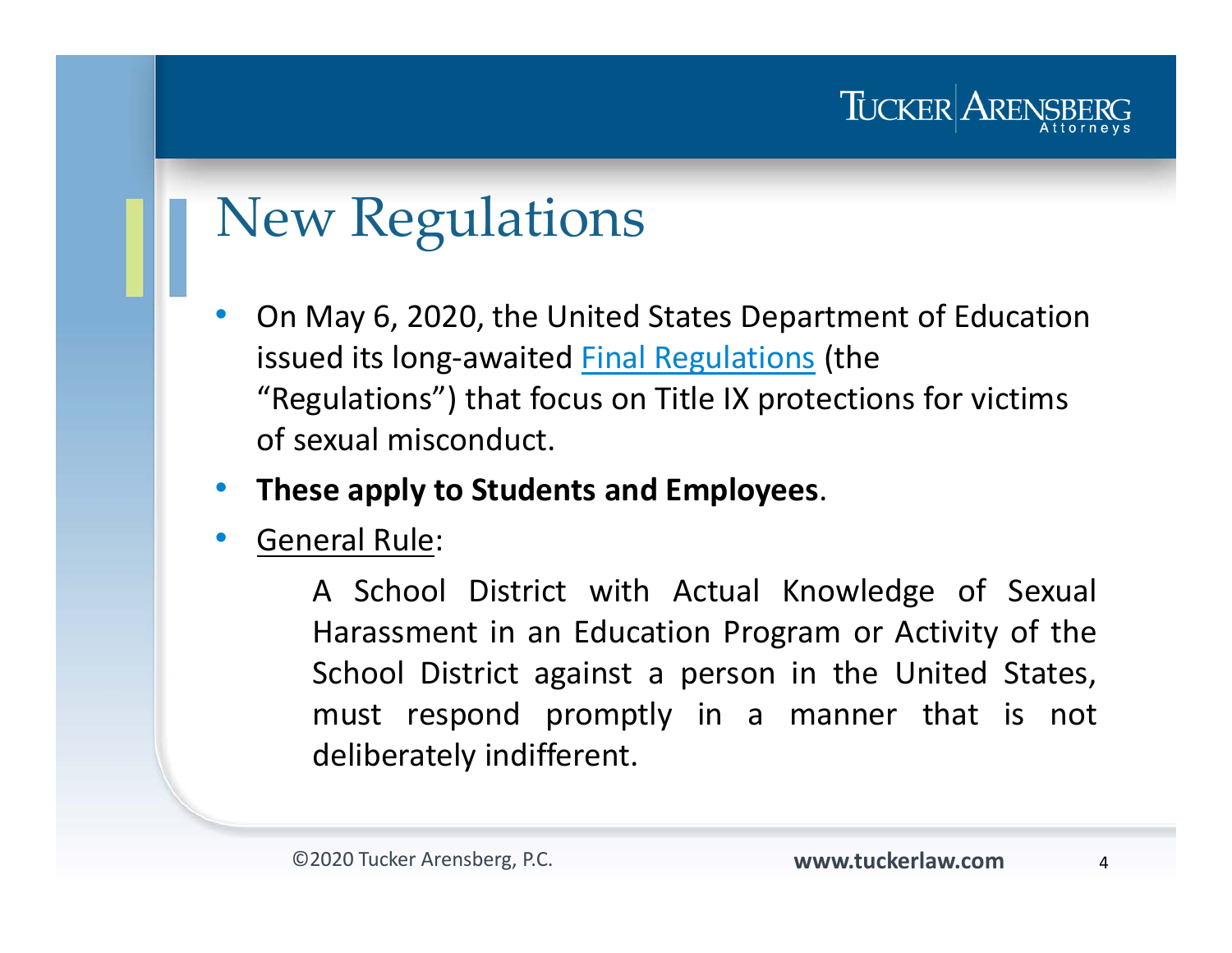# New Regulations

- On May 6, 2020, the United States Department of Education issued its long-awaited Final Regulations (the "Regulations") that focus on Title IX protections for victims of sexual misconduct.
- **These apply to Students and Employees**.
- General Rule:

  A School District with Actual Knowledge of Sexual Harassment in an Education Program or Activity of the School District against a person in the United States, must respond promptly in a manner that is not deliberately indifferent.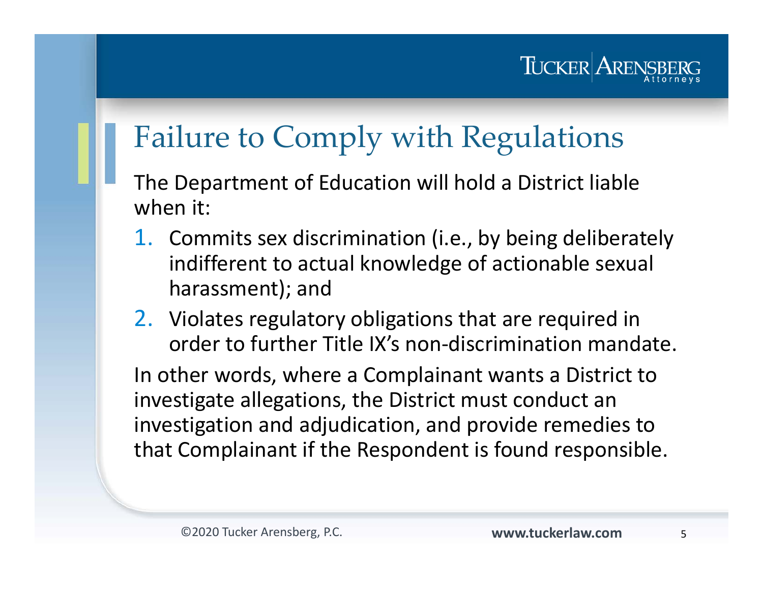# Failure to Comply with Regulations

The Department of Education will hold a District liable when it:

1. Commits sex discrimination (i.e., by being deliberately indifferent to actual knowledge of actionable sexual harassment); and
2. Violates regulatory obligations that are required in order to further Title IX's non-discrimination mandate.

In other words, where a Complainant wants a District to investigate allegations, the District must conduct an investigation and adjudication, and provide remedies to that Complainant if the Respondent is found responsible.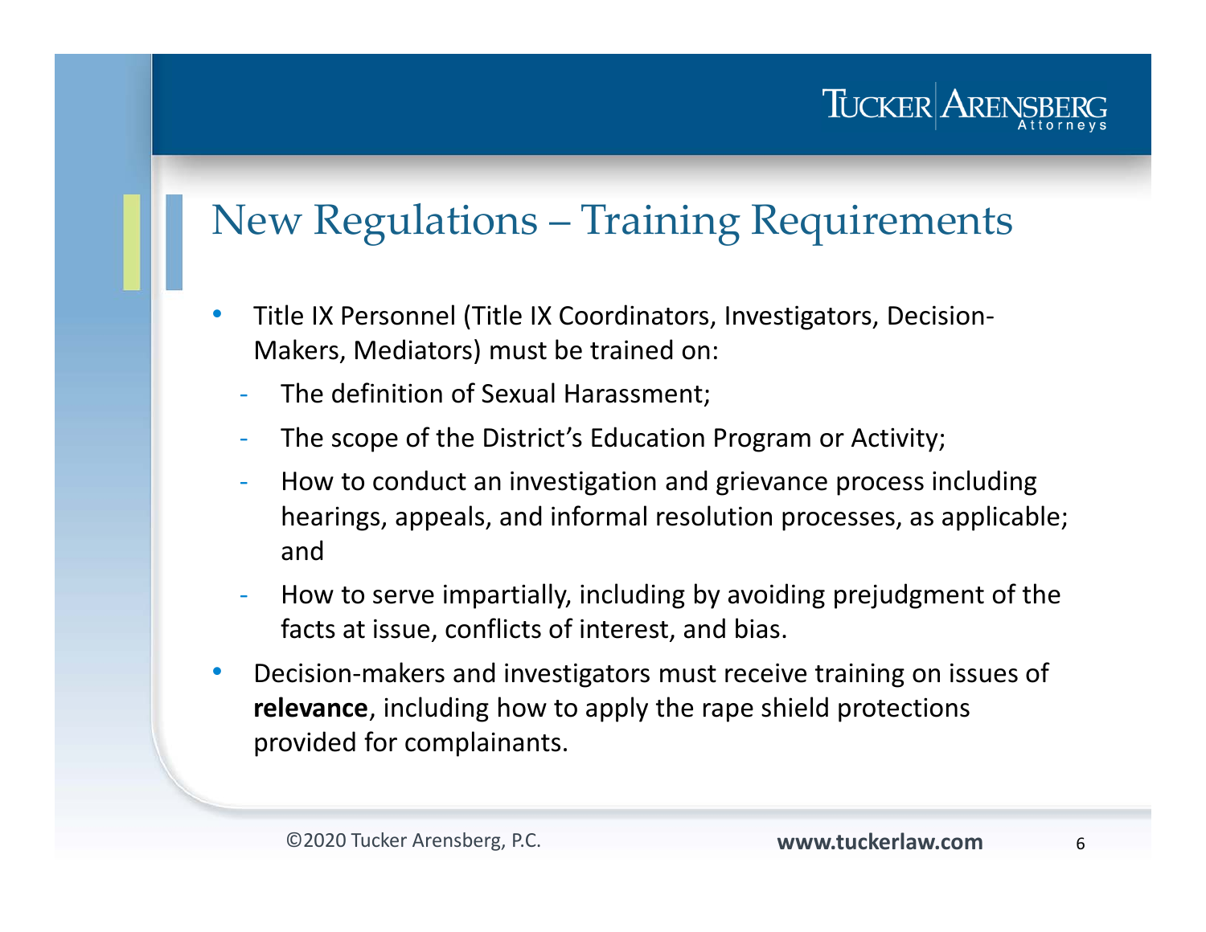## New Regulations – Training Requirements

- Title IX Personnel (Title IX Coordinators, Investigators, Decision-Makers, Mediators) must be trained on:
  - The definition of Sexual Harassment;
  - The scope of the District's Education Program or Activity;
  - How to conduct an investigation and grievance process including hearings, appeals, and informal resolution processes, as applicable; and
  - How to serve impartially, including by avoiding prejudgment of the facts at issue, conflicts of interest, and bias.
- Decision-makers and investigators must receive training on issues of **relevance**, including how to apply the rape shield protections provided for complainants.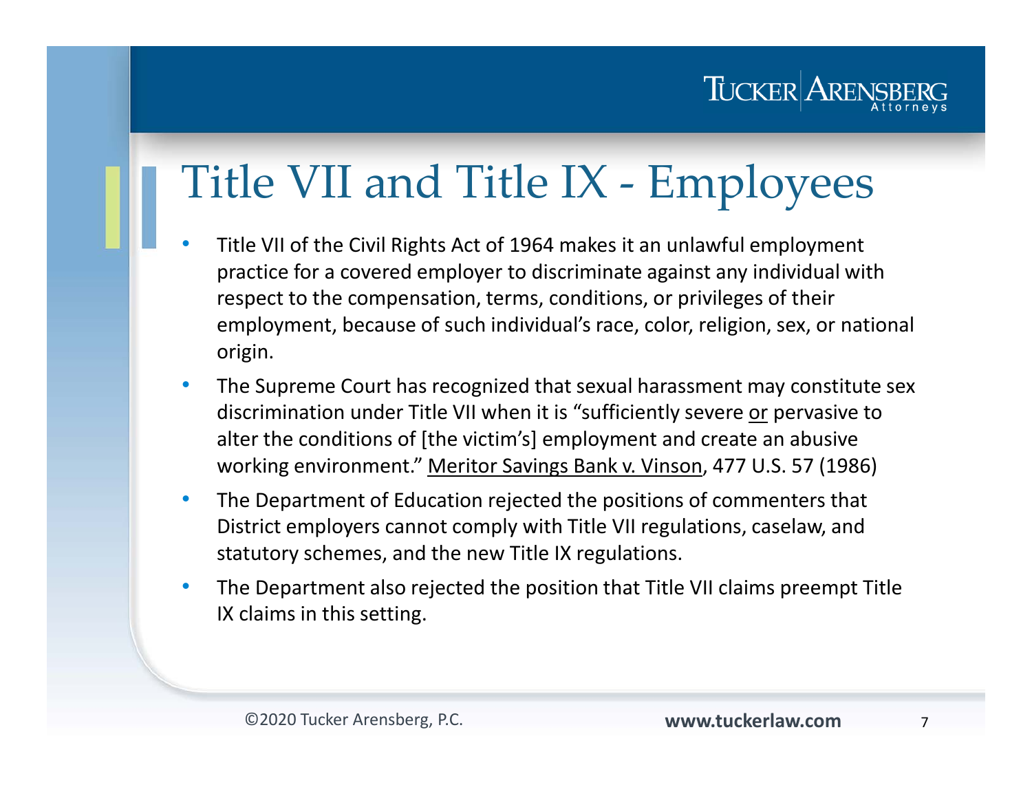# Title VII and Title IX - Employees

- Title VII of the Civil Rights Act of 1964 makes it an unlawful employment practice for a covered employer to discriminate against any individual with respect to the compensation, terms, conditions, or privileges of their employment, because of such individual's race, color, religion, sex, or national origin.
- The Supreme Court has recognized that sexual harassment may constitute sex discrimination under Title VII when it is "sufficiently severe <u>or</u> pervasive to alter the conditions of [the victim's] employment and create an abusive working environment." <u>Meritor Savings Bank v. Vinson</u>, 477 U.S. 57 (1986)
- The Department of Education rejected the positions of commenters that District employers cannot comply with Title VII regulations, caselaw, and statutory schemes, and the new Title IX regulations.
- The Department also rejected the position that Title VII claims preempt Title IX claims in this setting.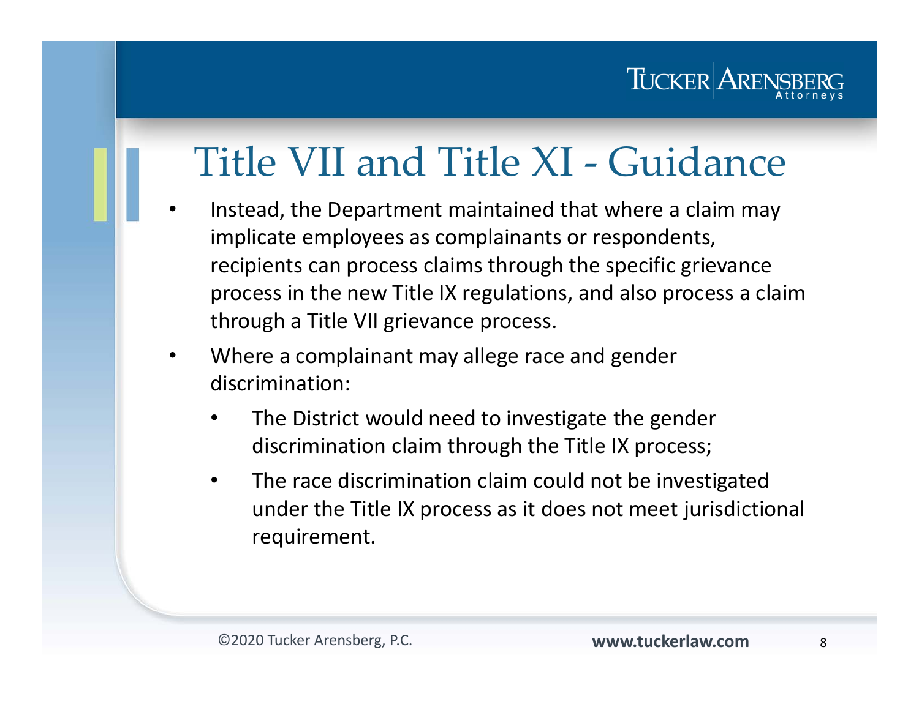# Title VII and Title XI - Guidance

- Instead, the Department maintained that where a claim may implicate employees as complainants or respondents, recipients can process claims through the specific grievance process in the new Title IX regulations, and also process a claim through a Title VII grievance process.
- Where a complainant may allege race and gender discrimination:
  - The District would need to investigate the gender discrimination claim through the Title IX process;
  - The race discrimination claim could not be investigated under the Title IX process as it does not meet jurisdictional requirement.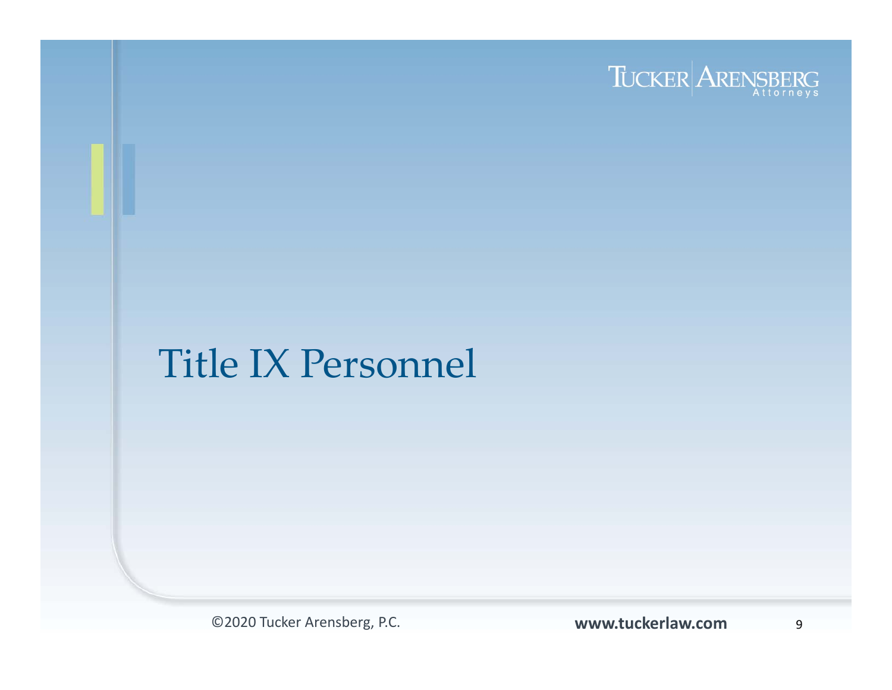# Title IX Personnel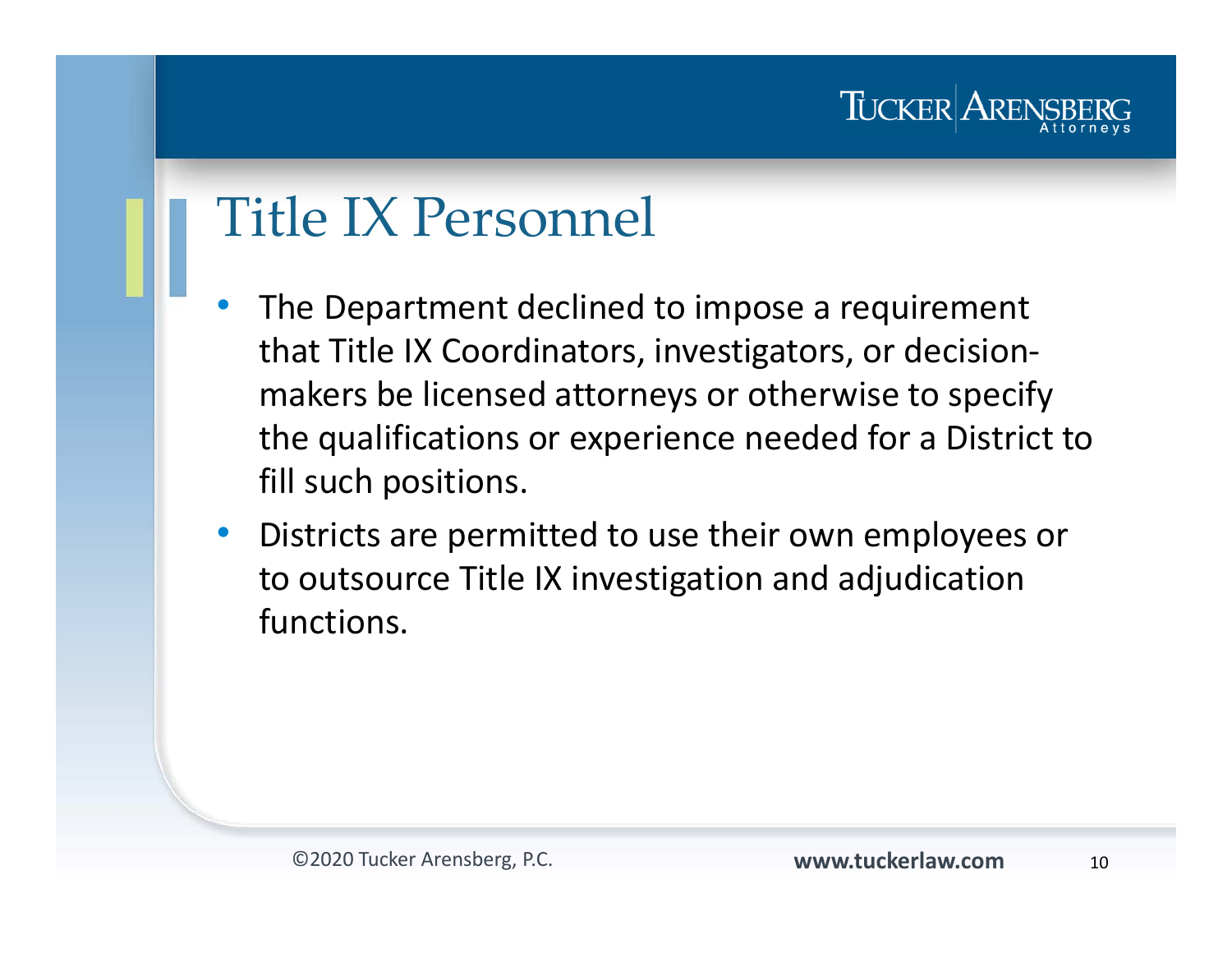# Title IX Personnel

- The Department declined to impose a requirement that Title IX Coordinators, investigators, or decision-makers be licensed attorneys or otherwise to specify the qualifications or experience needed for a District to fill such positions.
- Districts are permitted to use their own employees or to outsource Title IX investigation and adjudication functions.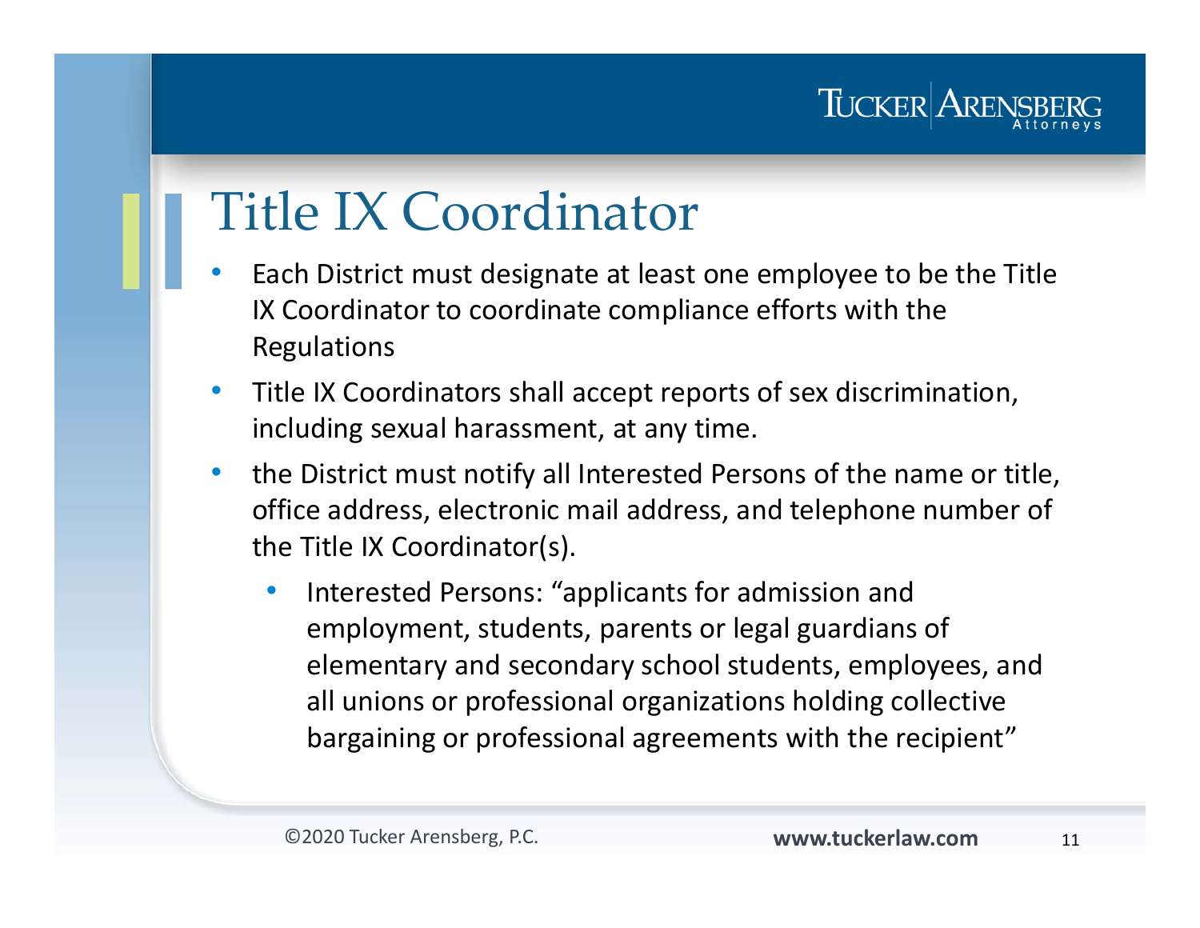# Title IX Coordinator

- Each District must designate at least one employee to be the Title IX Coordinator to coordinate compliance efforts with the Regulations
- Title IX Coordinators shall accept reports of sex discrimination, including sexual harassment, at any time.
- the District must notify all Interested Persons of the name or title, office address, electronic mail address, and telephone number of the Title IX Coordinator(s).
  - Interested Persons: "applicants for admission and employment, students, parents or legal guardians of elementary and secondary school students, employees, and all unions or professional organizations holding collective bargaining or professional agreements with the recipient"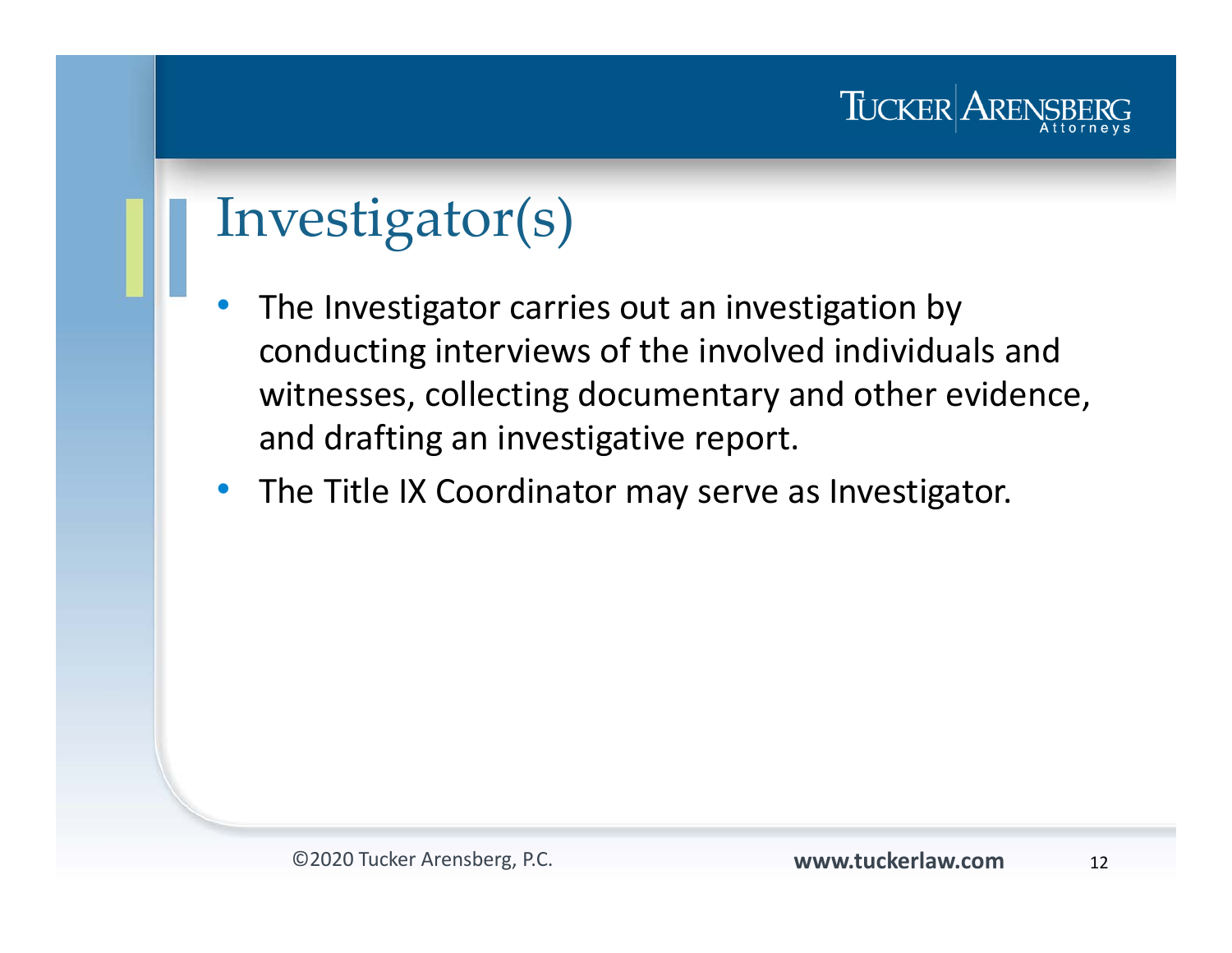# Investigator(s)

- The Investigator carries out an investigation by conducting interviews of the involved individuals and witnesses, collecting documentary and other evidence, and drafting an investigative report.
- The Title IX Coordinator may serve as Investigator.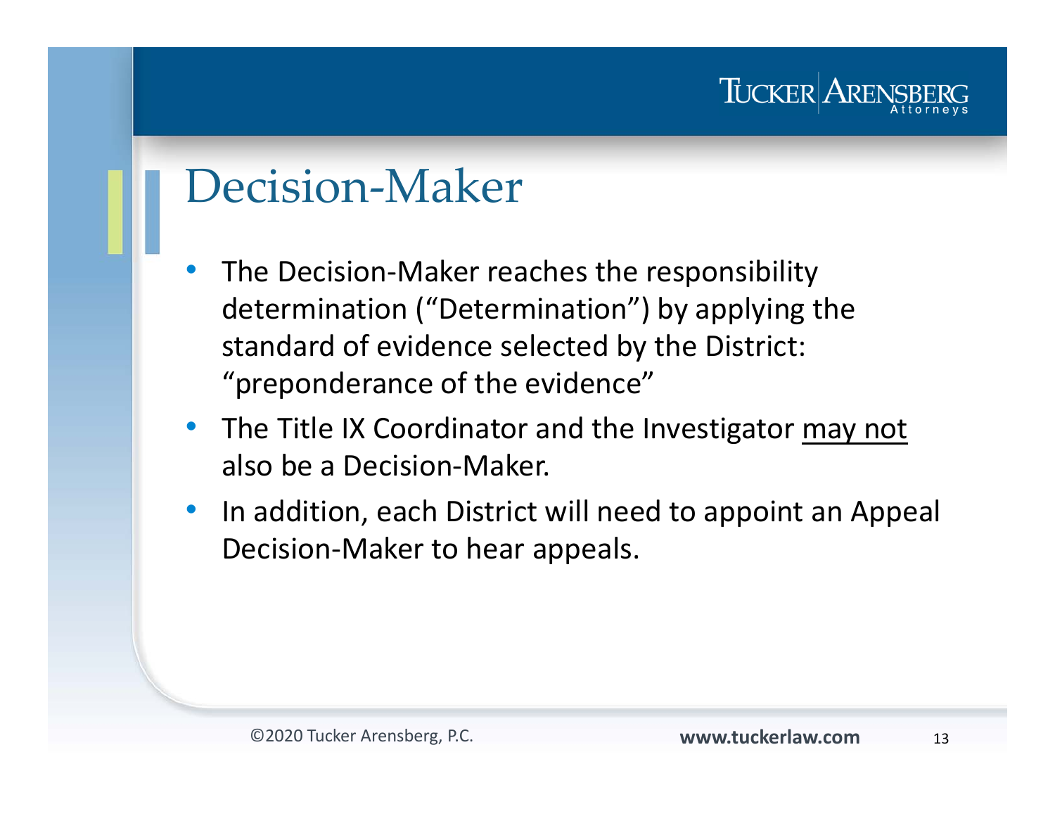# Decision-Maker

- The Decision-Maker reaches the responsibility determination ("Determination") by applying the standard of evidence selected by the District: "preponderance of the evidence"
- The Title IX Coordinator and the Investigator <u>may not</u> also be a Decision-Maker.
- In addition, each District will need to appoint an Appeal Decision-Maker to hear appeals.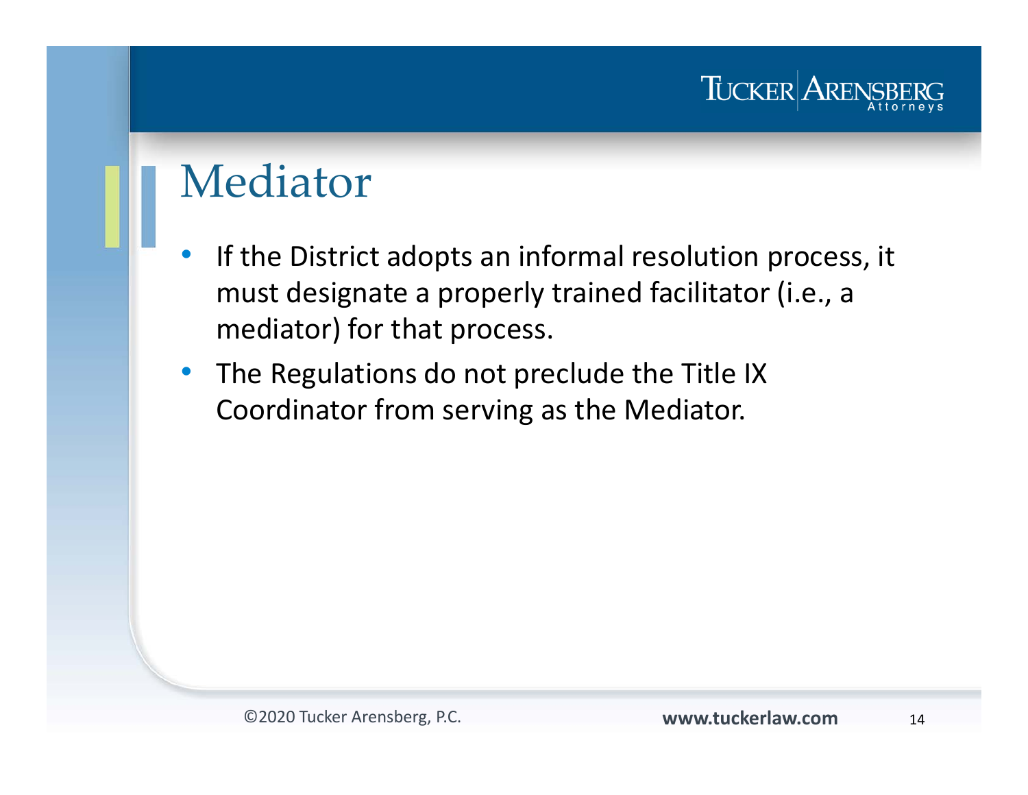# Mediator

- If the District adopts an informal resolution process, it must designate a properly trained facilitator (i.e., a mediator) for that process.
- The Regulations do not preclude the Title IX Coordinator from serving as the Mediator.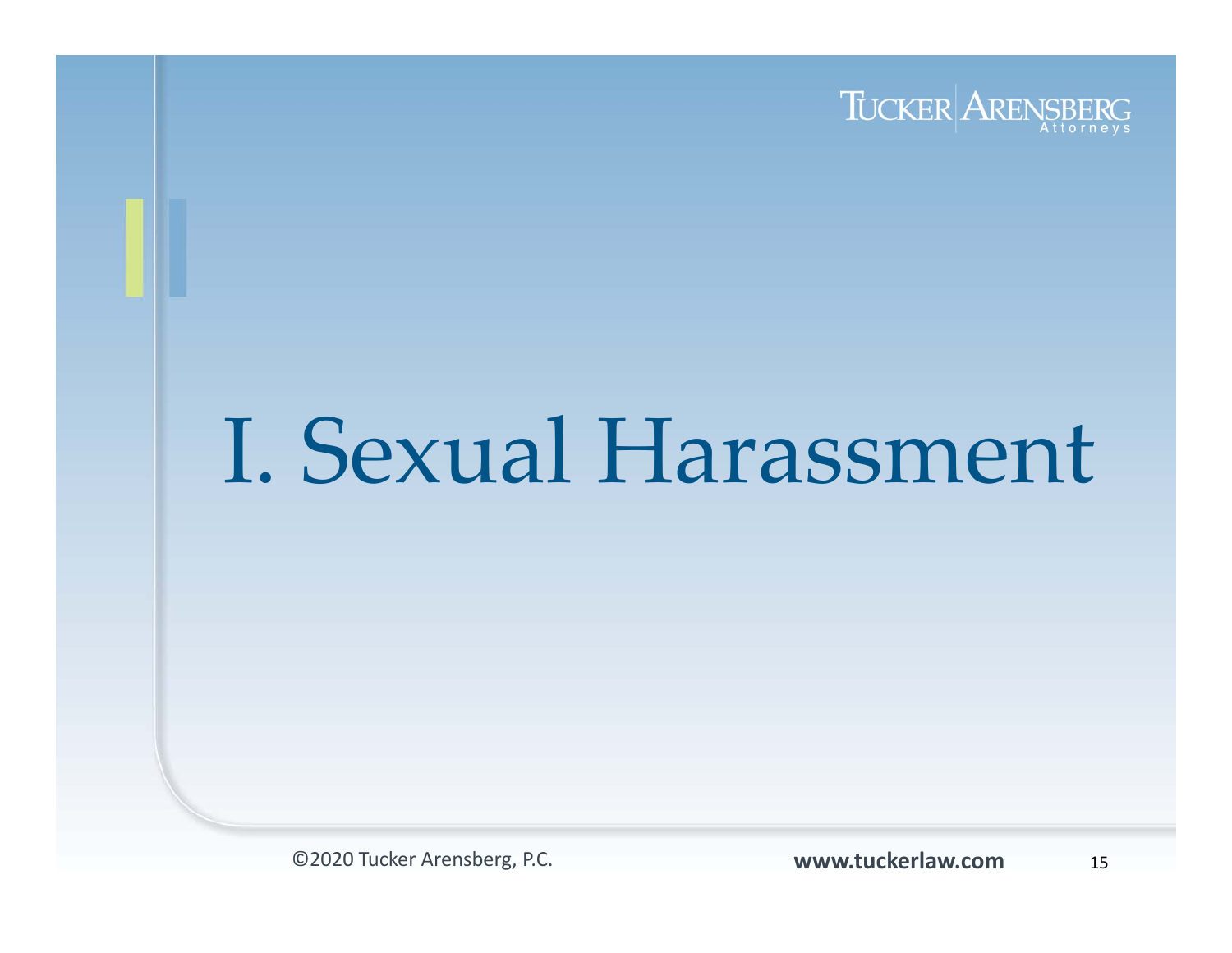# I. Sexual Harassment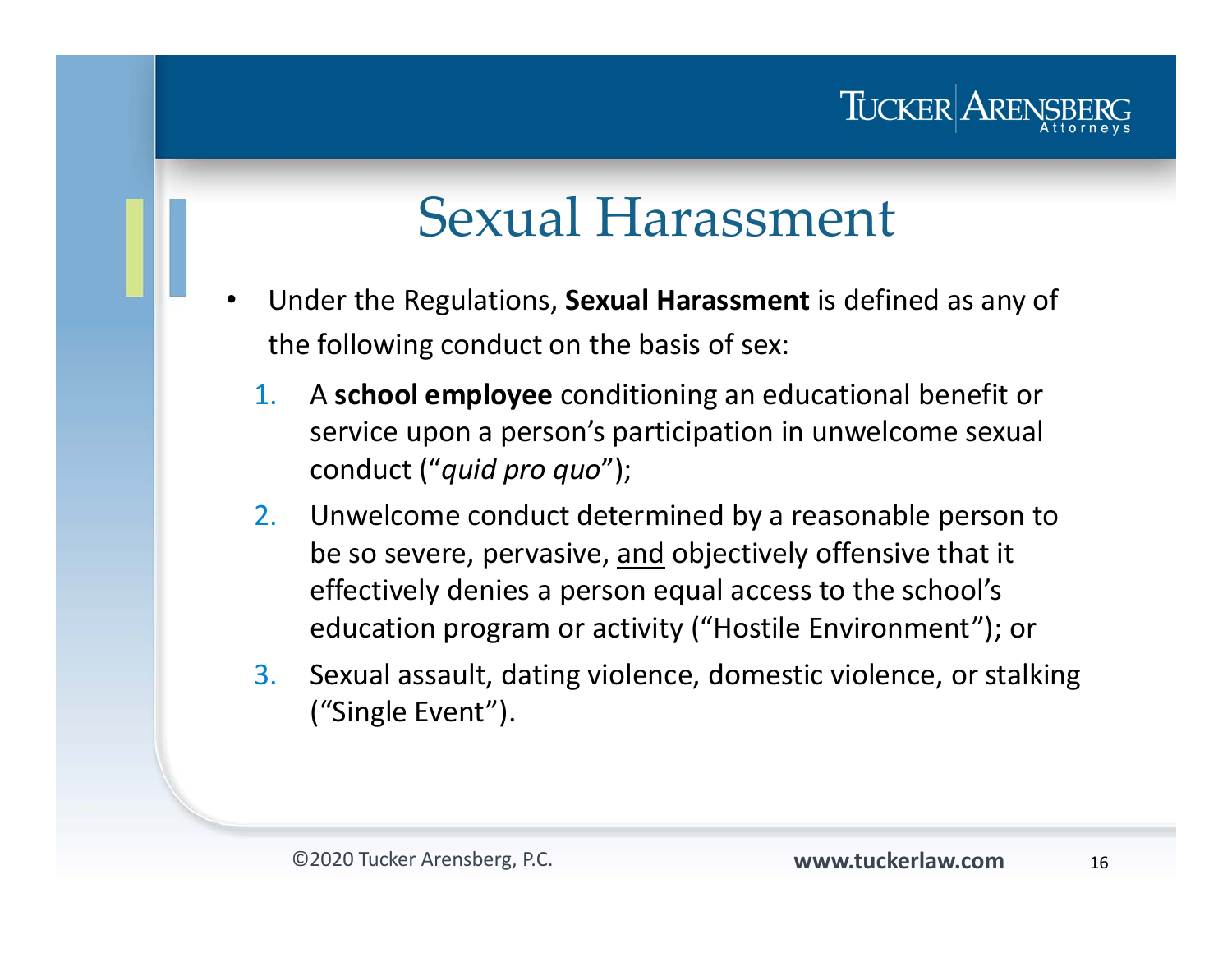# Sexual Harassment

- Under the Regulations, **Sexual Harassment** is defined as any of the following conduct on the basis of sex:
  1. A **school employee** conditioning an educational benefit or service upon a person's participation in unwelcome sexual conduct ("*quid pro quo*");
  2. Unwelcome conduct determined by a reasonable person to be so severe, pervasive, <u>and</u> objectively offensive that it effectively denies a person equal access to the school's education program or activity ("Hostile Environment"); or
  3. Sexual assault, dating violence, domestic violence, or stalking ("Single Event").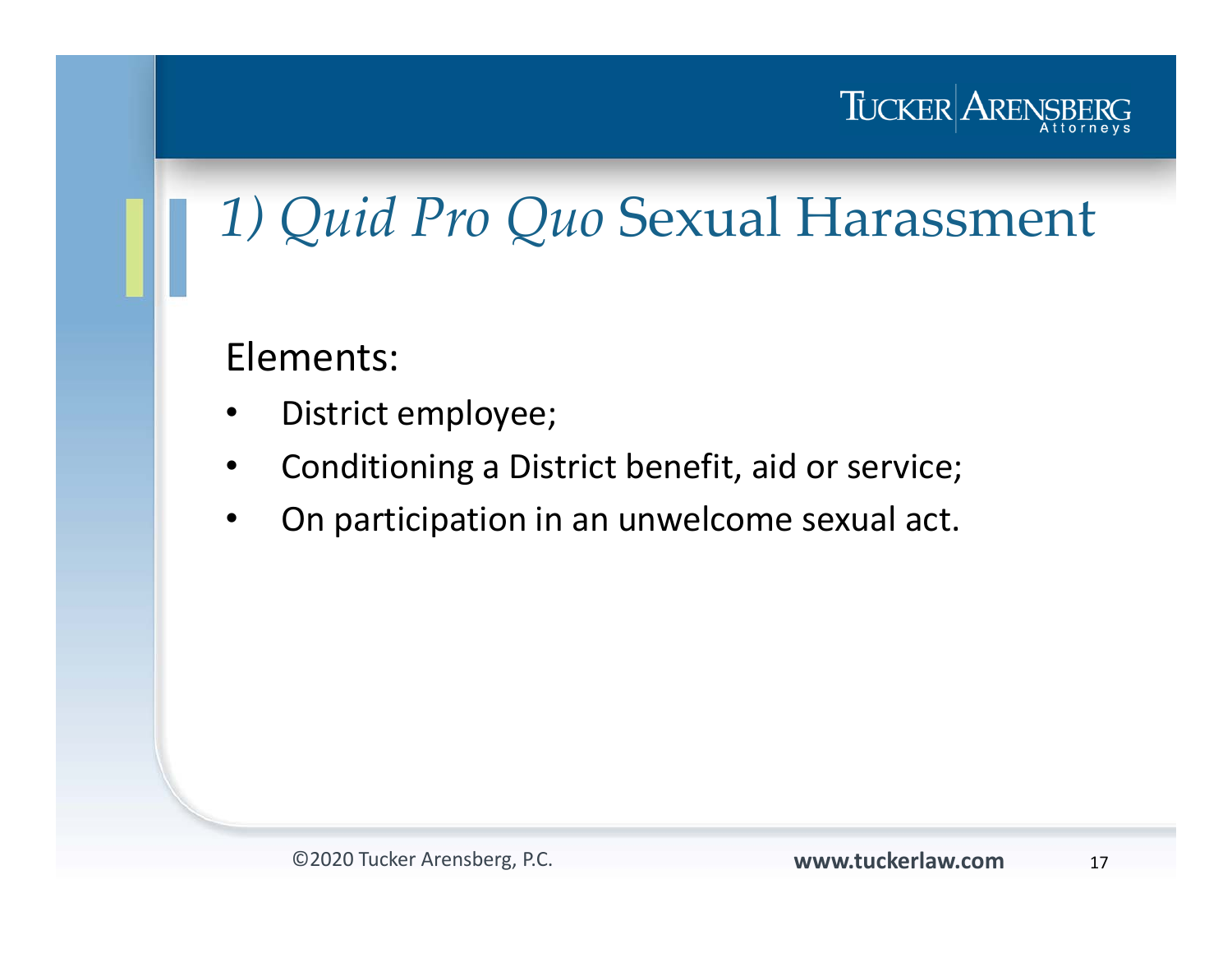# 1) *Quid Pro Quo* Sexual Harassment

Elements:

- District employee;
- Conditioning a District benefit, aid or service;
- On participation in an unwelcome sexual act.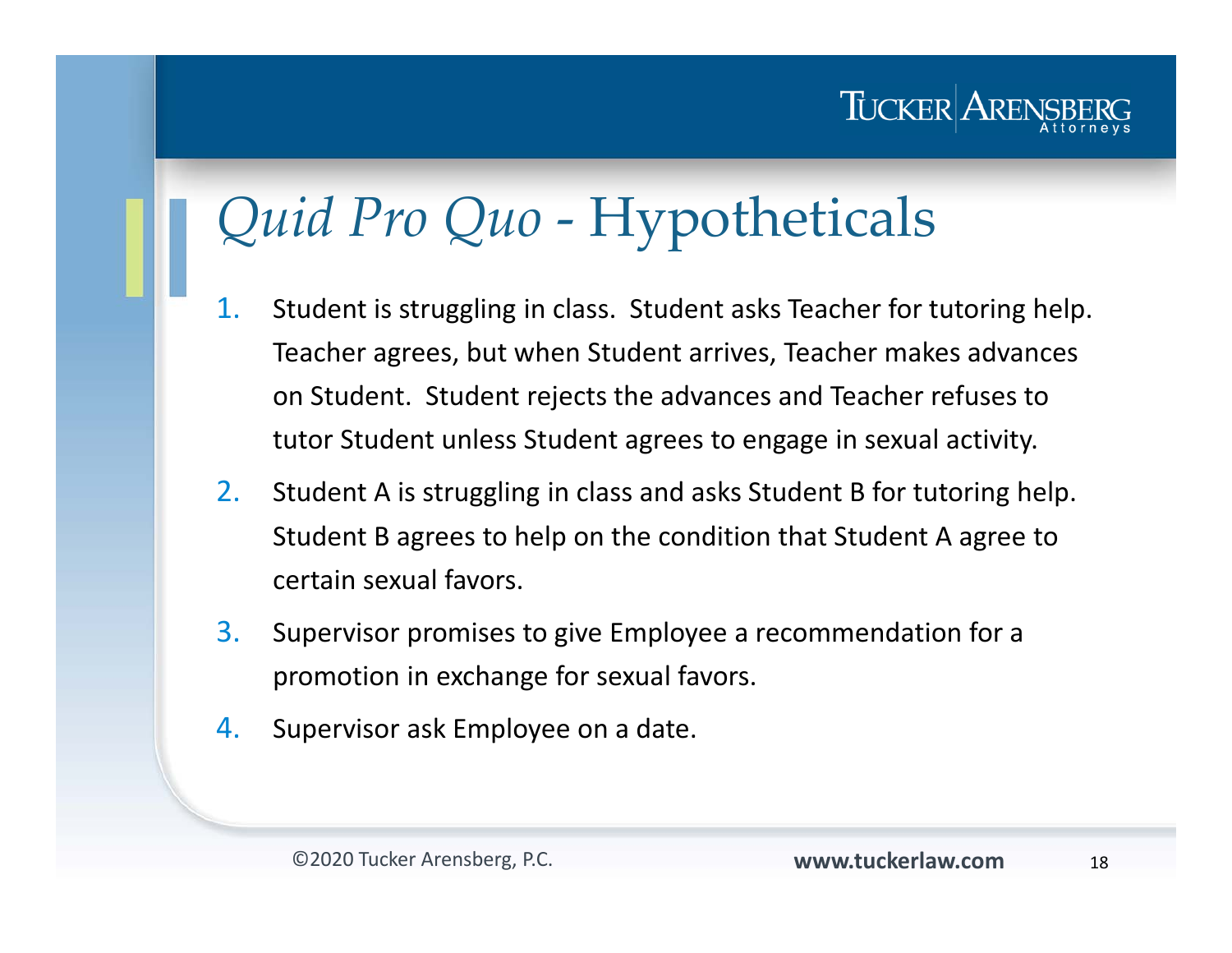# *Quid Pro Quo* - Hypotheticals

1. Student is struggling in class. Student asks Teacher for tutoring help. Teacher agrees, but when Student arrives, Teacher makes advances on Student. Student rejects the advances and Teacher refuses to tutor Student unless Student agrees to engage in sexual activity.
2. Student A is struggling in class and asks Student B for tutoring help. Student B agrees to help on the condition that Student A agree to certain sexual favors.
3. Supervisor promises to give Employee a recommendation for a promotion in exchange for sexual favors.
4. Supervisor ask Employee on a date.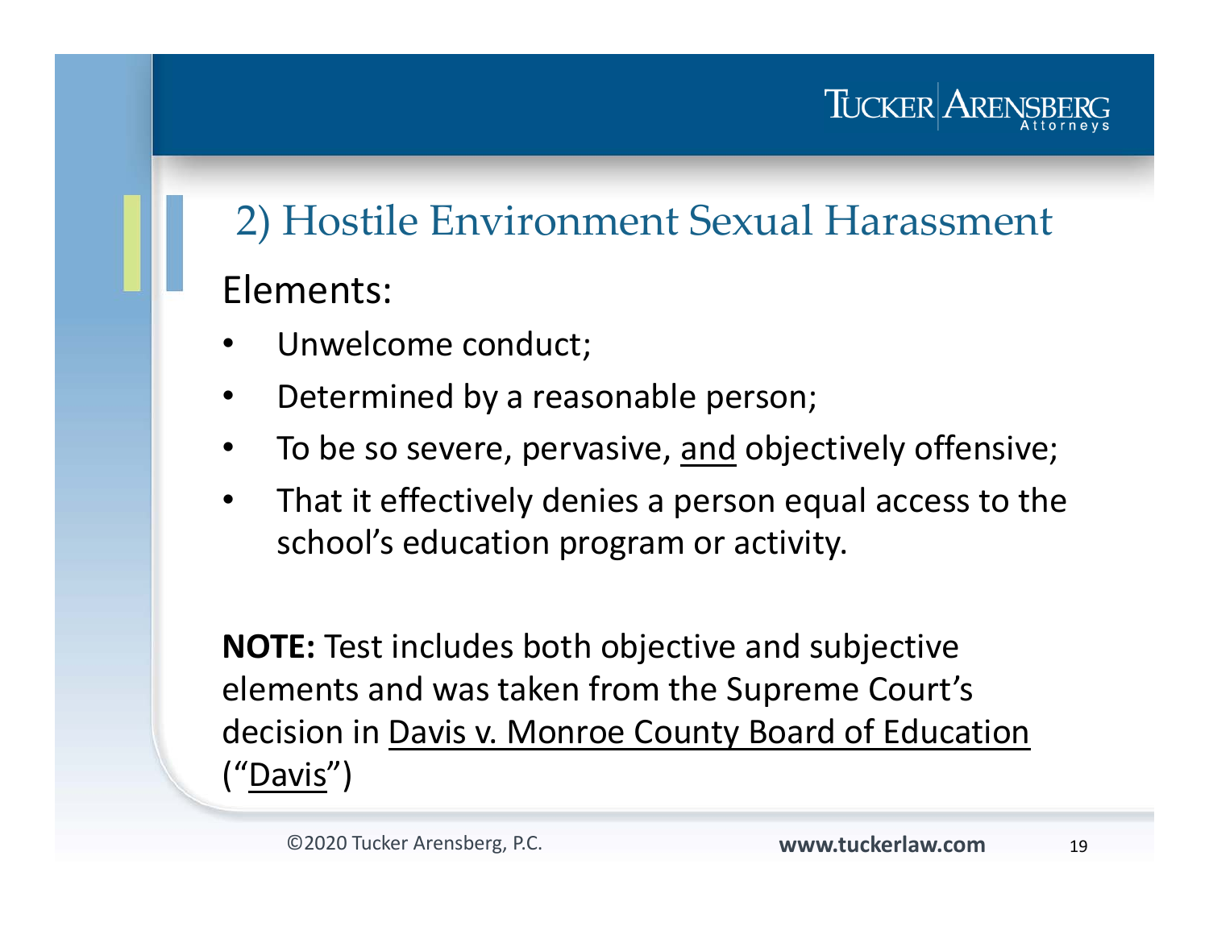## 2) Hostile Environment Sexual Harassment

Elements:

- Unwelcome conduct;
- Determined by a reasonable person;
- To be so severe, pervasive, <u>and</u> objectively offensive;
- That it effectively denies a person equal access to the school's education program or activity.

**NOTE:** Test includes both objective and subjective elements and was taken from the Supreme Court's decision in <u>Davis v. Monroe County Board of Education</u> ("<u>Davis</u>")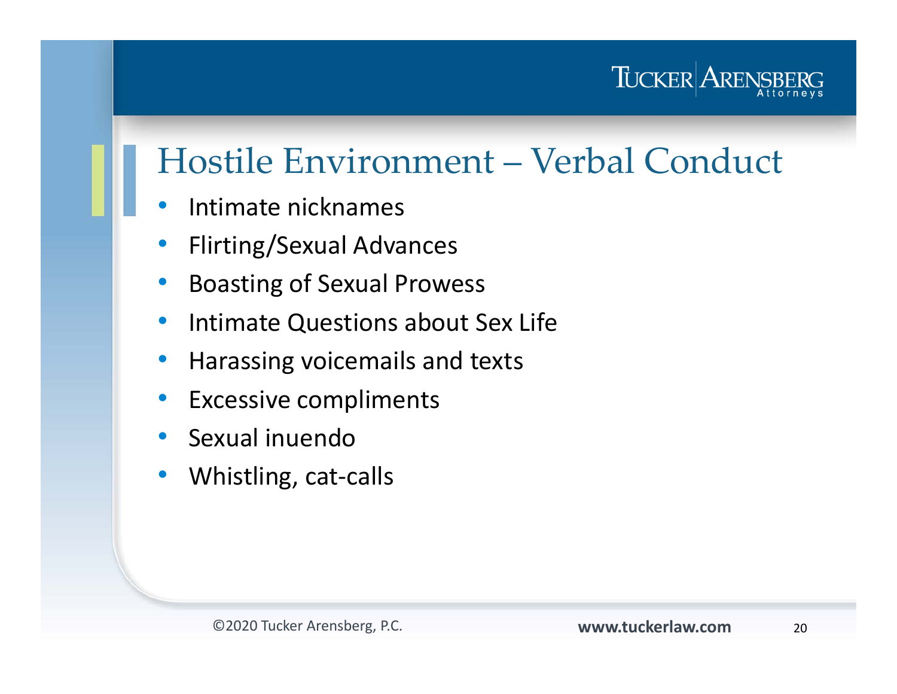# Hostile Environment – Verbal Conduct

- Intimate nicknames
- Flirting/Sexual Advances
- Boasting of Sexual Prowess
- Intimate Questions about Sex Life
- Harassing voicemails and texts
- Excessive compliments
- Sexual inuendo
- Whistling, cat-calls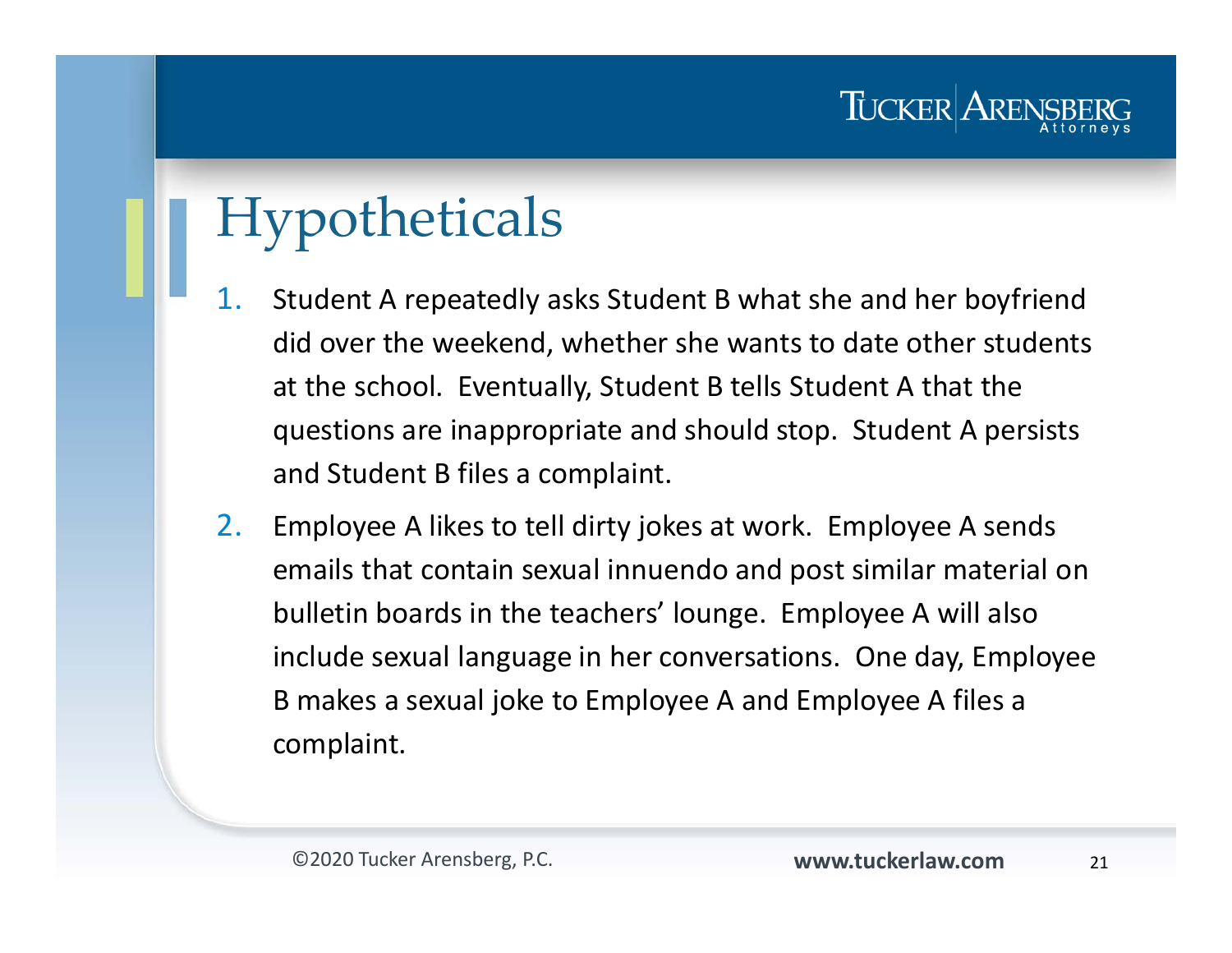# Hypotheticals

1. Student A repeatedly asks Student B what she and her boyfriend did over the weekend, whether she wants to date other students at the school. Eventually, Student B tells Student A that the questions are inappropriate and should stop. Student A persists and Student B files a complaint.
2. Employee A likes to tell dirty jokes at work. Employee A sends emails that contain sexual innuendo and post similar material on bulletin boards in the teachers' lounge. Employee A will also include sexual language in her conversations. One day, Employee B makes a sexual joke to Employee A and Employee A files a complaint.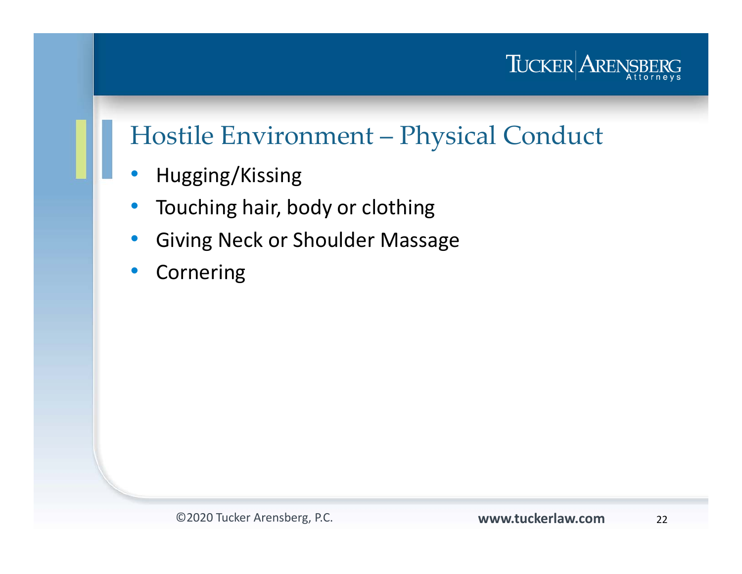# Hostile Environment – Physical Conduct

- Hugging/Kissing
- Touching hair, body or clothing
- Giving Neck or Shoulder Massage
- Cornering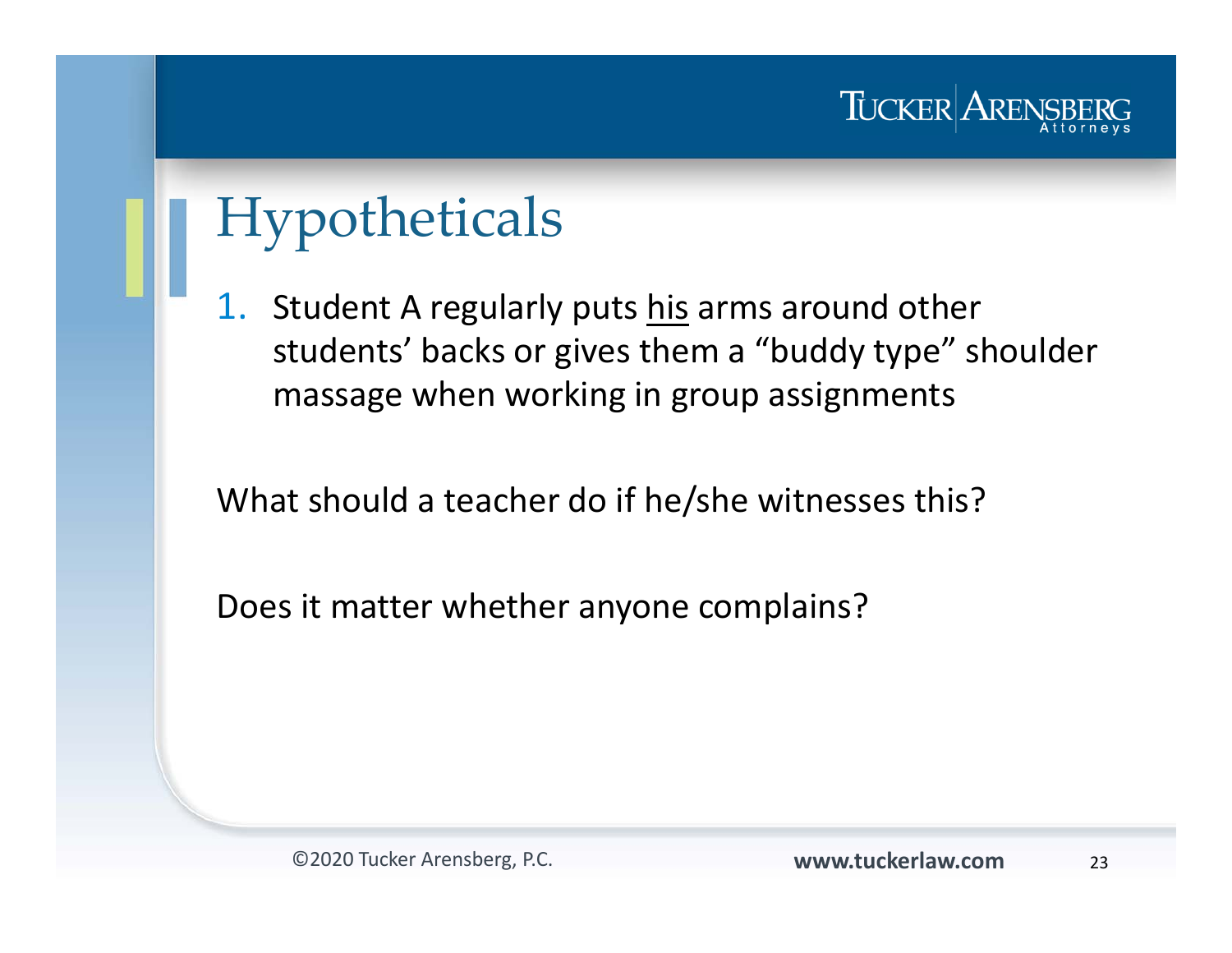# Hypotheticals

1. Student A regularly puts <u>his</u> arms around other students' backs or gives them a "buddy type" shoulder massage when working in group assignments

What should a teacher do if he/she witnesses this?

Does it matter whether anyone complains?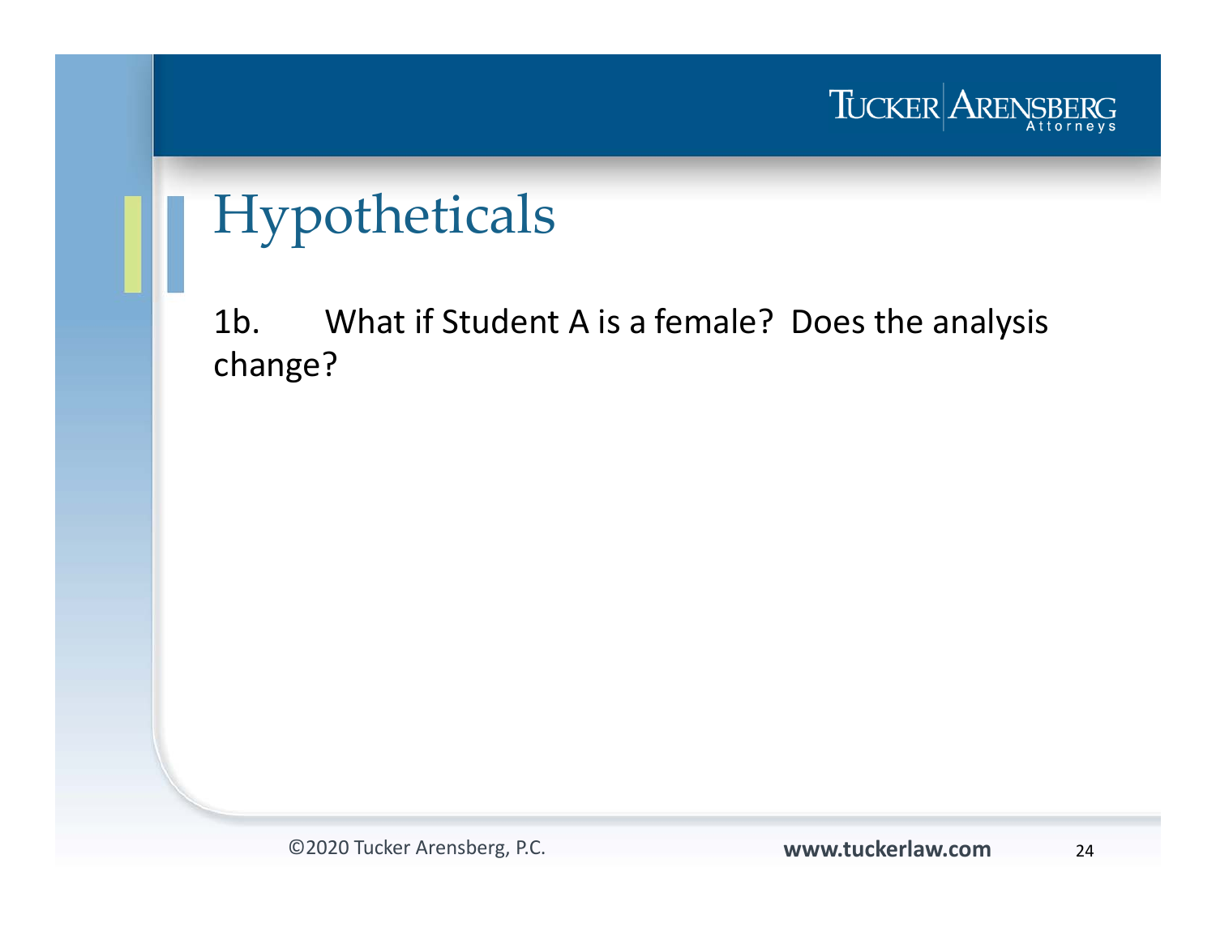# Hypotheticals

1b. What if Student A is a female? Does the analysis change?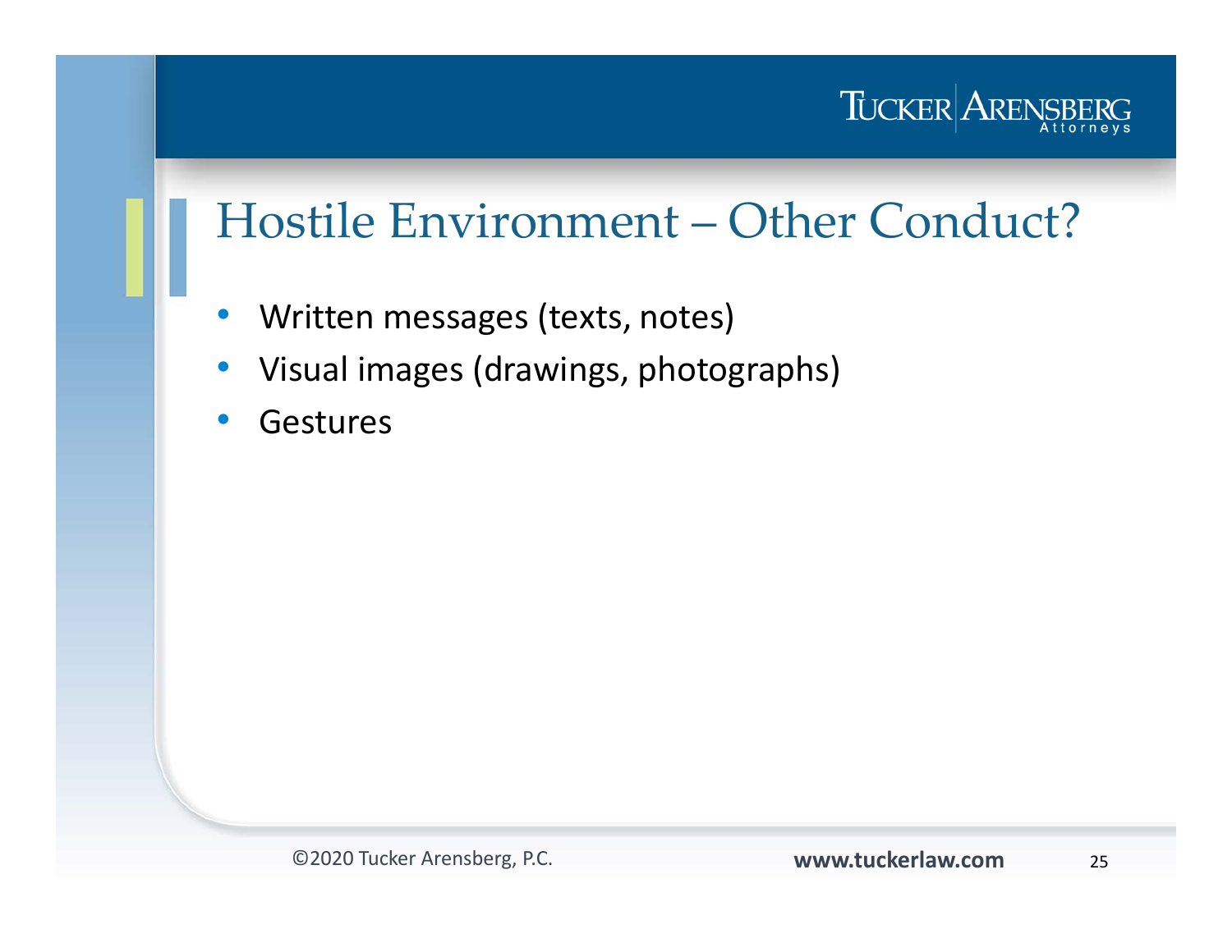# Hostile Environment – Other Conduct?

- Written messages (texts, notes)
- Visual images (drawings, photographs)
- Gestures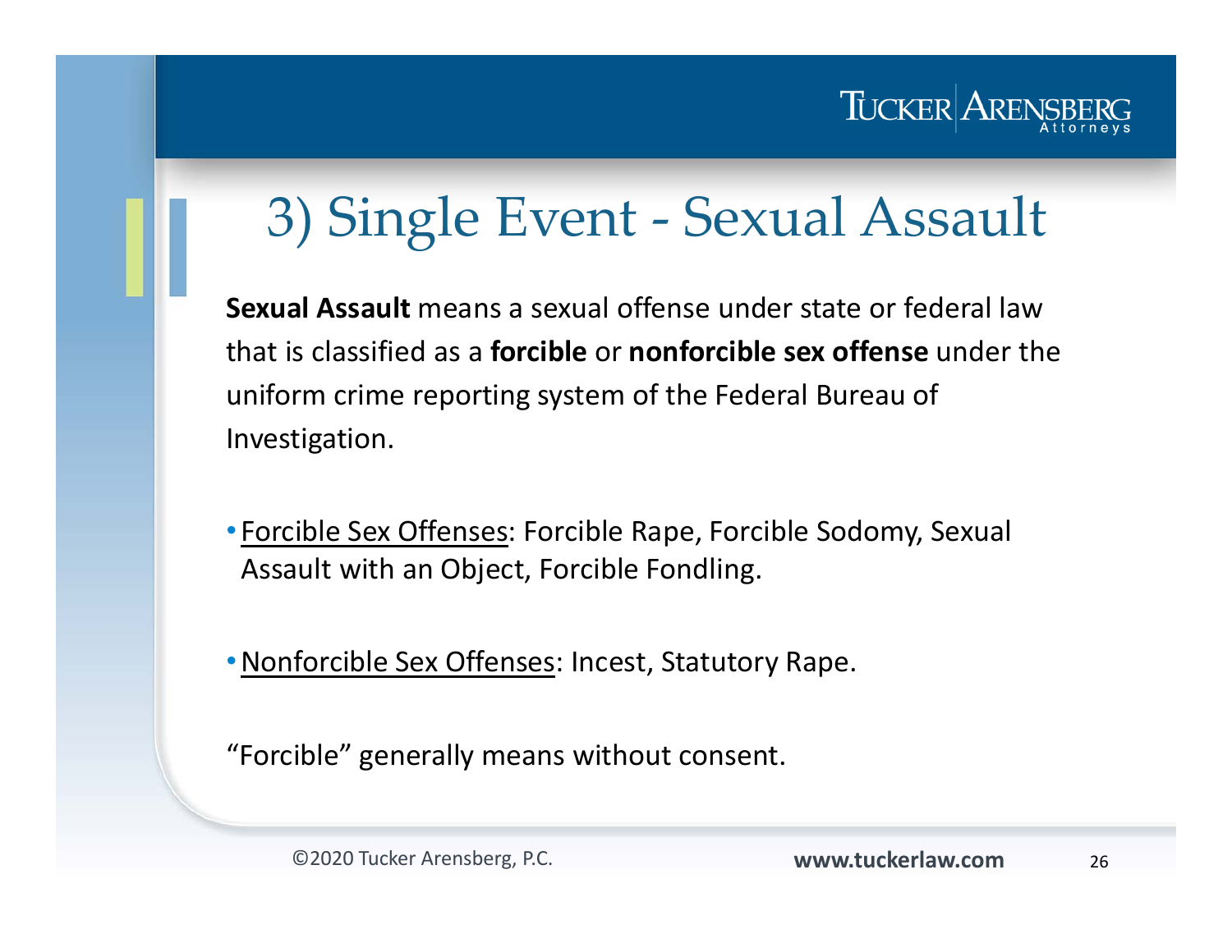# 3) Single Event - Sexual Assault

**Sexual Assault** means a sexual offense under state or federal law that is classified as a **forcible** or **nonforcible sex offense** under the uniform crime reporting system of the Federal Bureau of Investigation.

- <u>Forcible Sex Offenses</u>: Forcible Rape, Forcible Sodomy, Sexual Assault with an Object, Forcible Fondling.
- <u>Nonforcible Sex Offenses</u>: Incest, Statutory Rape.

"Forcible" generally means without consent.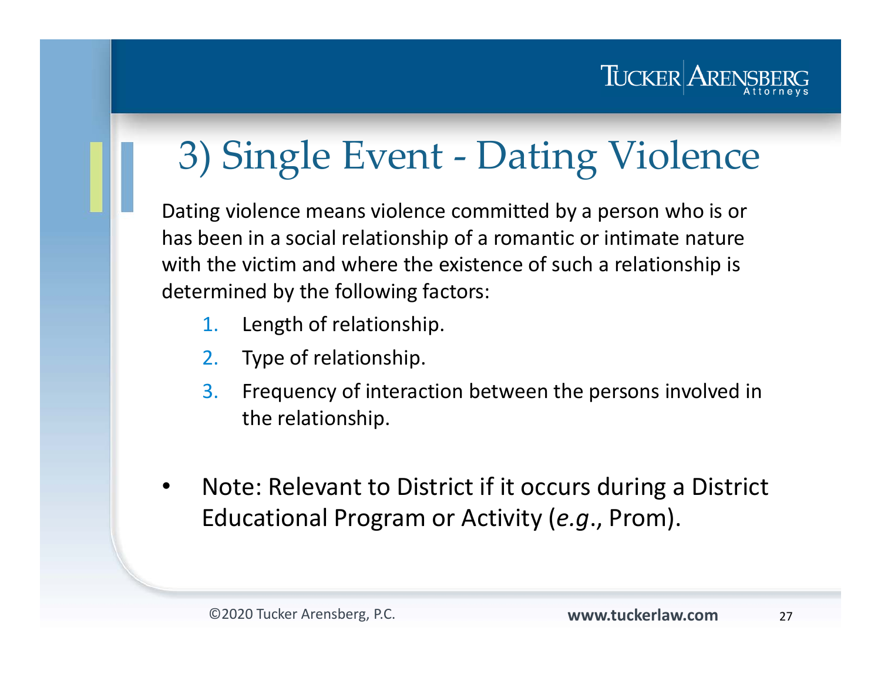# 3) Single Event - Dating Violence

Dating violence means violence committed by a person who is or has been in a social relationship of a romantic or intimate nature with the victim and where the existence of such a relationship is determined by the following factors:

1. Length of relationship.
2. Type of relationship.
3. Frequency of interaction between the persons involved in the relationship.

- Note: Relevant to District if it occurs during a District Educational Program or Activity (*e.g*., Prom).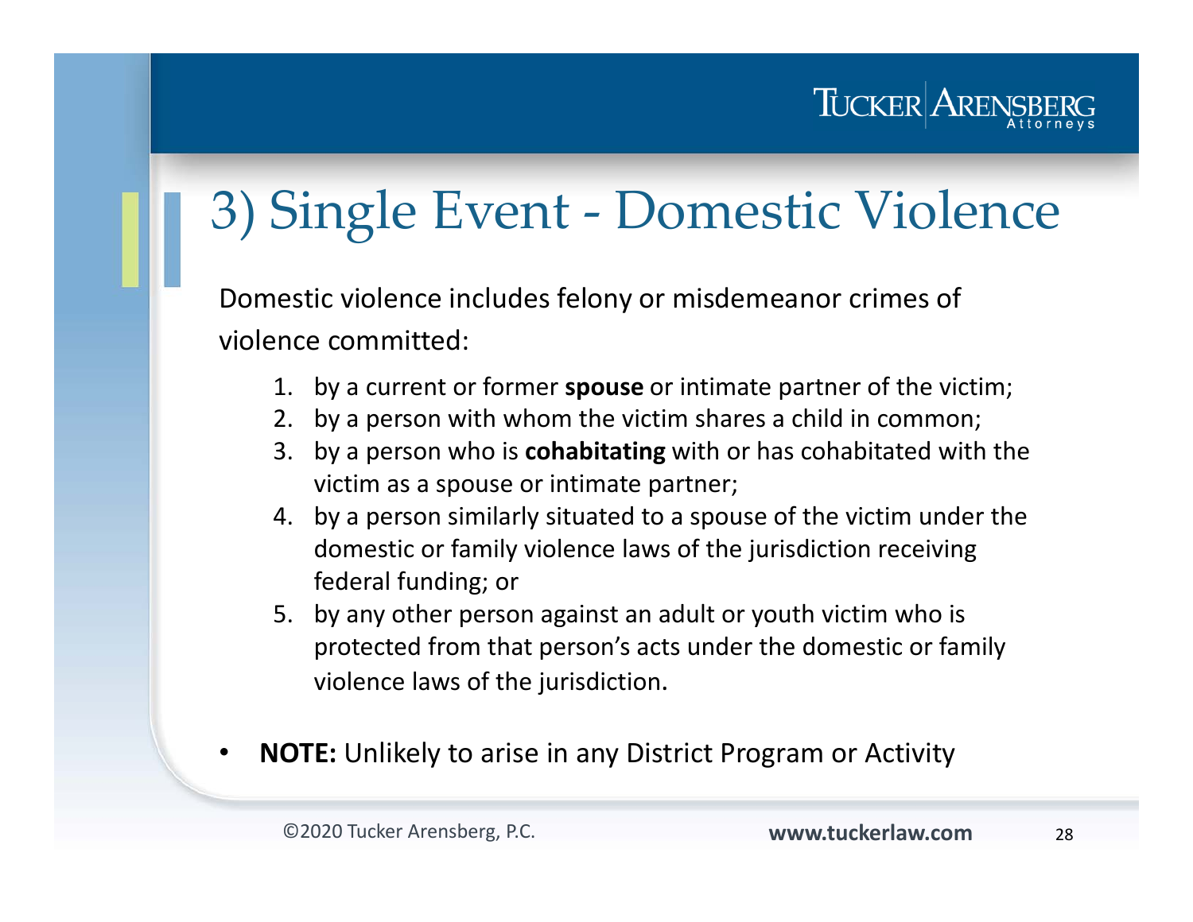# 3) Single Event - Domestic Violence

Domestic violence includes felony or misdemeanor crimes of violence committed:

1. by a current or former **spouse** or intimate partner of the victim;
2. by a person with whom the victim shares a child in common;
3. by a person who is **cohabitating** with or has cohabitated with the victim as a spouse or intimate partner;
4. by a person similarly situated to a spouse of the victim under the domestic or family violence laws of the jurisdiction receiving federal funding; or
5. by any other person against an adult or youth victim who is protected from that person's acts under the domestic or family violence laws of the jurisdiction.

- **NOTE:** Unlikely to arise in any District Program or Activity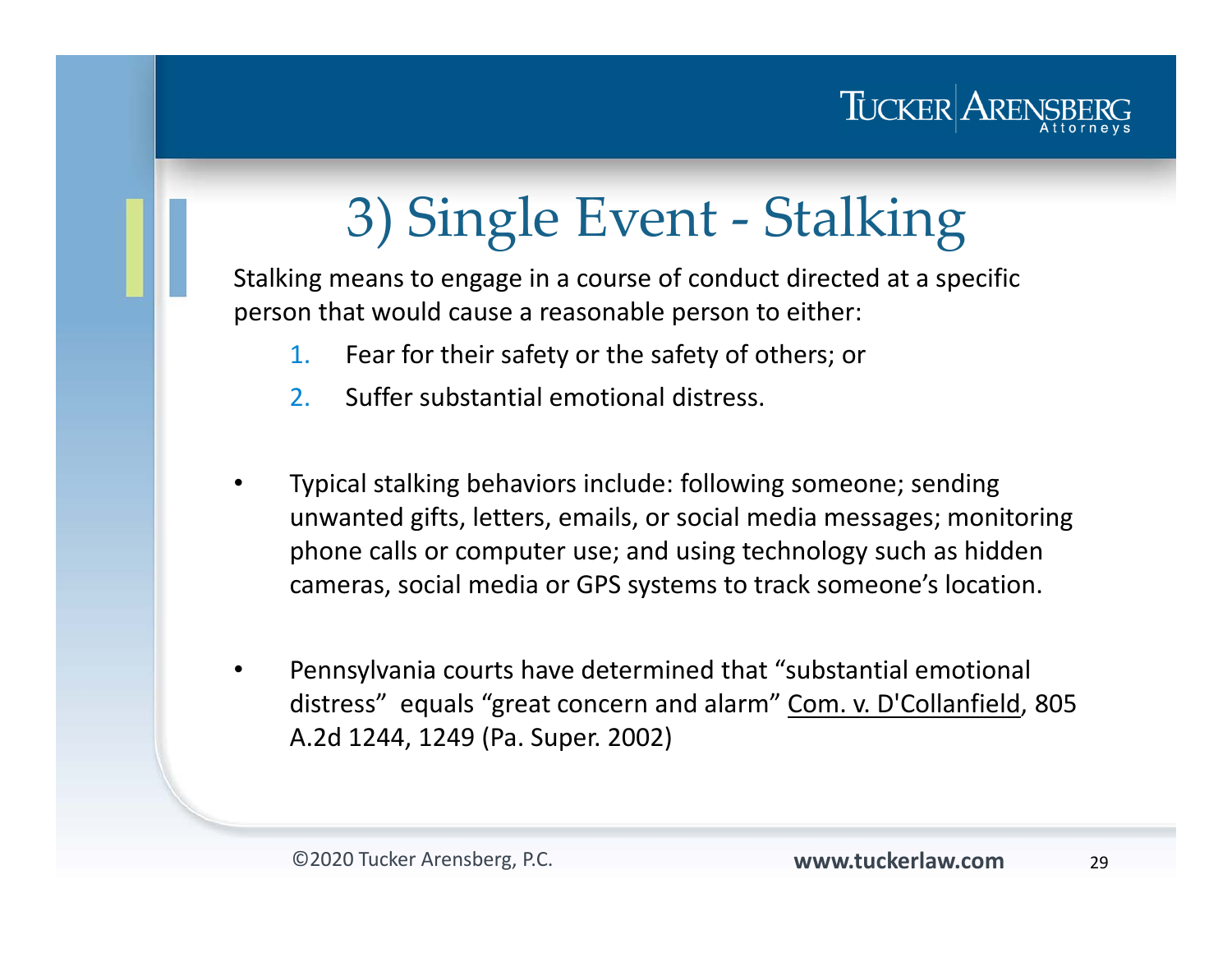# 3) Single Event - Stalking

Stalking means to engage in a course of conduct directed at a specific person that would cause a reasonable person to either:

1. Fear for their safety or the safety of others; or
2. Suffer substantial emotional distress.

- Typical stalking behaviors include: following someone; sending unwanted gifts, letters, emails, or social media messages; monitoring phone calls or computer use; and using technology such as hidden cameras, social media or GPS systems to track someone's location.

- Pennsylvania courts have determined that "substantial emotional distress" equals "great concern and alarm" Com. v. D'Collanfield, 805 A.2d 1244, 1249 (Pa. Super. 2002)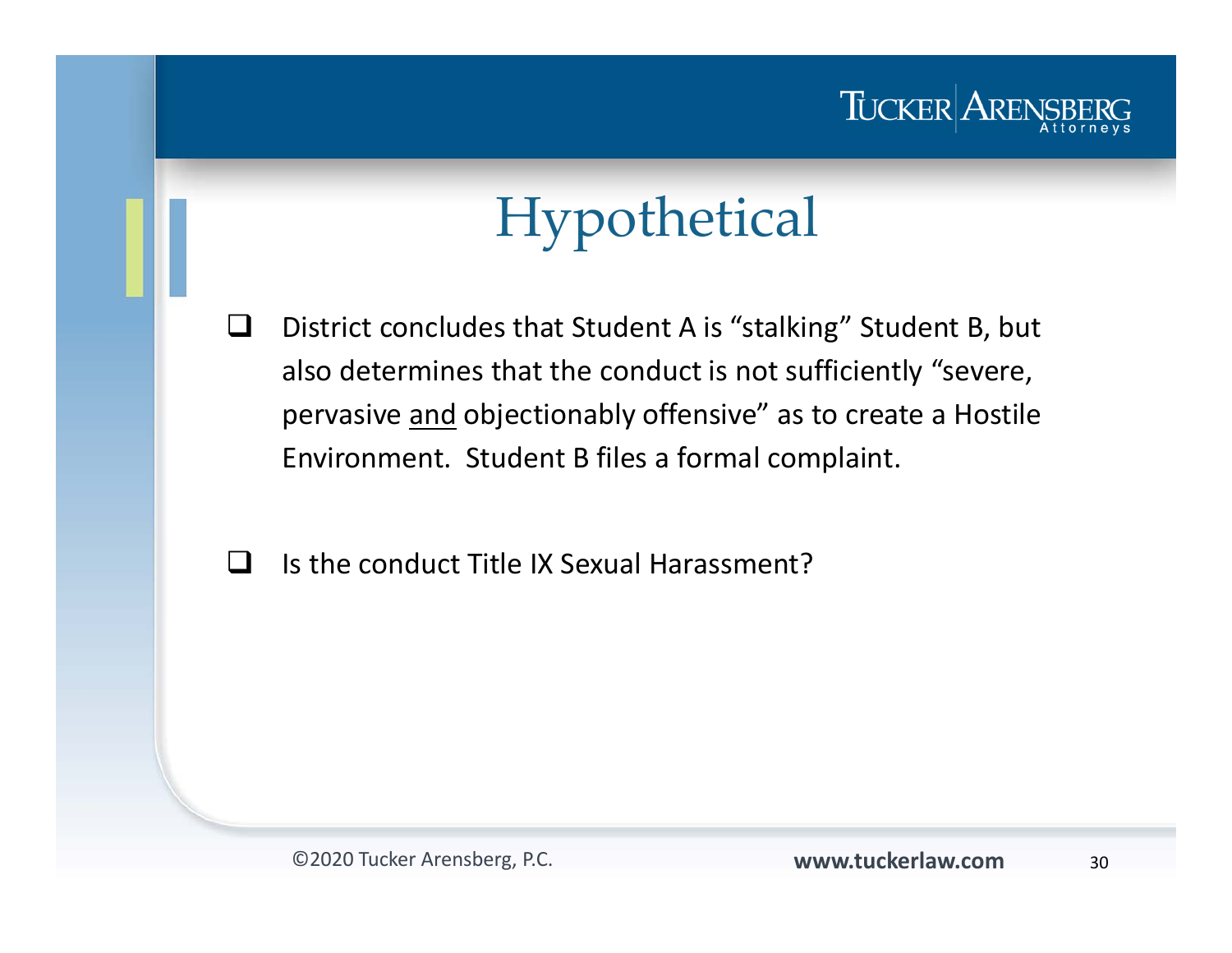# Hypothetical

- District concludes that Student A is "stalking" Student B, but also determines that the conduct is not sufficiently "severe, pervasive <u>and</u> objectionably offensive" as to create a Hostile Environment. Student B files a formal complaint.

- Is the conduct Title IX Sexual Harassment?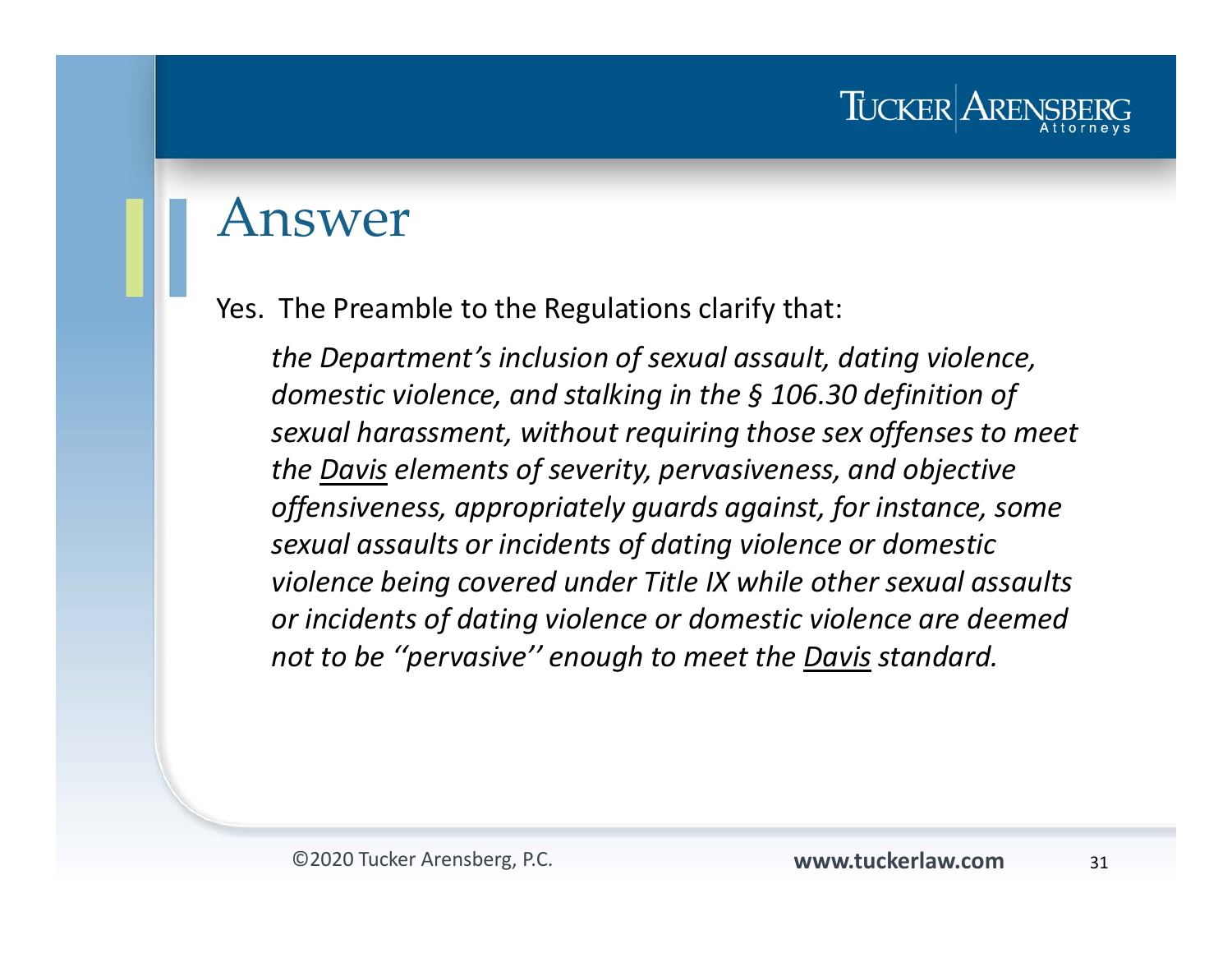# Answer

Yes. The Preamble to the Regulations clarify that:

> *the Department's inclusion of sexual assault, dating violence, domestic violence, and stalking in the § 106.30 definition of sexual harassment, without requiring those sex offenses to meet the Davis elements of severity, pervasiveness, and objective offensiveness, appropriately guards against, for instance, some sexual assaults or incidents of dating violence or domestic violence being covered under Title IX while other sexual assaults or incidents of dating violence or domestic violence are deemed not to be ''pervasive'' enough to meet the Davis standard.*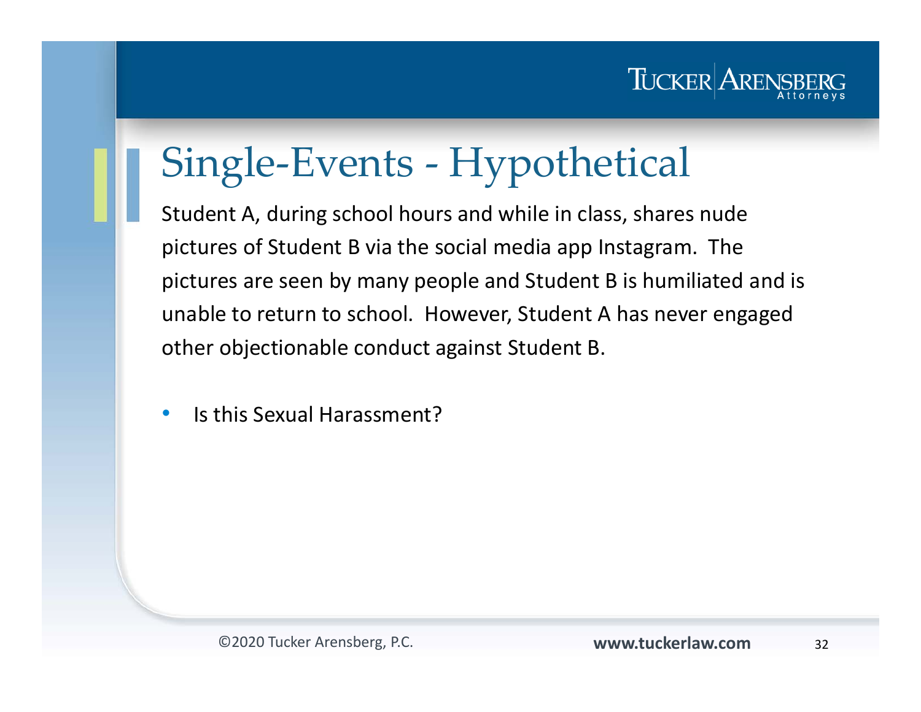# Single-Events - Hypothetical

Student A, during school hours and while in class, shares nude pictures of Student B via the social media app Instagram. The pictures are seen by many people and Student B is humiliated and is unable to return to school. However, Student A has never engaged other objectionable conduct against Student B.

- Is this Sexual Harassment?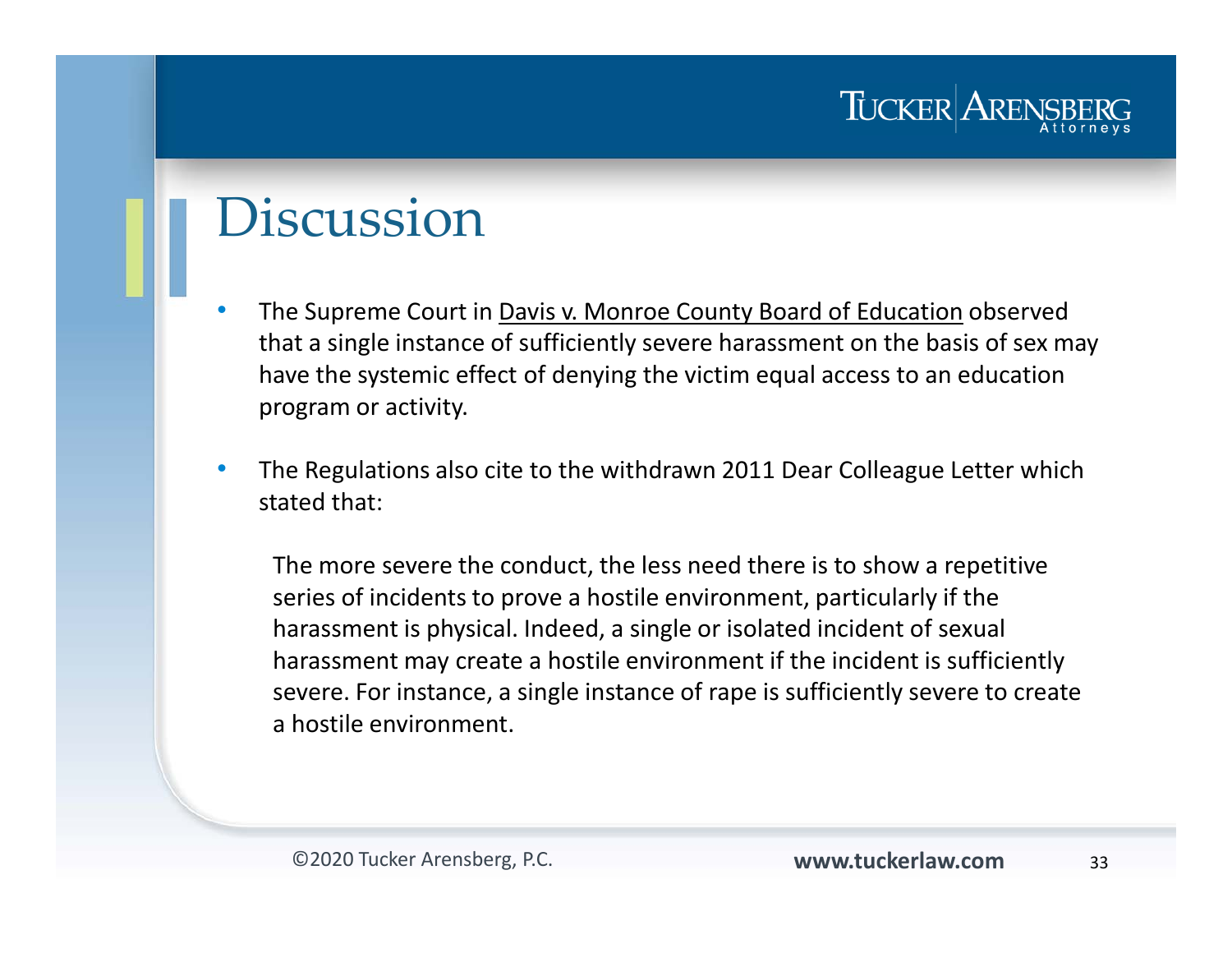# Discussion

- The Supreme Court in Davis v. Monroe County Board of Education observed that a single instance of sufficiently severe harassment on the basis of sex may have the systemic effect of denying the victim equal access to an education program or activity.

- The Regulations also cite to the withdrawn 2011 Dear Colleague Letter which stated that:

> The more severe the conduct, the less need there is to show a repetitive series of incidents to prove a hostile environment, particularly if the harassment is physical. Indeed, a single or isolated incident of sexual harassment may create a hostile environment if the incident is sufficiently severe. For instance, a single instance of rape is sufficiently severe to create a hostile environment.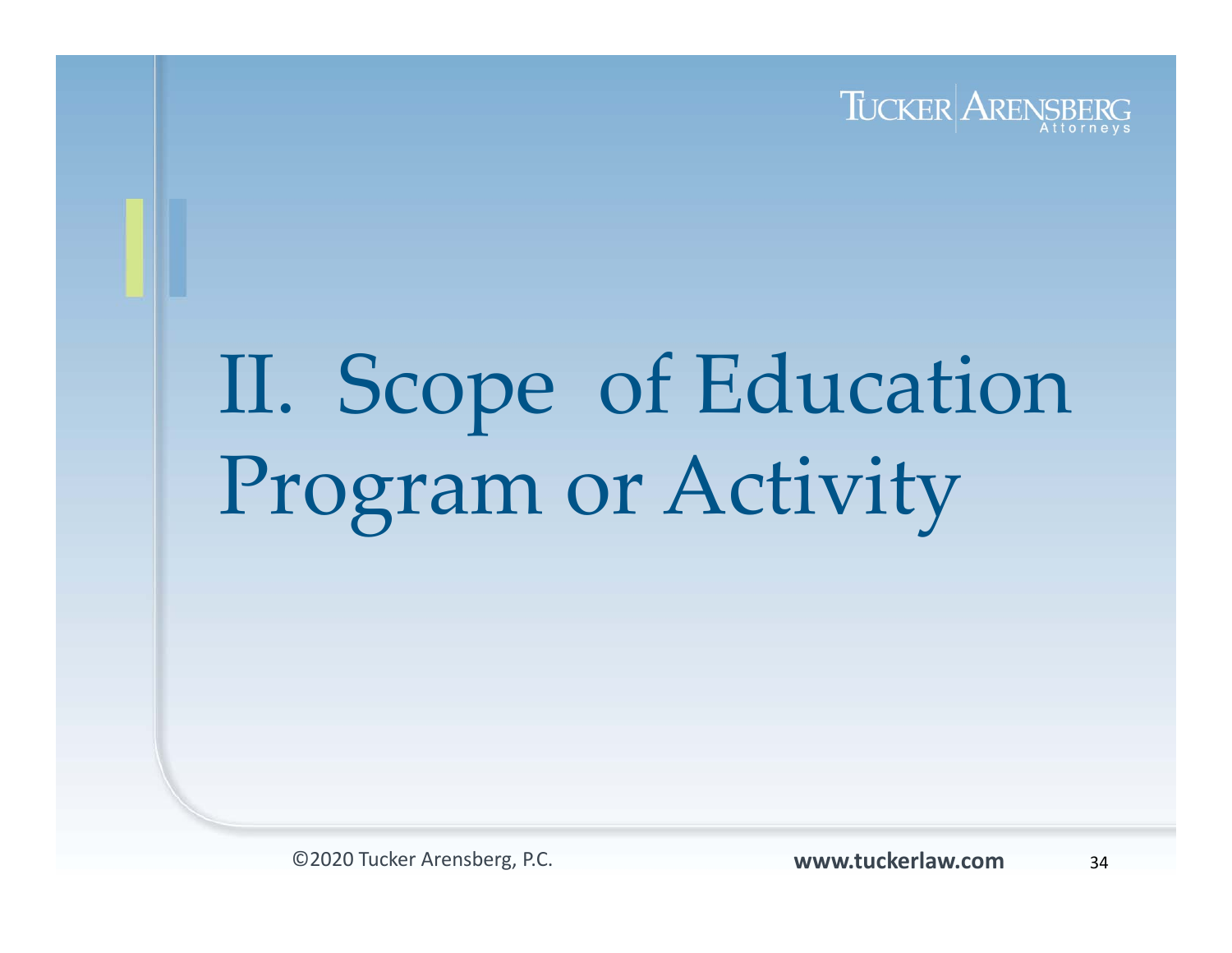# II. Scope of Education Program or Activity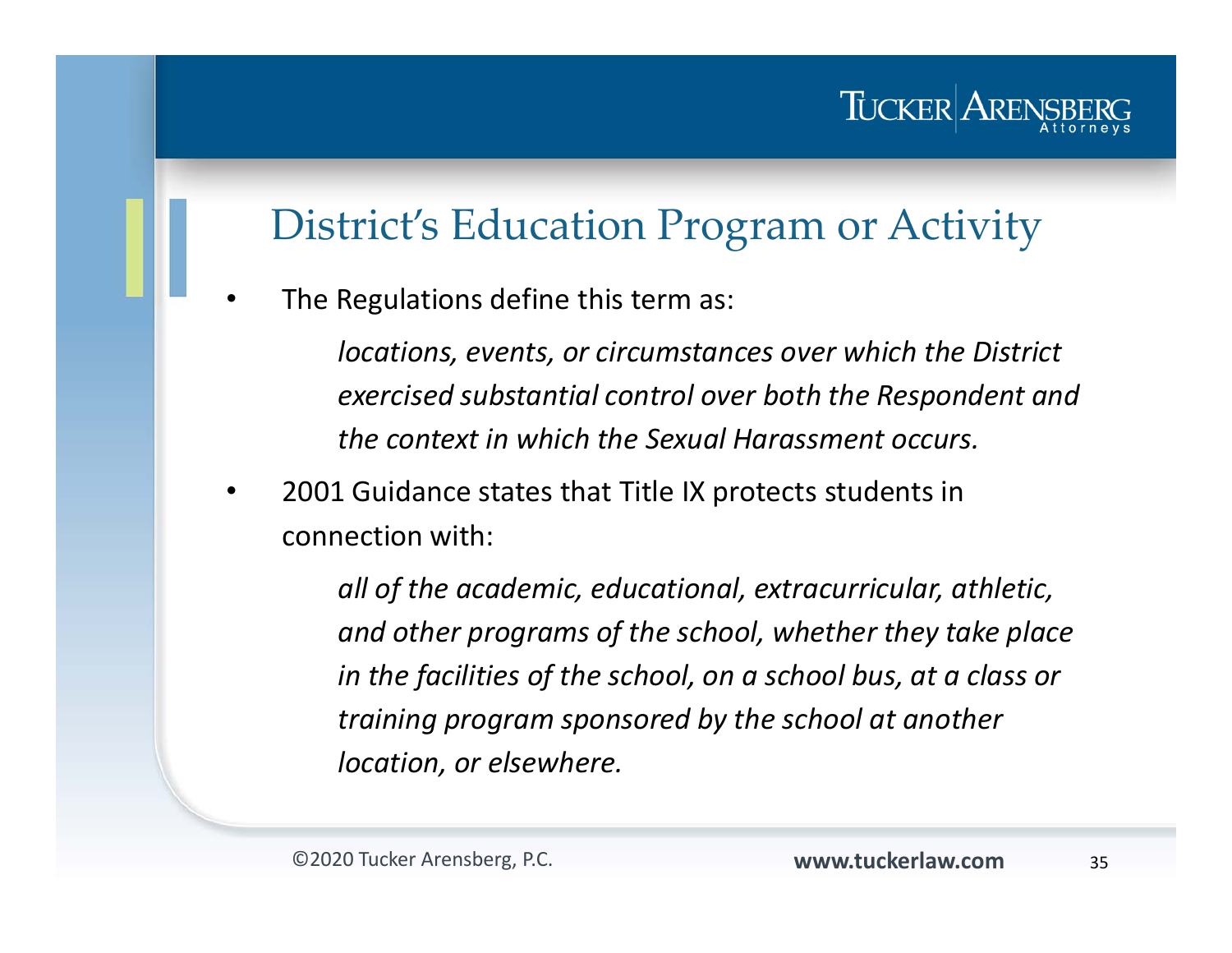# District's Education Program or Activity

- The Regulations define this term as:

  *locations, events, or circumstances over which the District exercised substantial control over both the Respondent and the context in which the Sexual Harassment occurs.*

- 2001 Guidance states that Title IX protects students in connection with:

  *all of the academic, educational, extracurricular, athletic, and other programs of the school, whether they take place in the facilities of the school, on a school bus, at a class or training program sponsored by the school at another location, or elsewhere.*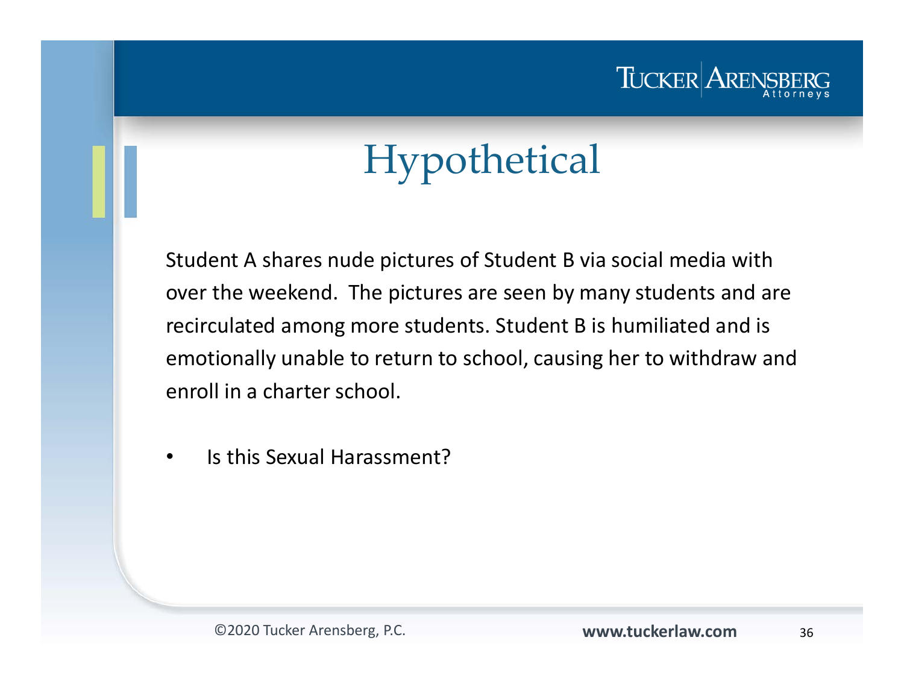# Hypothetical

Student A shares nude pictures of Student B via social media with over the weekend. The pictures are seen by many students and are recirculated among more students. Student B is humiliated and is emotionally unable to return to school, causing her to withdraw and enroll in a charter school.

- Is this Sexual Harassment?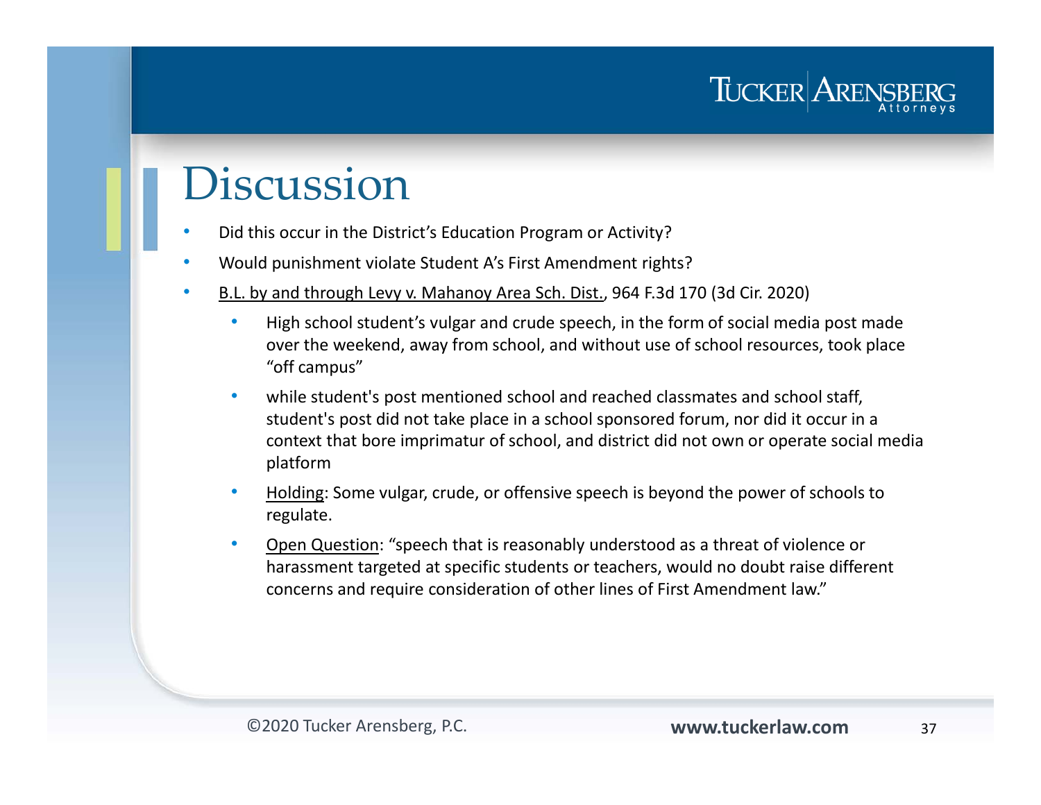# Discussion

- Did this occur in the District's Education Program or Activity?
- Would punishment violate Student A's First Amendment rights?
- B.L. by and through Levy v. Mahanoy Area Sch. Dist., 964 F.3d 170 (3d Cir. 2020)
  - High school student's vulgar and crude speech, in the form of social media post made over the weekend, away from school, and without use of school resources, took place "off campus"
  - while student's post mentioned school and reached classmates and school staff, student's post did not take place in a school sponsored forum, nor did it occur in a context that bore imprimatur of school, and district did not own or operate social media platform
  - Holding: Some vulgar, crude, or offensive speech is beyond the power of schools to regulate.
  - Open Question: "speech that is reasonably understood as a threat of violence or harassment targeted at specific students or teachers, would no doubt raise different concerns and require consideration of other lines of First Amendment law."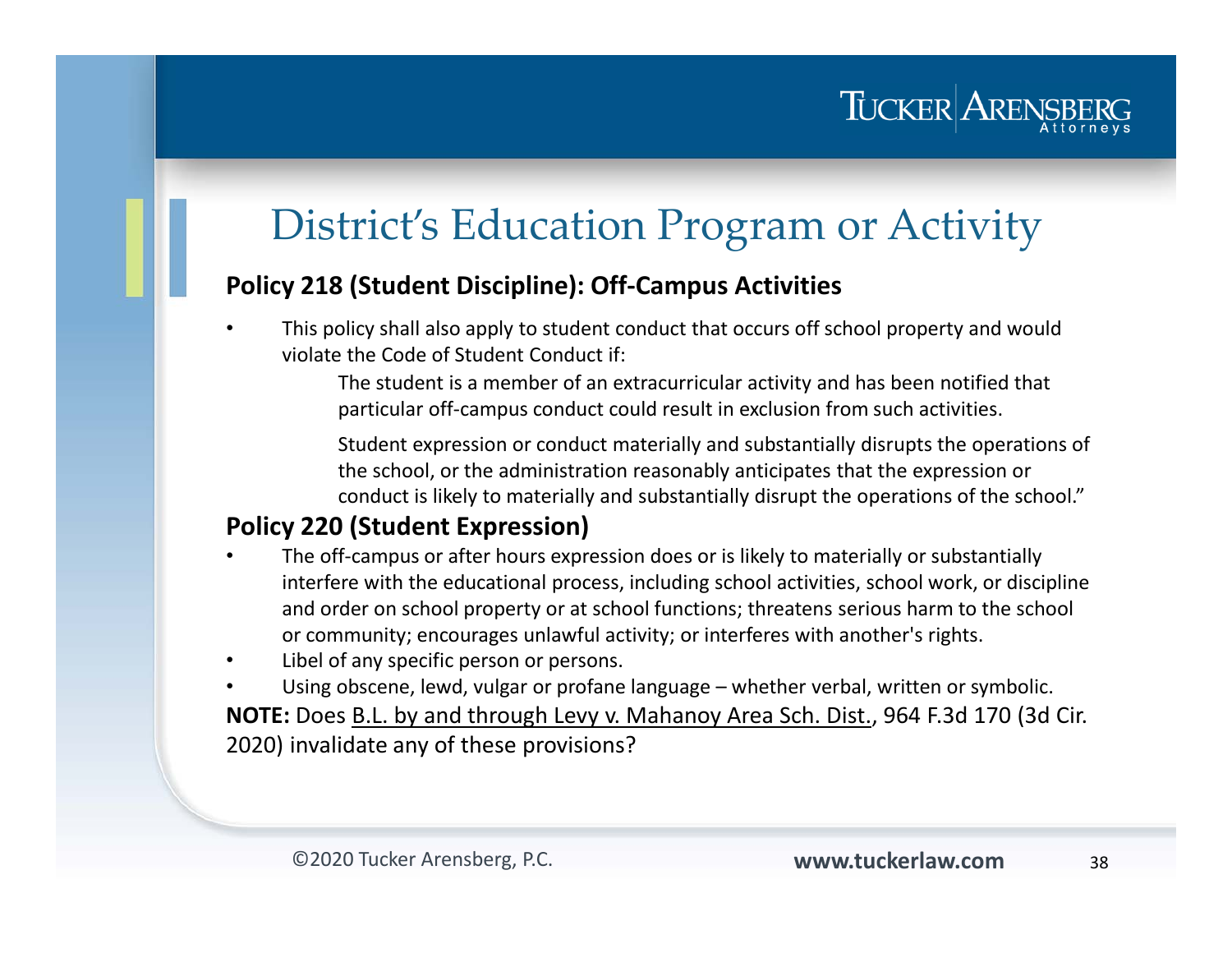# District's Education Program or Activity

**Policy 218 (Student Discipline): Off-Campus Activities**

- This policy shall also apply to student conduct that occurs off school property and would violate the Code of Student Conduct if:

  The student is a member of an extracurricular activity and has been notified that particular off-campus conduct could result in exclusion from such activities.

  Student expression or conduct materially and substantially disrupts the operations of the school, or the administration reasonably anticipates that the expression or conduct is likely to materially and substantially disrupt the operations of the school."

**Policy 220 (Student Expression)**

- The off-campus or after hours expression does or is likely to materially or substantially interfere with the educational process, including school activities, school work, or discipline and order on school property or at school functions; threatens serious harm to the school or community; encourages unlawful activity; or interferes with another's rights.
- Libel of any specific person or persons.
- Using obscene, lewd, vulgar or profane language – whether verbal, written or symbolic.

**NOTE:** Does B.L. by and through Levy v. Mahanoy Area Sch. Dist., 964 F.3d 170 (3d Cir. 2020) invalidate any of these provisions?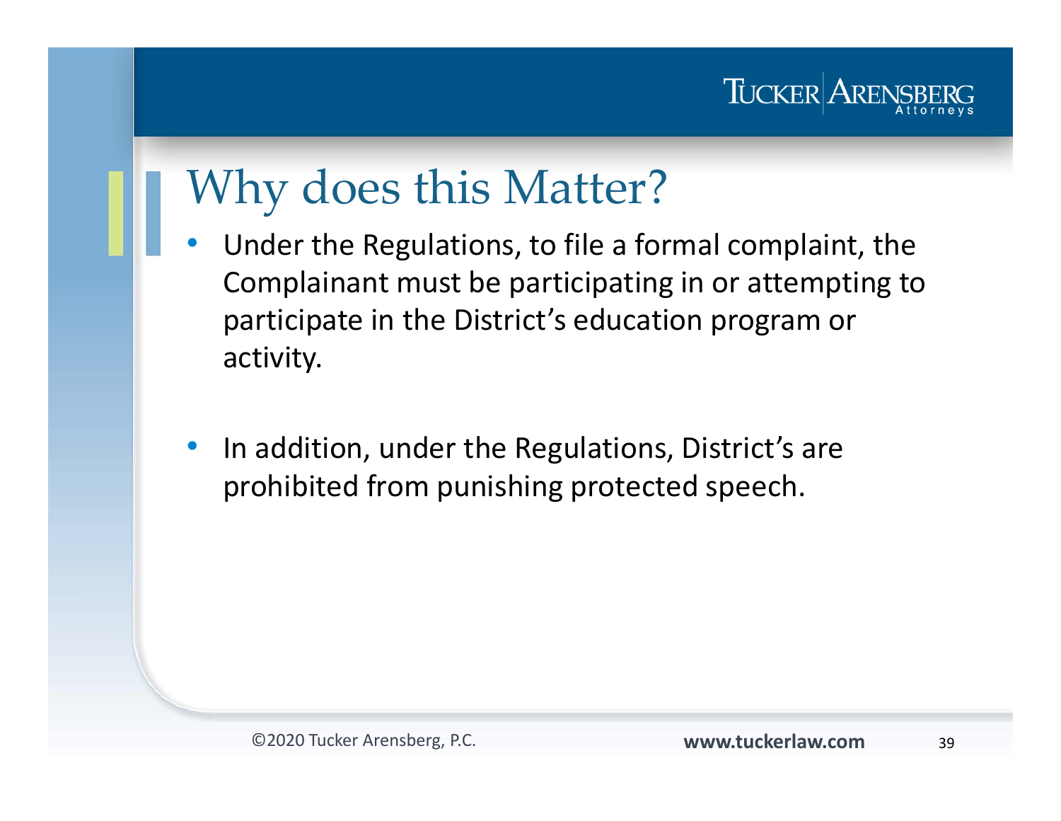# Why does this Matter?

- Under the Regulations, to file a formal complaint, the Complainant must be participating in or attempting to participate in the District's education program or activity.

- In addition, under the Regulations, District's are prohibited from punishing protected speech.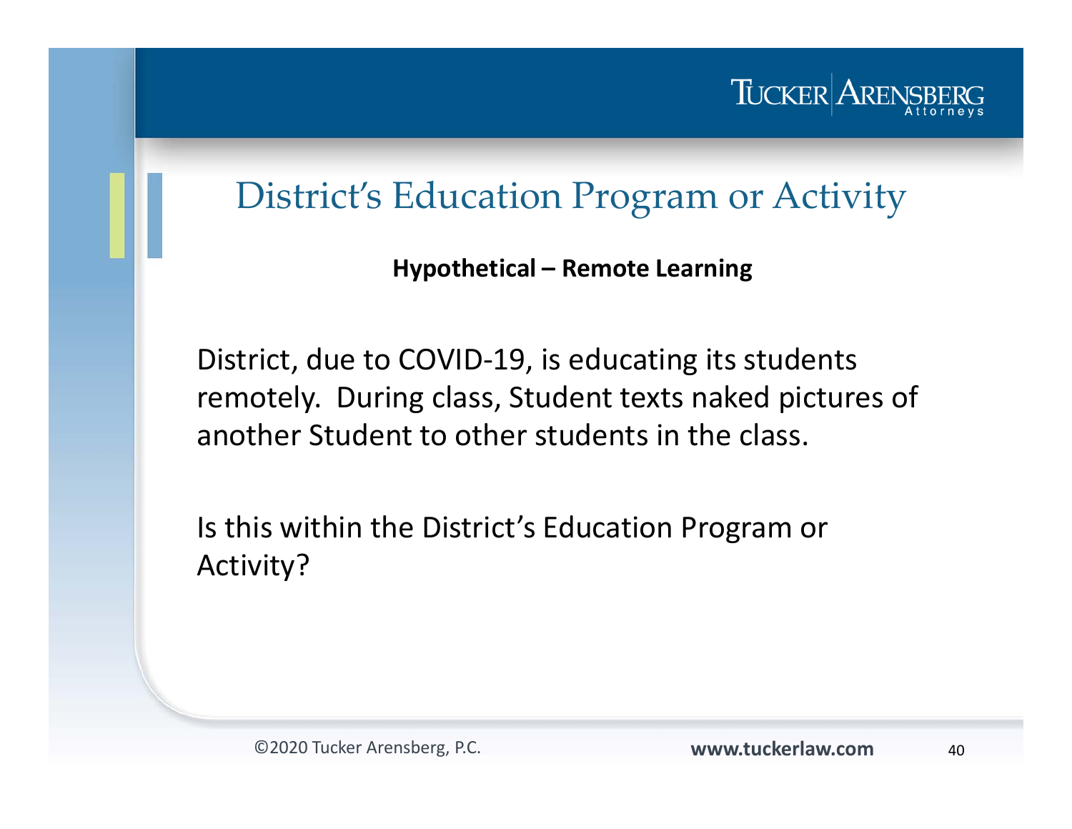# District's Education Program or Activity

**Hypothetical – Remote Learning**

District, due to COVID-19, is educating its students remotely. During class, Student texts naked pictures of another Student to other students in the class.

Is this within the District's Education Program or Activity?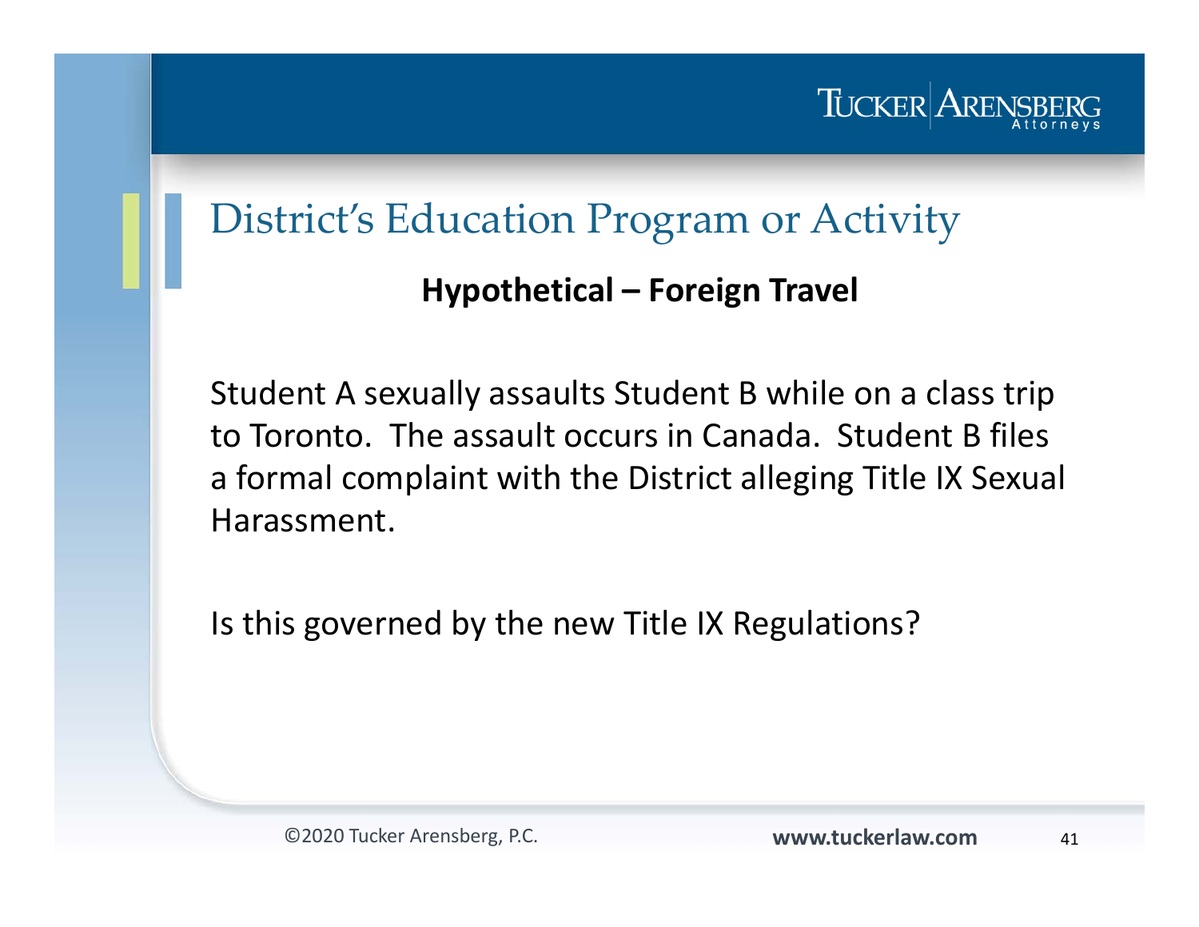# District's Education Program or Activity

**Hypothetical – Foreign Travel**

Student A sexually assaults Student B while on a class trip to Toronto. The assault occurs in Canada. Student B files a formal complaint with the District alleging Title IX Sexual Harassment.

Is this governed by the new Title IX Regulations?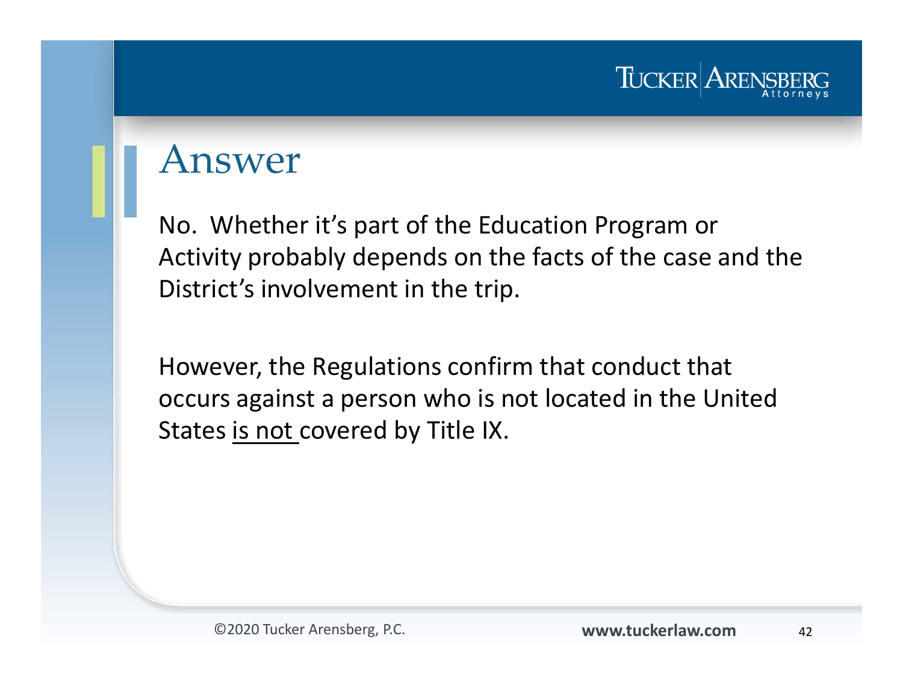# Answer

No. Whether it's part of the Education Program or Activity probably depends on the facts of the case and the District's involvement in the trip.

However, the Regulations confirm that conduct that occurs against a person who is not located in the United States <u>is not</u> covered by Title IX.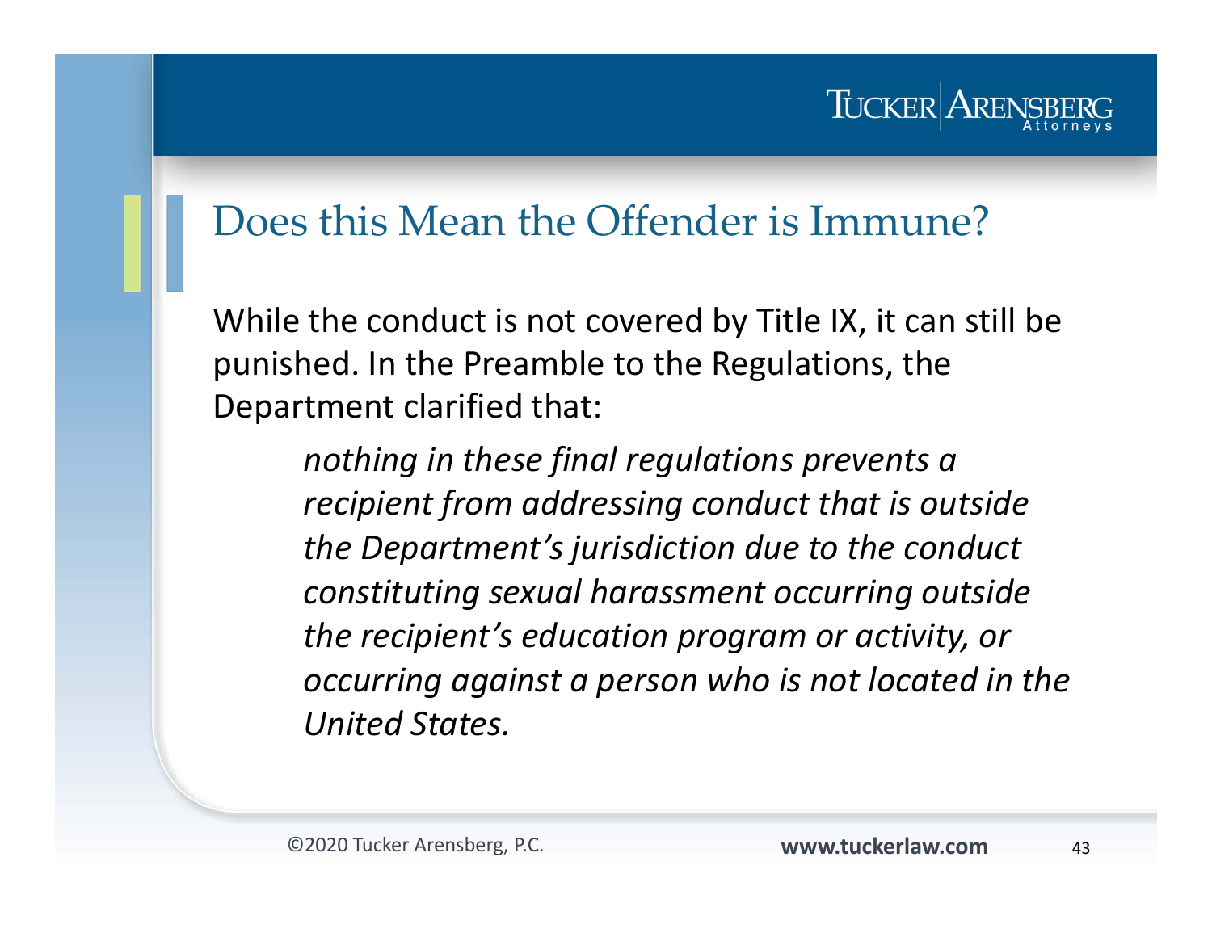# Does this Mean the Offender is Immune?

While the conduct is not covered by Title IX, it can still be punished. In the Preamble to the Regulations, the Department clarified that:

> *nothing in these final regulations prevents a recipient from addressing conduct that is outside the Department's jurisdiction due to the conduct constituting sexual harassment occurring outside the recipient's education program or activity, or occurring against a person who is not located in the United States.*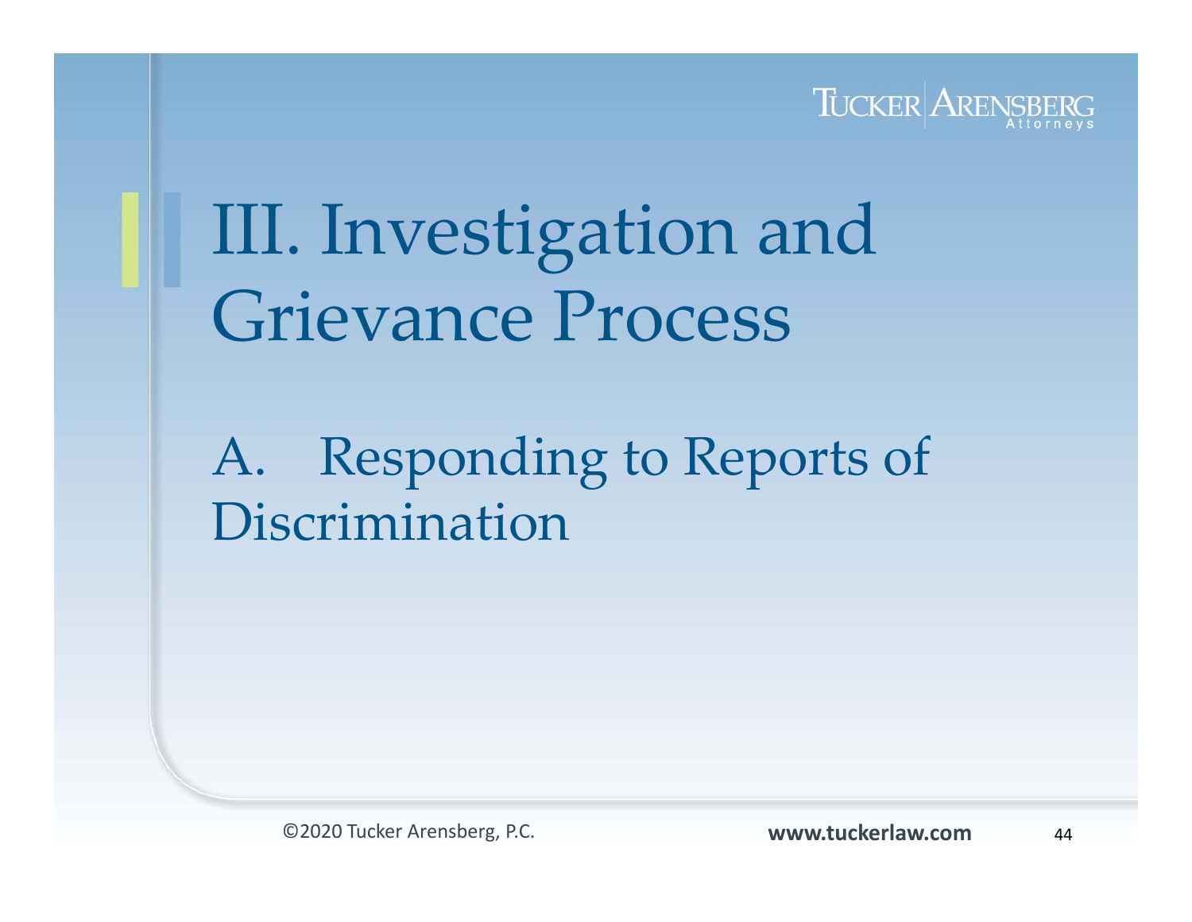# III. Investigation and Grievance Process

## A. Responding to Reports of Discrimination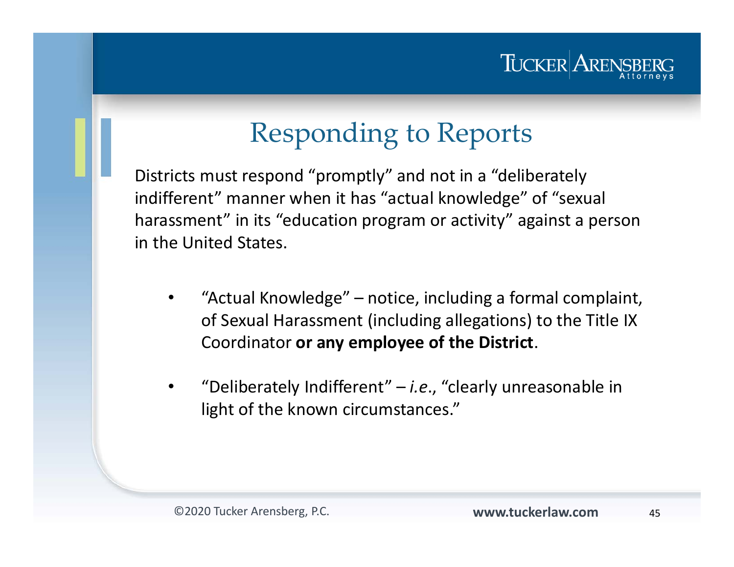# Responding to Reports

Districts must respond "promptly" and not in a "deliberately indifferent" manner when it has "actual knowledge" of "sexual harassment" in its "education program or activity" against a person in the United States.

- "Actual Knowledge" – notice, including a formal complaint, of Sexual Harassment (including allegations) to the Title IX Coordinator **or any employee of the District**.
- "Deliberately Indifferent" – *i.e.*, "clearly unreasonable in light of the known circumstances."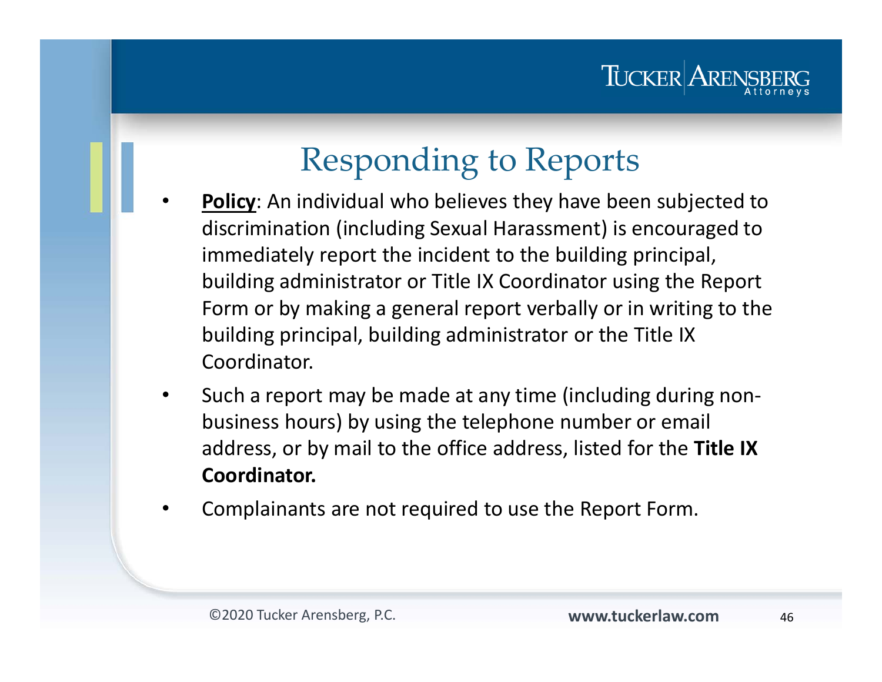# Responding to Reports

- **Policy**: An individual who believes they have been subjected to discrimination (including Sexual Harassment) is encouraged to immediately report the incident to the building principal, building administrator or Title IX Coordinator using the Report Form or by making a general report verbally or in writing to the building principal, building administrator or the Title IX Coordinator.
- Such a report may be made at any time (including during non-business hours) by using the telephone number or email address, or by mail to the office address, listed for the **Title IX Coordinator.**
- Complainants are not required to use the Report Form.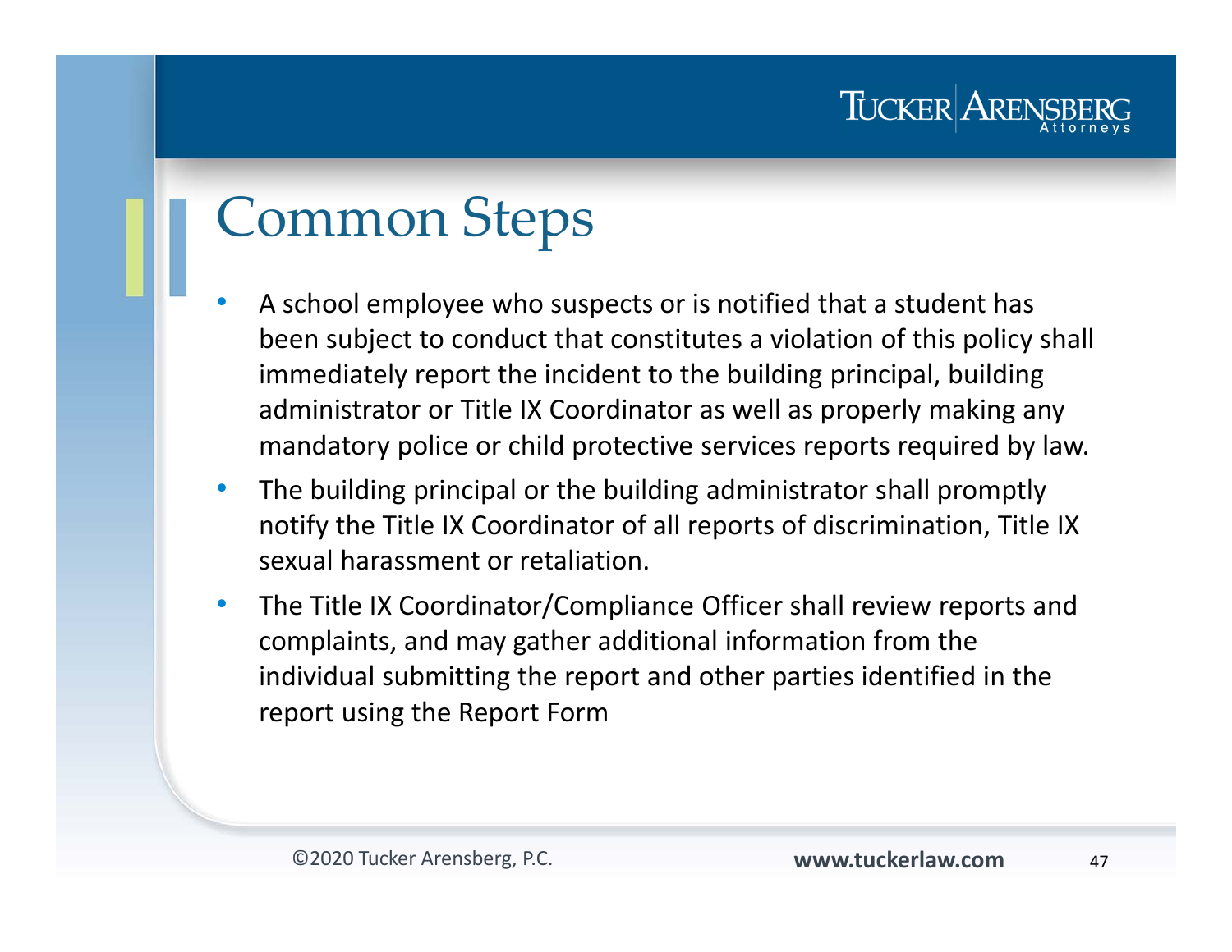# Common Steps

- A school employee who suspects or is notified that a student has been subject to conduct that constitutes a violation of this policy shall immediately report the incident to the building principal, building administrator or Title IX Coordinator as well as properly making any mandatory police or child protective services reports required by law.
- The building principal or the building administrator shall promptly notify the Title IX Coordinator of all reports of discrimination, Title IX sexual harassment or retaliation.
- The Title IX Coordinator/Compliance Officer shall review reports and complaints, and may gather additional information from the individual submitting the report and other parties identified in the report using the Report Form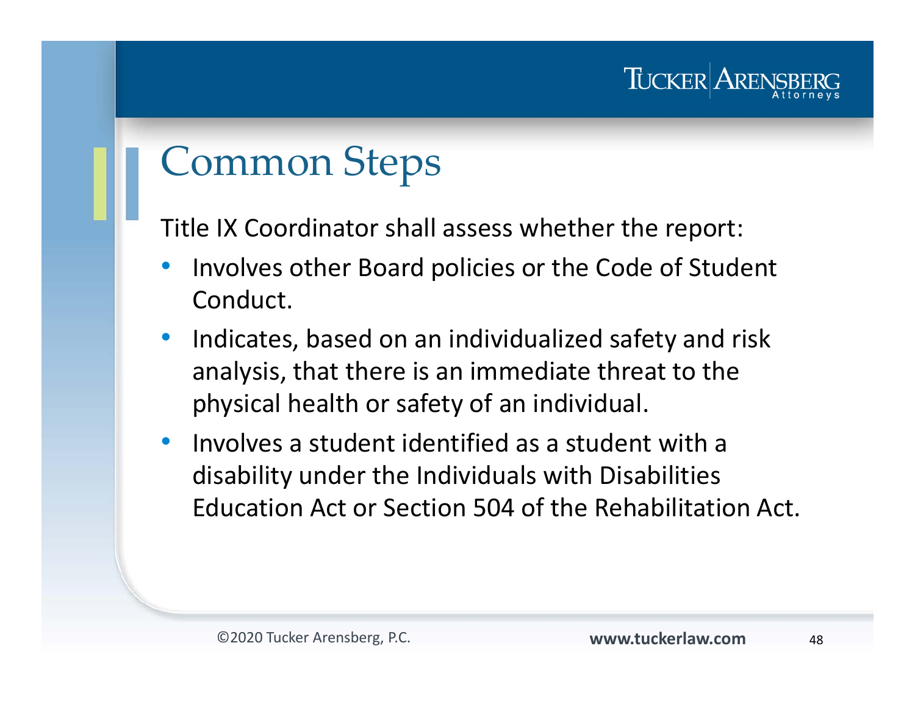# Common Steps

Title IX Coordinator shall assess whether the report:

- Involves other Board policies or the Code of Student Conduct.
- Indicates, based on an individualized safety and risk analysis, that there is an immediate threat to the physical health or safety of an individual.
- Involves a student identified as a student with a disability under the Individuals with Disabilities Education Act or Section 504 of the Rehabilitation Act.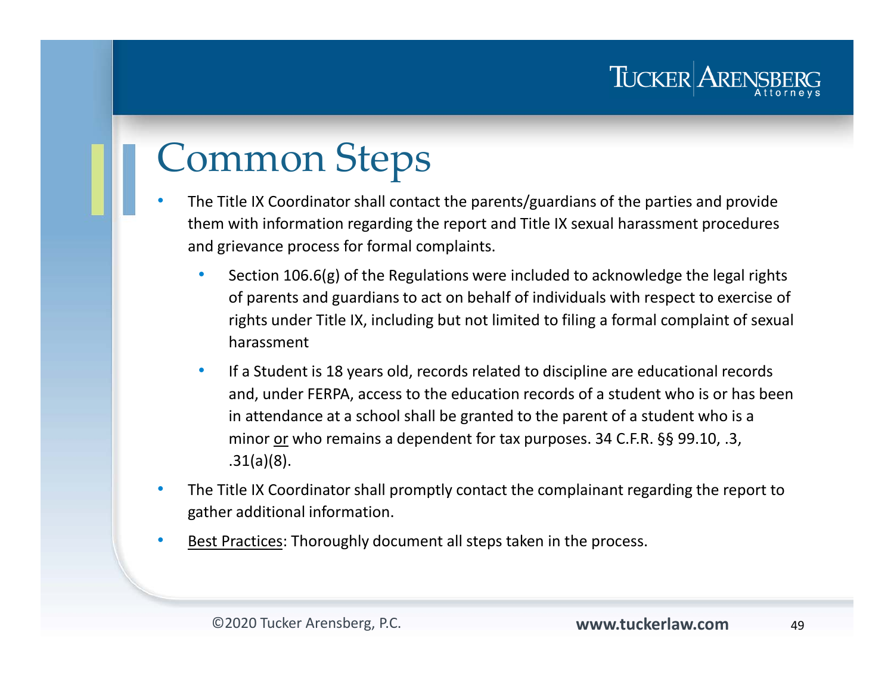# Common Steps

- The Title IX Coordinator shall contact the parents/guardians of the parties and provide them with information regarding the report and Title IX sexual harassment procedures and grievance process for formal complaints.
  - Section 106.6(g) of the Regulations were included to acknowledge the legal rights of parents and guardians to act on behalf of individuals with respect to exercise of rights under Title IX, including but not limited to filing a formal complaint of sexual harassment
  - If a Student is 18 years old, records related to discipline are educational records and, under FERPA, access to the education records of a student who is or has been in attendance at a school shall be granted to the parent of a student who is a minor <u>or</u> who remains a dependent for tax purposes. 34 C.F.R. §§ 99.10, .3, .31(a)(8).
- The Title IX Coordinator shall promptly contact the complainant regarding the report to gather additional information.
- <u>Best Practices</u>: Thoroughly document all steps taken in the process.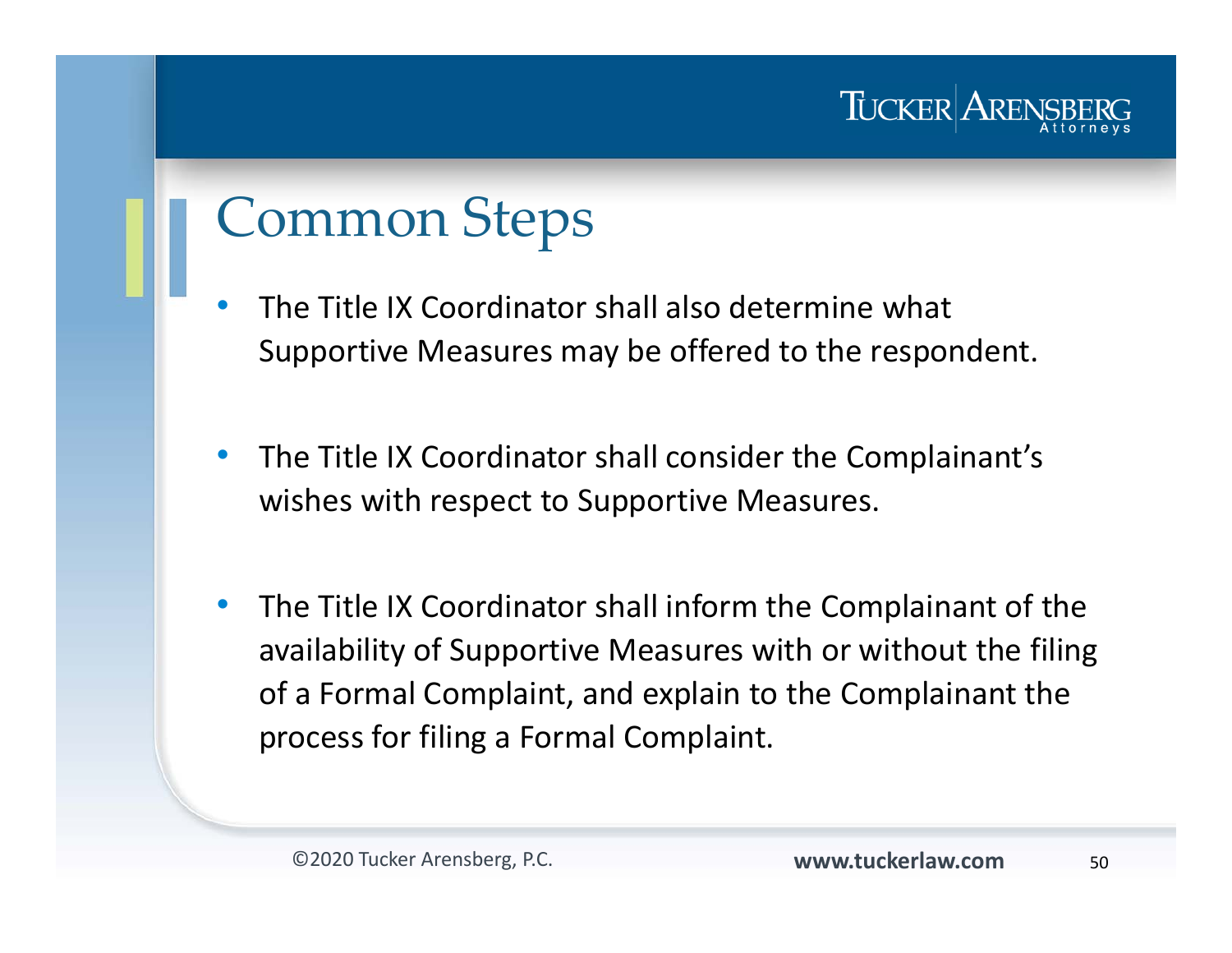# Common Steps

- The Title IX Coordinator shall also determine what Supportive Measures may be offered to the respondent.
- The Title IX Coordinator shall consider the Complainant's wishes with respect to Supportive Measures.
- The Title IX Coordinator shall inform the Complainant of the availability of Supportive Measures with or without the filing of a Formal Complaint, and explain to the Complainant the process for filing a Formal Complaint.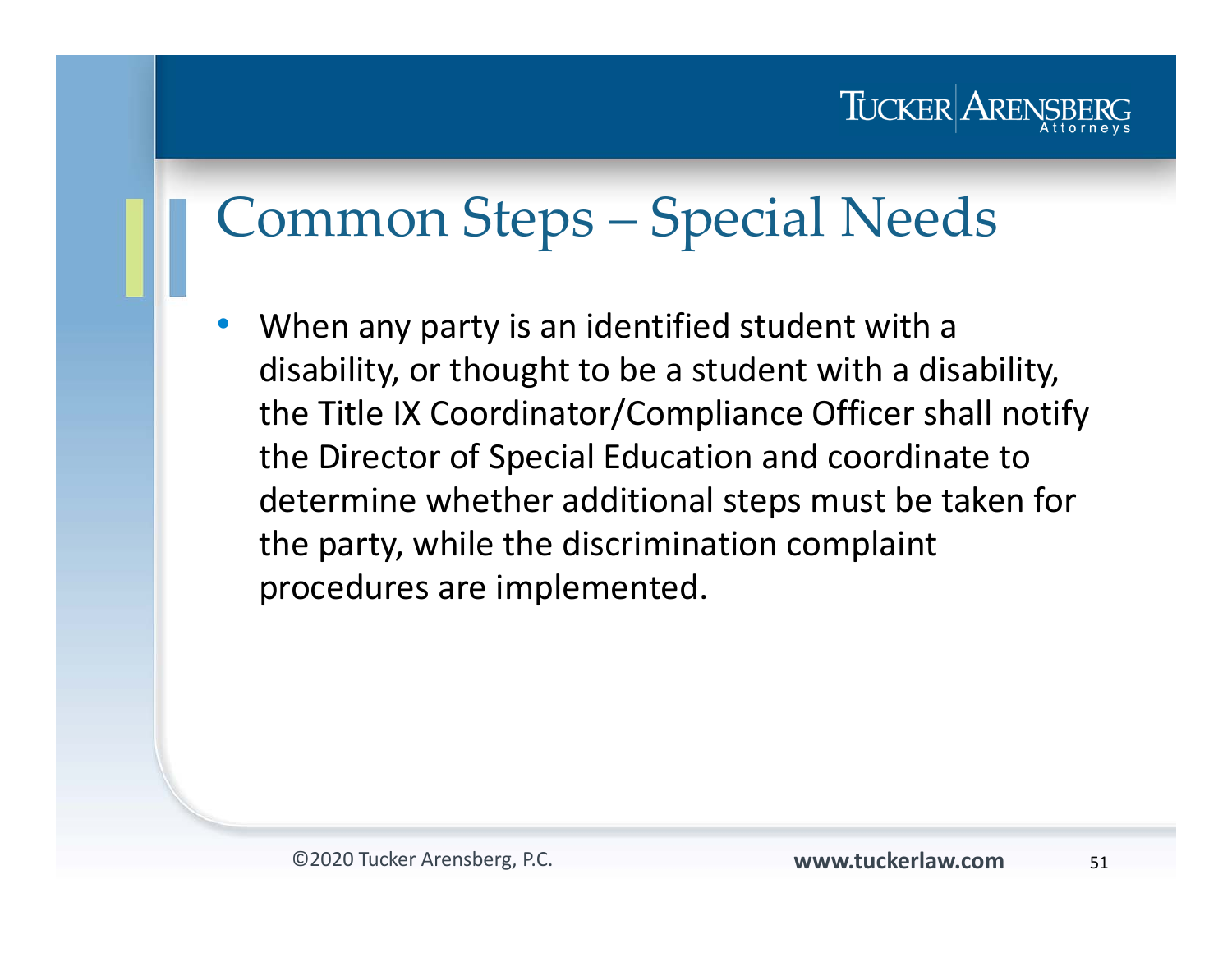# Common Steps – Special Needs

- When any party is an identified student with a disability, or thought to be a student with a disability, the Title IX Coordinator/Compliance Officer shall notify the Director of Special Education and coordinate to determine whether additional steps must be taken for the party, while the discrimination complaint procedures are implemented.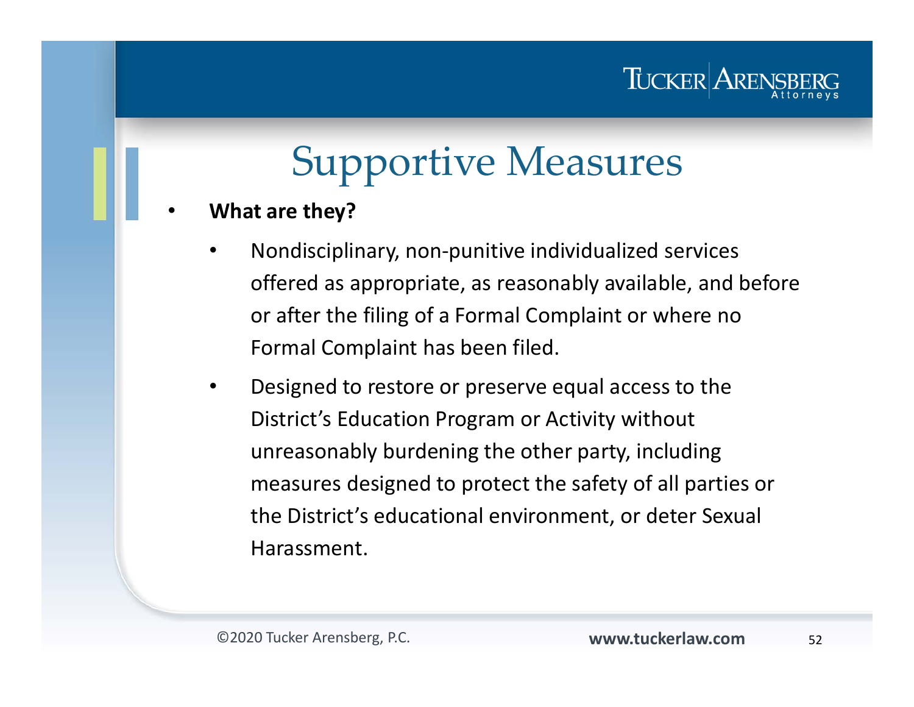# Supportive Measures

- **What are they?**
  - Nondisciplinary, non-punitive individualized services offered as appropriate, as reasonably available, and before or after the filing of a Formal Complaint or where no Formal Complaint has been filed.
  - Designed to restore or preserve equal access to the District's Education Program or Activity without unreasonably burdening the other party, including measures designed to protect the safety of all parties or the District's educational environment, or deter Sexual Harassment.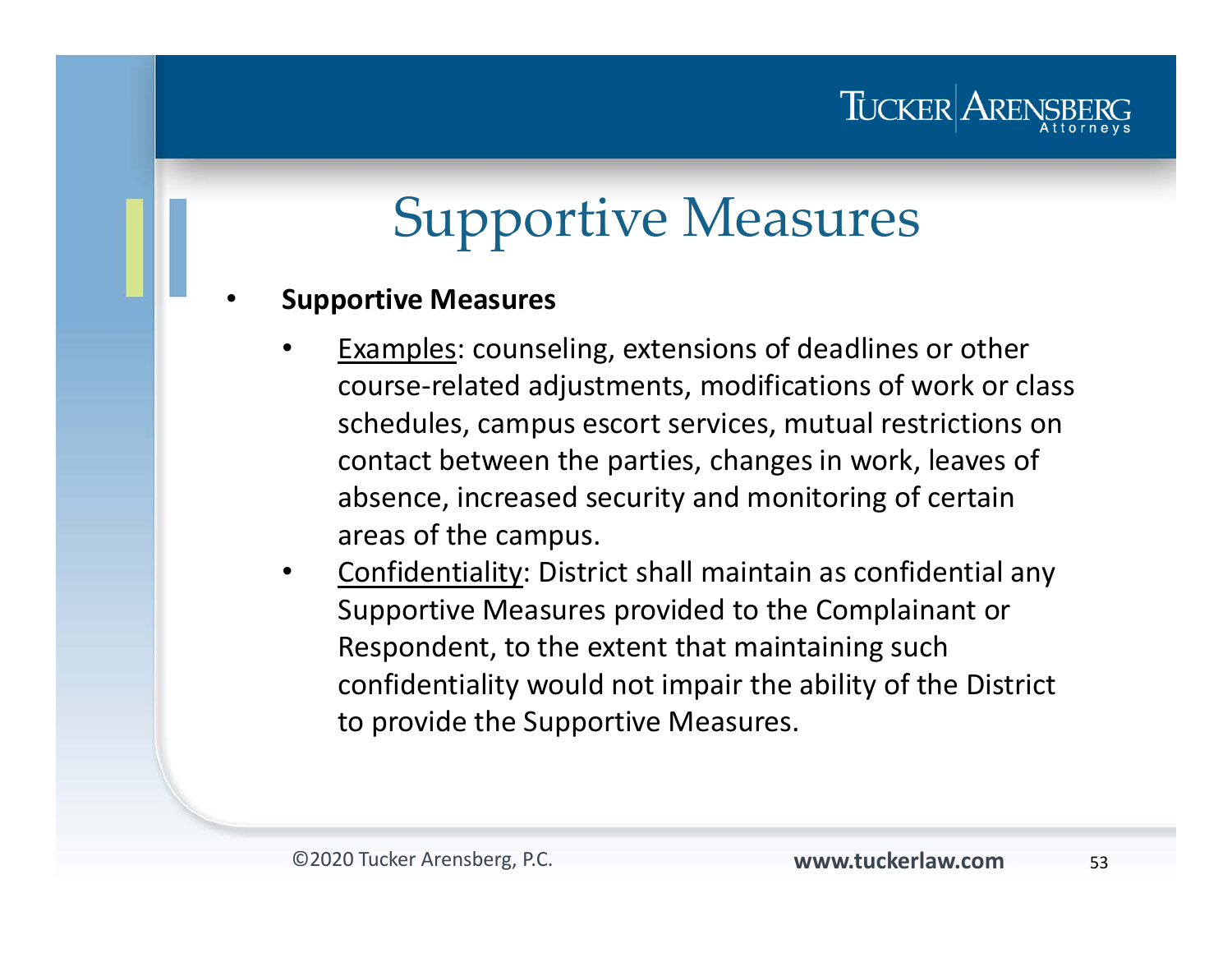# Supportive Measures

- **Supportive Measures**
  - Examples: counseling, extensions of deadlines or other course-related adjustments, modifications of work or class schedules, campus escort services, mutual restrictions on contact between the parties, changes in work, leaves of absence, increased security and monitoring of certain areas of the campus.
  - Confidentiality: District shall maintain as confidential any Supportive Measures provided to the Complainant or Respondent, to the extent that maintaining such confidentiality would not impair the ability of the District to provide the Supportive Measures.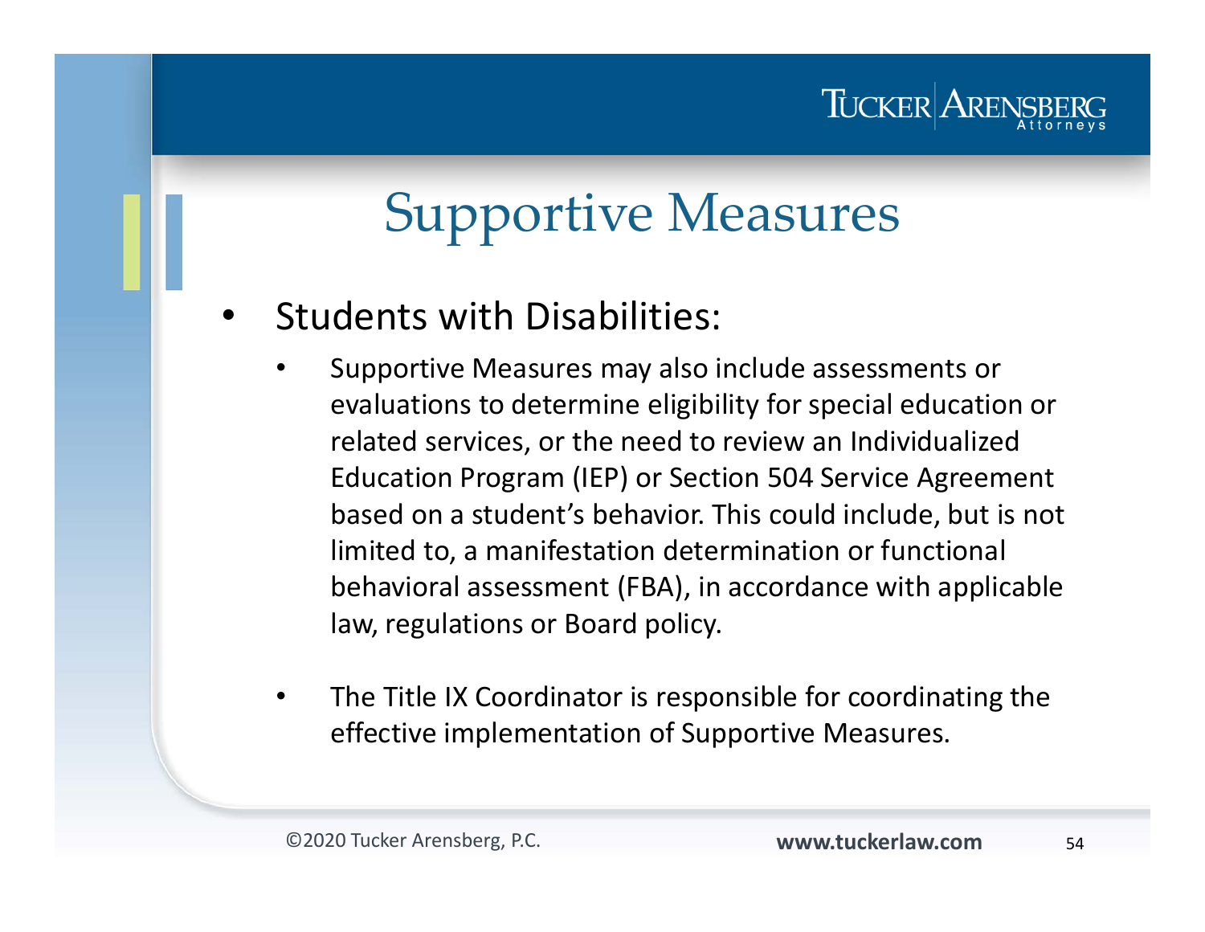# Supportive Measures

- Students with Disabilities:
  - Supportive Measures may also include assessments or evaluations to determine eligibility for special education or related services, or the need to review an Individualized Education Program (IEP) or Section 504 Service Agreement based on a student's behavior. This could include, but is not limited to, a manifestation determination or functional behavioral assessment (FBA), in accordance with applicable law, regulations or Board policy.
  - The Title IX Coordinator is responsible for coordinating the effective implementation of Supportive Measures.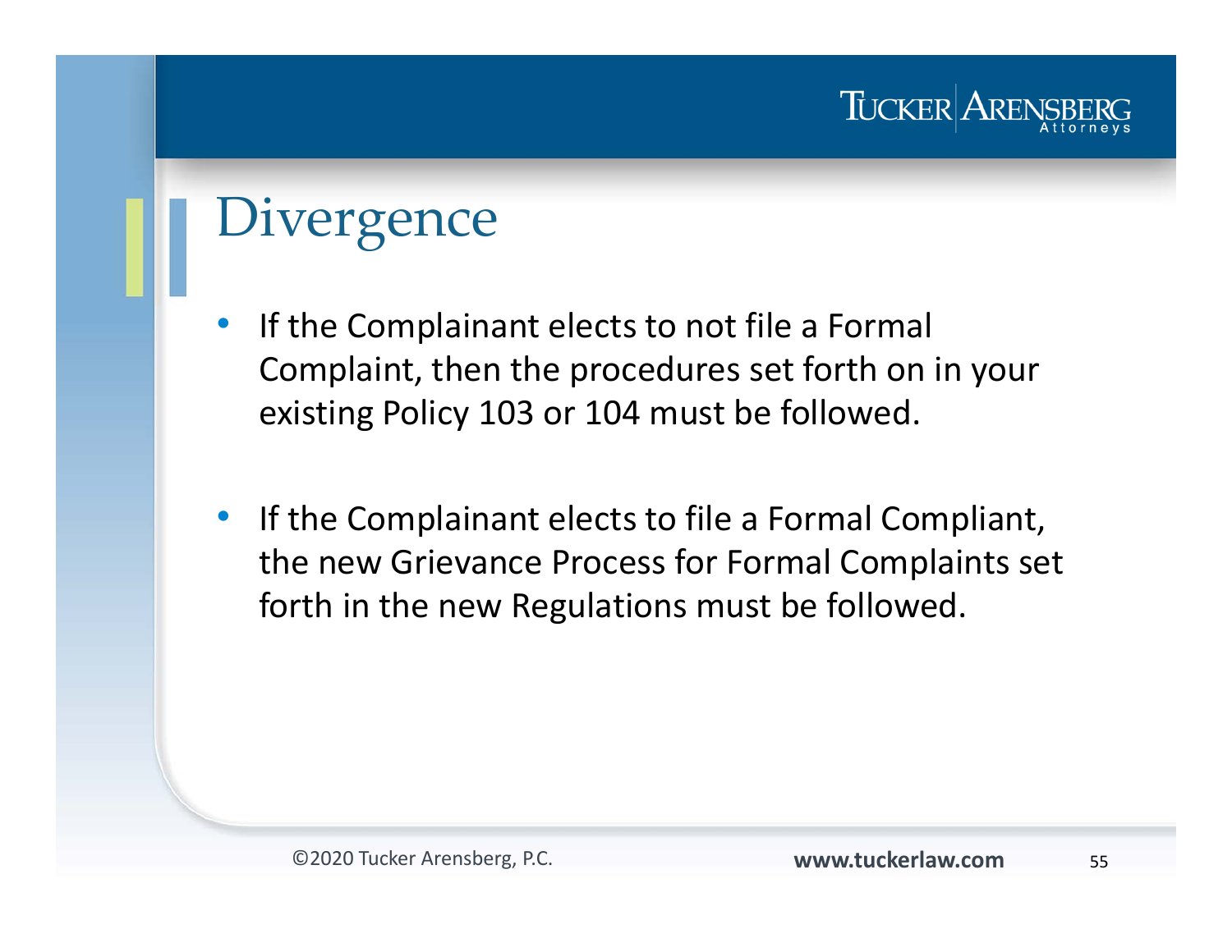# Divergence

- If the Complainant elects to not file a Formal Complaint, then the procedures set forth on in your existing Policy 103 or 104 must be followed.

- If the Complainant elects to file a Formal Compliant, the new Grievance Process for Formal Complaints set forth in the new Regulations must be followed.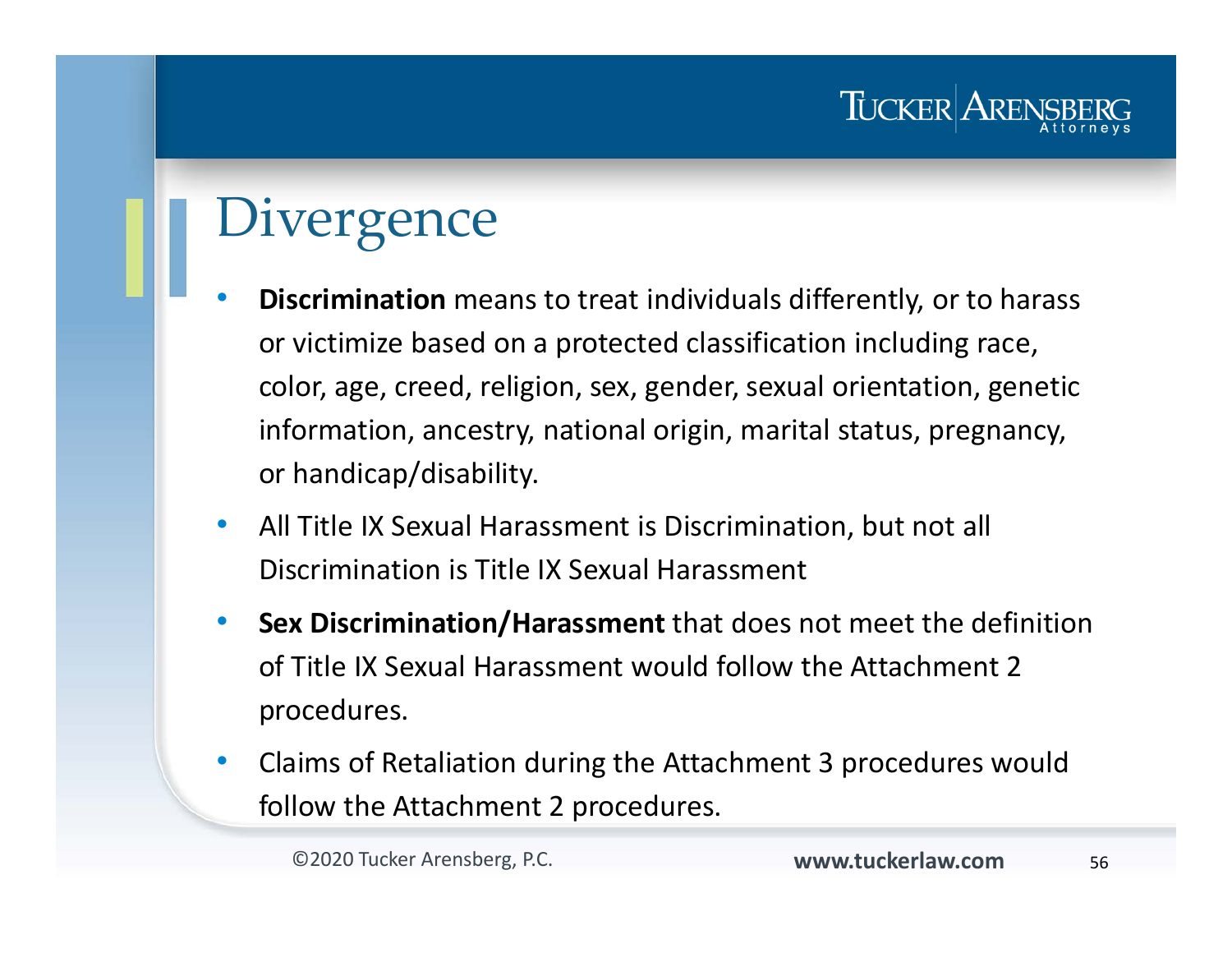# Divergence

- **Discrimination** means to treat individuals differently, or to harass or victimize based on a protected classification including race, color, age, creed, religion, sex, gender, sexual orientation, genetic information, ancestry, national origin, marital status, pregnancy, or handicap/disability.
- All Title IX Sexual Harassment is Discrimination, but not all Discrimination is Title IX Sexual Harassment
- **Sex Discrimination/Harassment** that does not meet the definition of Title IX Sexual Harassment would follow the Attachment 2 procedures.
- Claims of Retaliation during the Attachment 3 procedures would follow the Attachment 2 procedures.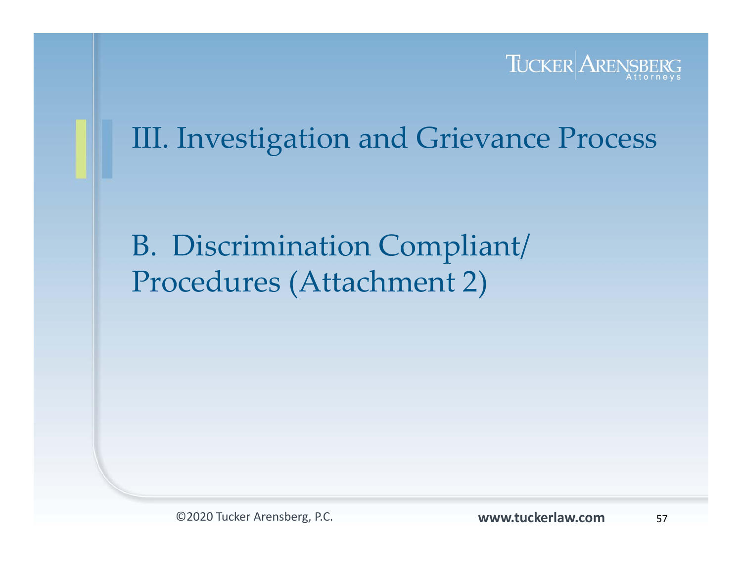# III. Investigation and Grievance Process

## B. Discrimination Compliant/ Procedures (Attachment 2)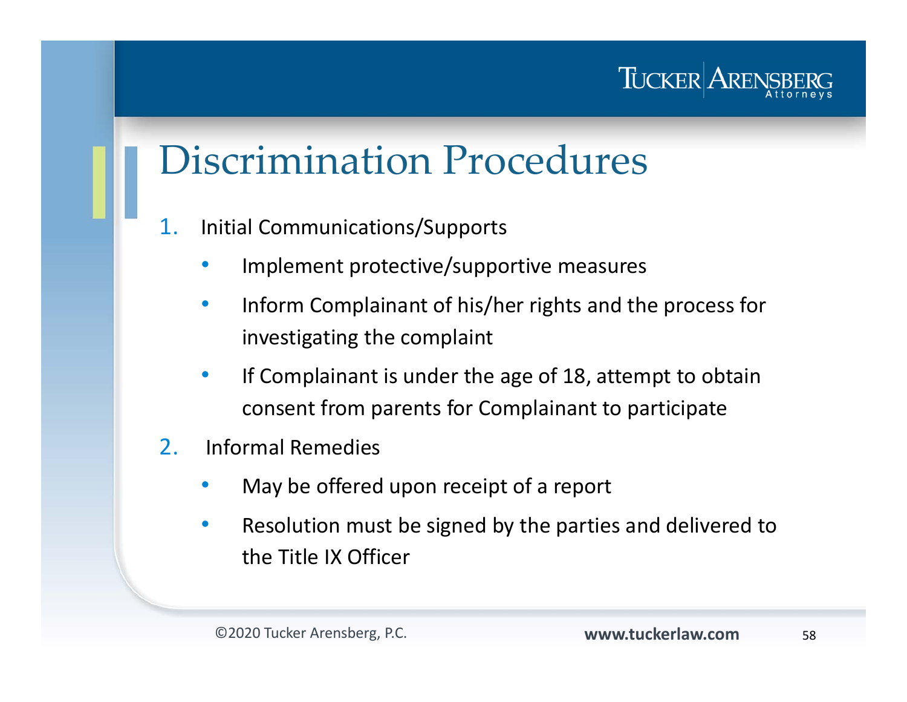# Discrimination Procedures

1. Initial Communications/Supports
   - Implement protective/supportive measures
   - Inform Complainant of his/her rights and the process for investigating the complaint
   - If Complainant is under the age of 18, attempt to obtain consent from parents for Complainant to participate
2. Informal Remedies
   - May be offered upon receipt of a report
   - Resolution must be signed by the parties and delivered to the Title IX Officer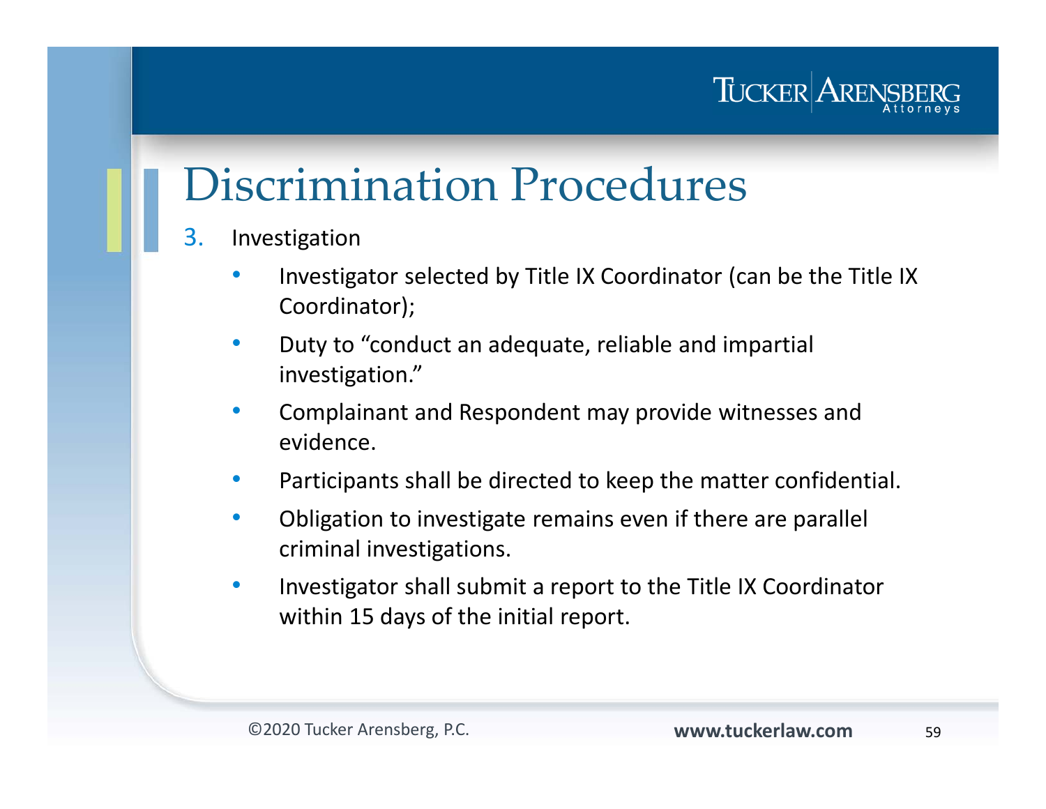# Discrimination Procedures

3. Investigation

   - Investigator selected by Title IX Coordinator (can be the Title IX Coordinator);
   - Duty to "conduct an adequate, reliable and impartial investigation."
   - Complainant and Respondent may provide witnesses and evidence.
   - Participants shall be directed to keep the matter confidential.
   - Obligation to investigate remains even if there are parallel criminal investigations.
   - Investigator shall submit a report to the Title IX Coordinator within 15 days of the initial report.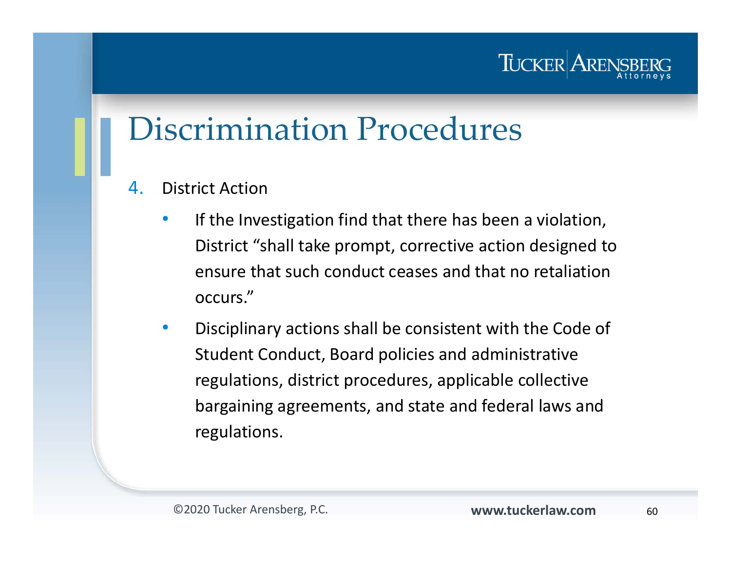# Discrimination Procedures

4. District Action
   - If the Investigation find that there has been a violation, District "shall take prompt, corrective action designed to ensure that such conduct ceases and that no retaliation occurs."
   - Disciplinary actions shall be consistent with the Code of Student Conduct, Board policies and administrative regulations, district procedures, applicable collective bargaining agreements, and state and federal laws and regulations.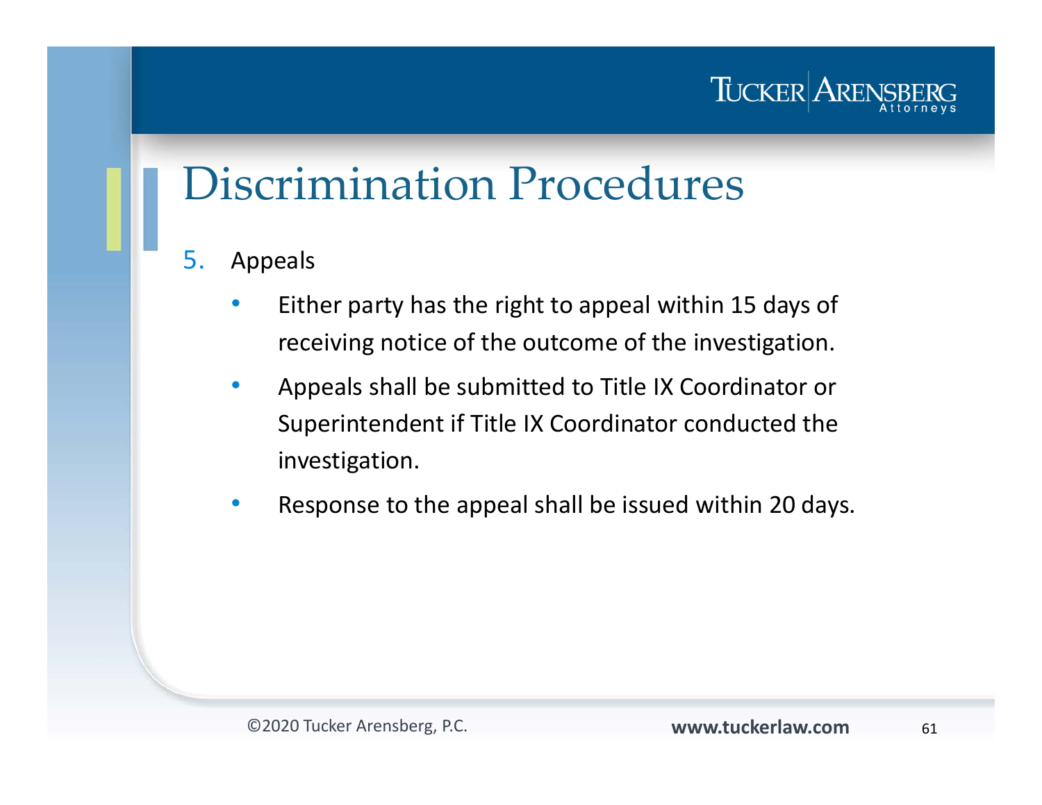# Discrimination Procedures

5. Appeals

   - Either party has the right to appeal within 15 days of receiving notice of the outcome of the investigation.
   - Appeals shall be submitted to Title IX Coordinator or Superintendent if Title IX Coordinator conducted the investigation.
   - Response to the appeal shall be issued within 20 days.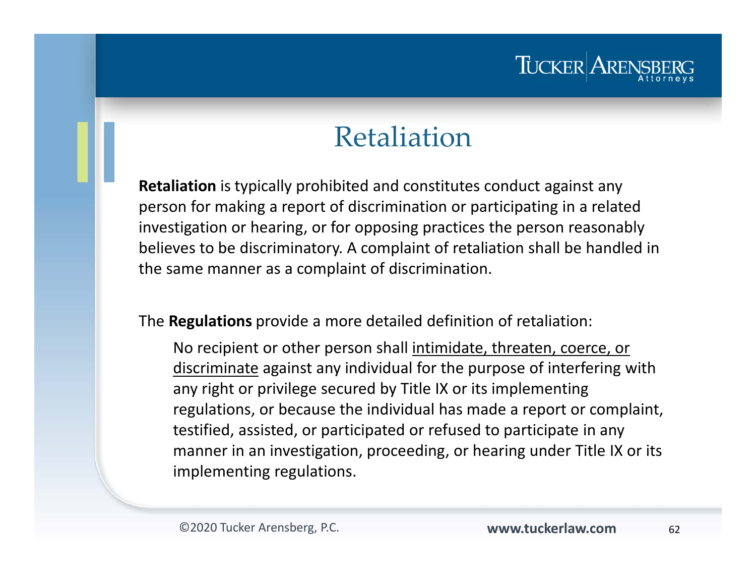# Retaliation

**Retaliation** is typically prohibited and constitutes conduct against any person for making a report of discrimination or participating in a related investigation or hearing, or for opposing practices the person reasonably believes to be discriminatory. A complaint of retaliation shall be handled in the same manner as a complaint of discrimination.

The **Regulations** provide a more detailed definition of retaliation:

> No recipient or other person shall <u>intimidate, threaten, coerce, or discriminate</u> against any individual for the purpose of interfering with any right or privilege secured by Title IX or its implementing regulations, or because the individual has made a report or complaint, testified, assisted, or participated or refused to participate in any manner in an investigation, proceeding, or hearing under Title IX or its implementing regulations.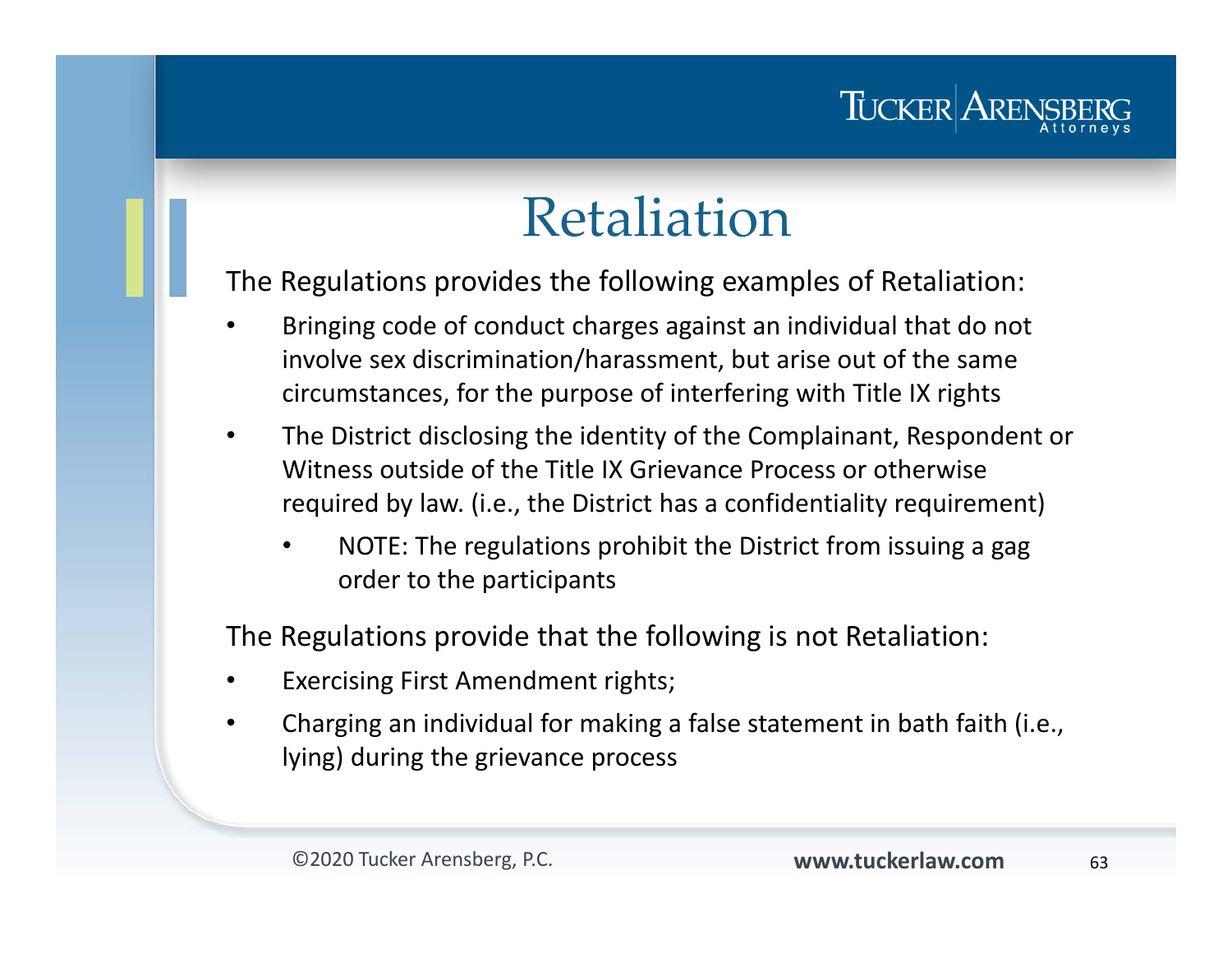# Retaliation

The Regulations provides the following examples of Retaliation:

- Bringing code of conduct charges against an individual that do not involve sex discrimination/harassment, but arise out of the same circumstances, for the purpose of interfering with Title IX rights
- The District disclosing the identity of the Complainant, Respondent or Witness outside of the Title IX Grievance Process or otherwise required by law. (i.e., the District has a confidentiality requirement)
  - NOTE: The regulations prohibit the District from issuing a gag order to the participants

The Regulations provide that the following is not Retaliation:

- Exercising First Amendment rights;
- Charging an individual for making a false statement in bath faith (i.e., lying) during the grievance process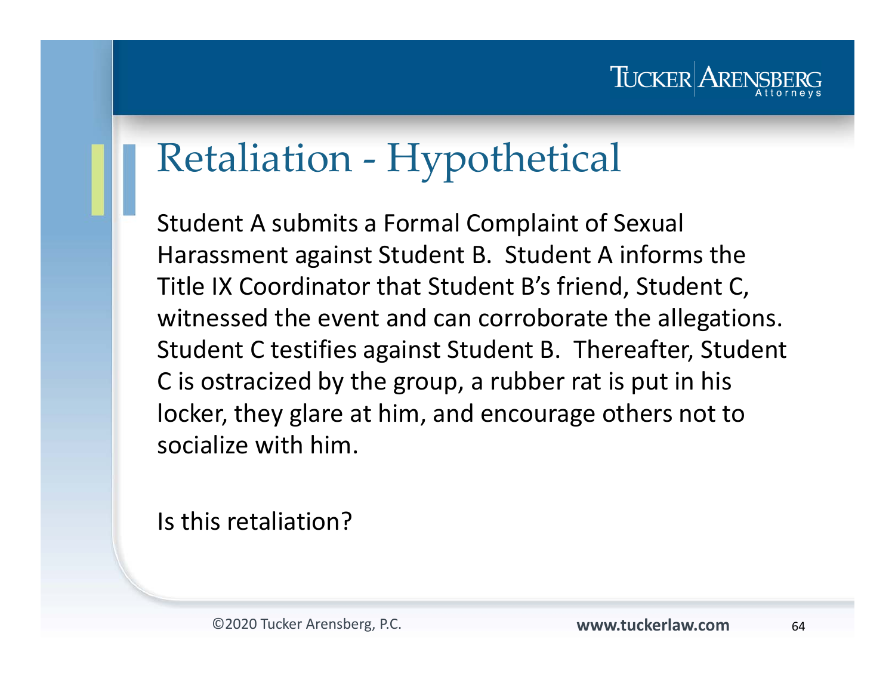# Retaliation - Hypothetical

Student A submits a Formal Complaint of Sexual Harassment against Student B. Student A informs the Title IX Coordinator that Student B's friend, Student C, witnessed the event and can corroborate the allegations. Student C testifies against Student B. Thereafter, Student C is ostracized by the group, a rubber rat is put in his locker, they glare at him, and encourage others not to socialize with him.

Is this retaliation?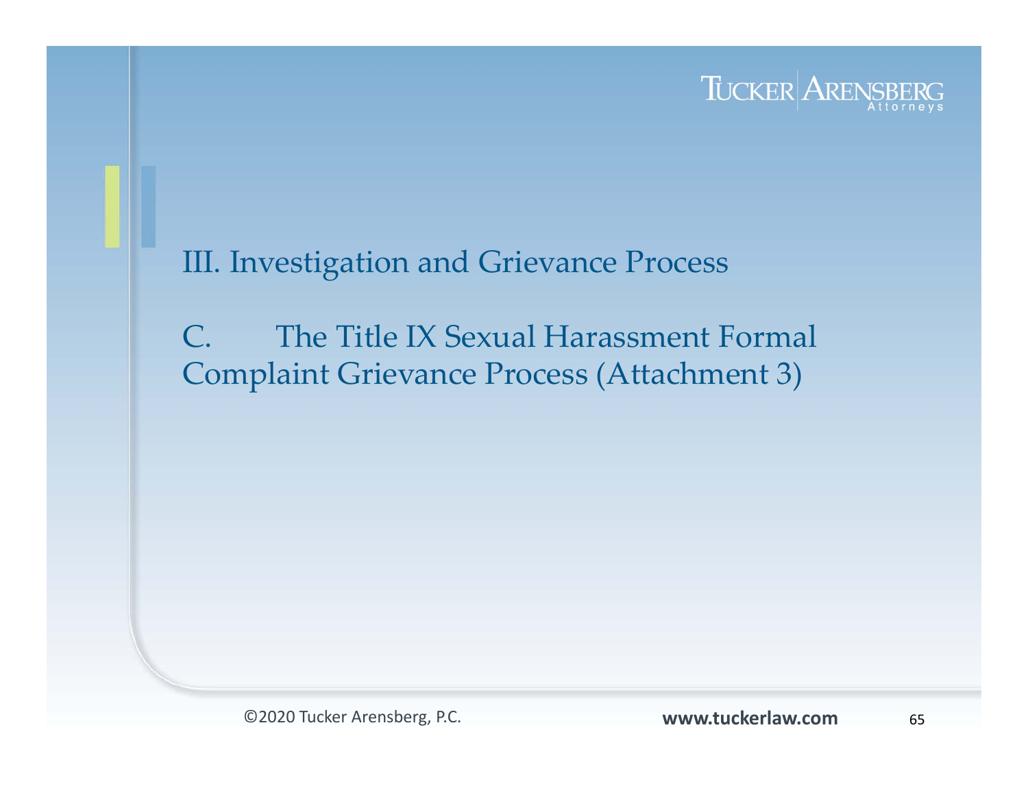## III. Investigation and Grievance Process

### C. The Title IX Sexual Harassment Formal Complaint Grievance Process (Attachment 3)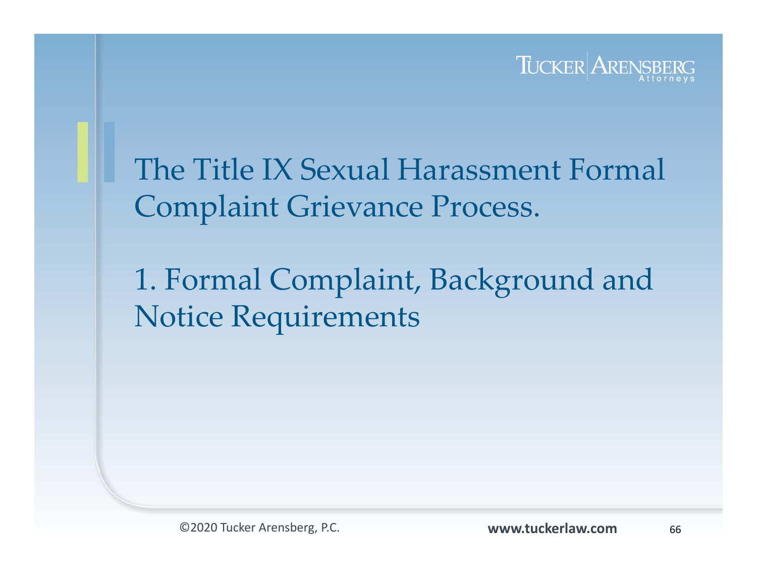# The Title IX Sexual Harassment Formal Complaint Grievance Process.

## 1. Formal Complaint, Background and Notice Requirements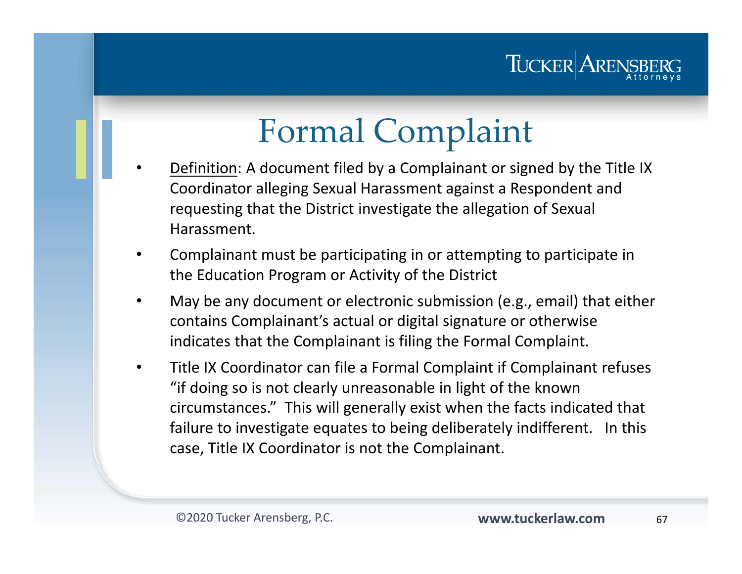# Formal Complaint

- <u>Definition</u>: A document filed by a Complainant or signed by the Title IX Coordinator alleging Sexual Harassment against a Respondent and requesting that the District investigate the allegation of Sexual Harassment.
- Complainant must be participating in or attempting to participate in the Education Program or Activity of the District
- May be any document or electronic submission (e.g., email) that either contains Complainant's actual or digital signature or otherwise indicates that the Complainant is filing the Formal Complaint.
- Title IX Coordinator can file a Formal Complaint if Complainant refuses "if doing so is not clearly unreasonable in light of the known circumstances." This will generally exist when the facts indicated that failure to investigate equates to being deliberately indifferent. In this case, Title IX Coordinator is not the Complainant.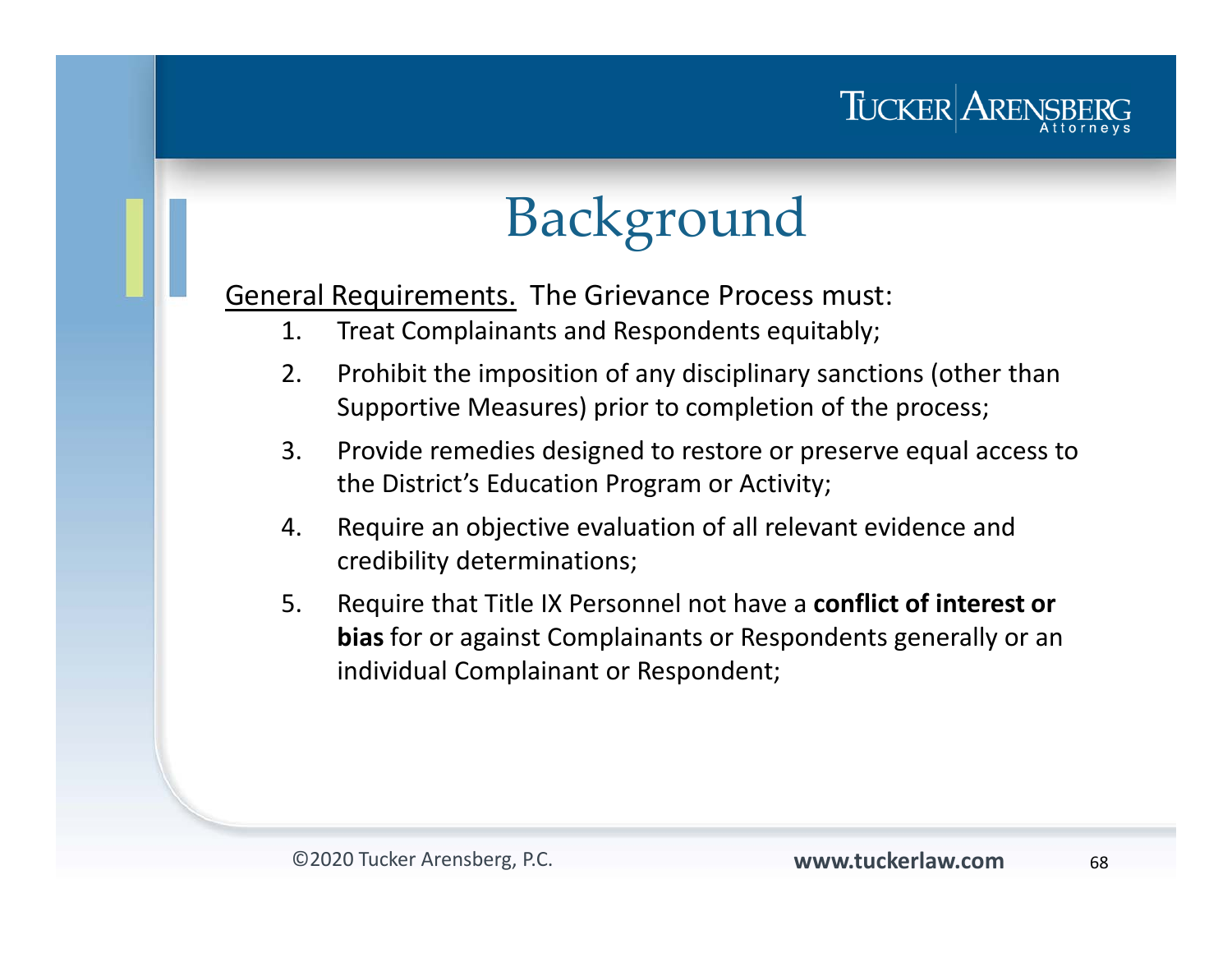# Background

General Requirements. The Grievance Process must:

1. Treat Complainants and Respondents equitably;
2. Prohibit the imposition of any disciplinary sanctions (other than Supportive Measures) prior to completion of the process;
3. Provide remedies designed to restore or preserve equal access to the District's Education Program or Activity;
4. Require an objective evaluation of all relevant evidence and credibility determinations;
5. Require that Title IX Personnel not have a **conflict of interest or bias** for or against Complainants or Respondents generally or an individual Complainant or Respondent;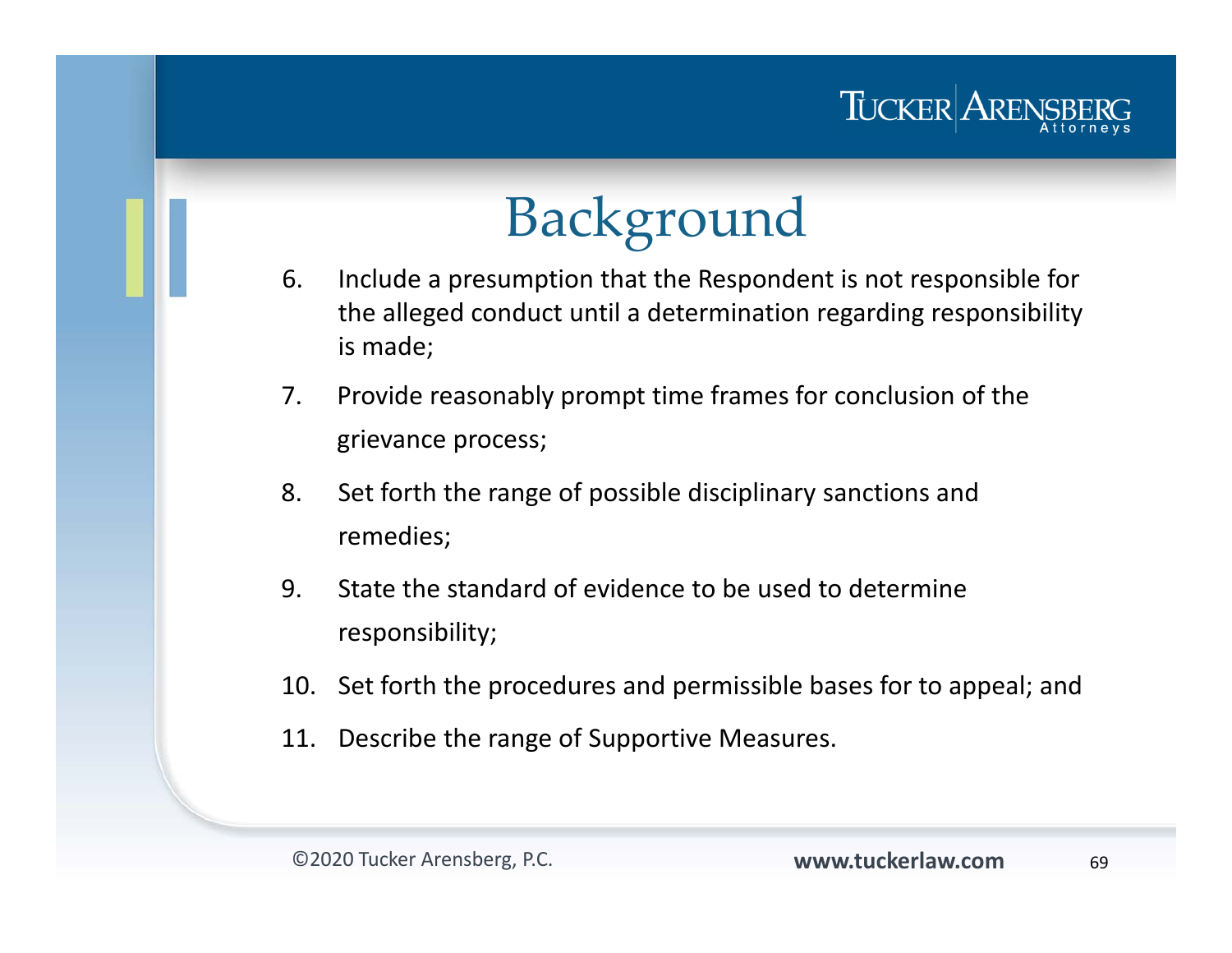# Background

6. Include a presumption that the Respondent is not responsible for the alleged conduct until a determination regarding responsibility is made;
7. Provide reasonably prompt time frames for conclusion of the grievance process;
8. Set forth the range of possible disciplinary sanctions and remedies;
9. State the standard of evidence to be used to determine responsibility;
10. Set forth the procedures and permissible bases for to appeal; and
11. Describe the range of Supportive Measures.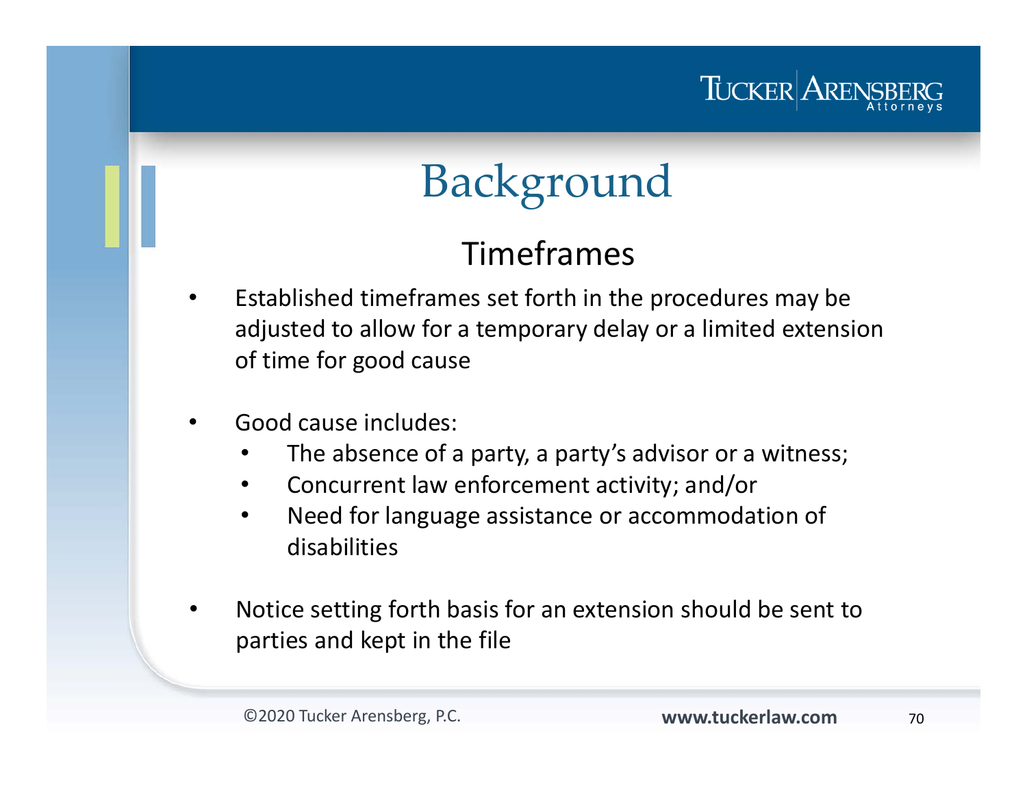# Background

## Timeframes

- Established timeframes set forth in the procedures may be adjusted to allow for a temporary delay or a limited extension of time for good cause
- Good cause includes:
  - The absence of a party, a party's advisor or a witness;
  - Concurrent law enforcement activity; and/or
  - Need for language assistance or accommodation of disabilities
- Notice setting forth basis for an extension should be sent to parties and kept in the file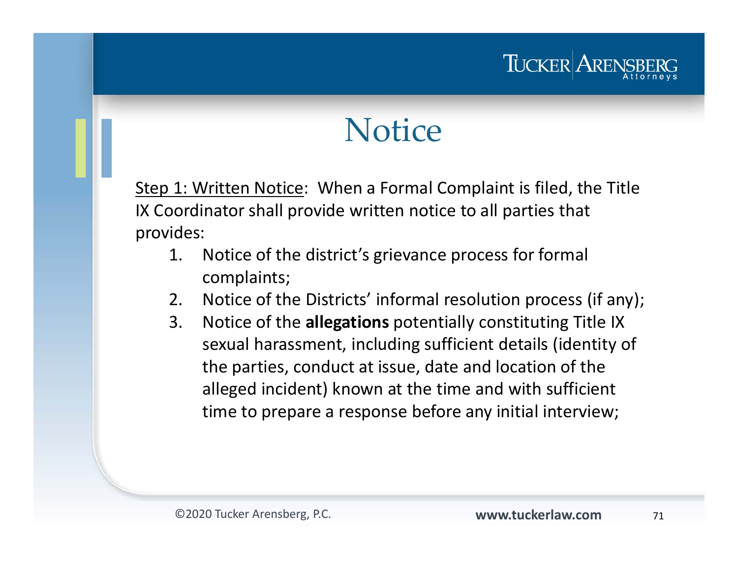# Notice

Step 1: Written Notice: When a Formal Complaint is filed, the Title IX Coordinator shall provide written notice to all parties that provides:

1. Notice of the district's grievance process for formal complaints;
2. Notice of the Districts' informal resolution process (if any);
3. Notice of the **allegations** potentially constituting Title IX sexual harassment, including sufficient details (identity of the parties, conduct at issue, date and location of the alleged incident) known at the time and with sufficient time to prepare a response before any initial interview;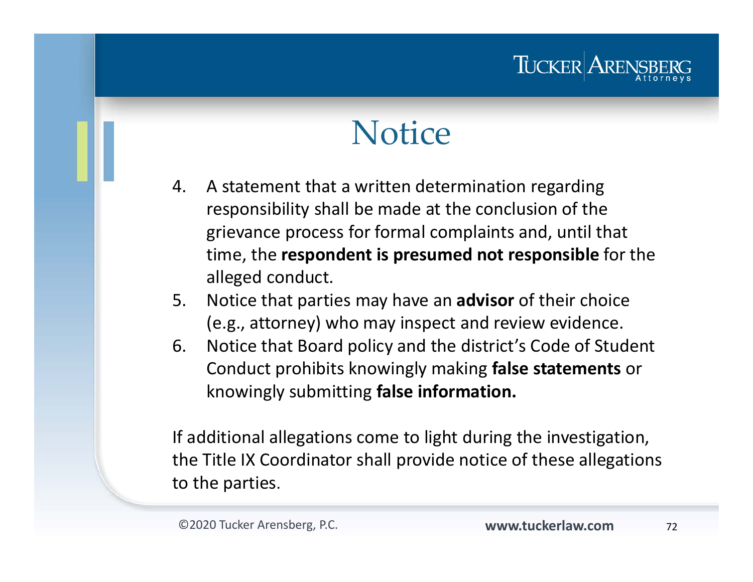# Notice

4. A statement that a written determination regarding responsibility shall be made at the conclusion of the grievance process for formal complaints and, until that time, the **respondent is presumed not responsible** for the alleged conduct.
5. Notice that parties may have an **advisor** of their choice (e.g., attorney) who may inspect and review evidence.
6. Notice that Board policy and the district's Code of Student Conduct prohibits knowingly making **false statements** or knowingly submitting **false information.**

If additional allegations come to light during the investigation, the Title IX Coordinator shall provide notice of these allegations to the parties.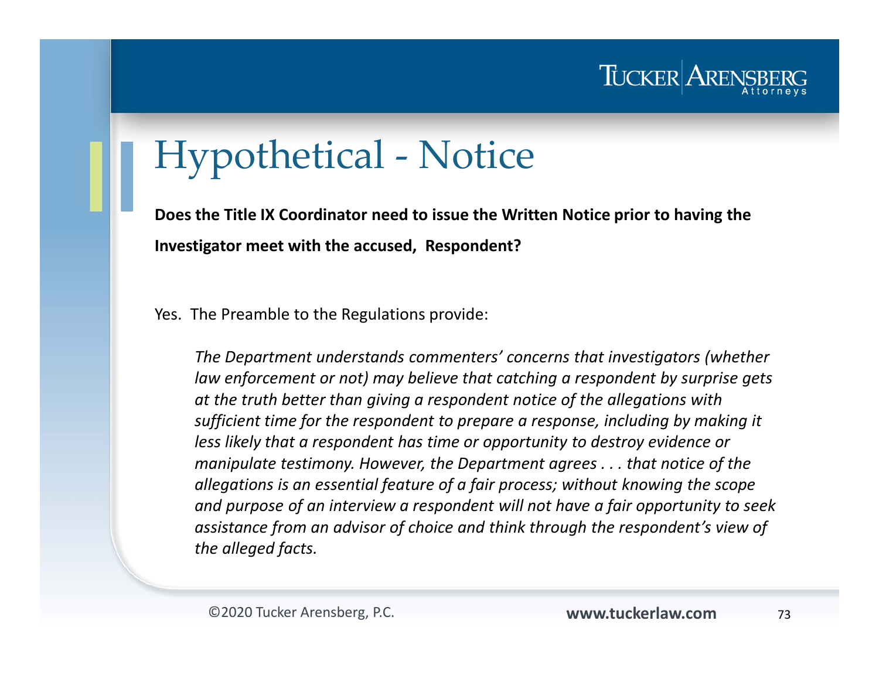# Hypothetical - Notice

**Does the Title IX Coordinator need to issue the Written Notice prior to having the Investigator meet with the accused, Respondent?**

Yes. The Preamble to the Regulations provide:

> *The Department understands commenters' concerns that investigators (whether law enforcement or not) may believe that catching a respondent by surprise gets at the truth better than giving a respondent notice of the allegations with sufficient time for the respondent to prepare a response, including by making it less likely that a respondent has time or opportunity to destroy evidence or manipulate testimony. However, the Department agrees . . . that notice of the allegations is an essential feature of a fair process; without knowing the scope and purpose of an interview a respondent will not have a fair opportunity to seek assistance from an advisor of choice and think through the respondent's view of the alleged facts.*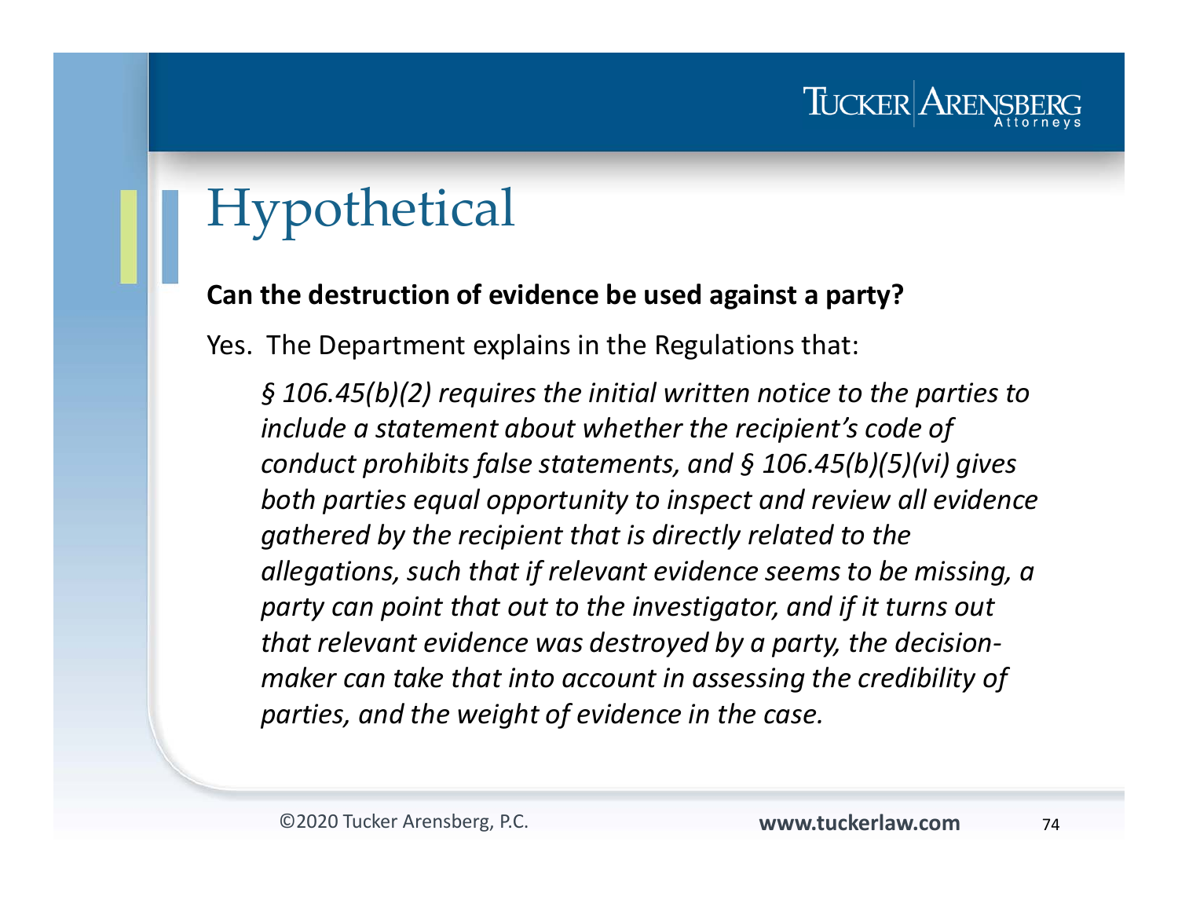# Hypothetical

**Can the destruction of evidence be used against a party?**

Yes. The Department explains in the Regulations that:

> *§ 106.45(b)(2) requires the initial written notice to the parties to include a statement about whether the recipient's code of conduct prohibits false statements, and § 106.45(b)(5)(vi) gives both parties equal opportunity to inspect and review all evidence gathered by the recipient that is directly related to the allegations, such that if relevant evidence seems to be missing, a party can point that out to the investigator, and if it turns out that relevant evidence was destroyed by a party, the decision-maker can take that into account in assessing the credibility of parties, and the weight of evidence in the case.*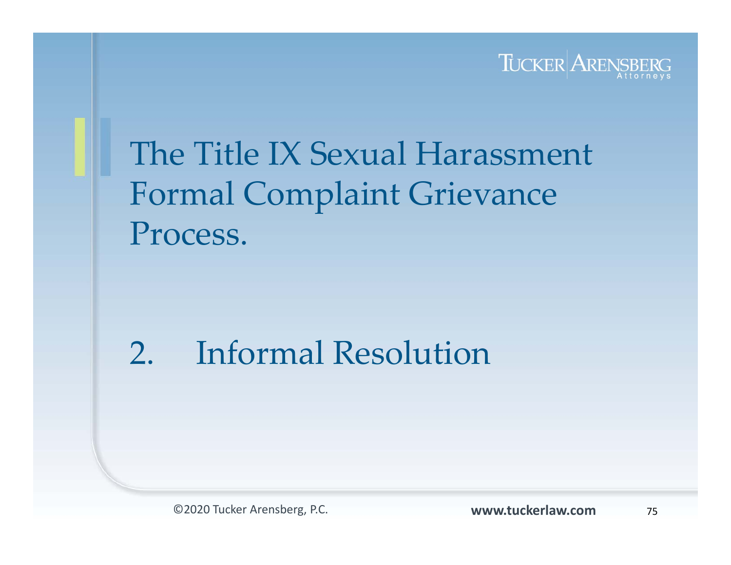# The Title IX Sexual Harassment Formal Complaint Grievance Process.

2. Informal Resolution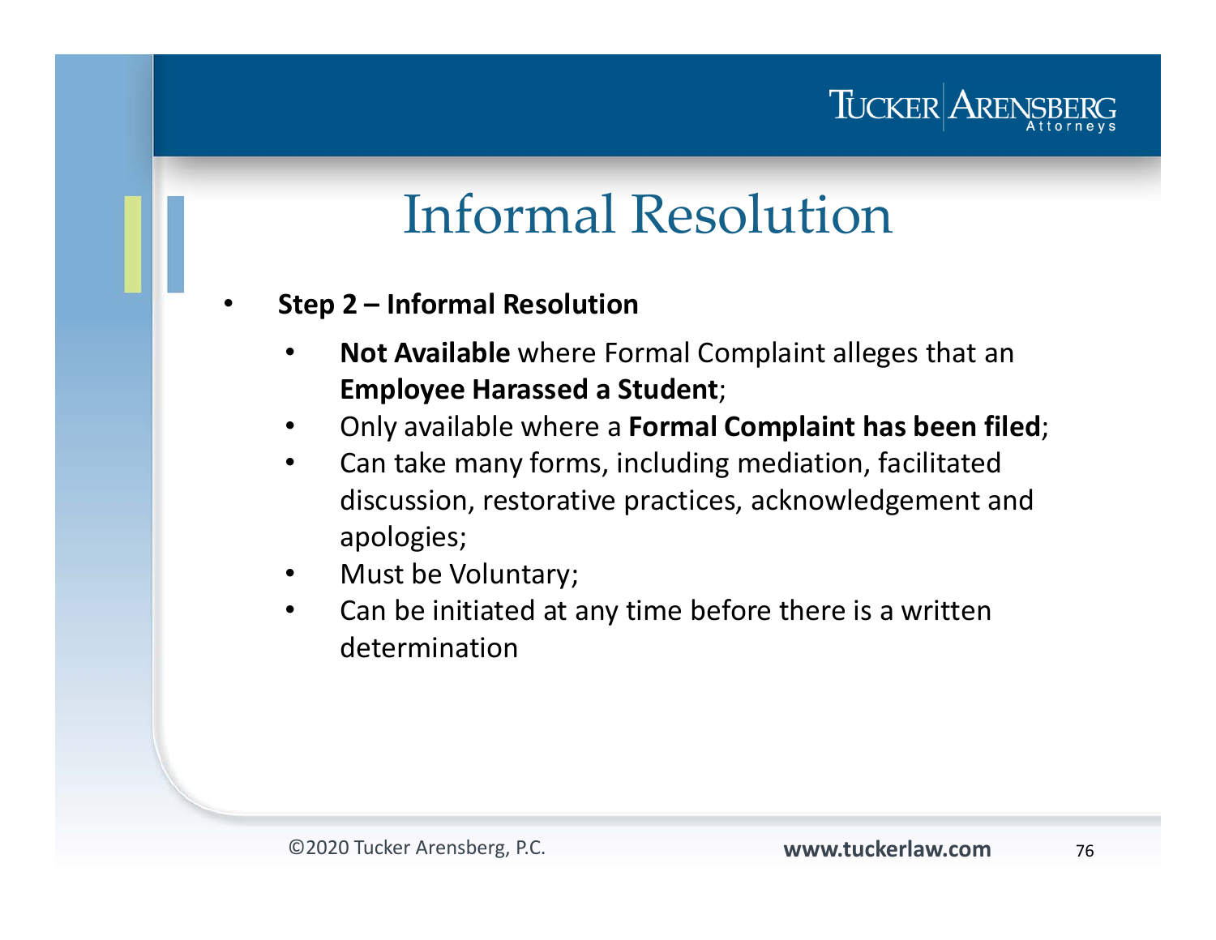# Informal Resolution

- **Step 2 – Informal Resolution**
  - **Not Available** where Formal Complaint alleges that an **Employee Harassed a Student**;
  - Only available where a **Formal Complaint has been filed**;
  - Can take many forms, including mediation, facilitated discussion, restorative practices, acknowledgement and apologies;
  - Must be Voluntary;
  - Can be initiated at any time before there is a written determination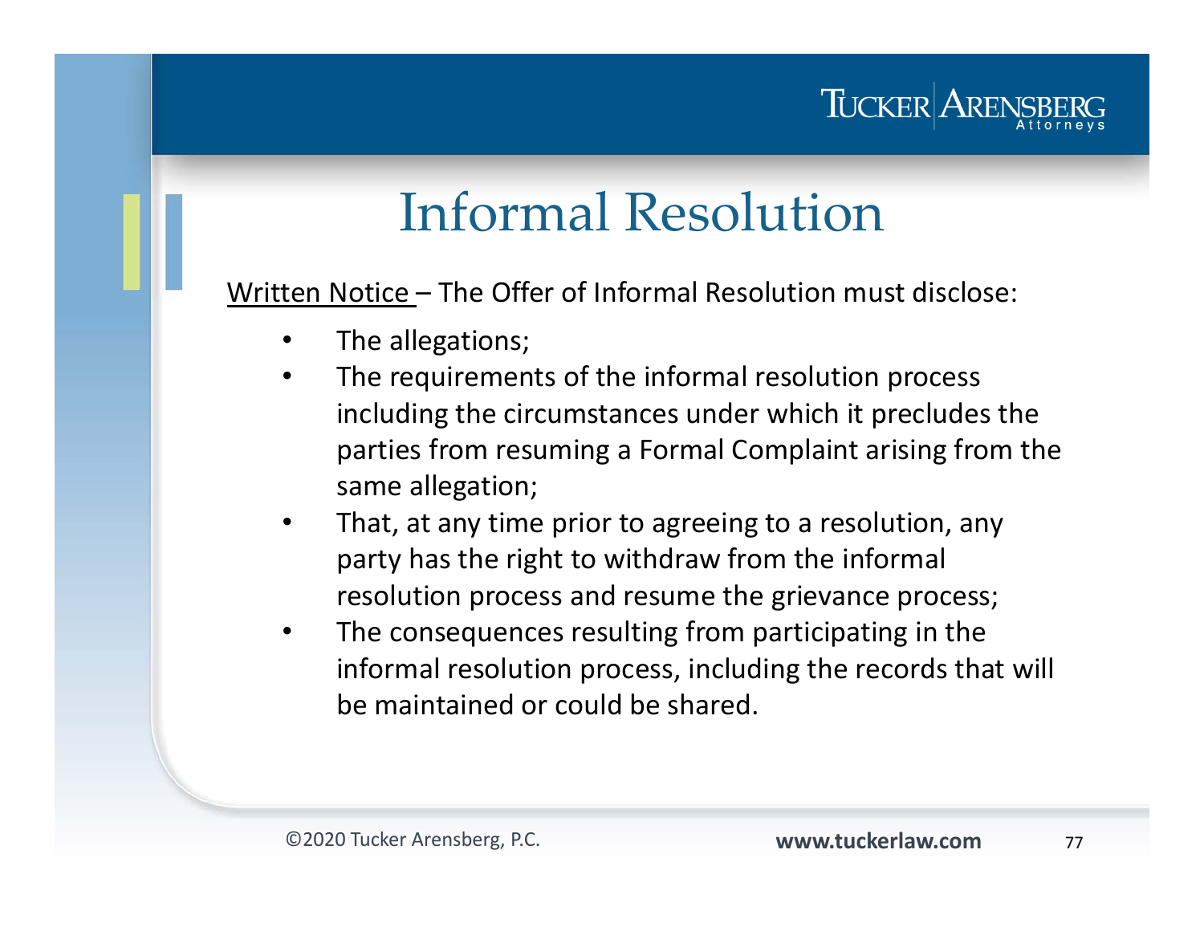# Informal Resolution

Written Notice – The Offer of Informal Resolution must disclose:

- The allegations;
- The requirements of the informal resolution process including the circumstances under which it precludes the parties from resuming a Formal Complaint arising from the same allegation;
- That, at any time prior to agreeing to a resolution, any party has the right to withdraw from the informal resolution process and resume the grievance process;
- The consequences resulting from participating in the informal resolution process, including the records that will be maintained or could be shared.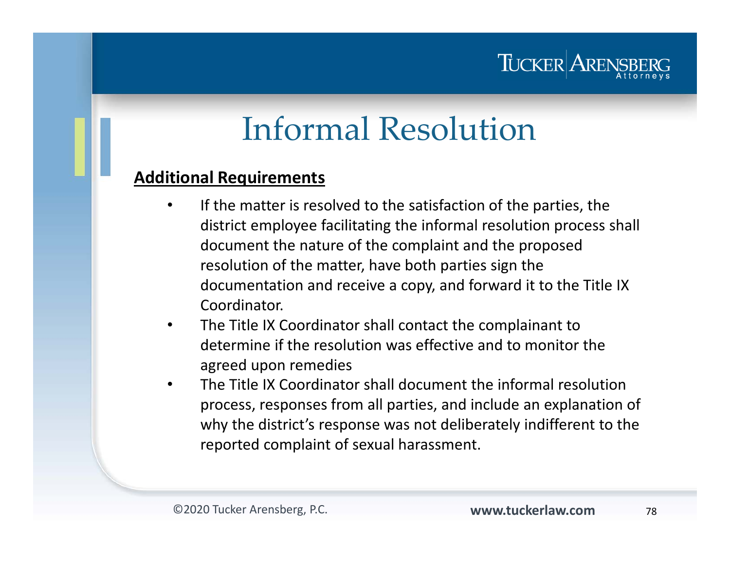# Informal Resolution

**Additional Requirements**

- If the matter is resolved to the satisfaction of the parties, the district employee facilitating the informal resolution process shall document the nature of the complaint and the proposed resolution of the matter, have both parties sign the documentation and receive a copy, and forward it to the Title IX Coordinator.
- The Title IX Coordinator shall contact the complainant to determine if the resolution was effective and to monitor the agreed upon remedies
- The Title IX Coordinator shall document the informal resolution process, responses from all parties, and include an explanation of why the district's response was not deliberately indifferent to the reported complaint of sexual harassment.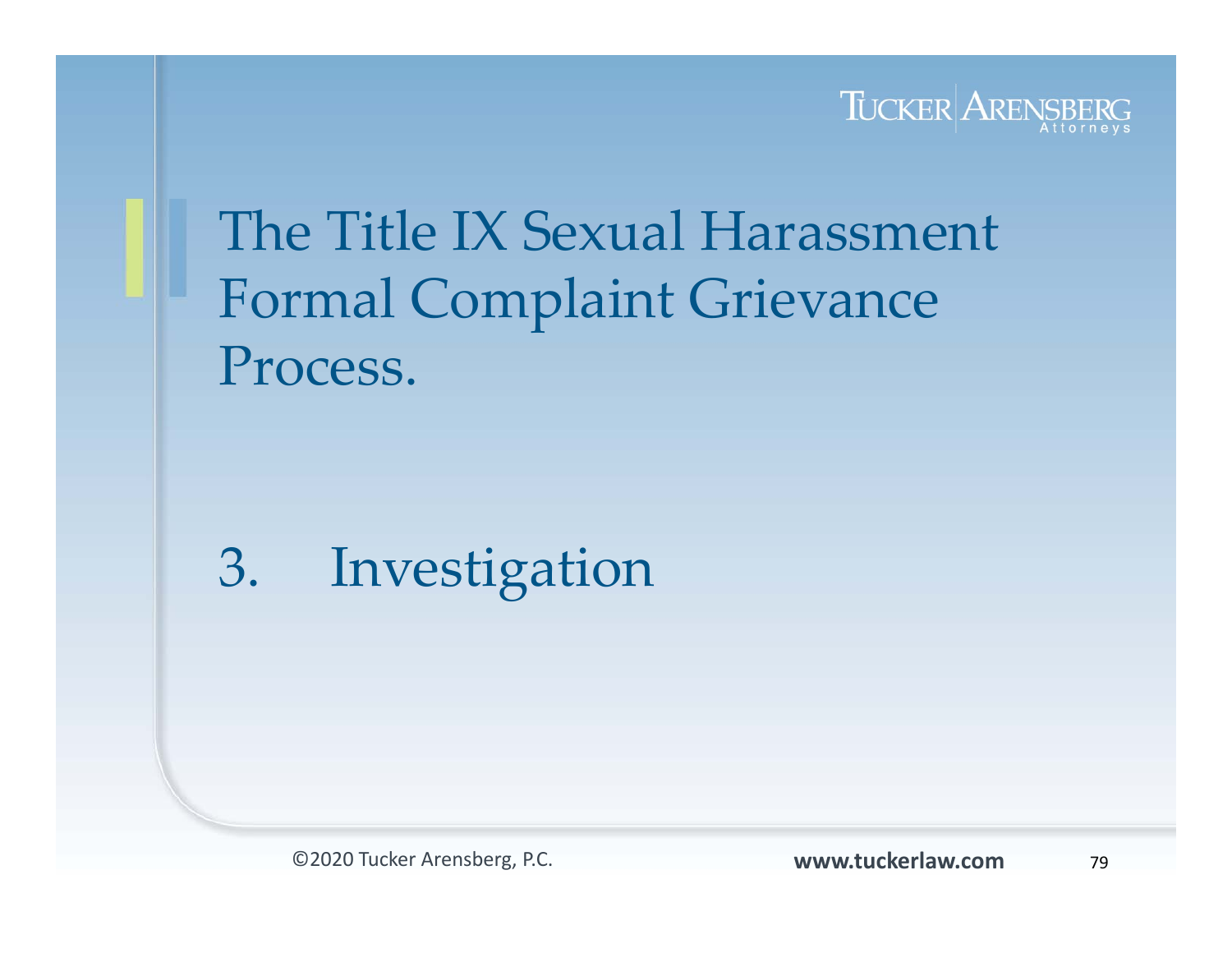# The Title IX Sexual Harassment Formal Complaint Grievance Process.

3. Investigation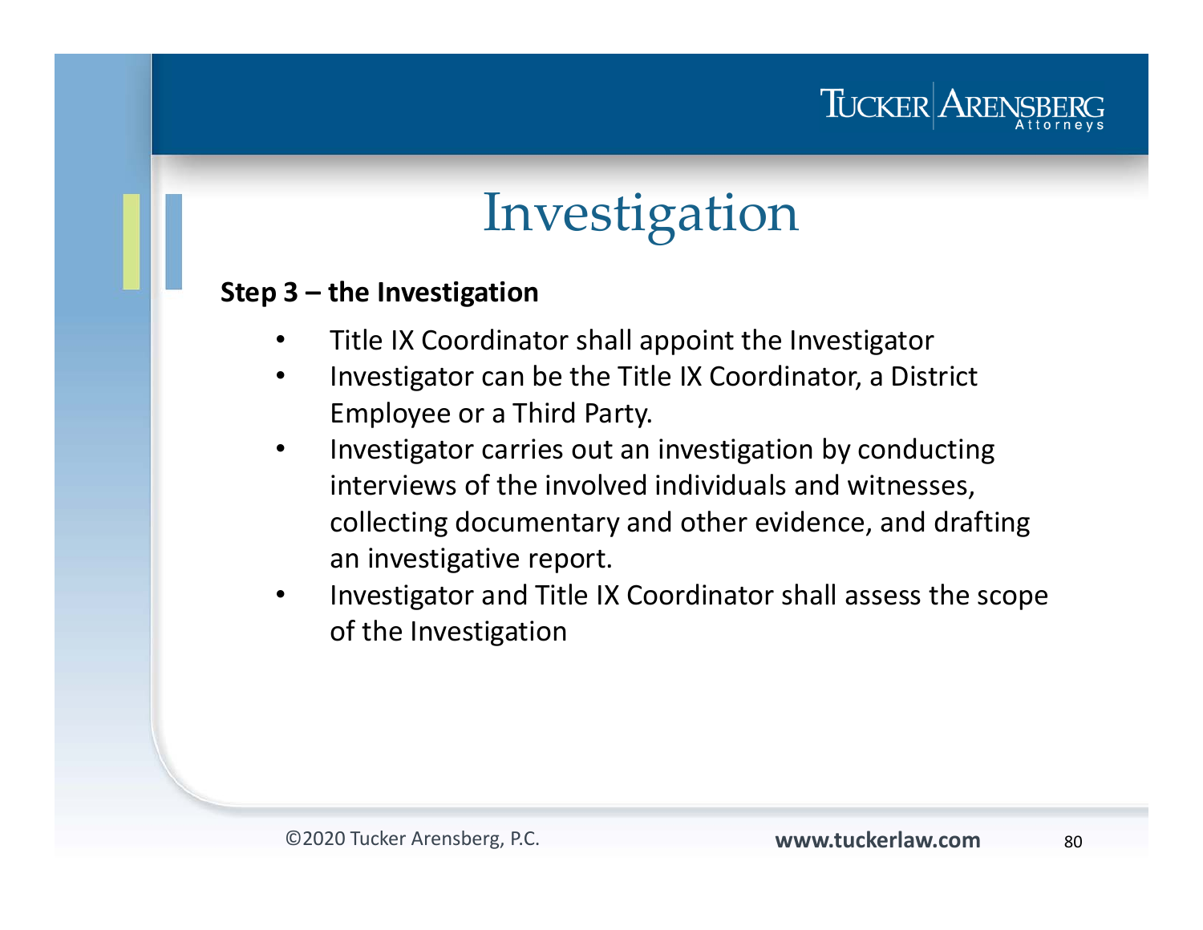# Investigation

**Step 3 – the Investigation**

- Title IX Coordinator shall appoint the Investigator
- Investigator can be the Title IX Coordinator, a District Employee or a Third Party.
- Investigator carries out an investigation by conducting interviews of the involved individuals and witnesses, collecting documentary and other evidence, and drafting an investigative report.
- Investigator and Title IX Coordinator shall assess the scope of the Investigation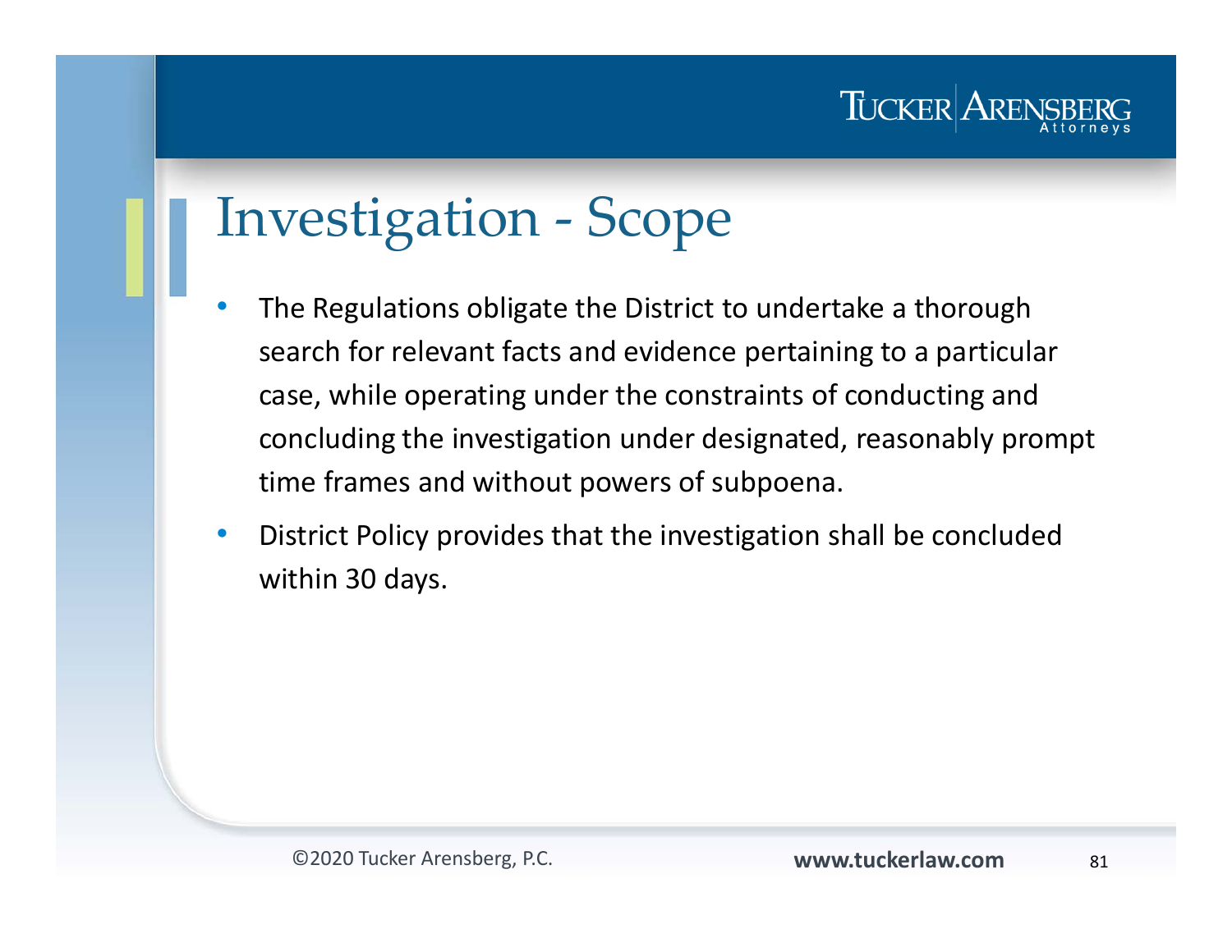# Investigation - Scope

- The Regulations obligate the District to undertake a thorough search for relevant facts and evidence pertaining to a particular case, while operating under the constraints of conducting and concluding the investigation under designated, reasonably prompt time frames and without powers of subpoena.
- District Policy provides that the investigation shall be concluded within 30 days.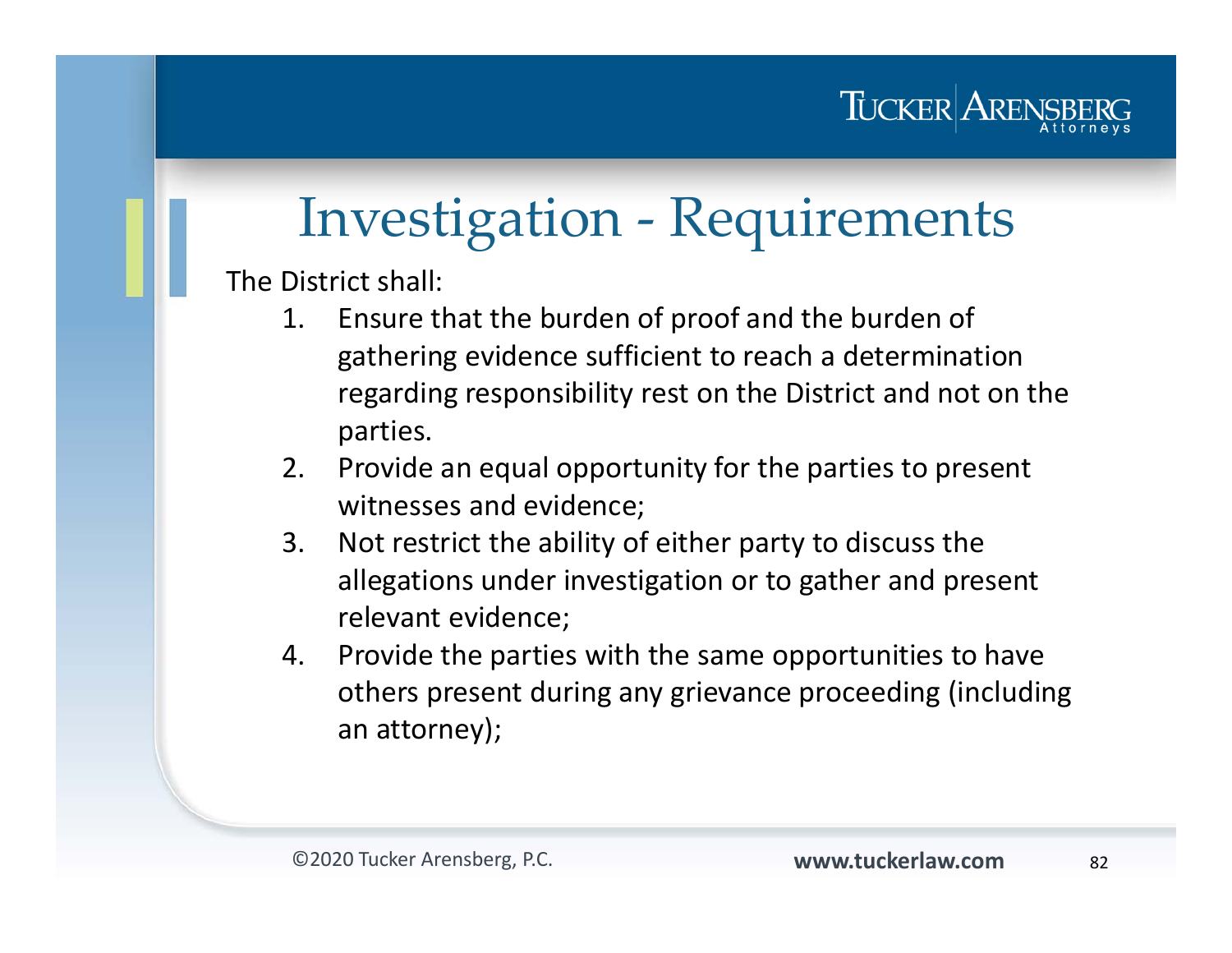# Investigation - Requirements

The District shall:

1. Ensure that the burden of proof and the burden of gathering evidence sufficient to reach a determination regarding responsibility rest on the District and not on the parties.
2. Provide an equal opportunity for the parties to present witnesses and evidence;
3. Not restrict the ability of either party to discuss the allegations under investigation or to gather and present relevant evidence;
4. Provide the parties with the same opportunities to have others present during any grievance proceeding (including an attorney);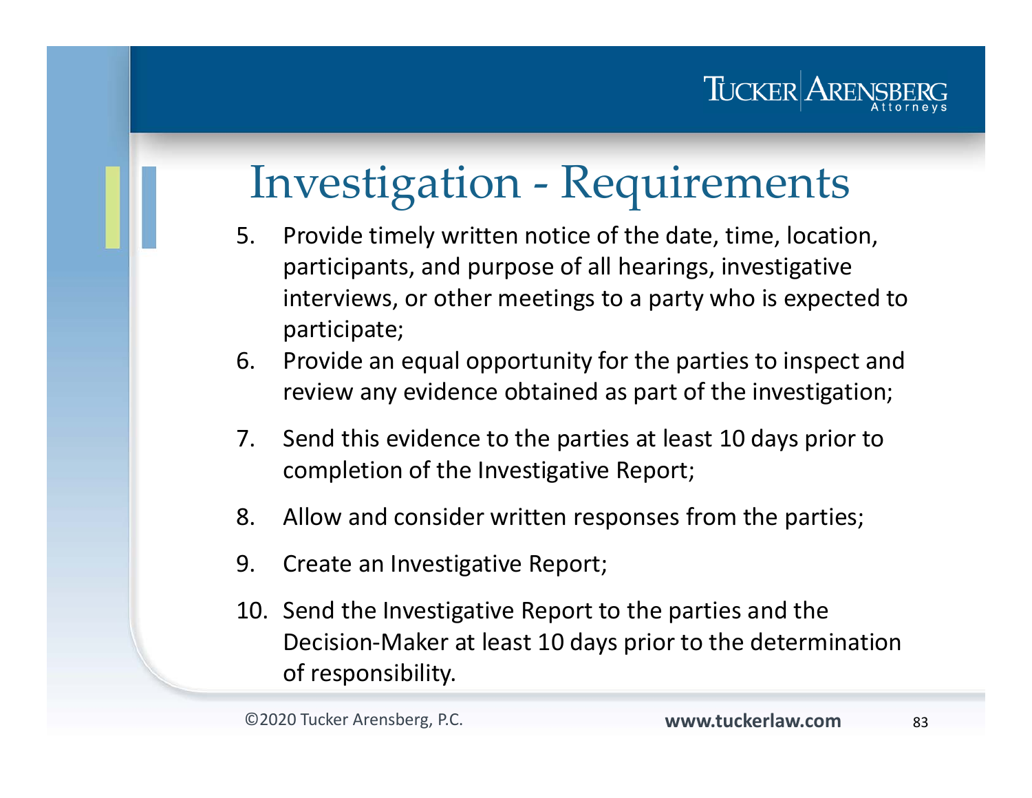# Investigation - Requirements

5. Provide timely written notice of the date, time, location, participants, and purpose of all hearings, investigative interviews, or other meetings to a party who is expected to participate;
6. Provide an equal opportunity for the parties to inspect and review any evidence obtained as part of the investigation;
7. Send this evidence to the parties at least 10 days prior to completion of the Investigative Report;
8. Allow and consider written responses from the parties;
9. Create an Investigative Report;
10. Send the Investigative Report to the parties and the Decision-Maker at least 10 days prior to the determination of responsibility.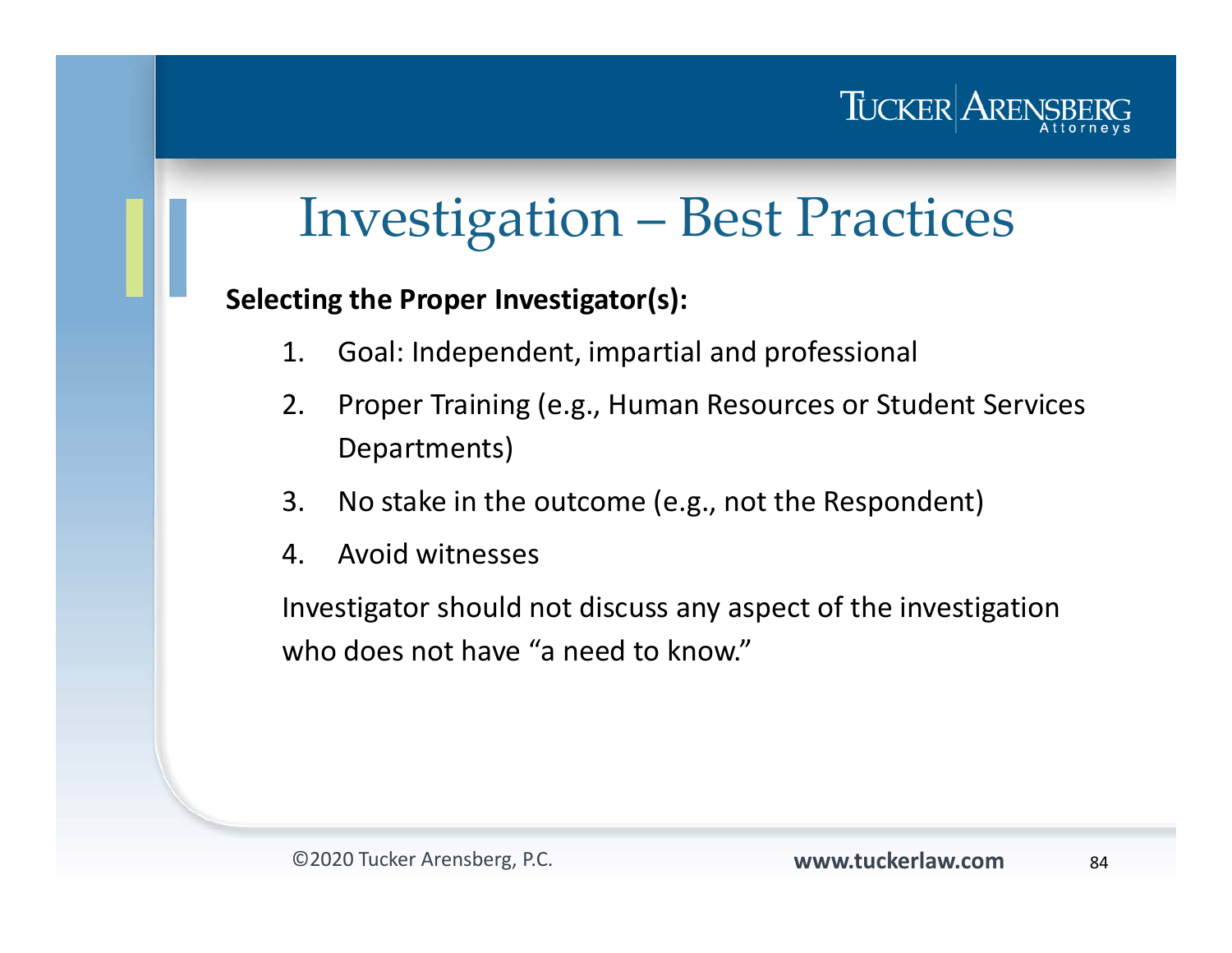# Investigation – Best Practices

**Selecting the Proper Investigator(s):**

1. Goal: Independent, impartial and professional
2. Proper Training (e.g., Human Resources or Student Services Departments)
3. No stake in the outcome (e.g., not the Respondent)
4. Avoid witnesses

Investigator should not discuss any aspect of the investigation who does not have "a need to know."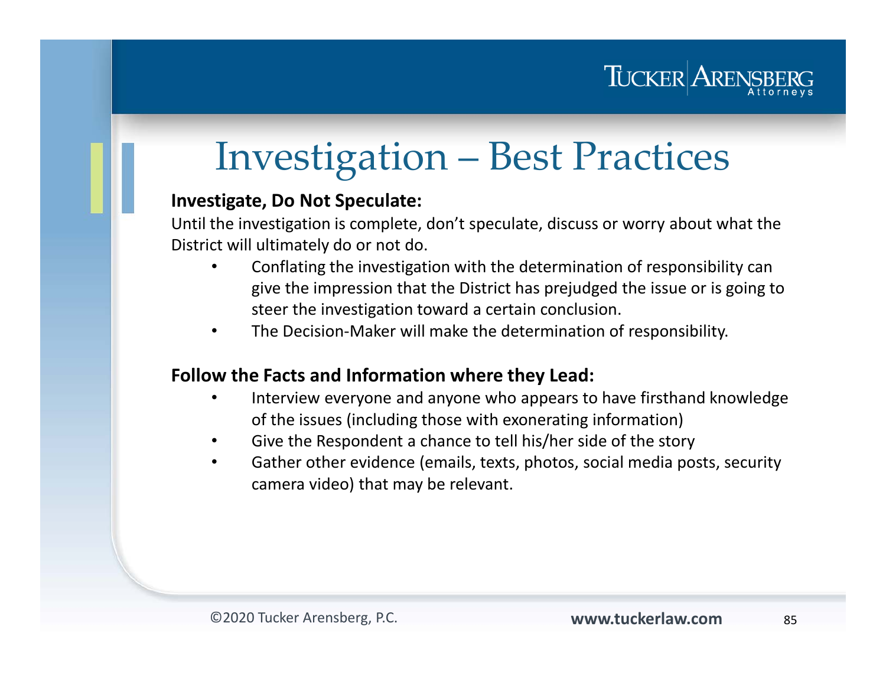# Investigation – Best Practices

**Investigate, Do Not Speculate:**

Until the investigation is complete, don't speculate, discuss or worry about what the District will ultimately do or not do.

- Conflating the investigation with the determination of responsibility can give the impression that the District has prejudged the issue or is going to steer the investigation toward a certain conclusion.
- The Decision-Maker will make the determination of responsibility.

**Follow the Facts and Information where they Lead:**

- Interview everyone and anyone who appears to have firsthand knowledge of the issues (including those with exonerating information)
- Give the Respondent a chance to tell his/her side of the story
- Gather other evidence (emails, texts, photos, social media posts, security camera video) that may be relevant.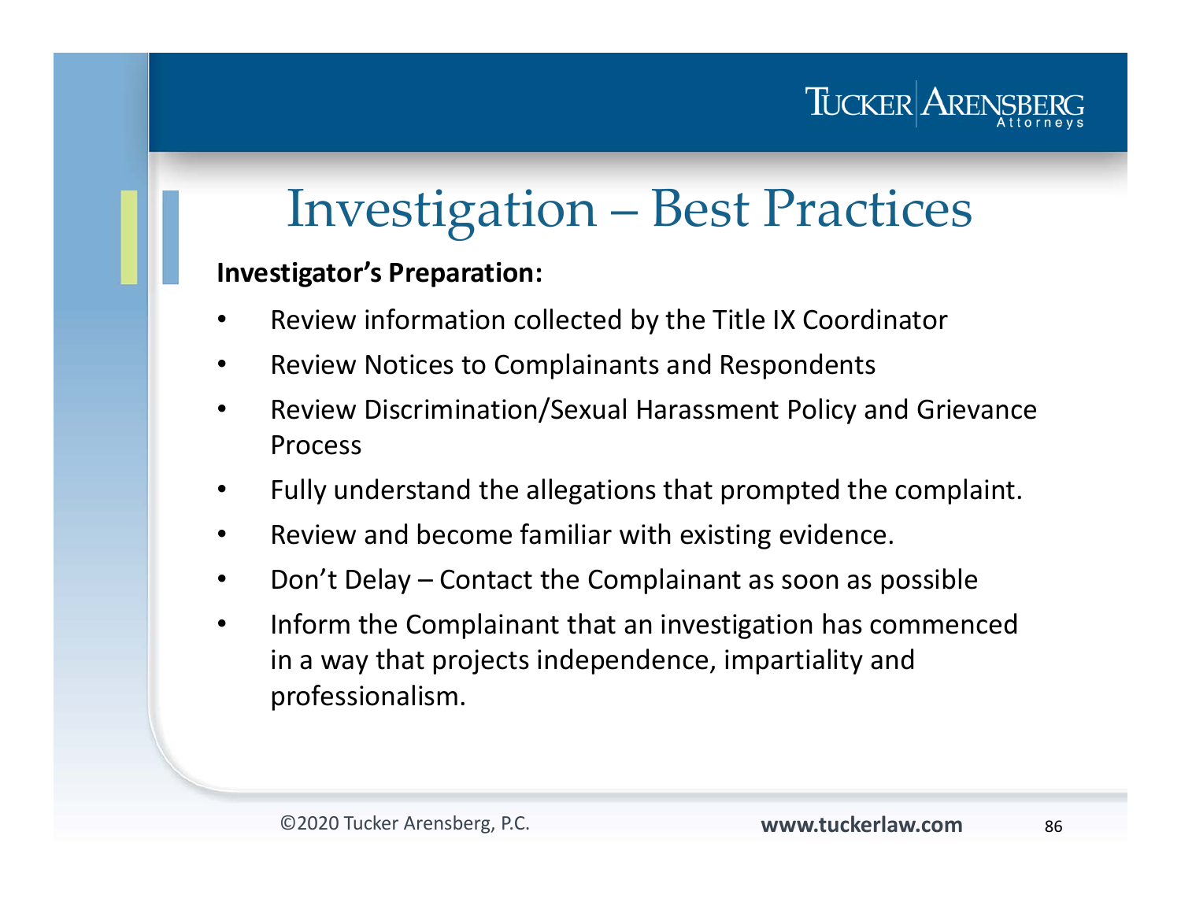# Investigation – Best Practices

**Investigator's Preparation:**

- Review information collected by the Title IX Coordinator
- Review Notices to Complainants and Respondents
- Review Discrimination/Sexual Harassment Policy and Grievance Process
- Fully understand the allegations that prompted the complaint.
- Review and become familiar with existing evidence.
- Don't Delay – Contact the Complainant as soon as possible
- Inform the Complainant that an investigation has commenced in a way that projects independence, impartiality and professionalism.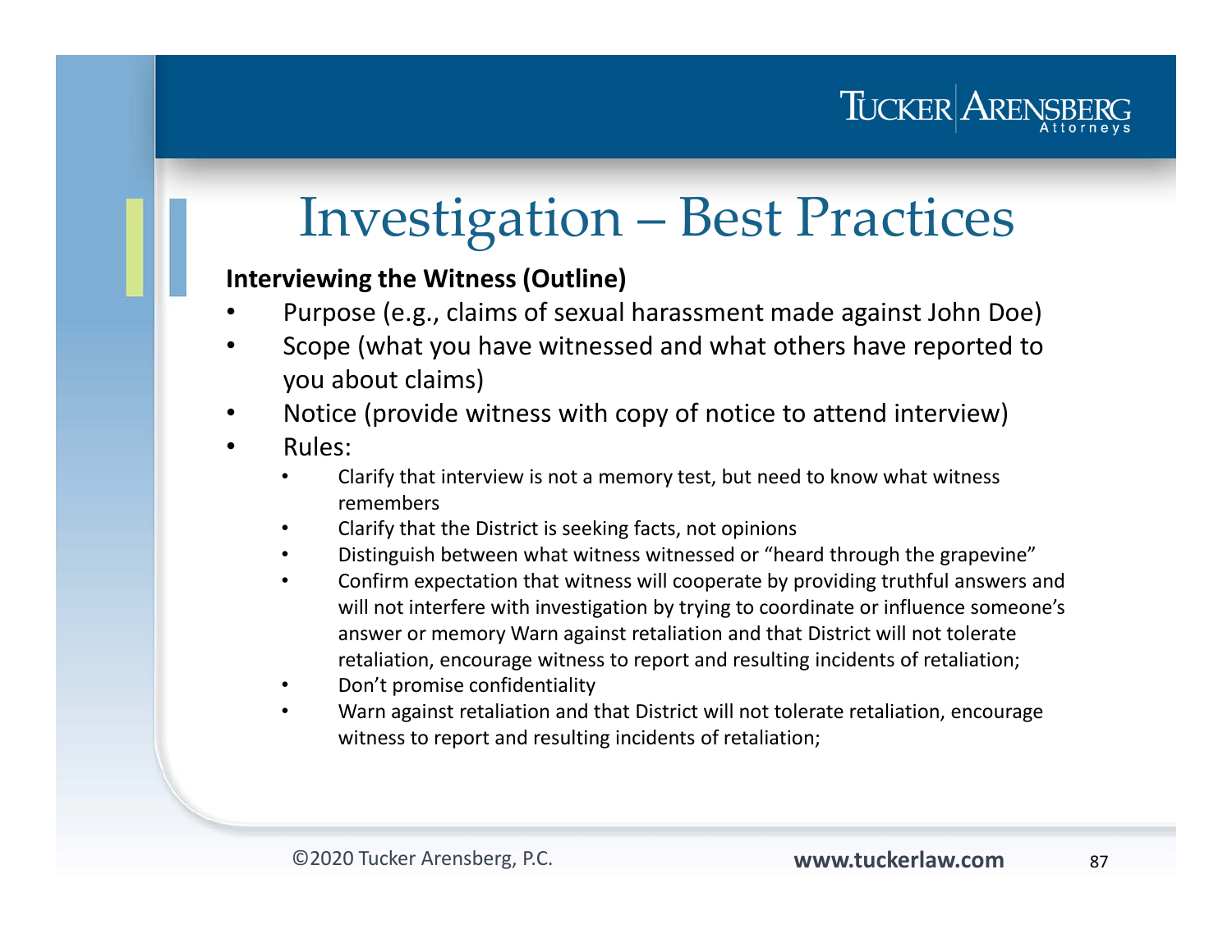# Investigation – Best Practices

**Interviewing the Witness (Outline)**

- Purpose (e.g., claims of sexual harassment made against John Doe)
- Scope (what you have witnessed and what others have reported to you about claims)
- Notice (provide witness with copy of notice to attend interview)
- Rules:
  - Clarify that interview is not a memory test, but need to know what witness remembers
  - Clarify that the District is seeking facts, not opinions
  - Distinguish between what witness witnessed or "heard through the grapevine"
  - Confirm expectation that witness will cooperate by providing truthful answers and will not interfere with investigation by trying to coordinate or influence someone's answer or memory Warn against retaliation and that District will not tolerate retaliation, encourage witness to report and resulting incidents of retaliation;
  - Don't promise confidentiality
  - Warn against retaliation and that District will not tolerate retaliation, encourage witness to report and resulting incidents of retaliation;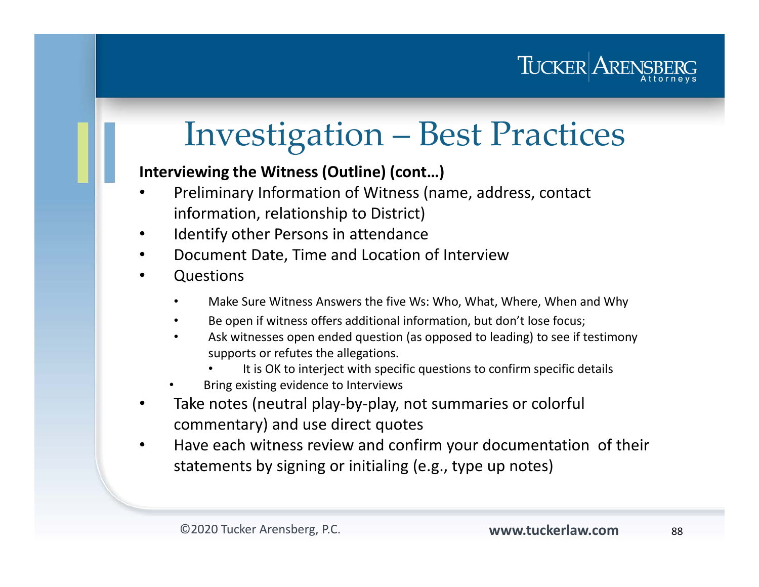# Investigation – Best Practices

**Interviewing the Witness (Outline) (cont…)**

- Preliminary Information of Witness (name, address, contact information, relationship to District)
- Identify other Persons in attendance
- Document Date, Time and Location of Interview
- Questions
  - Make Sure Witness Answers the five Ws: Who, What, Where, When and Why
  - Be open if witness offers additional information, but don't lose focus;
  - Ask witnesses open ended question (as opposed to leading) to see if testimony supports or refutes the allegations.
    - It is OK to interject with specific questions to confirm specific details
  - Bring existing evidence to Interviews
- Take notes (neutral play-by-play, not summaries or colorful commentary) and use direct quotes
- Have each witness review and confirm your documentation of their statements by signing or initialing (e.g., type up notes)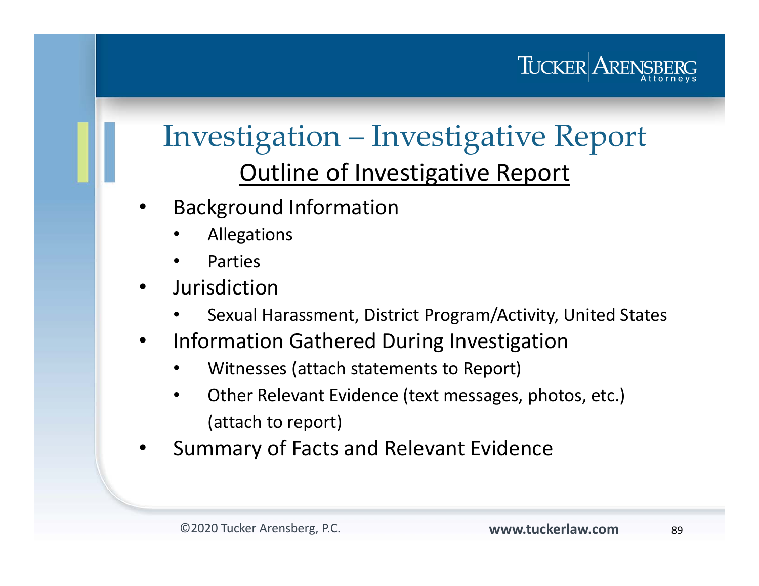# Investigation – Investigative Report

## Outline of Investigative Report

- Background Information
  - Allegations
  - Parties
- Jurisdiction
  - Sexual Harassment, District Program/Activity, United States
- Information Gathered During Investigation
  - Witnesses (attach statements to Report)
  - Other Relevant Evidence (text messages, photos, etc.) (attach to report)
- Summary of Facts and Relevant Evidence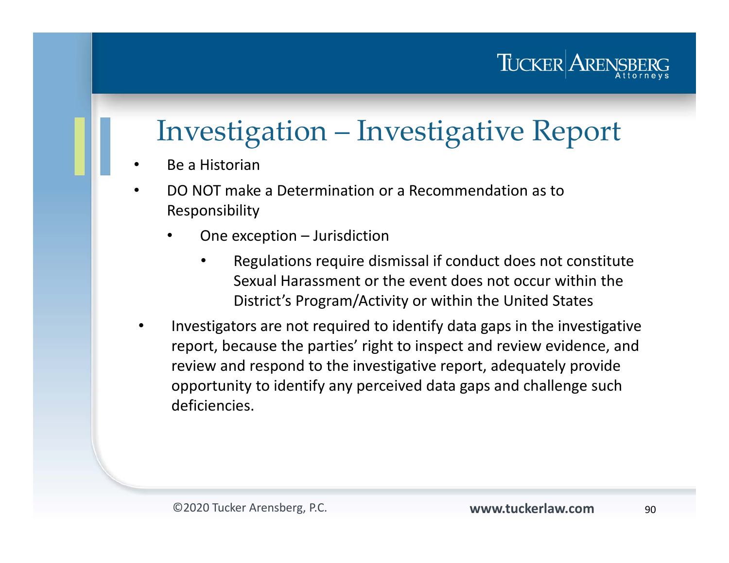# Investigation – Investigative Report

- Be a Historian
- DO NOT make a Determination or a Recommendation as to Responsibility
  - One exception – Jurisdiction
    - Regulations require dismissal if conduct does not constitute Sexual Harassment or the event does not occur within the District's Program/Activity or within the United States
- Investigators are not required to identify data gaps in the investigative report, because the parties' right to inspect and review evidence, and review and respond to the investigative report, adequately provide opportunity to identify any perceived data gaps and challenge such deficiencies.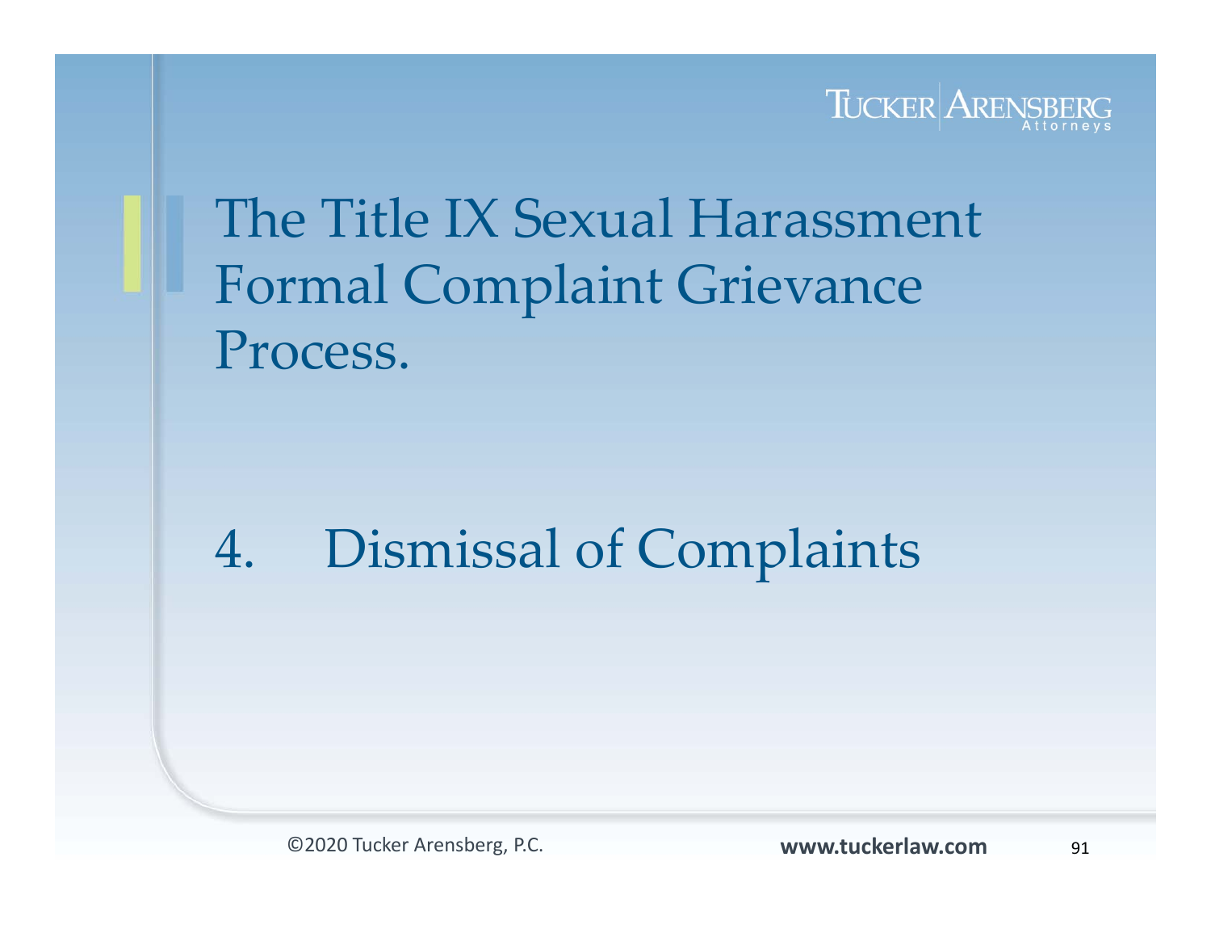# The Title IX Sexual Harassment Formal Complaint Grievance Process.

4. Dismissal of Complaints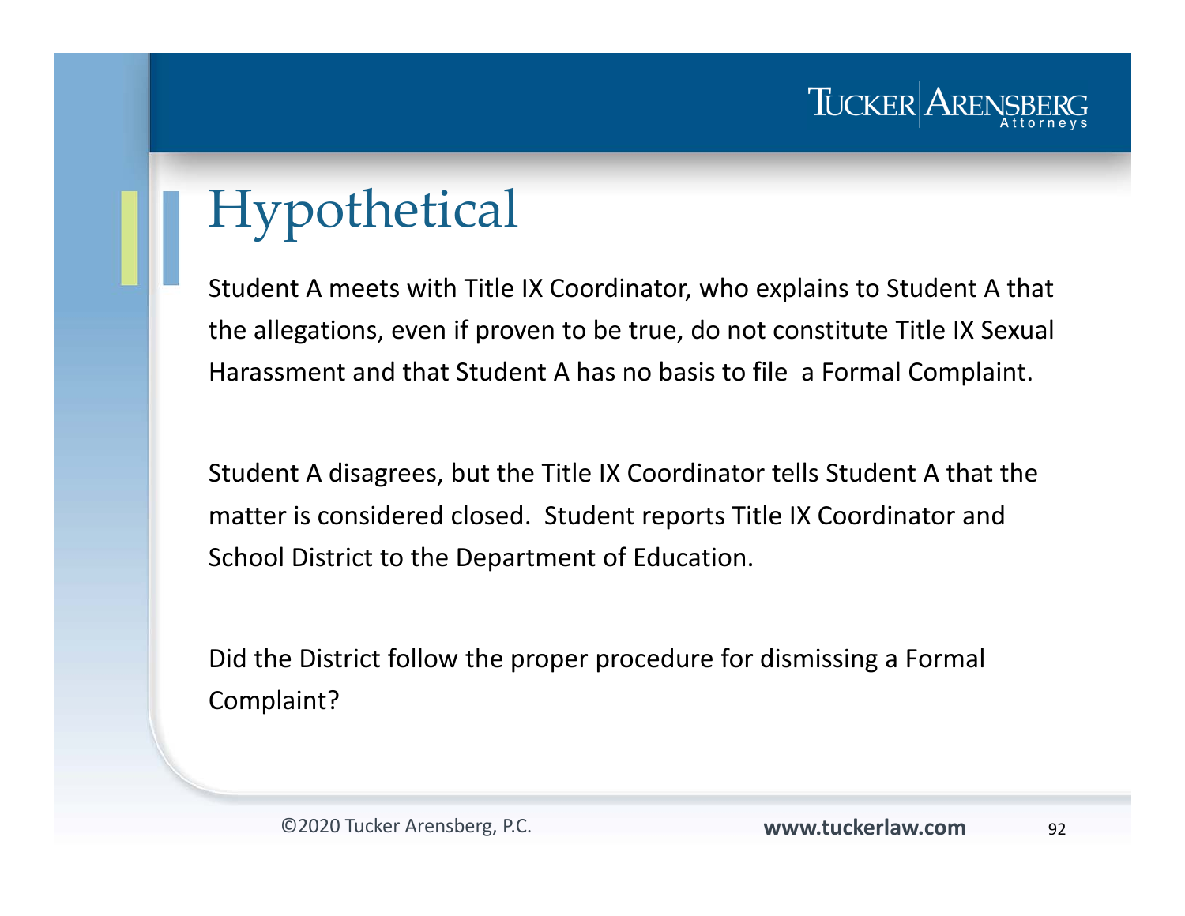# Hypothetical

Student A meets with Title IX Coordinator, who explains to Student A that the allegations, even if proven to be true, do not constitute Title IX Sexual Harassment and that Student A has no basis to file a Formal Complaint.

Student A disagrees, but the Title IX Coordinator tells Student A that the matter is considered closed. Student reports Title IX Coordinator and School District to the Department of Education.

Did the District follow the proper procedure for dismissing a Formal Complaint?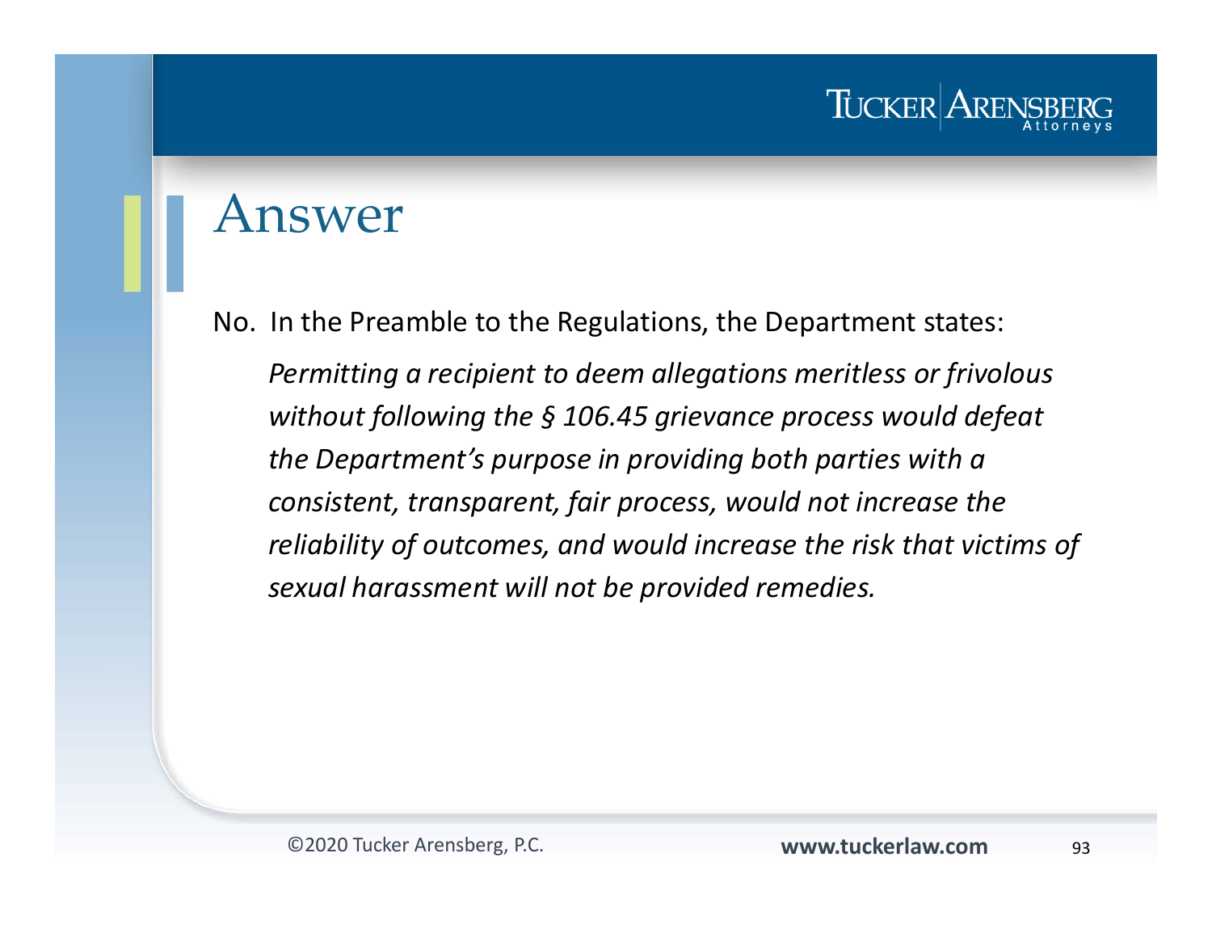# Answer

No. In the Preamble to the Regulations, the Department states:

> *Permitting a recipient to deem allegations meritless or frivolous without following the § 106.45 grievance process would defeat the Department's purpose in providing both parties with a consistent, transparent, fair process, would not increase the reliability of outcomes, and would increase the risk that victims of sexual harassment will not be provided remedies.*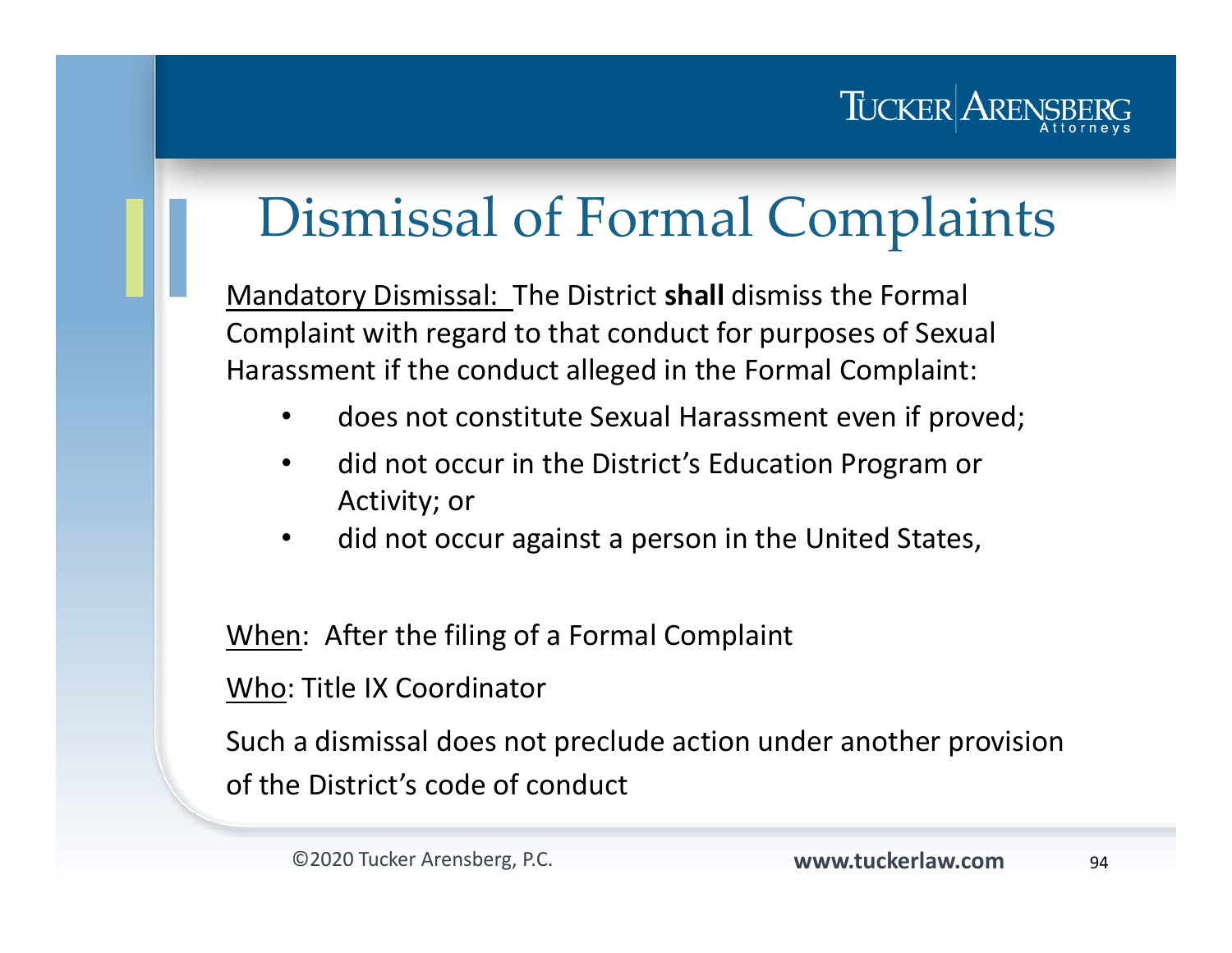# Dismissal of Formal Complaints

Mandatory Dismissal: The District **shall** dismiss the Formal Complaint with regard to that conduct for purposes of Sexual Harassment if the conduct alleged in the Formal Complaint:

- does not constitute Sexual Harassment even if proved;
- did not occur in the District's Education Program or Activity; or
- did not occur against a person in the United States,

When: After the filing of a Formal Complaint

Who: Title IX Coordinator

Such a dismissal does not preclude action under another provision of the District's code of conduct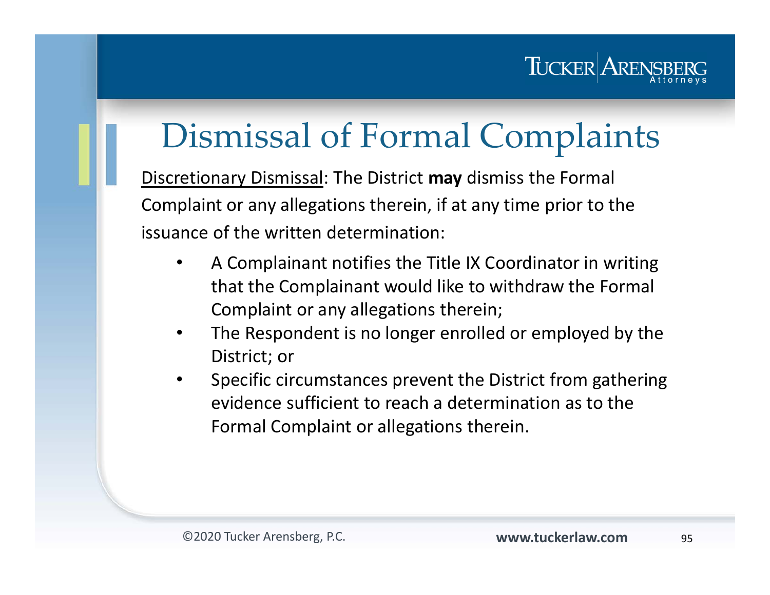# Dismissal of Formal Complaints

Discretionary Dismissal: The District **may** dismiss the Formal Complaint or any allegations therein, if at any time prior to the issuance of the written determination:

- A Complainant notifies the Title IX Coordinator in writing that the Complainant would like to withdraw the Formal Complaint or any allegations therein;
- The Respondent is no longer enrolled or employed by the District; or
- Specific circumstances prevent the District from gathering evidence sufficient to reach a determination as to the Formal Complaint or allegations therein.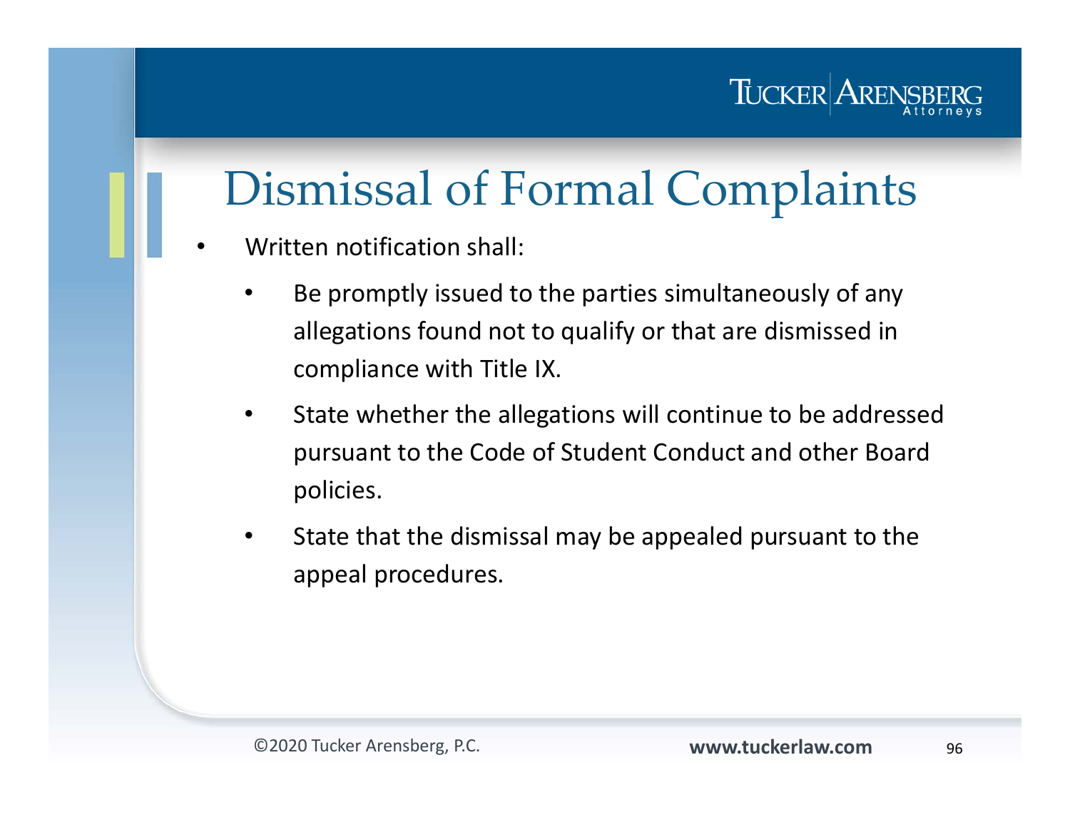# Dismissal of Formal Complaints

- Written notification shall:
  - Be promptly issued to the parties simultaneously of any allegations found not to qualify or that are dismissed in compliance with Title IX.
  - State whether the allegations will continue to be addressed pursuant to the Code of Student Conduct and other Board policies.
  - State that the dismissal may be appealed pursuant to the appeal procedures.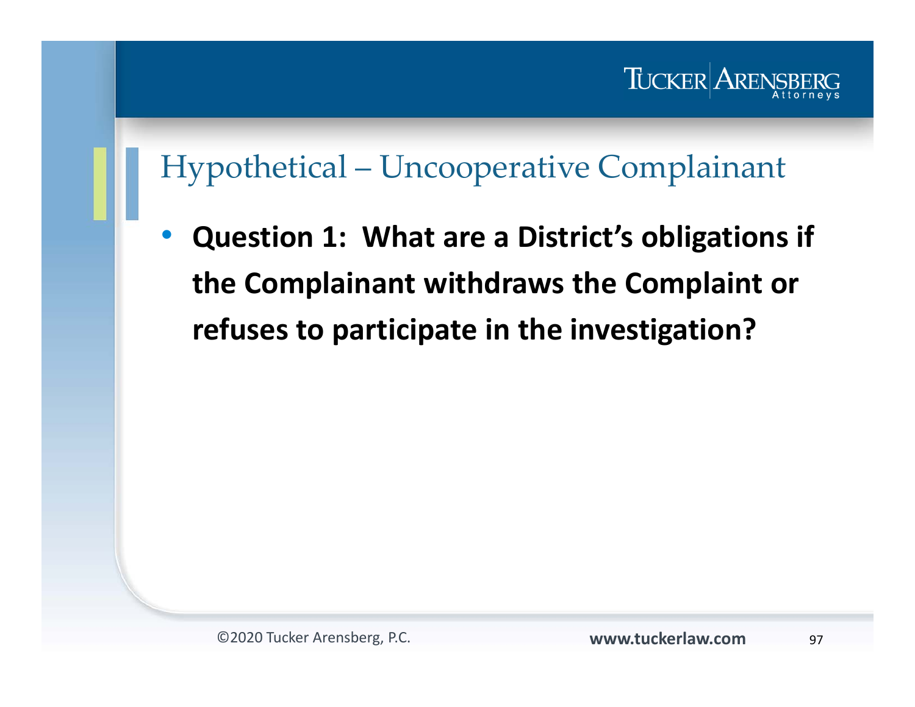## Hypothetical – Uncooperative Complainant

- **Question 1: What are a District's obligations if the Complainant withdraws the Complaint or refuses to participate in the investigation?**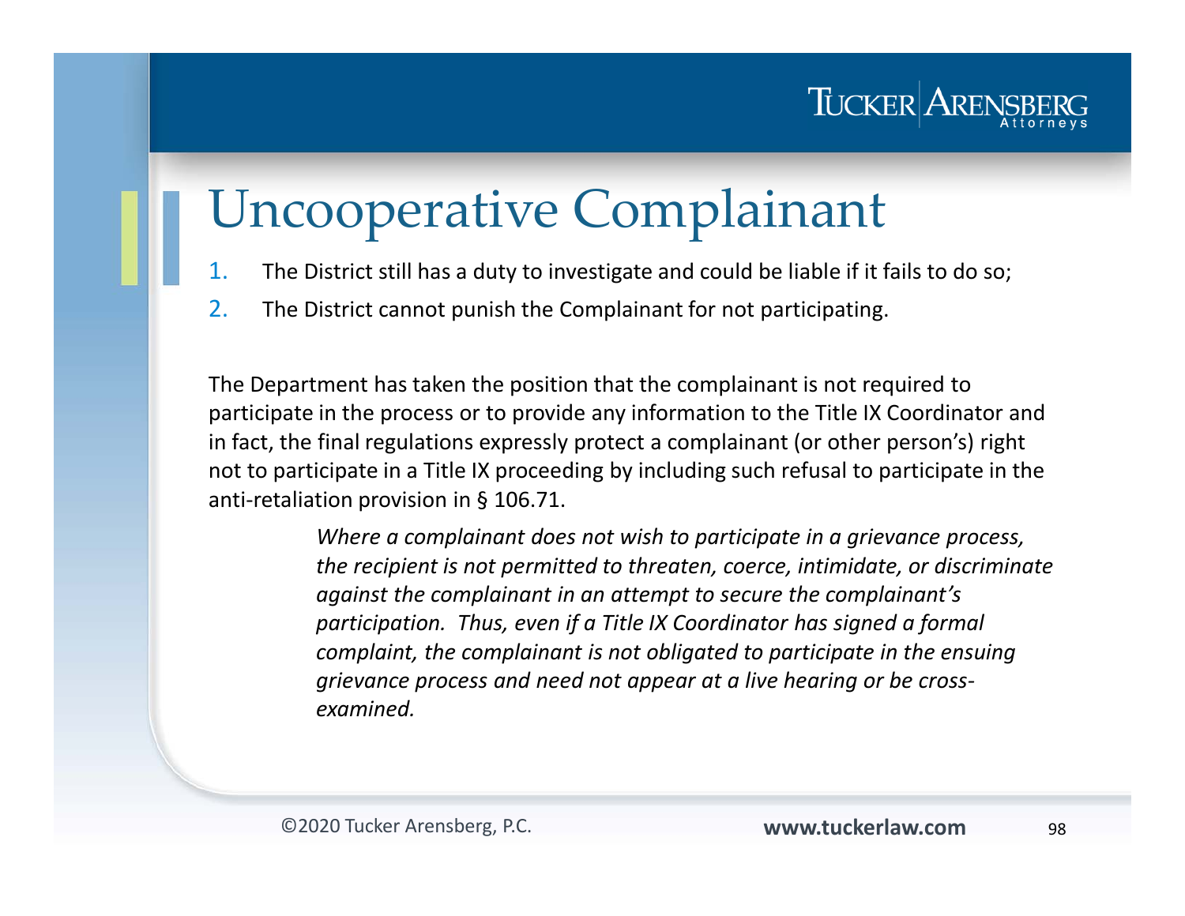# Uncooperative Complainant

1. The District still has a duty to investigate and could be liable if it fails to do so;
2. The District cannot punish the Complainant for not participating.

The Department has taken the position that the complainant is not required to participate in the process or to provide any information to the Title IX Coordinator and in fact, the final regulations expressly protect a complainant (or other person's) right not to participate in a Title IX proceeding by including such refusal to participate in the anti-retaliation provision in § 106.71.

> *Where a complainant does not wish to participate in a grievance process, the recipient is not permitted to threaten, coerce, intimidate, or discriminate against the complainant in an attempt to secure the complainant's participation. Thus, even if a Title IX Coordinator has signed a formal complaint, the complainant is not obligated to participate in the ensuing grievance process and need not appear at a live hearing or be cross-examined.*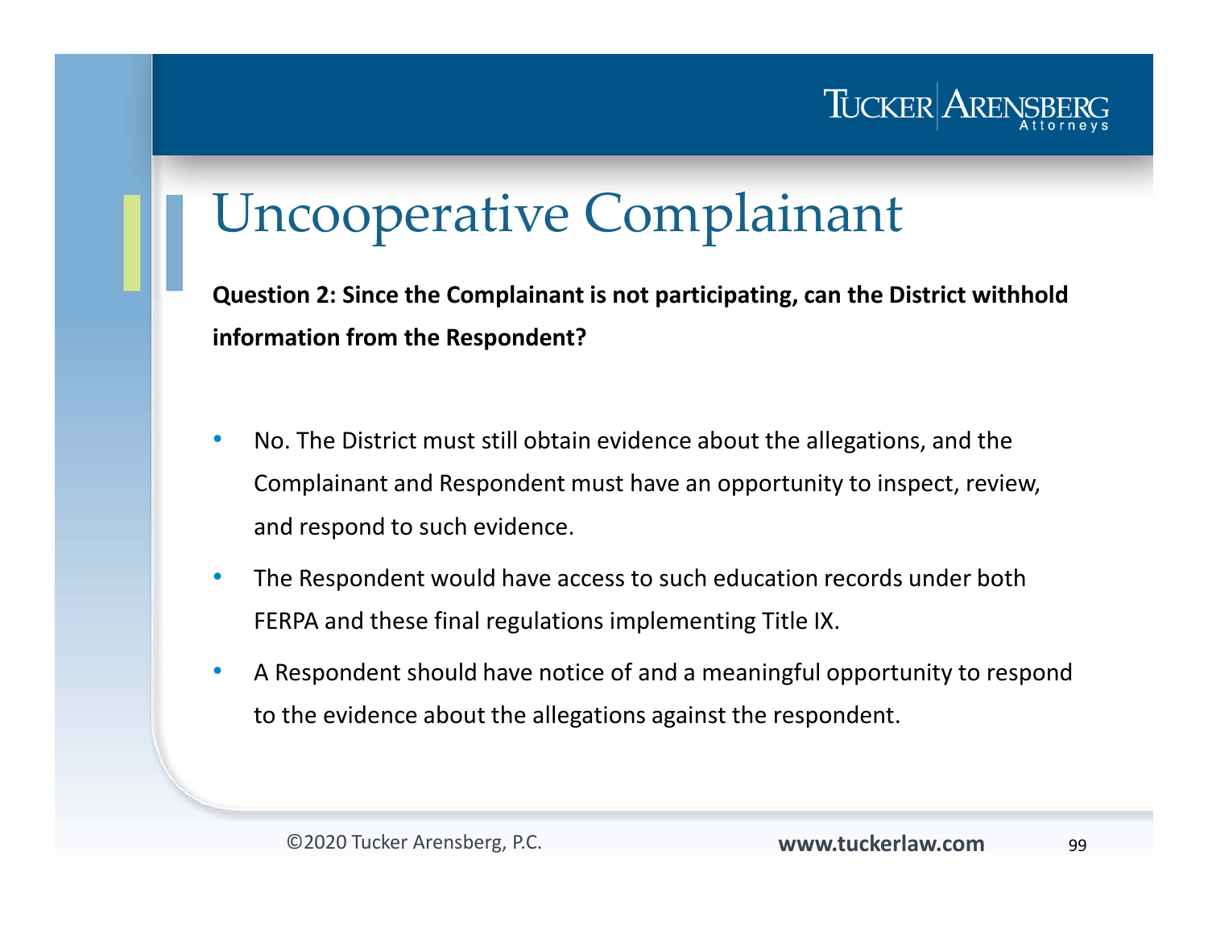# Uncooperative Complainant

**Question 2: Since the Complainant is not participating, can the District withhold information from the Respondent?**

- No. The District must still obtain evidence about the allegations, and the Complainant and Respondent must have an opportunity to inspect, review, and respond to such evidence.
- The Respondent would have access to such education records under both FERPA and these final regulations implementing Title IX.
- A Respondent should have notice of and a meaningful opportunity to respond to the evidence about the allegations against the respondent.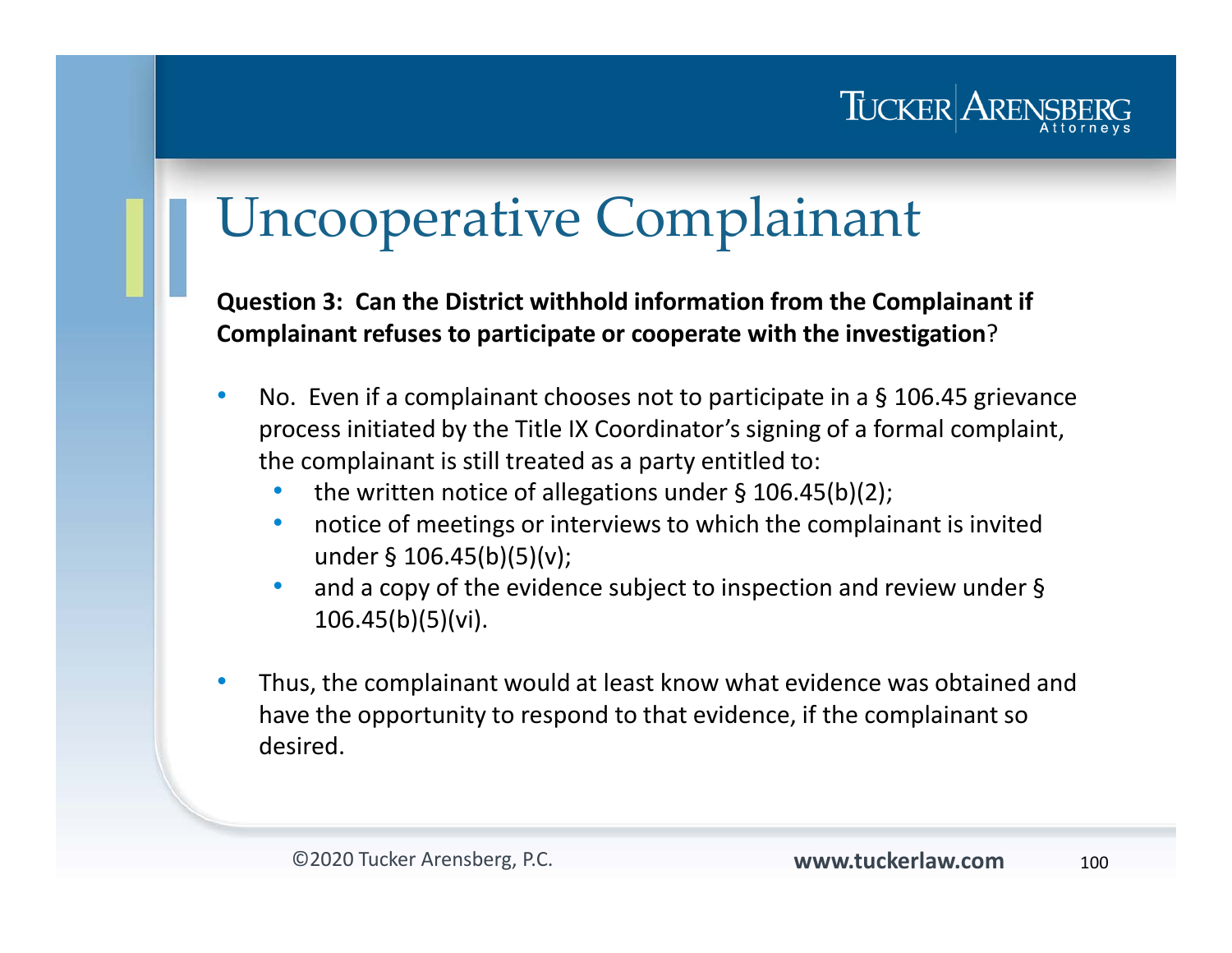# Uncooperative Complainant

**Question 3: Can the District withhold information from the Complainant if Complainant refuses to participate or cooperate with the investigation**?

- No. Even if a complainant chooses not to participate in a § 106.45 grievance process initiated by the Title IX Coordinator's signing of a formal complaint, the complainant is still treated as a party entitled to:
  - the written notice of allegations under § 106.45(b)(2);
  - notice of meetings or interviews to which the complainant is invited under § 106.45(b)(5)(v);
  - and a copy of the evidence subject to inspection and review under § 106.45(b)(5)(vi).

- Thus, the complainant would at least know what evidence was obtained and have the opportunity to respond to that evidence, if the complainant so desired.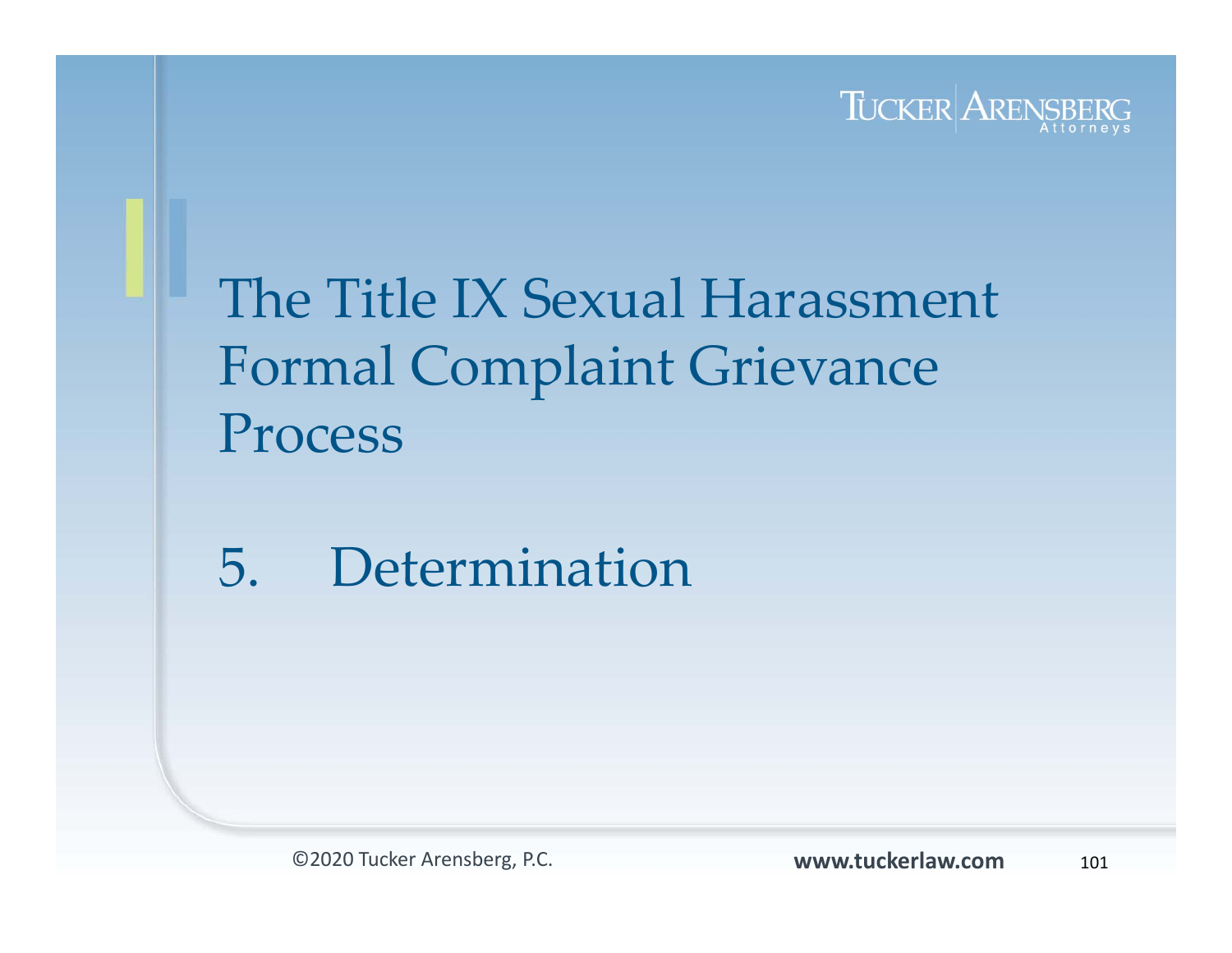# The Title IX Sexual Harassment Formal Complaint Grievance Process

## 5. Determination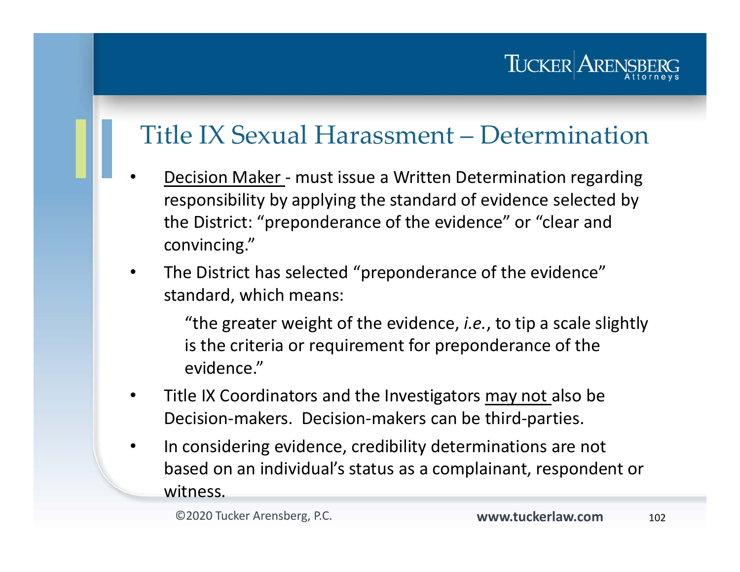# Title IX Sexual Harassment – Determination

- Decision Maker - must issue a Written Determination regarding responsibility by applying the standard of evidence selected by the District: "preponderance of the evidence" or "clear and convincing."
- The District has selected "preponderance of the evidence" standard, which means:

  "the greater weight of the evidence, *i.e.*, to tip a scale slightly is the criteria or requirement for preponderance of the evidence."

- Title IX Coordinators and the Investigators may not also be Decision-makers. Decision-makers can be third-parties.
- In considering evidence, credibility determinations are not based on an individual's status as a complainant, respondent or witness.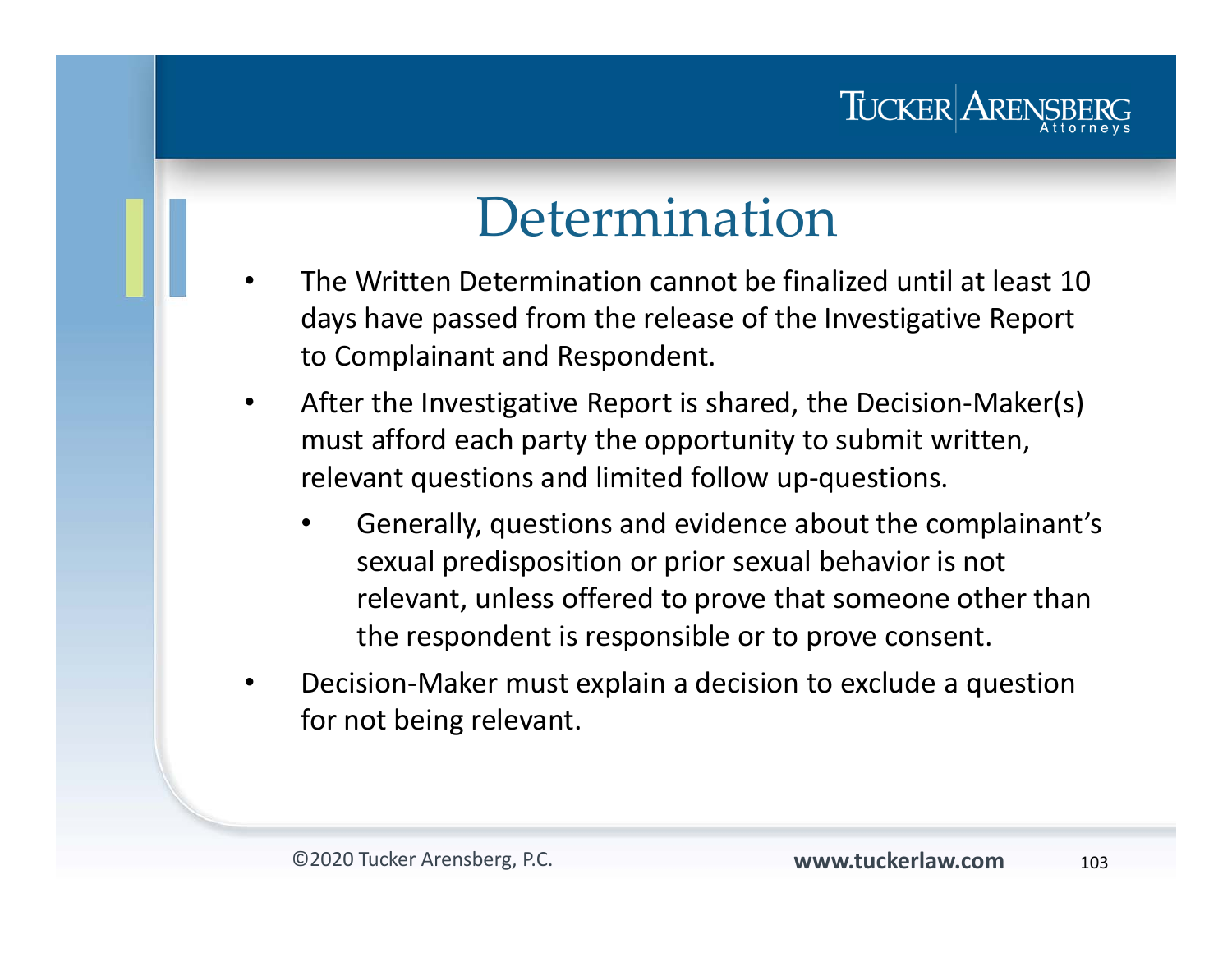# Determination

- The Written Determination cannot be finalized until at least 10 days have passed from the release of the Investigative Report to Complainant and Respondent.
- After the Investigative Report is shared, the Decision-Maker(s) must afford each party the opportunity to submit written, relevant questions and limited follow up-questions.
  - Generally, questions and evidence about the complainant's sexual predisposition or prior sexual behavior is not relevant, unless offered to prove that someone other than the respondent is responsible or to prove consent.
- Decision-Maker must explain a decision to exclude a question for not being relevant.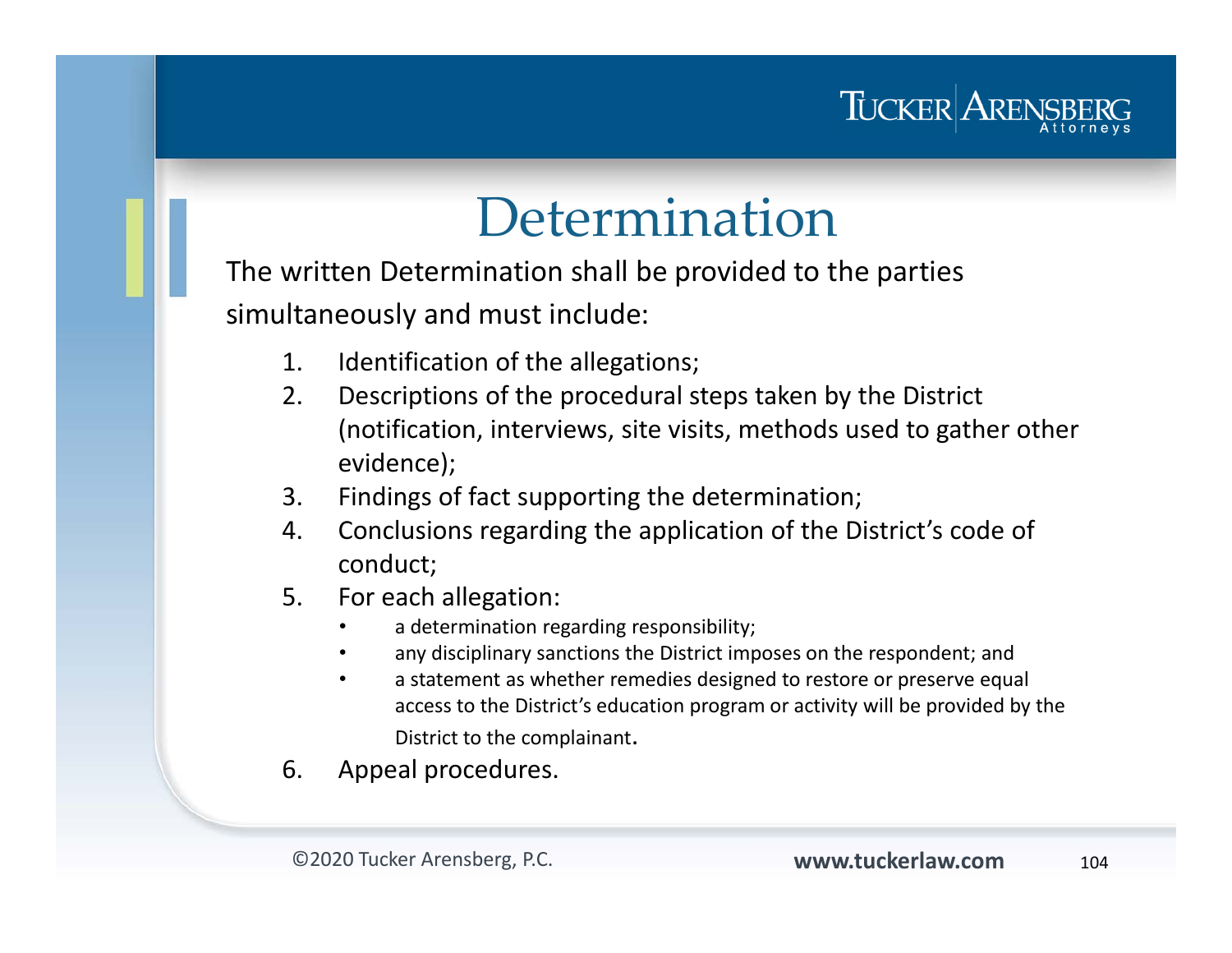# Determination

The written Determination shall be provided to the parties simultaneously and must include:

1. Identification of the allegations;
2. Descriptions of the procedural steps taken by the District (notification, interviews, site visits, methods used to gather other evidence);
3. Findings of fact supporting the determination;
4. Conclusions regarding the application of the District's code of conduct;
5. For each allegation:
   - a determination regarding responsibility;
   - any disciplinary sanctions the District imposes on the respondent; and
   - a statement as whether remedies designed to restore or preserve equal access to the District's education program or activity will be provided by the District to the complainant.
6. Appeal procedures.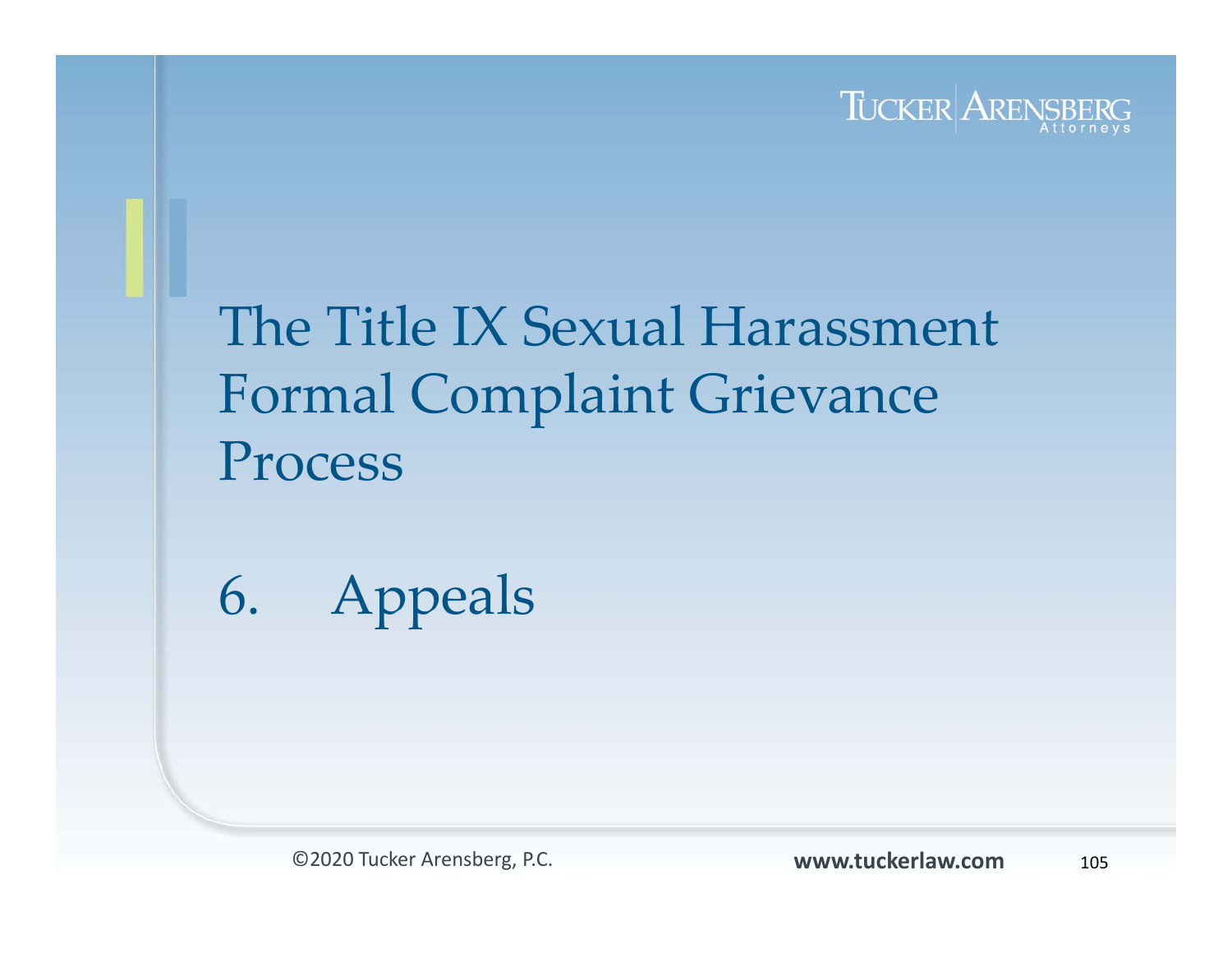# The Title IX Sexual Harassment Formal Complaint Grievance Process

## 6. Appeals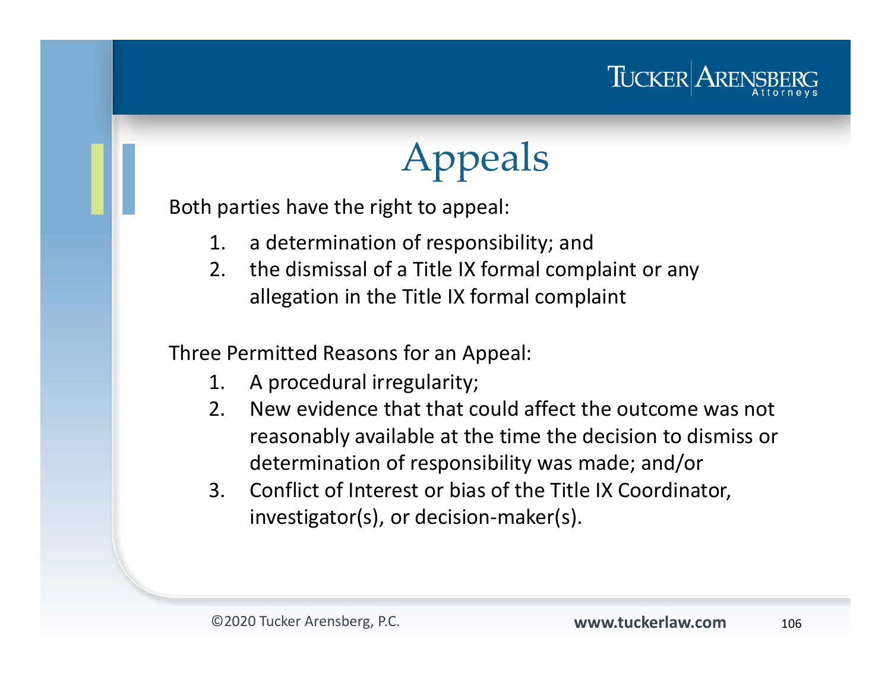# Appeals

Both parties have the right to appeal:

1. a determination of responsibility; and
2. the dismissal of a Title IX formal complaint or any allegation in the Title IX formal complaint

Three Permitted Reasons for an Appeal:

1. A procedural irregularity;
2. New evidence that that could affect the outcome was not reasonably available at the time the decision to dismiss or determination of responsibility was made; and/or
3. Conflict of Interest or bias of the Title IX Coordinator, investigator(s), or decision-maker(s).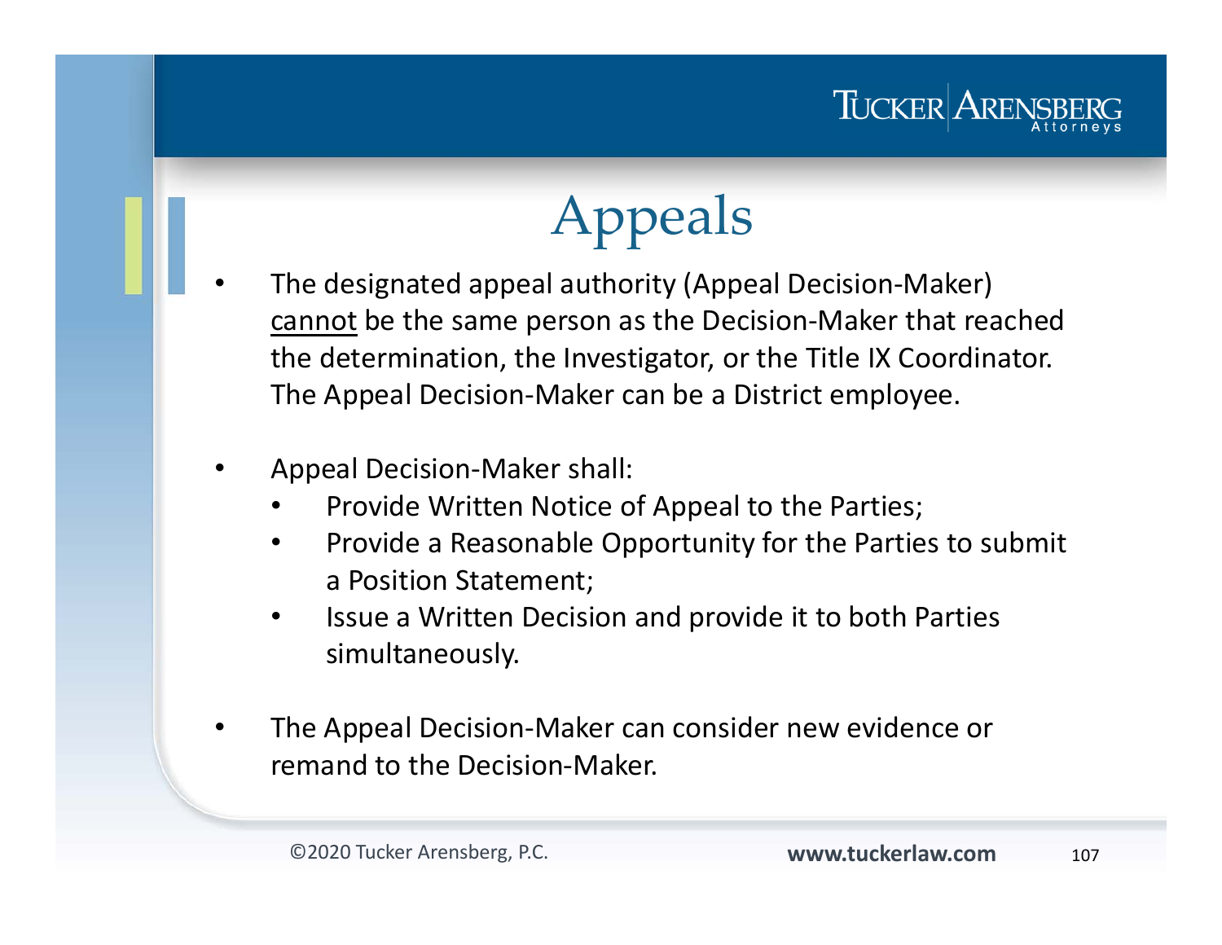# Appeals

- The designated appeal authority (Appeal Decision-Maker) <u>cannot</u> be the same person as the Decision-Maker that reached the determination, the Investigator, or the Title IX Coordinator. The Appeal Decision-Maker can be a District employee.

- Appeal Decision-Maker shall:
  - Provide Written Notice of Appeal to the Parties;
  - Provide a Reasonable Opportunity for the Parties to submit a Position Statement;
  - Issue a Written Decision and provide it to both Parties simultaneously.

- The Appeal Decision-Maker can consider new evidence or remand to the Decision-Maker.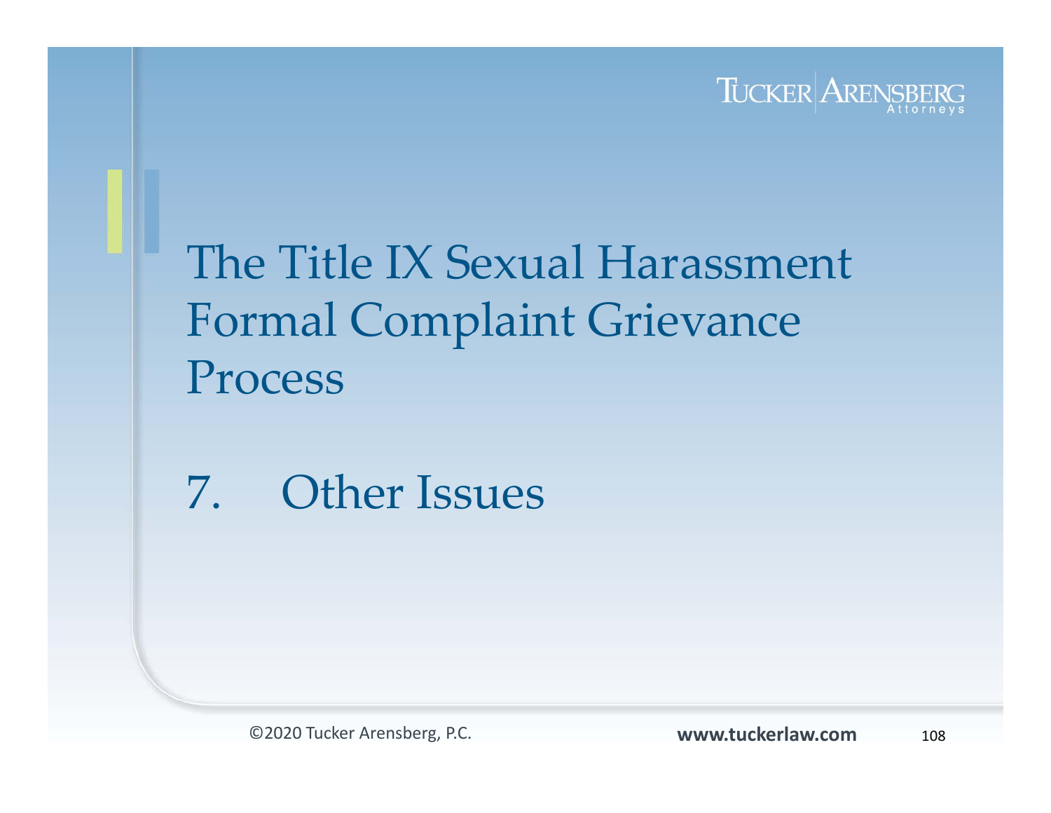# The Title IX Sexual Harassment Formal Complaint Grievance Process

## 7. Other Issues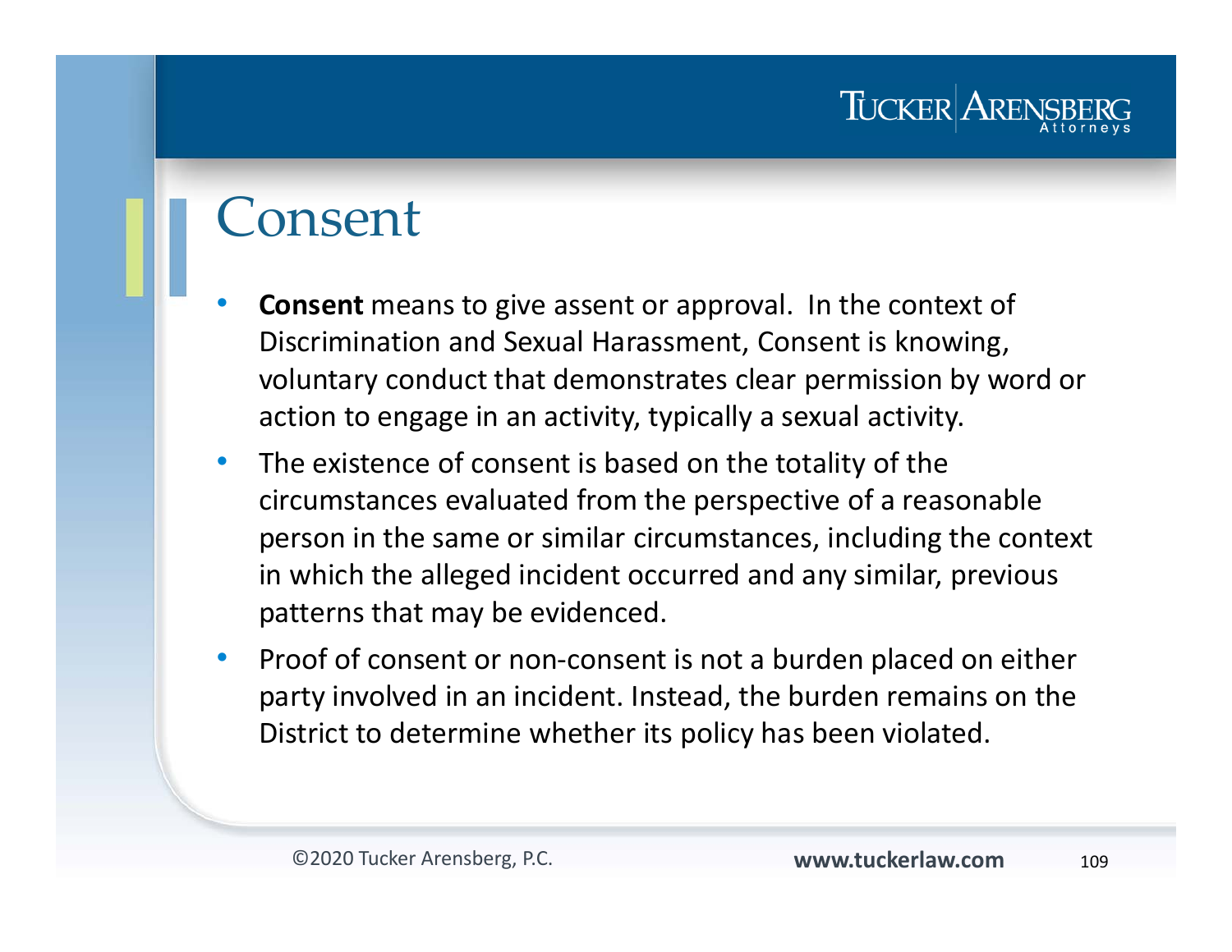# Consent

- **Consent** means to give assent or approval. In the context of Discrimination and Sexual Harassment, Consent is knowing, voluntary conduct that demonstrates clear permission by word or action to engage in an activity, typically a sexual activity.
- The existence of consent is based on the totality of the circumstances evaluated from the perspective of a reasonable person in the same or similar circumstances, including the context in which the alleged incident occurred and any similar, previous patterns that may be evidenced.
- Proof of consent or non-consent is not a burden placed on either party involved in an incident. Instead, the burden remains on the District to determine whether its policy has been violated.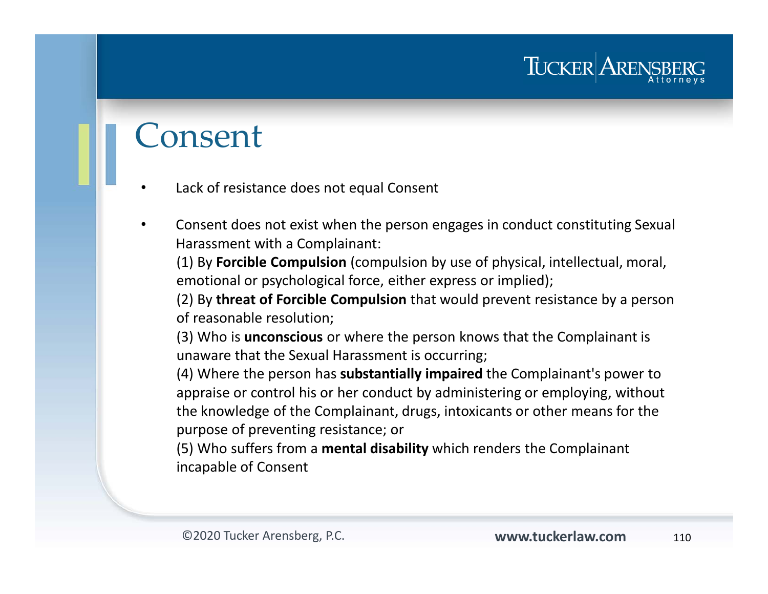# Consent

- Lack of resistance does not equal Consent
- Consent does not exist when the person engages in conduct constituting Sexual Harassment with a Complainant:

  (1) By **Forcible Compulsion** (compulsion by use of physical, intellectual, moral, emotional or psychological force, either express or implied);

  (2) By **threat of Forcible Compulsion** that would prevent resistance by a person of reasonable resolution;

  (3) Who is **unconscious** or where the person knows that the Complainant is unaware that the Sexual Harassment is occurring;

  (4) Where the person has **substantially impaired** the Complainant's power to appraise or control his or her conduct by administering or employing, without the knowledge of the Complainant, drugs, intoxicants or other means for the purpose of preventing resistance; or

  (5) Who suffers from a **mental disability** which renders the Complainant incapable of Consent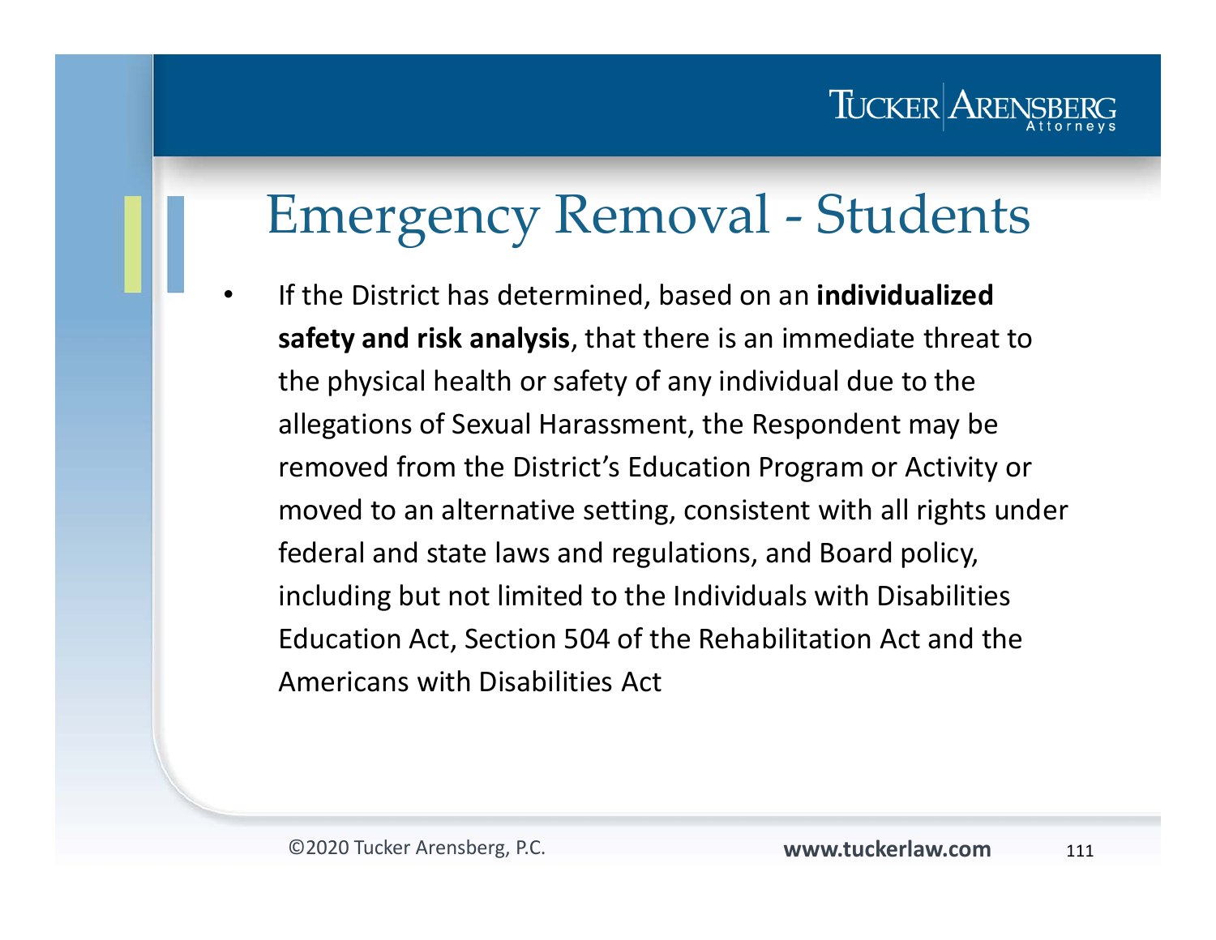# Emergency Removal - Students

- If the District has determined, based on an **individualized safety and risk analysis**, that there is an immediate threat to the physical health or safety of any individual due to the allegations of Sexual Harassment, the Respondent may be removed from the District's Education Program or Activity or moved to an alternative setting, consistent with all rights under federal and state laws and regulations, and Board policy, including but not limited to the Individuals with Disabilities Education Act, Section 504 of the Rehabilitation Act and the Americans with Disabilities Act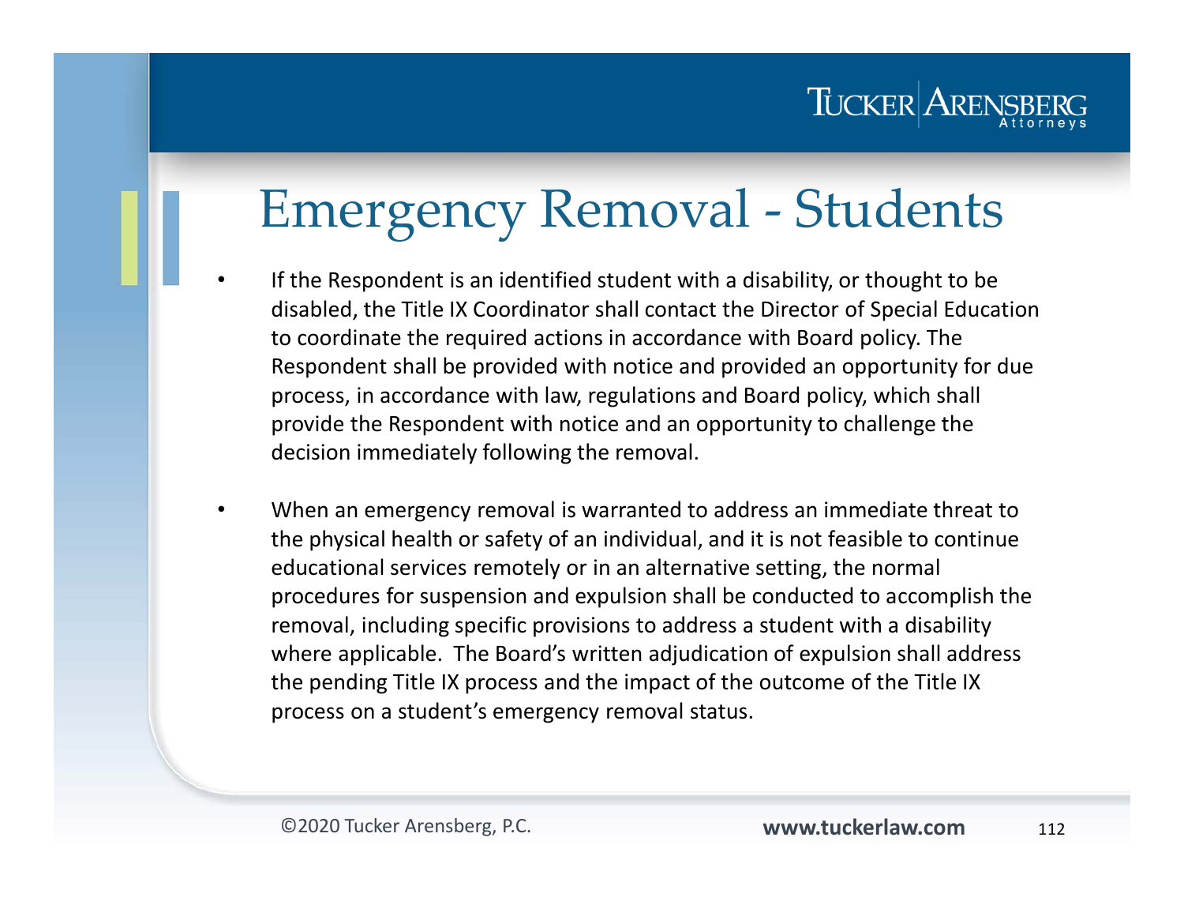# Emergency Removal - Students

- If the Respondent is an identified student with a disability, or thought to be disabled, the Title IX Coordinator shall contact the Director of Special Education to coordinate the required actions in accordance with Board policy. The Respondent shall be provided with notice and provided an opportunity for due process, in accordance with law, regulations and Board policy, which shall provide the Respondent with notice and an opportunity to challenge the decision immediately following the removal.

- When an emergency removal is warranted to address an immediate threat to the physical health or safety of an individual, and it is not feasible to continue educational services remotely or in an alternative setting, the normal procedures for suspension and expulsion shall be conducted to accomplish the removal, including specific provisions to address a student with a disability where applicable. The Board's written adjudication of expulsion shall address the pending Title IX process and the impact of the outcome of the Title IX process on a student's emergency removal status.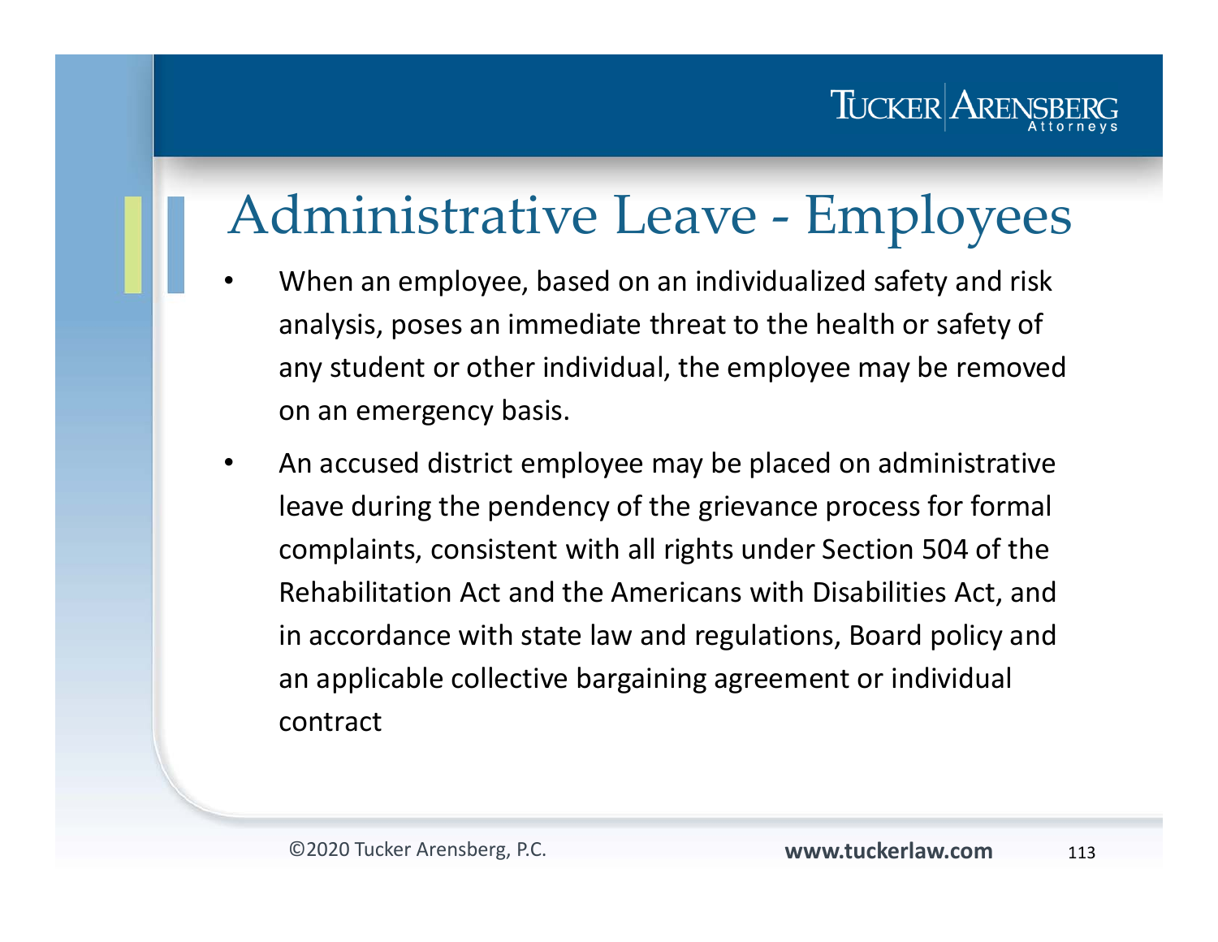# Administrative Leave - Employees

- When an employee, based on an individualized safety and risk analysis, poses an immediate threat to the health or safety of any student or other individual, the employee may be removed on an emergency basis.
- An accused district employee may be placed on administrative leave during the pendency of the grievance process for formal complaints, consistent with all rights under Section 504 of the Rehabilitation Act and the Americans with Disabilities Act, and in accordance with state law and regulations, Board policy and an applicable collective bargaining agreement or individual contract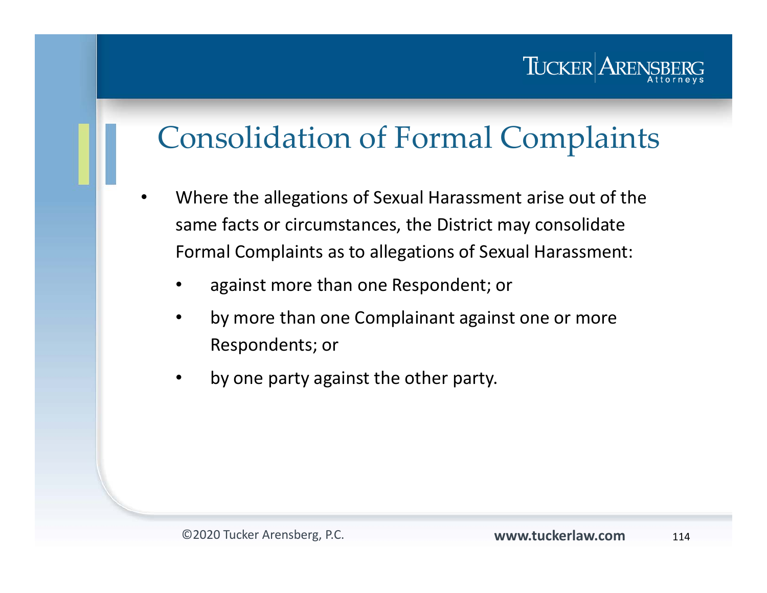# Consolidation of Formal Complaints

- Where the allegations of Sexual Harassment arise out of the same facts or circumstances, the District may consolidate Formal Complaints as to allegations of Sexual Harassment:
  - against more than one Respondent; or
  - by more than one Complainant against one or more Respondents; or
  - by one party against the other party.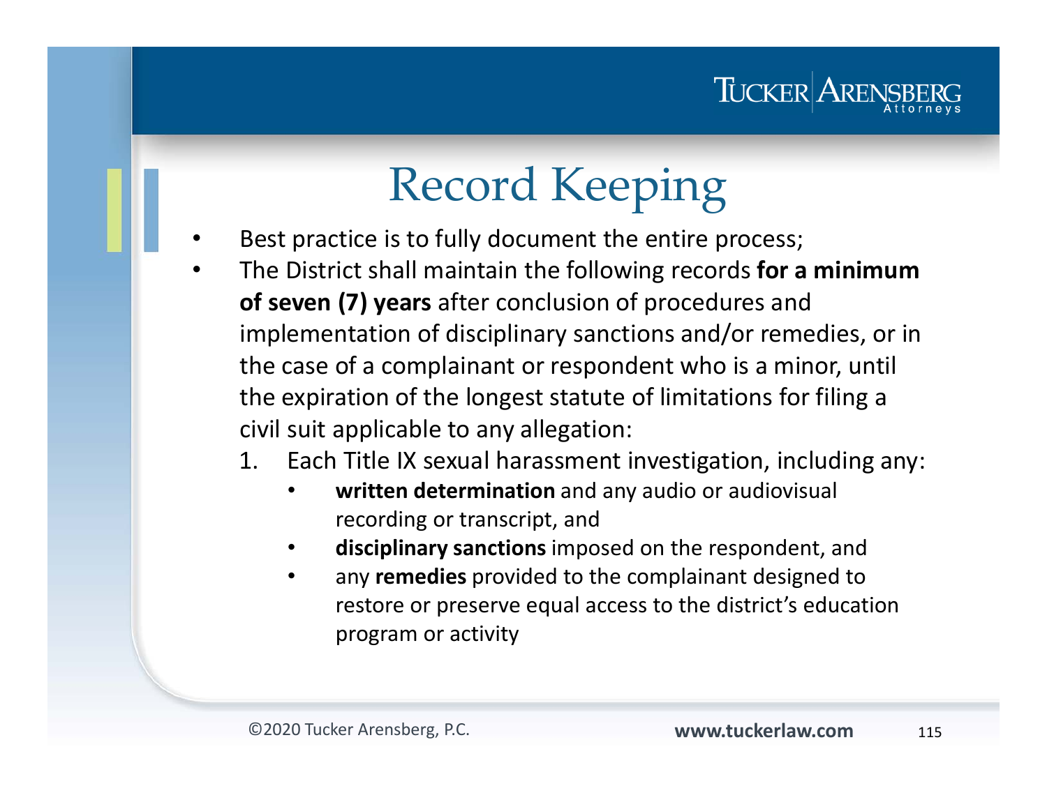# Record Keeping

- Best practice is to fully document the entire process;
- The District shall maintain the following records **for a minimum of seven (7) years** after conclusion of procedures and implementation of disciplinary sanctions and/or remedies, or in the case of a complainant or respondent who is a minor, until the expiration of the longest statute of limitations for filing a civil suit applicable to any allegation:
  1. Each Title IX sexual harassment investigation, including any:
     - **written determination** and any audio or audiovisual recording or transcript, and
     - **disciplinary sanctions** imposed on the respondent, and
     - any **remedies** provided to the complainant designed to restore or preserve equal access to the district's education program or activity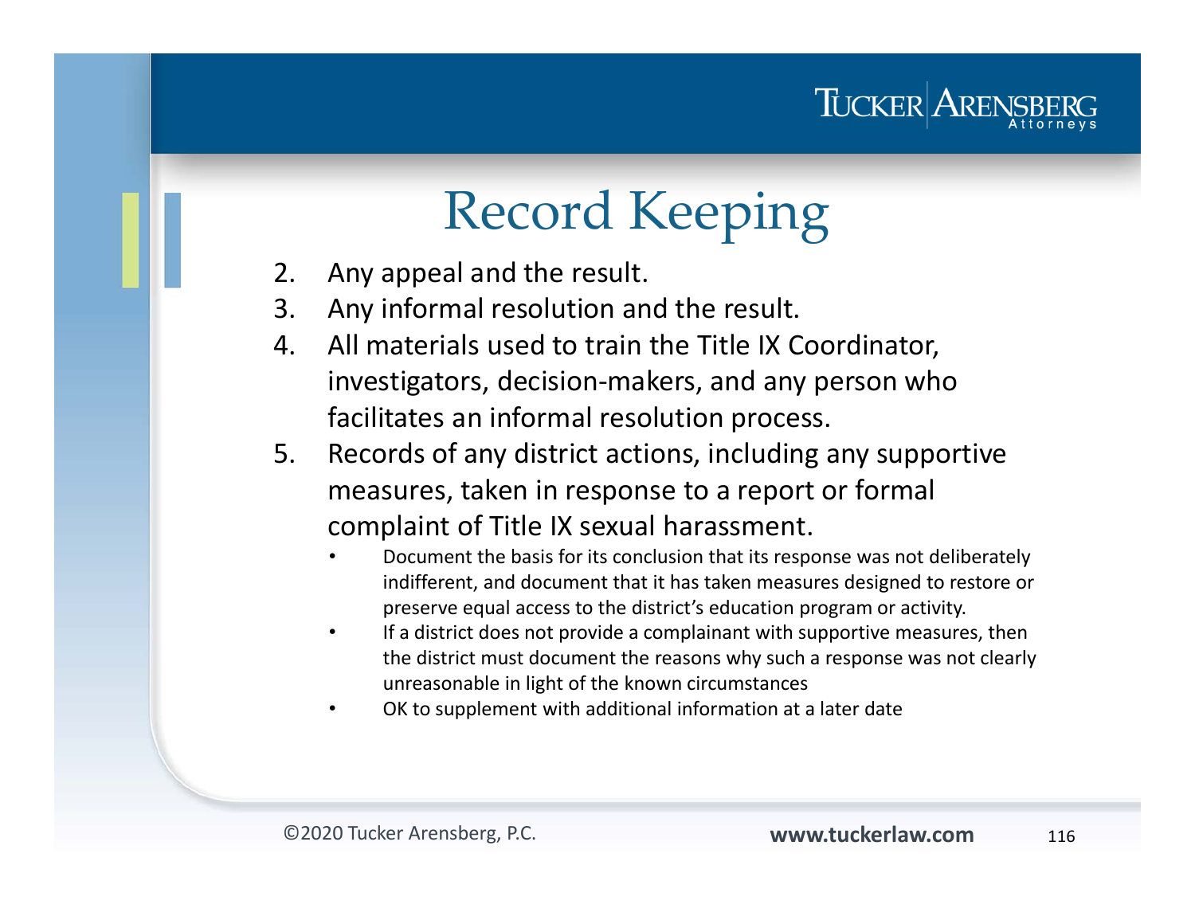# Record Keeping

2. Any appeal and the result.
3. Any informal resolution and the result.
4. All materials used to train the Title IX Coordinator, investigators, decision-makers, and any person who facilitates an informal resolution process.
5. Records of any district actions, including any supportive measures, taken in response to a report or formal complaint of Title IX sexual harassment.
   - Document the basis for its conclusion that its response was not deliberately indifferent, and document that it has taken measures designed to restore or preserve equal access to the district's education program or activity.
   - If a district does not provide a complainant with supportive measures, then the district must document the reasons why such a response was not clearly unreasonable in light of the known circumstances
   - OK to supplement with additional information at a later date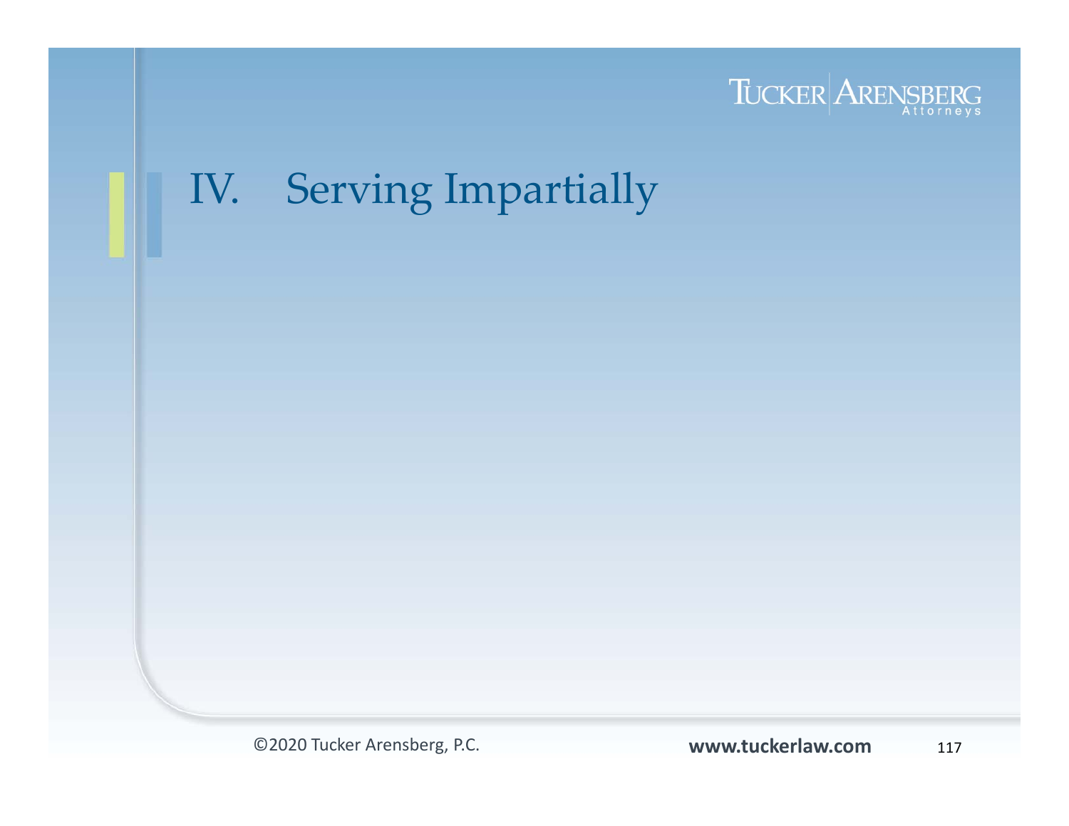# IV. Serving Impartially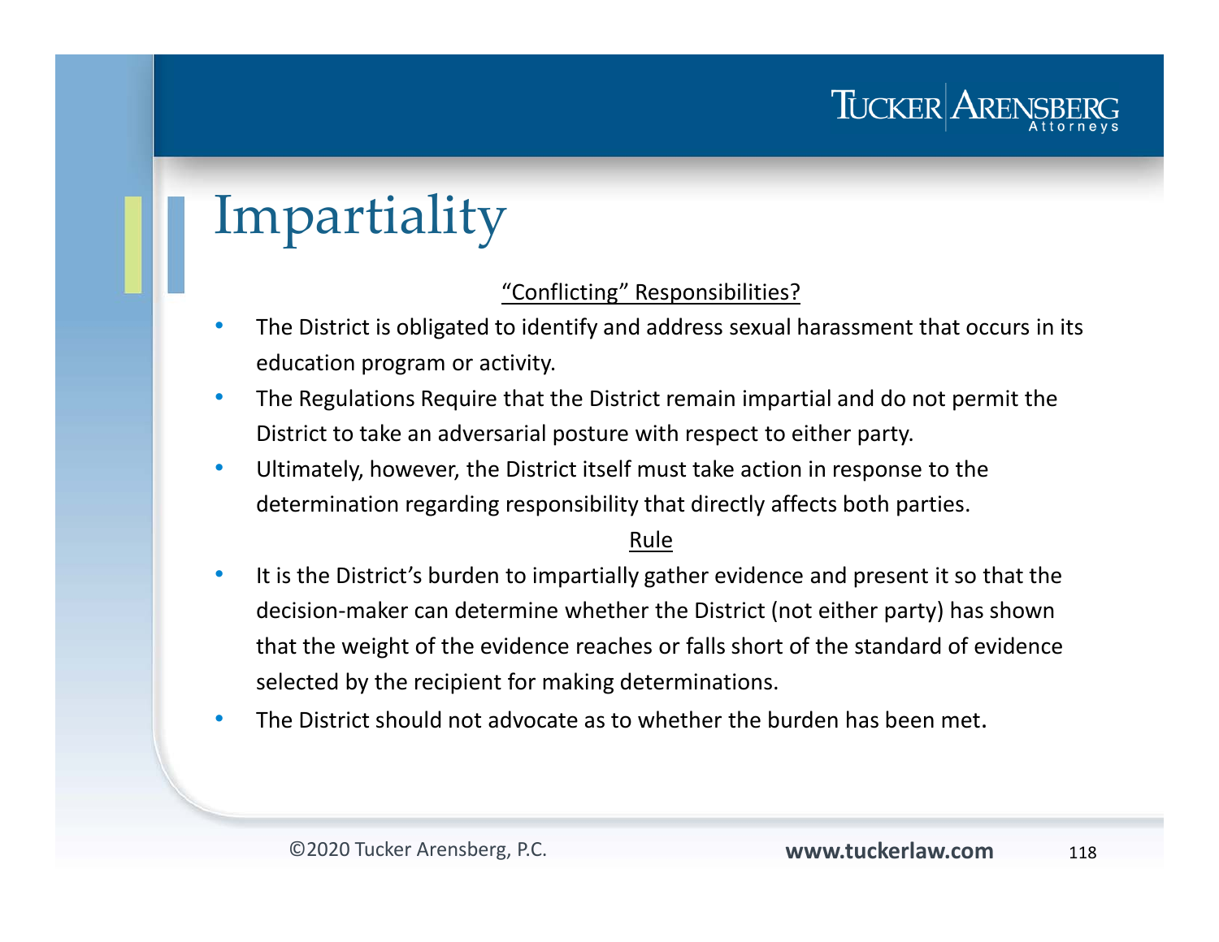# Impartiality

<u>"Conflicting" Responsibilities?</u>

- The District is obligated to identify and address sexual harassment that occurs in its education program or activity.
- The Regulations Require that the District remain impartial and do not permit the District to take an adversarial posture with respect to either party.
- Ultimately, however, the District itself must take action in response to the determination regarding responsibility that directly affects both parties.

<u>Rule</u>

- It is the District's burden to impartially gather evidence and present it so that the decision-maker can determine whether the District (not either party) has shown that the weight of the evidence reaches or falls short of the standard of evidence selected by the recipient for making determinations.
- The District should not advocate as to whether the burden has been met.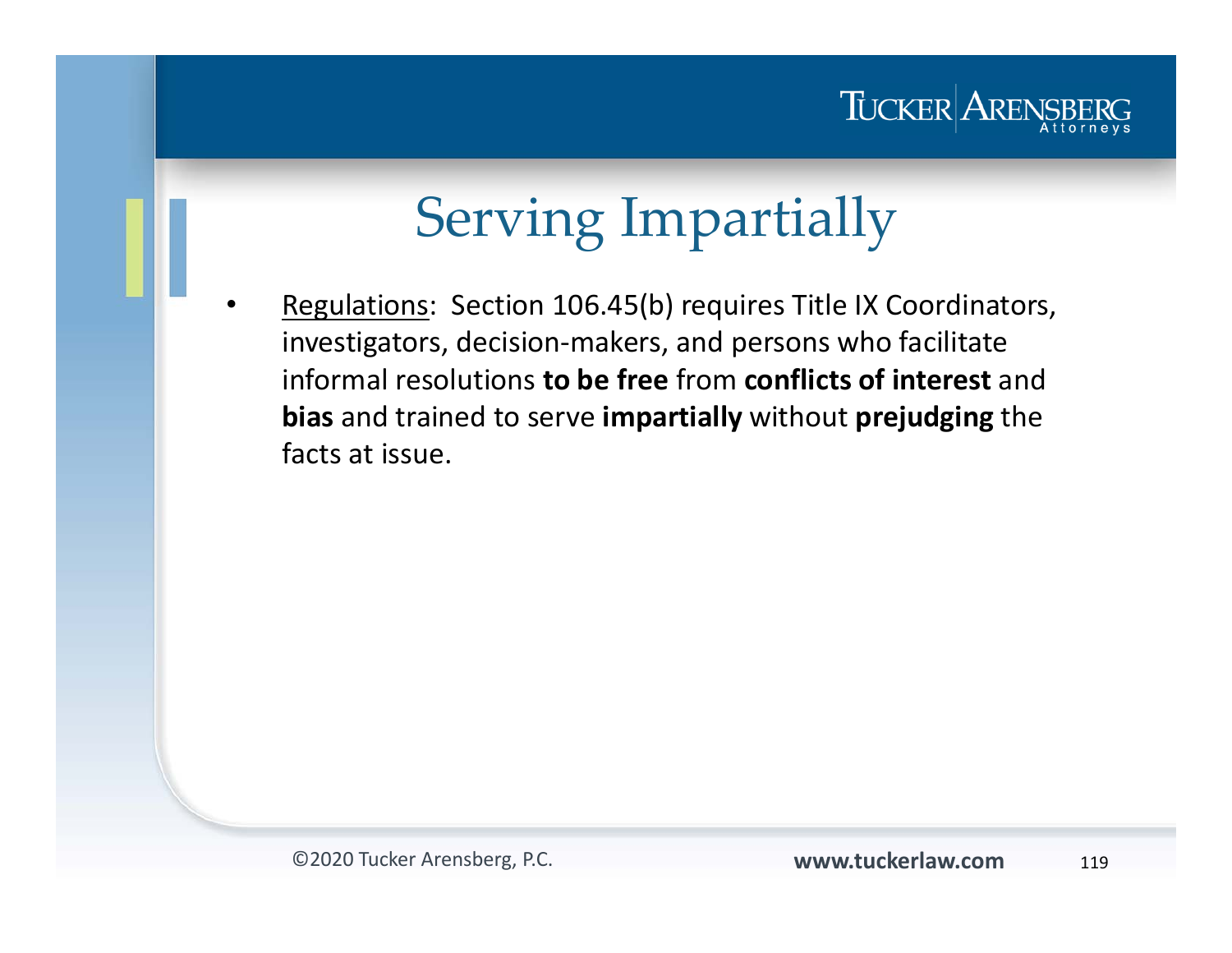# Serving Impartially

- Regulations: Section 106.45(b) requires Title IX Coordinators, investigators, decision-makers, and persons who facilitate informal resolutions **to be free** from **conflicts of interest** and **bias** and trained to serve **impartially** without **prejudging** the facts at issue.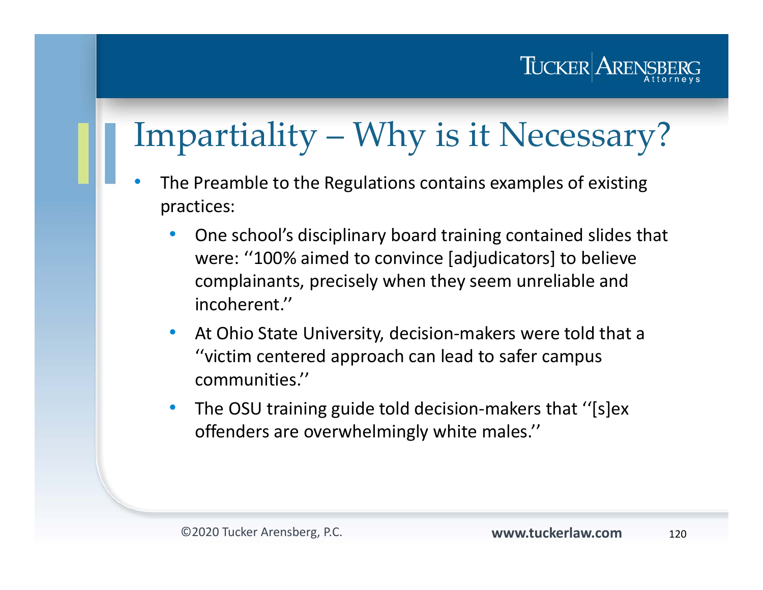# Impartiality – Why is it Necessary?

- The Preamble to the Regulations contains examples of existing practices:
  - One school's disciplinary board training contained slides that were: ''100% aimed to convince [adjudicators] to believe complainants, precisely when they seem unreliable and incoherent.''
  - At Ohio State University, decision-makers were told that a ''victim centered approach can lead to safer campus communities.''
  - The OSU training guide told decision-makers that ''[s]ex offenders are overwhelmingly white males.''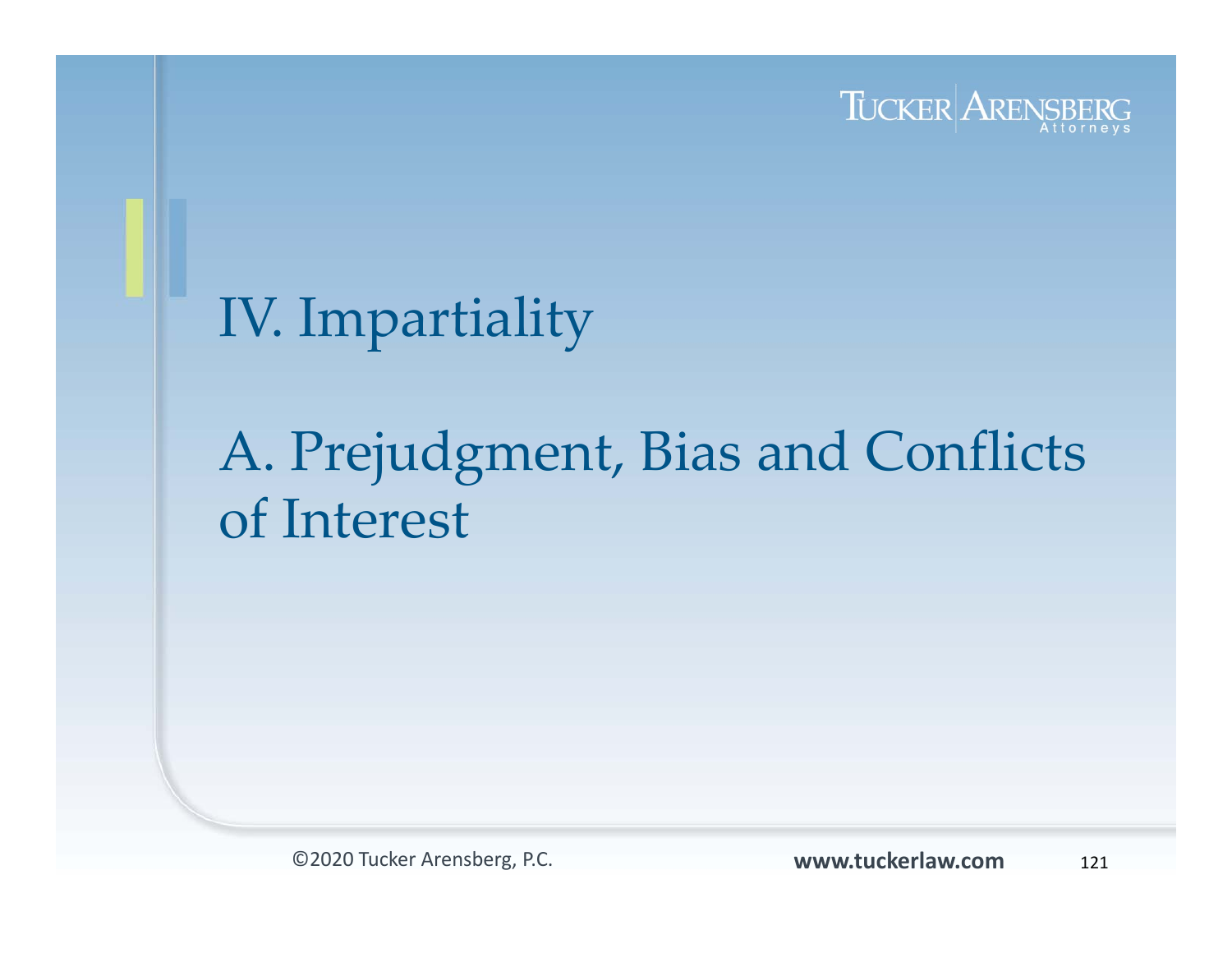# IV. Impartiality

## A. Prejudgment, Bias and Conflicts of Interest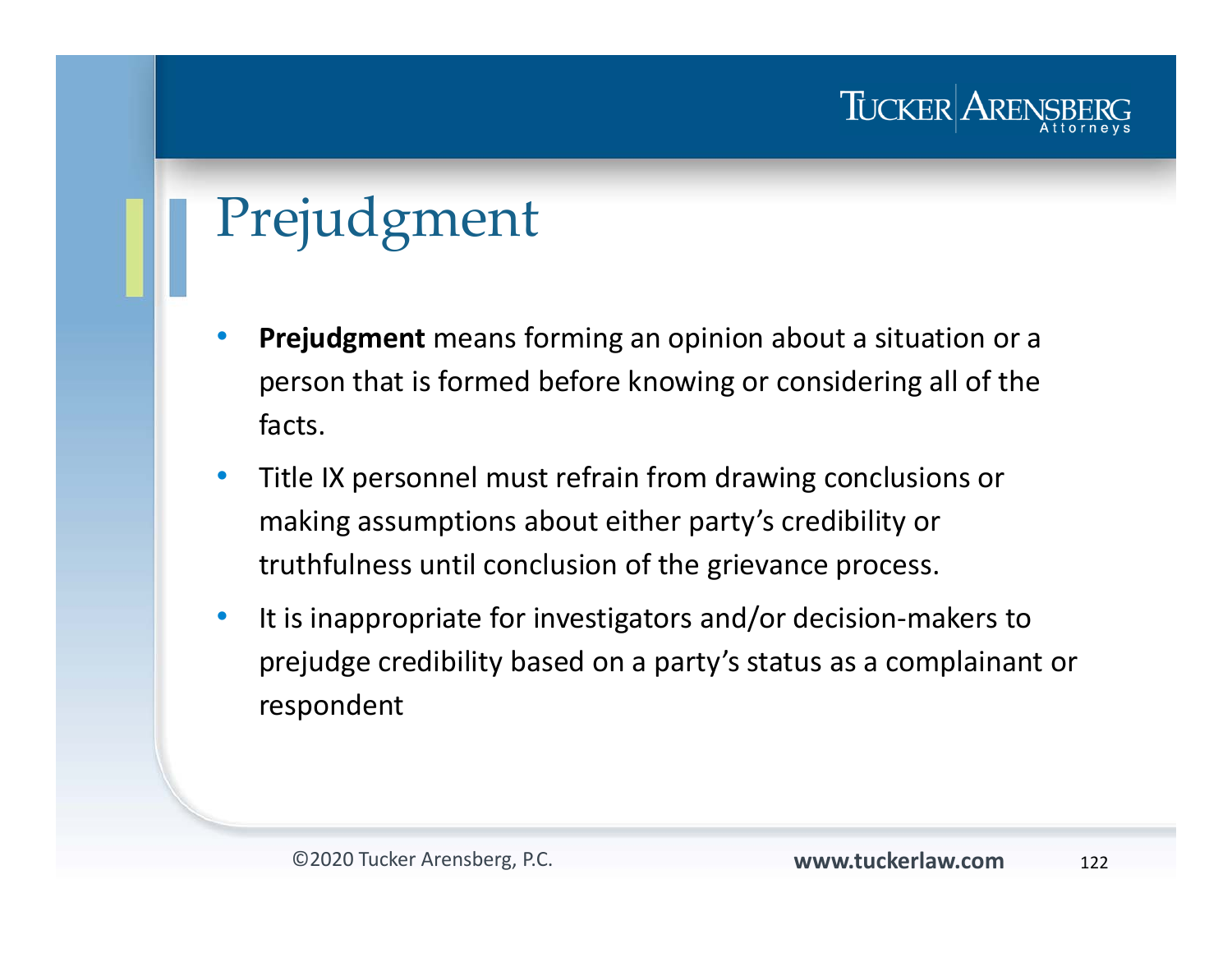# Prejudgment

- **Prejudgment** means forming an opinion about a situation or a person that is formed before knowing or considering all of the facts.
- Title IX personnel must refrain from drawing conclusions or making assumptions about either party's credibility or truthfulness until conclusion of the grievance process.
- It is inappropriate for investigators and/or decision-makers to prejudge credibility based on a party's status as a complainant or respondent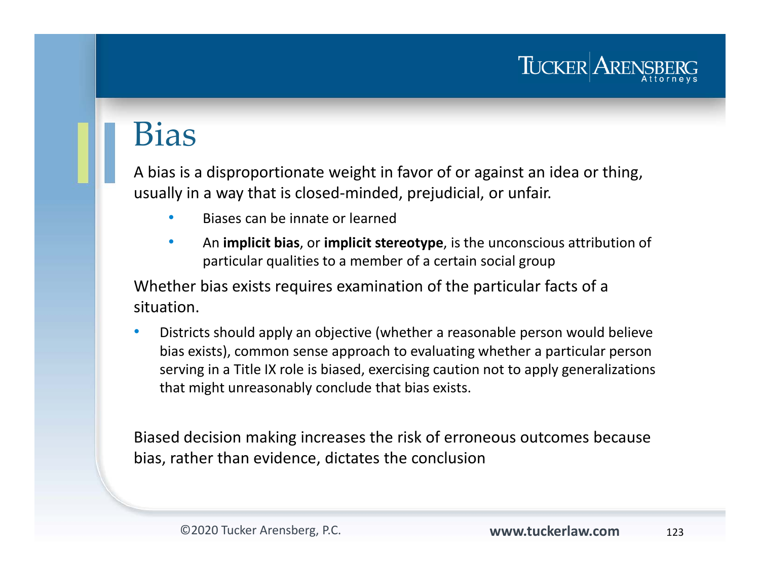# Bias

A bias is a disproportionate weight in favor of or against an idea or thing, usually in a way that is closed-minded, prejudicial, or unfair.

- Biases can be innate or learned
- An **implicit bias**, or **implicit stereotype**, is the unconscious attribution of particular qualities to a member of a certain social group

Whether bias exists requires examination of the particular facts of a situation.

- Districts should apply an objective (whether a reasonable person would believe bias exists), common sense approach to evaluating whether a particular person serving in a Title IX role is biased, exercising caution not to apply generalizations that might unreasonably conclude that bias exists.

Biased decision making increases the risk of erroneous outcomes because bias, rather than evidence, dictates the conclusion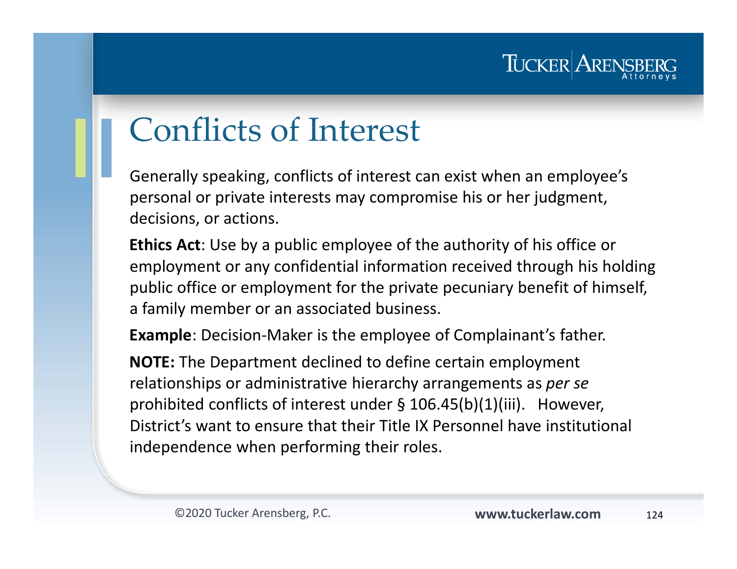# Conflicts of Interest

Generally speaking, conflicts of interest can exist when an employee's personal or private interests may compromise his or her judgment, decisions, or actions.

**Ethics Act**: Use by a public employee of the authority of his office or employment or any confidential information received through his holding public office or employment for the private pecuniary benefit of himself, a family member or an associated business.

**Example**: Decision-Maker is the employee of Complainant's father.

**NOTE:** The Department declined to define certain employment relationships or administrative hierarchy arrangements as *per se* prohibited conflicts of interest under § 106.45(b)(1)(iii). However, District's want to ensure that their Title IX Personnel have institutional independence when performing their roles.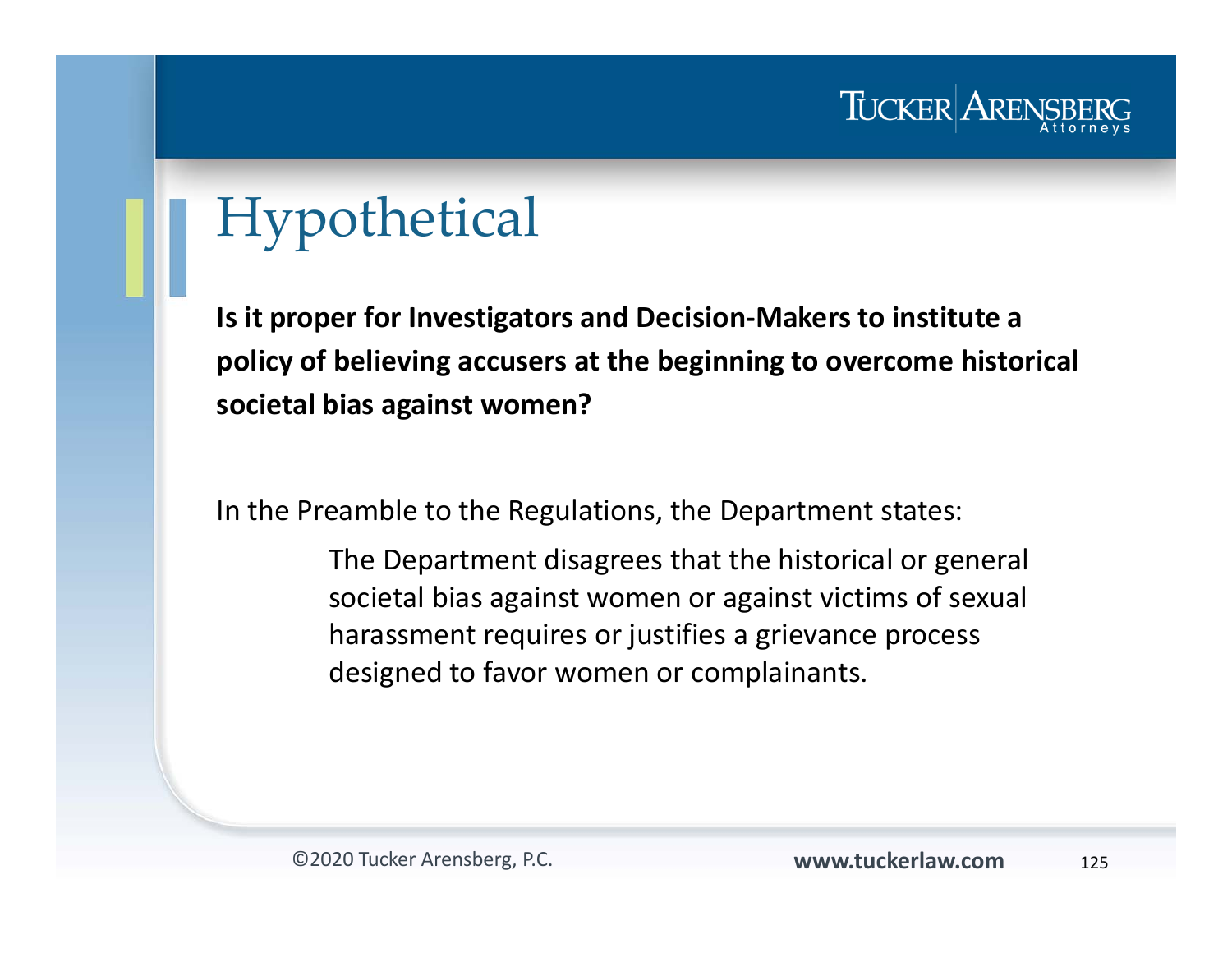# Hypothetical

**Is it proper for Investigators and Decision-Makers to institute a policy of believing accusers at the beginning to overcome historical societal bias against women?**

In the Preamble to the Regulations, the Department states:

> The Department disagrees that the historical or general societal bias against women or against victims of sexual harassment requires or justifies a grievance process designed to favor women or complainants.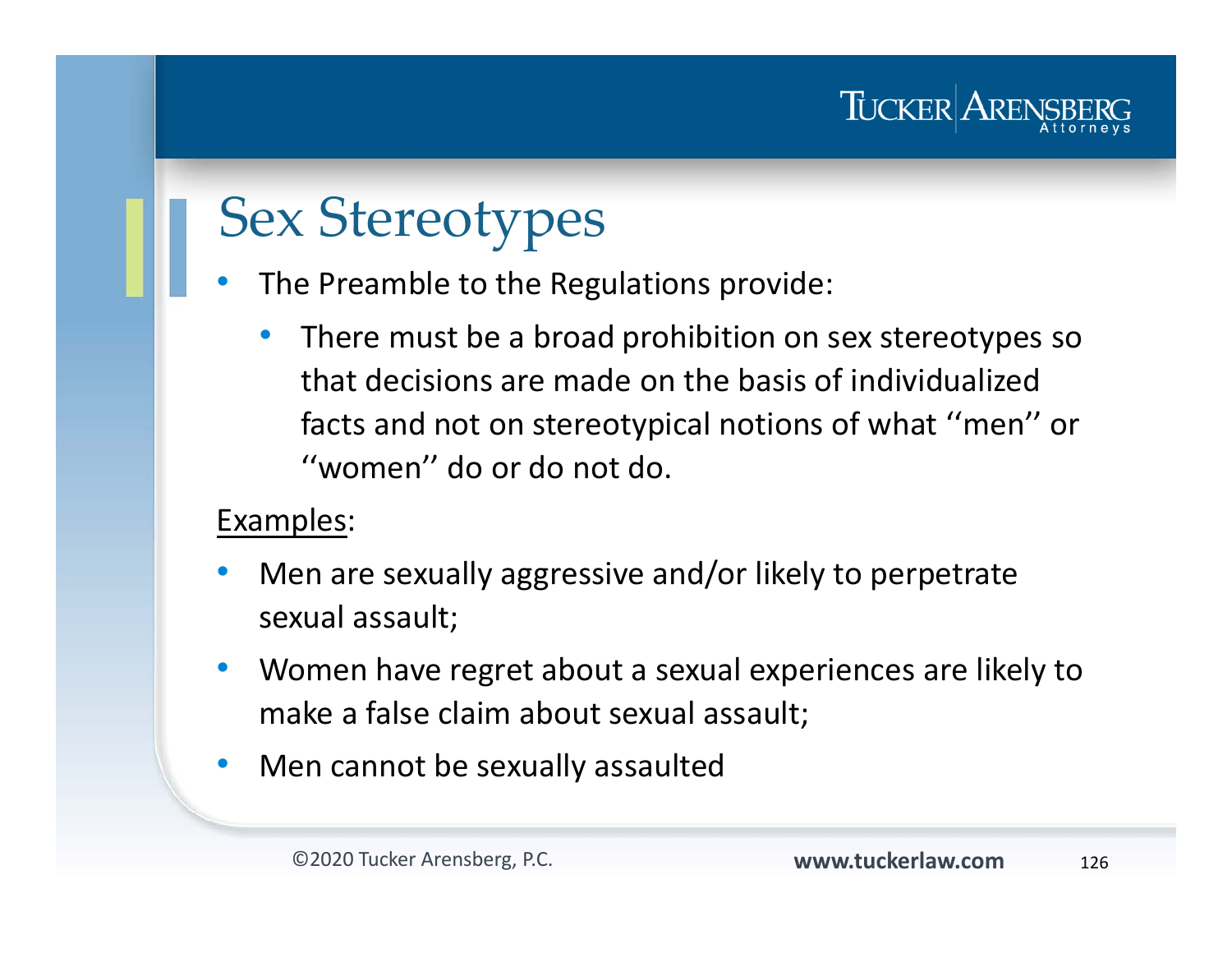# Sex Stereotypes

- The Preamble to the Regulations provide:
  - There must be a broad prohibition on sex stereotypes so that decisions are made on the basis of individualized facts and not on stereotypical notions of what ''men'' or ''women'' do or do not do.

<u>Examples</u>:

- Men are sexually aggressive and/or likely to perpetrate sexual assault;
- Women have regret about a sexual experiences are likely to make a false claim about sexual assault;
- Men cannot be sexually assaulted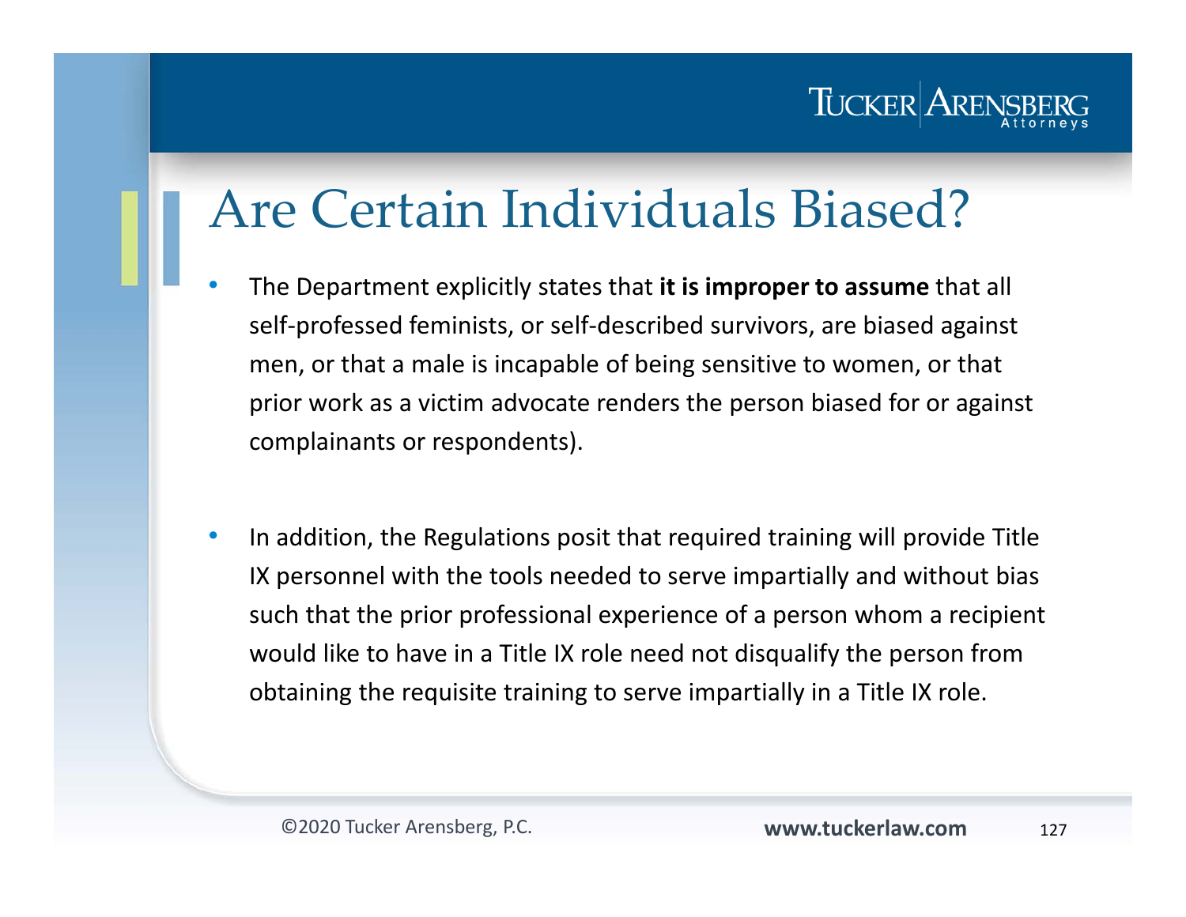# Are Certain Individuals Biased?

- The Department explicitly states that **it is improper to assume** that all self-professed feminists, or self-described survivors, are biased against men, or that a male is incapable of being sensitive to women, or that prior work as a victim advocate renders the person biased for or against complainants or respondents).

- In addition, the Regulations posit that required training will provide Title IX personnel with the tools needed to serve impartially and without bias such that the prior professional experience of a person whom a recipient would like to have in a Title IX role need not disqualify the person from obtaining the requisite training to serve impartially in a Title IX role.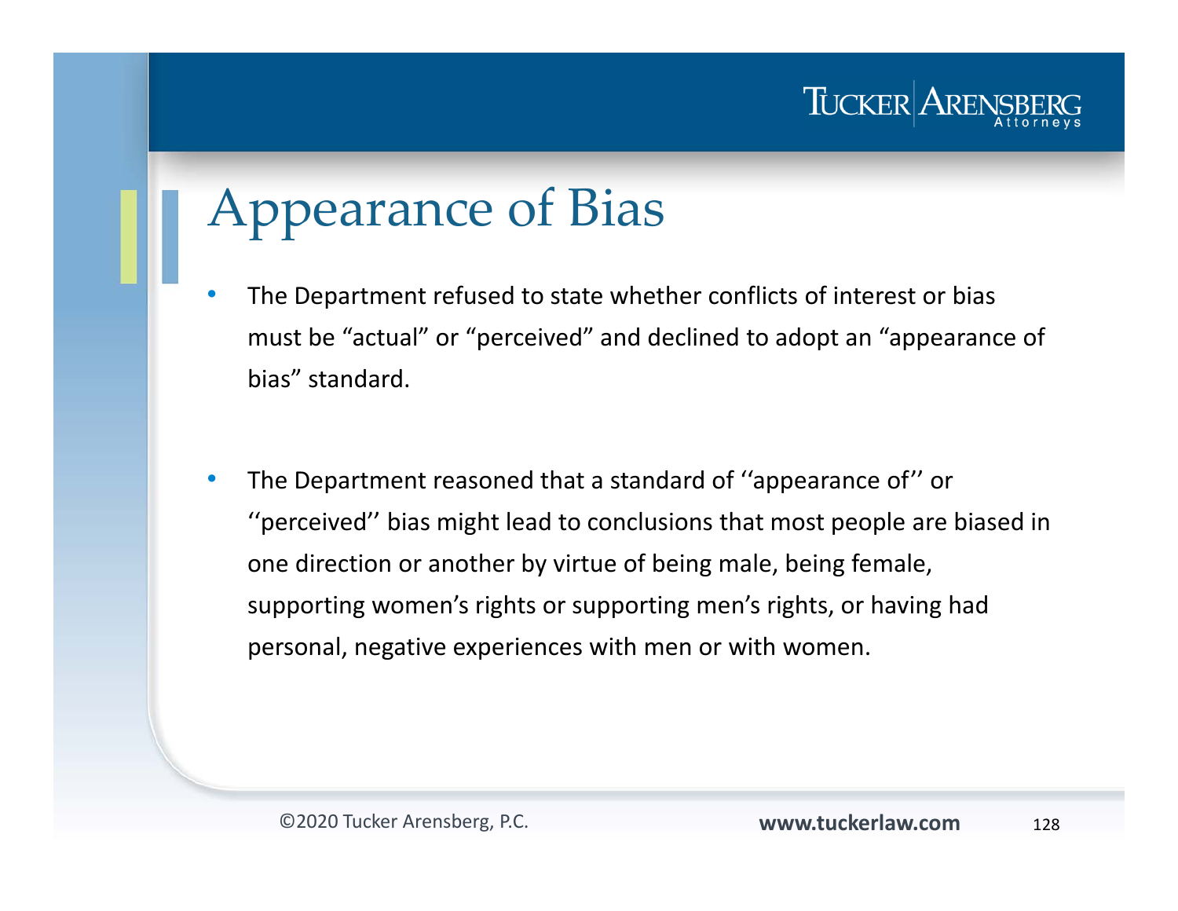# Appearance of Bias

- The Department refused to state whether conflicts of interest or bias must be “actual” or “perceived” and declined to adopt an “appearance of bias” standard.

- The Department reasoned that a standard of ‘‘appearance of’’ or ‘‘perceived’’ bias might lead to conclusions that most people are biased in one direction or another by virtue of being male, being female, supporting women’s rights or supporting men’s rights, or having had personal, negative experiences with men or with women.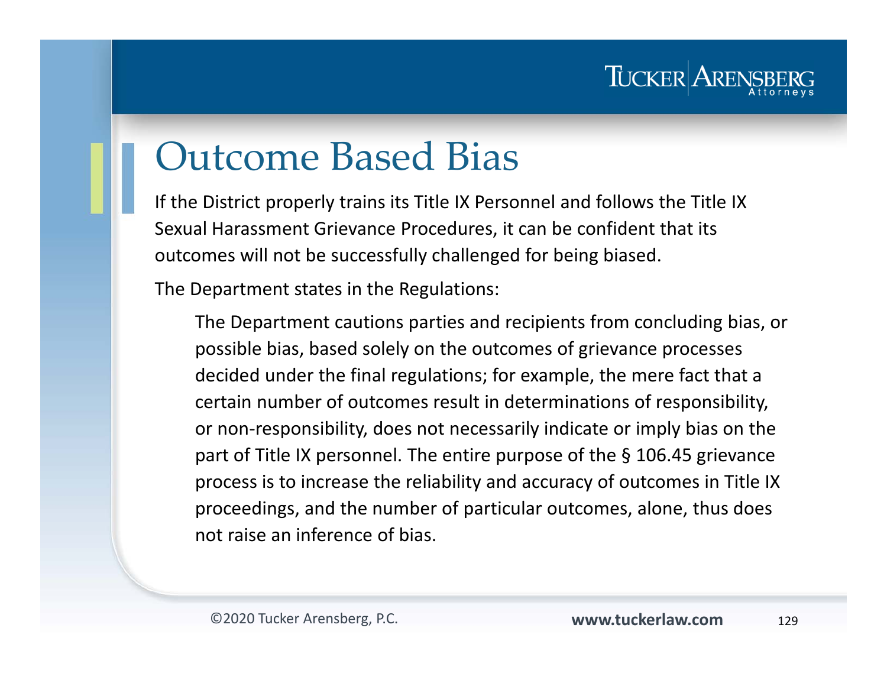# Outcome Based Bias

If the District properly trains its Title IX Personnel and follows the Title IX Sexual Harassment Grievance Procedures, it can be confident that its outcomes will not be successfully challenged for being biased.

The Department states in the Regulations:

> The Department cautions parties and recipients from concluding bias, or possible bias, based solely on the outcomes of grievance processes decided under the final regulations; for example, the mere fact that a certain number of outcomes result in determinations of responsibility, or non-responsibility, does not necessarily indicate or imply bias on the part of Title IX personnel. The entire purpose of the § 106.45 grievance process is to increase the reliability and accuracy of outcomes in Title IX proceedings, and the number of particular outcomes, alone, thus does not raise an inference of bias.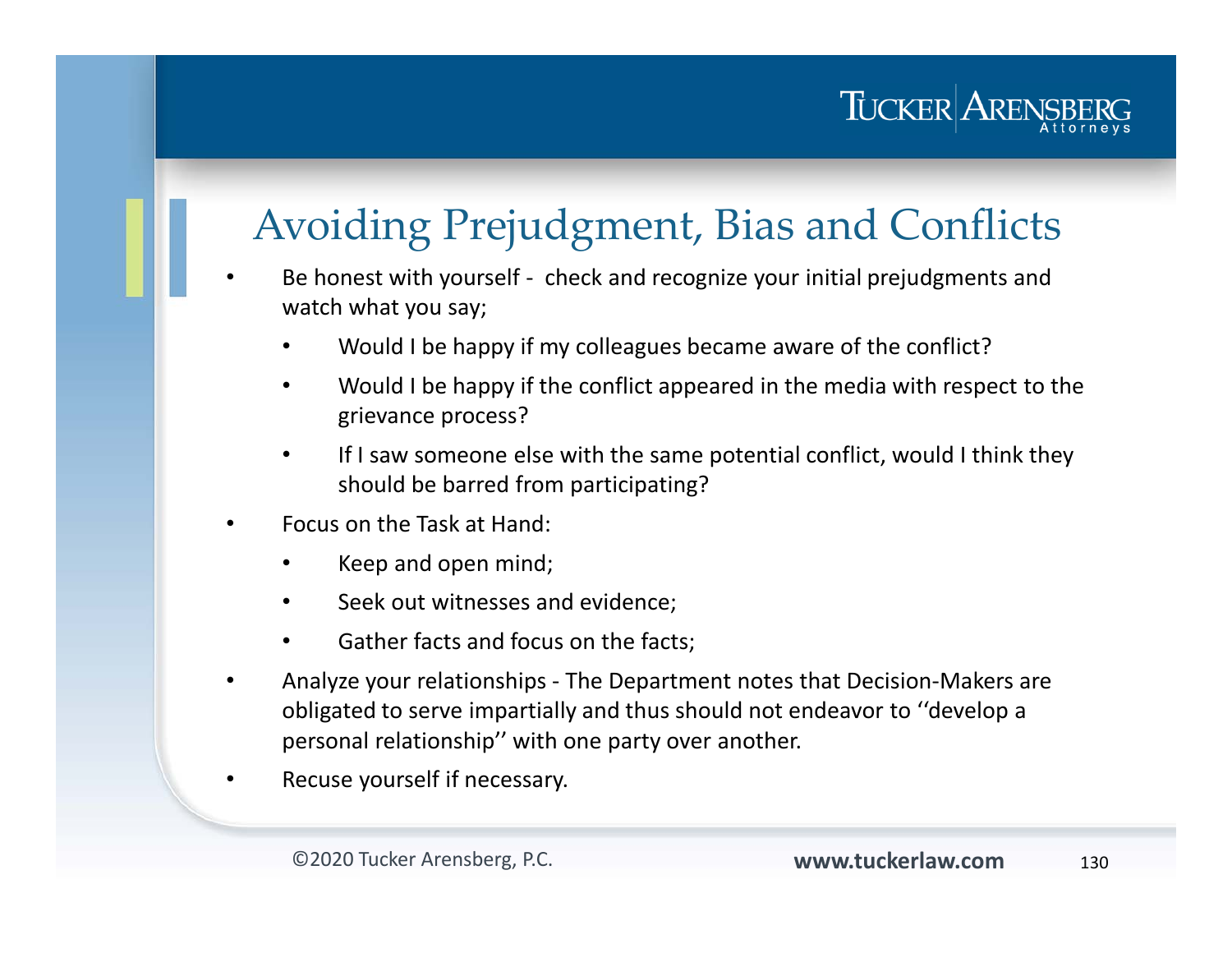# Avoiding Prejudgment, Bias and Conflicts

- Be honest with yourself - check and recognize your initial prejudgments and watch what you say;
  - Would I be happy if my colleagues became aware of the conflict?
  - Would I be happy if the conflict appeared in the media with respect to the grievance process?
  - If I saw someone else with the same potential conflict, would I think they should be barred from participating?
- Focus on the Task at Hand:
  - Keep and open mind;
  - Seek out witnesses and evidence;
  - Gather facts and focus on the facts;
- Analyze your relationships - The Department notes that Decision-Makers are obligated to serve impartially and thus should not endeavor to ''develop a personal relationship'' with one party over another.
- Recuse yourself if necessary.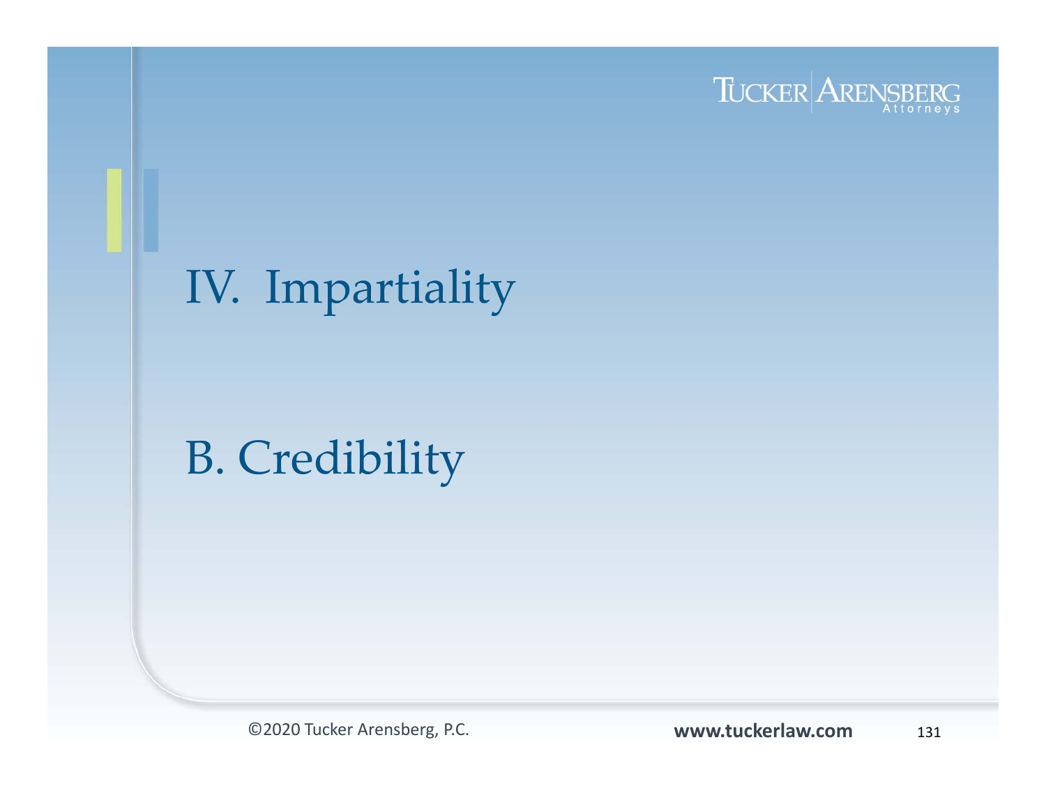# IV. Impartiality

## B. Credibility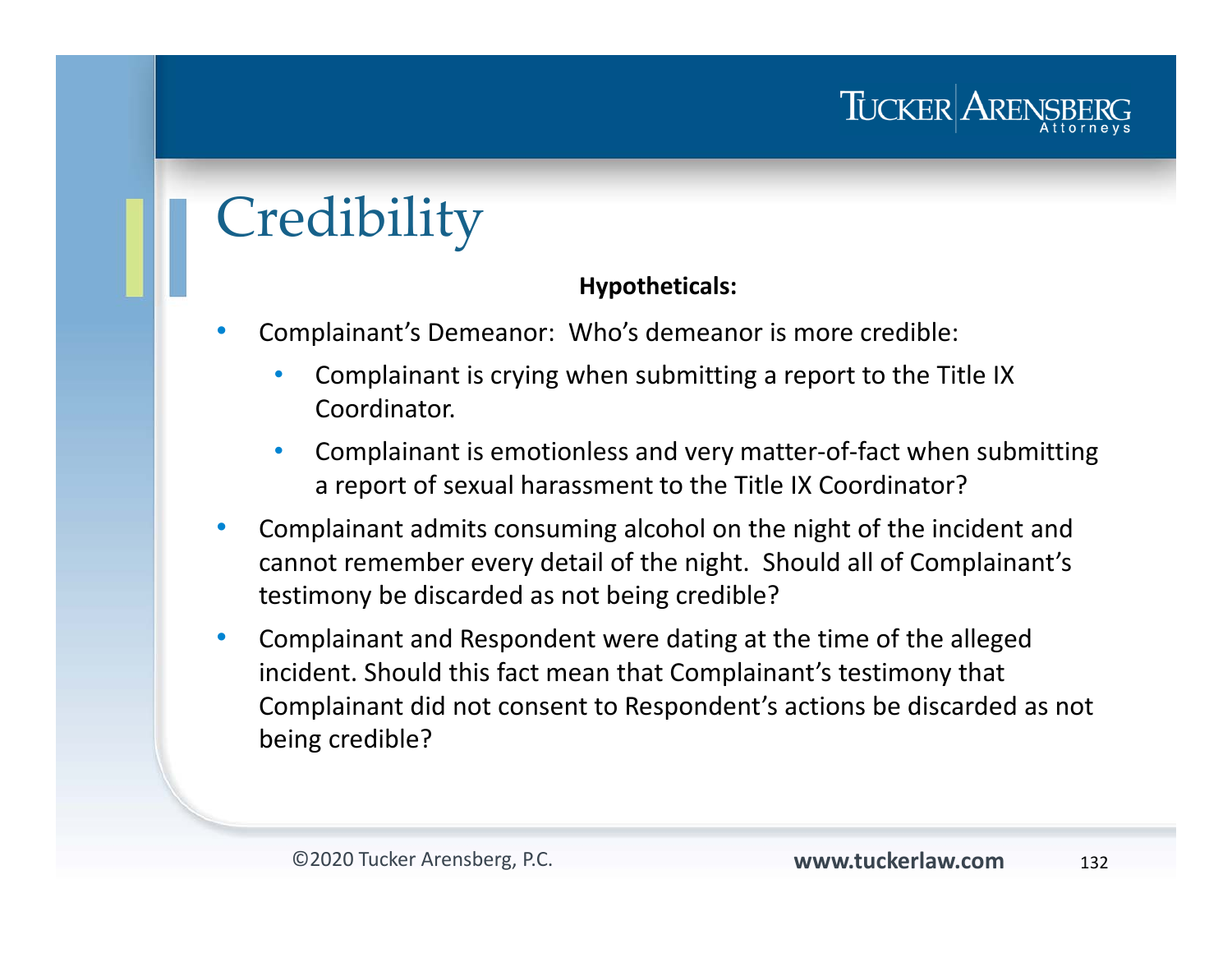# Credibility

**Hypotheticals:**

- Complainant's Demeanor: Who's demeanor is more credible:
  - Complainant is crying when submitting a report to the Title IX Coordinator.
  - Complainant is emotionless and very matter-of-fact when submitting a report of sexual harassment to the Title IX Coordinator?
- Complainant admits consuming alcohol on the night of the incident and cannot remember every detail of the night. Should all of Complainant's testimony be discarded as not being credible?
- Complainant and Respondent were dating at the time of the alleged incident. Should this fact mean that Complainant's testimony that Complainant did not consent to Respondent's actions be discarded as not being credible?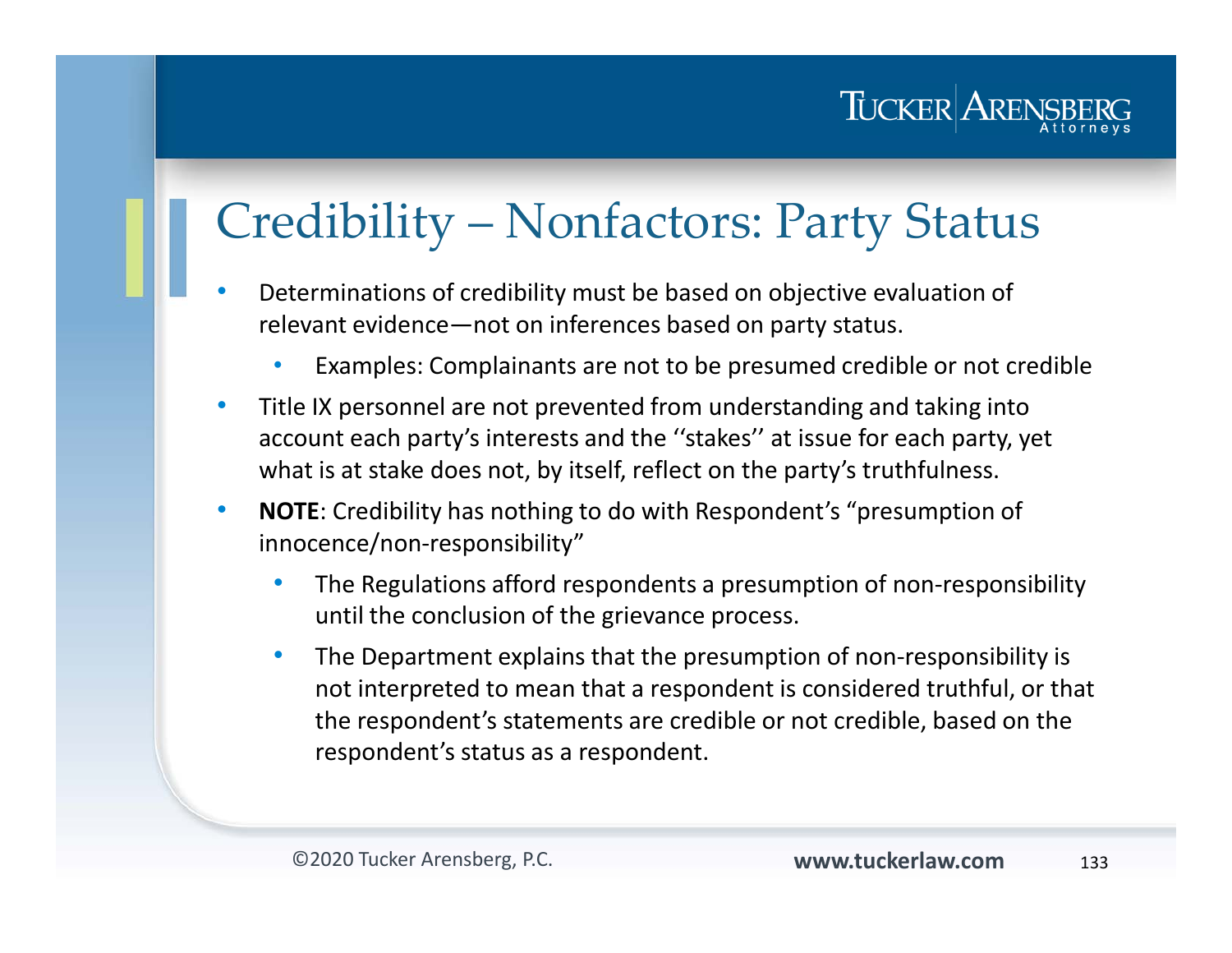# Credibility – Nonfactors: Party Status

- Determinations of credibility must be based on objective evaluation of relevant evidence—not on inferences based on party status.
  - Examples: Complainants are not to be presumed credible or not credible
- Title IX personnel are not prevented from understanding and taking into account each party's interests and the ''stakes'' at issue for each party, yet what is at stake does not, by itself, reflect on the party's truthfulness.
- **NOTE**: Credibility has nothing to do with Respondent's "presumption of innocence/non-responsibility"
  - The Regulations afford respondents a presumption of non-responsibility until the conclusion of the grievance process.
  - The Department explains that the presumption of non-responsibility is not interpreted to mean that a respondent is considered truthful, or that the respondent's statements are credible or not credible, based on the respondent's status as a respondent.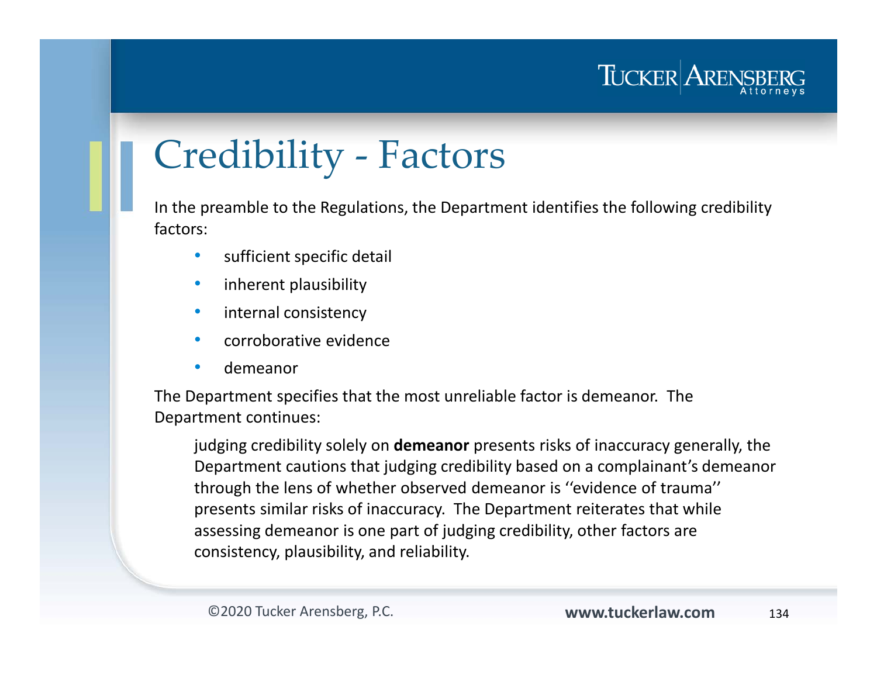# Credibility - Factors

In the preamble to the Regulations, the Department identifies the following credibility factors:

- sufficient specific detail
- inherent plausibility
- internal consistency
- corroborative evidence
- demeanor

The Department specifies that the most unreliable factor is demeanor. The Department continues:

> judging credibility solely on **demeanor** presents risks of inaccuracy generally, the Department cautions that judging credibility based on a complainant's demeanor through the lens of whether observed demeanor is ''evidence of trauma'' presents similar risks of inaccuracy. The Department reiterates that while assessing demeanor is one part of judging credibility, other factors are consistency, plausibility, and reliability.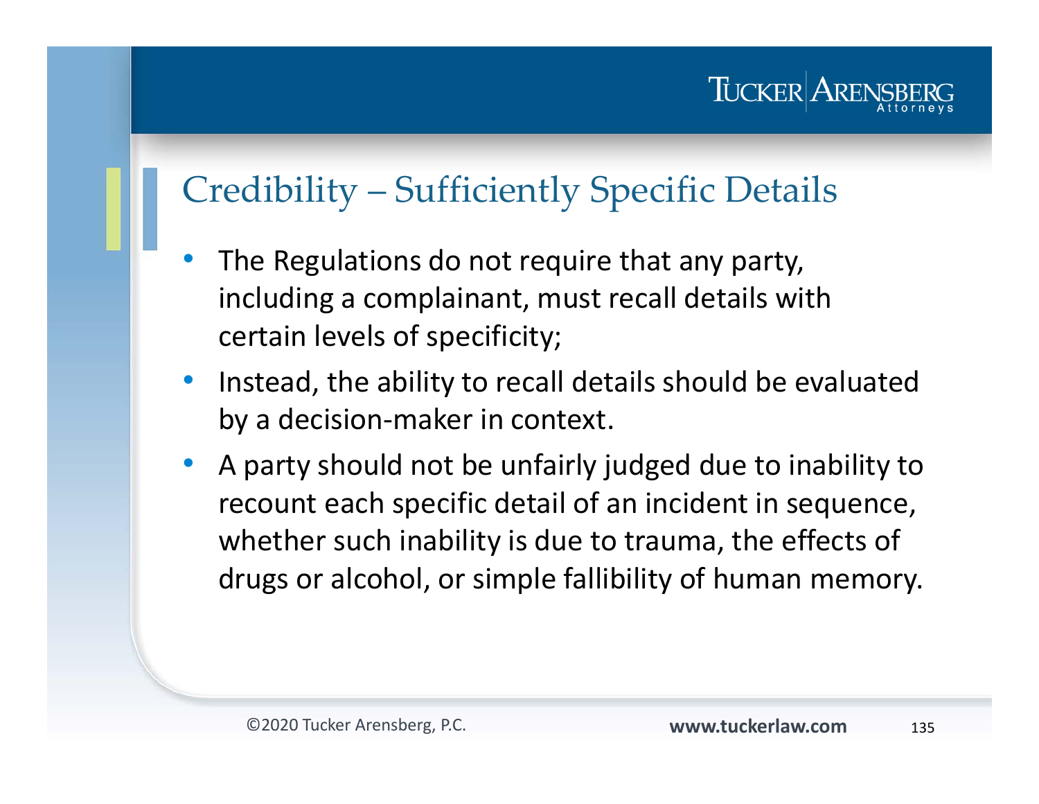## Credibility – Sufficiently Specific Details

- The Regulations do not require that any party, including a complainant, must recall details with certain levels of specificity;
- Instead, the ability to recall details should be evaluated by a decision-maker in context.
- A party should not be unfairly judged due to inability to recount each specific detail of an incident in sequence, whether such inability is due to trauma, the effects of drugs or alcohol, or simple fallibility of human memory.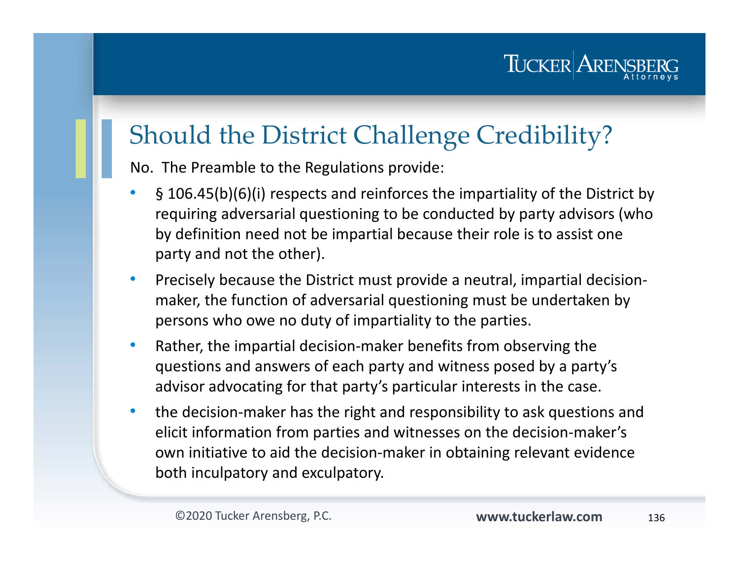# Should the District Challenge Credibility?

No. The Preamble to the Regulations provide:

- § 106.45(b)(6)(i) respects and reinforces the impartiality of the District by requiring adversarial questioning to be conducted by party advisors (who by definition need not be impartial because their role is to assist one party and not the other).
- Precisely because the District must provide a neutral, impartial decision-maker, the function of adversarial questioning must be undertaken by persons who owe no duty of impartiality to the parties.
- Rather, the impartial decision-maker benefits from observing the questions and answers of each party and witness posed by a party's advisor advocating for that party's particular interests in the case.
- the decision-maker has the right and responsibility to ask questions and elicit information from parties and witnesses on the decision-maker's own initiative to aid the decision-maker in obtaining relevant evidence both inculpatory and exculpatory.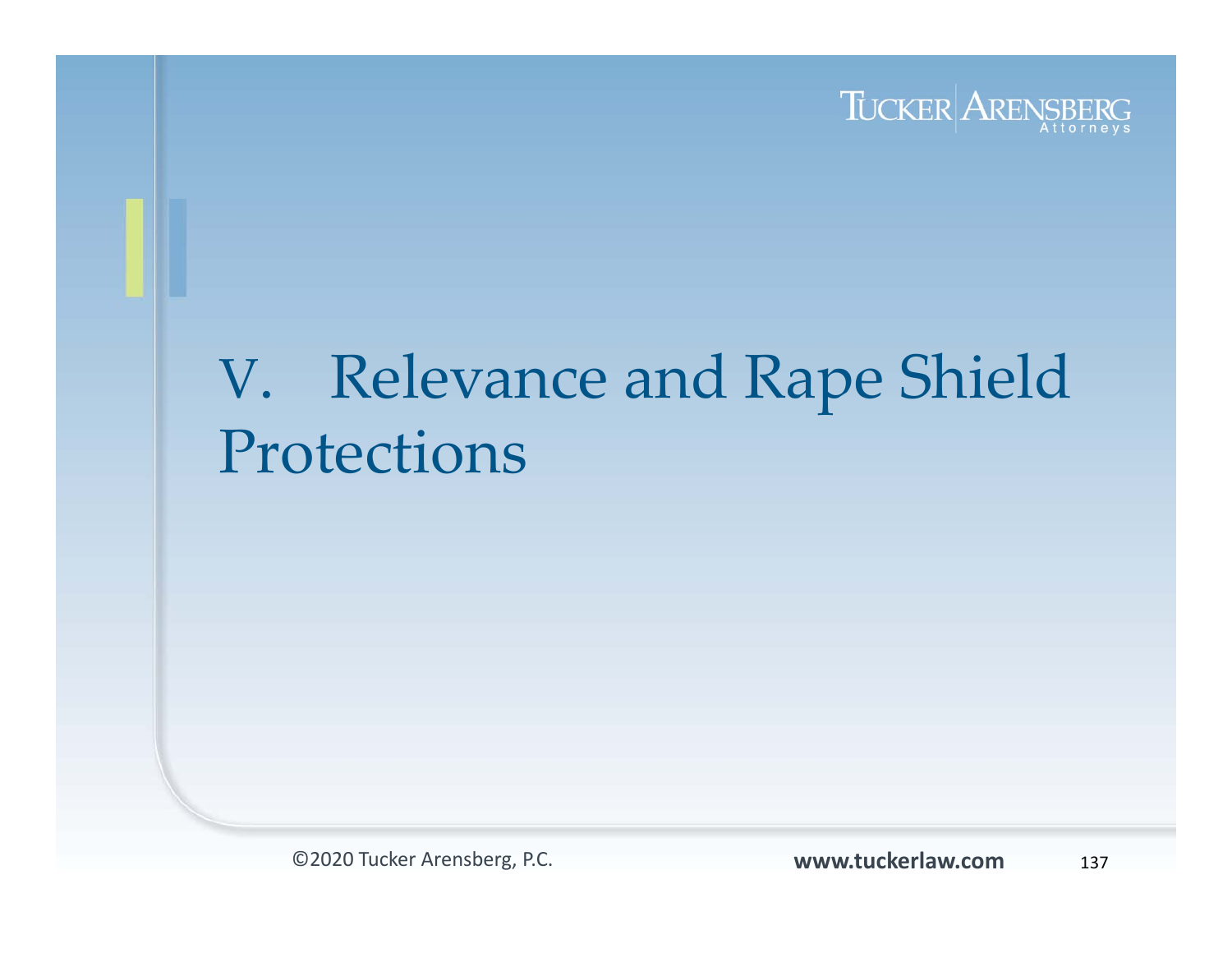# V. Relevance and Rape Shield Protections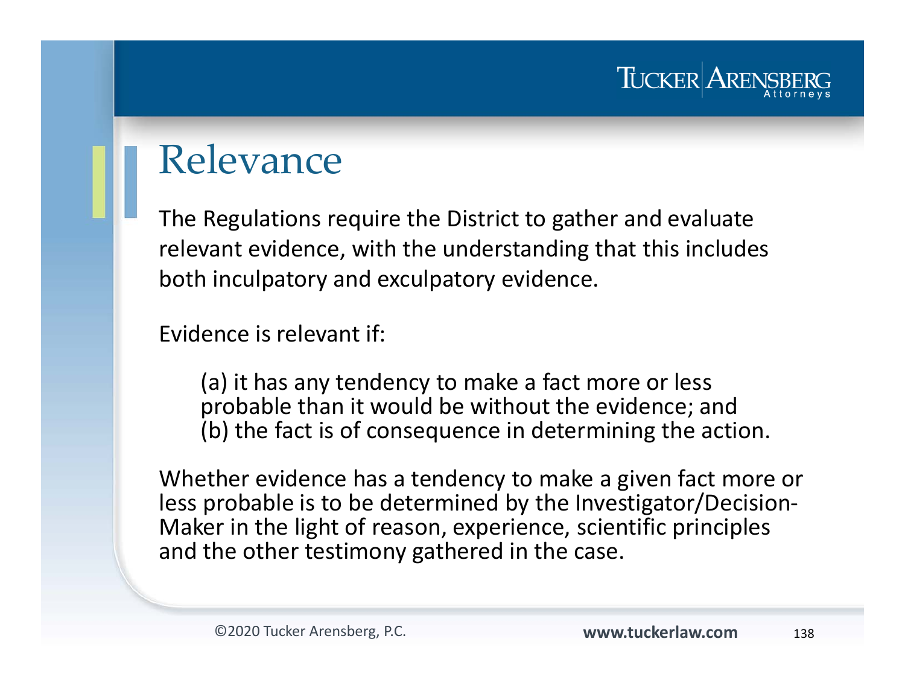# Relevance

The Regulations require the District to gather and evaluate relevant evidence, with the understanding that this includes both inculpatory and exculpatory evidence.

Evidence is relevant if:

(a) it has any tendency to make a fact more or less probable than it would be without the evidence; and
(b) the fact is of consequence in determining the action.

Whether evidence has a tendency to make a given fact more or less probable is to be determined by the Investigator/Decision-Maker in the light of reason, experience, scientific principles and the other testimony gathered in the case.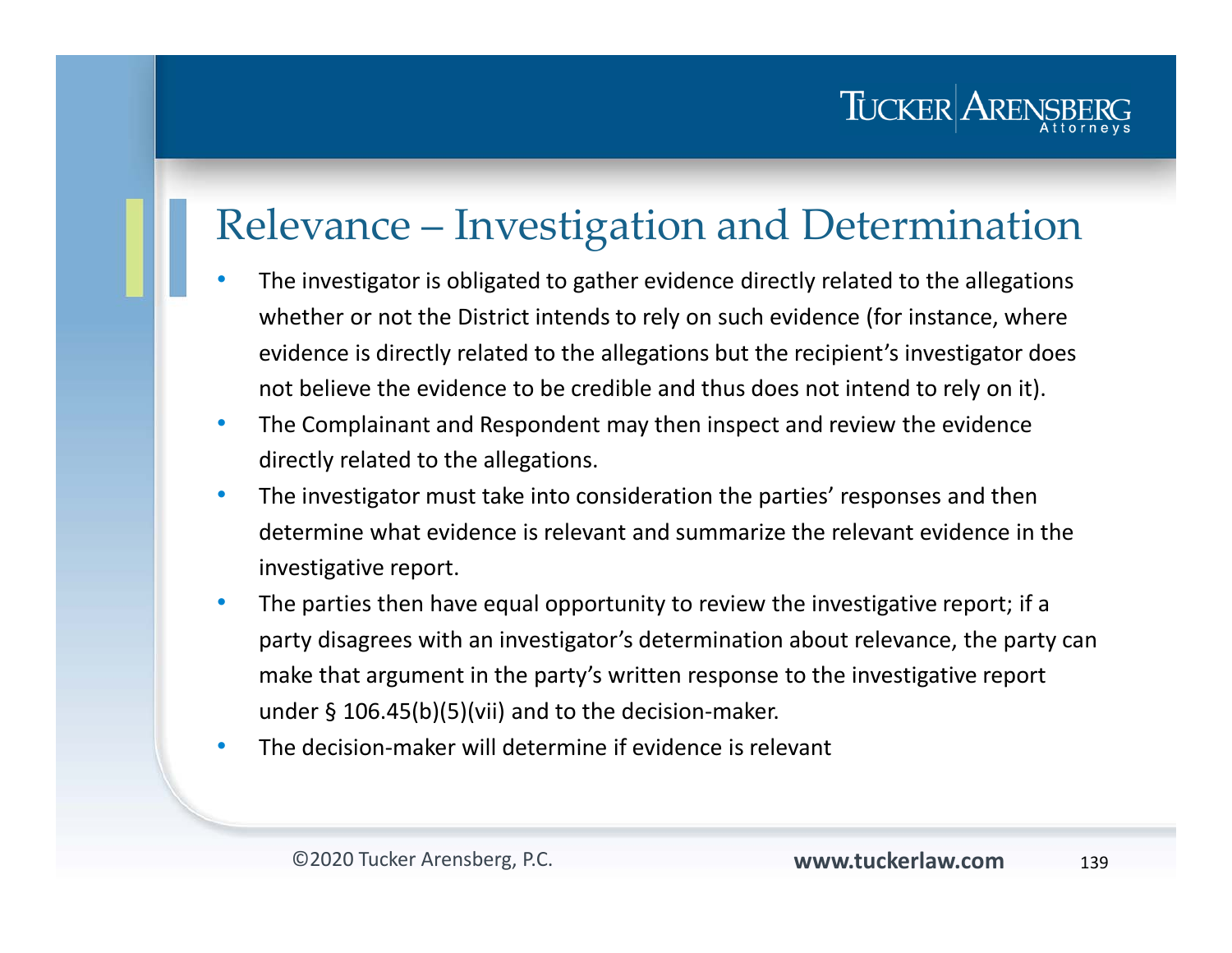# Relevance – Investigation and Determination

- The investigator is obligated to gather evidence directly related to the allegations whether or not the District intends to rely on such evidence (for instance, where evidence is directly related to the allegations but the recipient's investigator does not believe the evidence to be credible and thus does not intend to rely on it).
- The Complainant and Respondent may then inspect and review the evidence directly related to the allegations.
- The investigator must take into consideration the parties' responses and then determine what evidence is relevant and summarize the relevant evidence in the investigative report.
- The parties then have equal opportunity to review the investigative report; if a party disagrees with an investigator's determination about relevance, the party can make that argument in the party's written response to the investigative report under § 106.45(b)(5)(vii) and to the decision-maker.
- The decision-maker will determine if evidence is relevant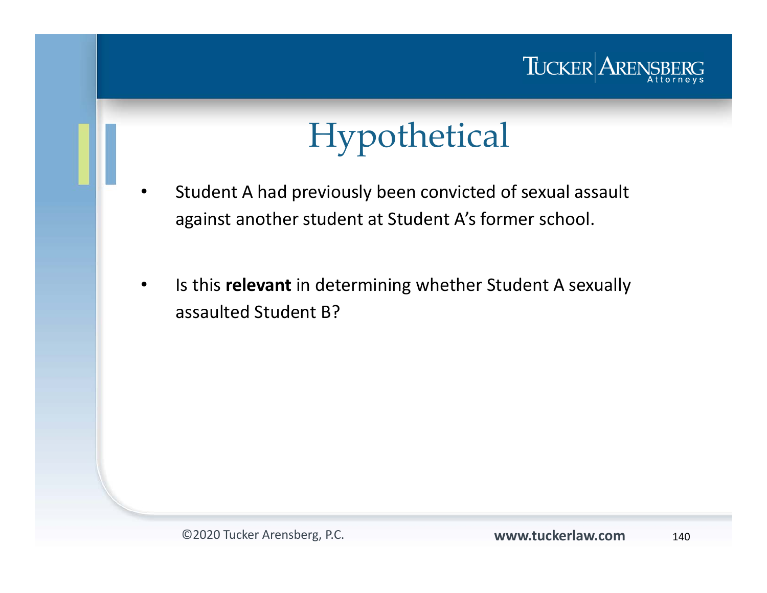# Hypothetical

- Student A had previously been convicted of sexual assault against another student at Student A's former school.
- Is this **relevant** in determining whether Student A sexually assaulted Student B?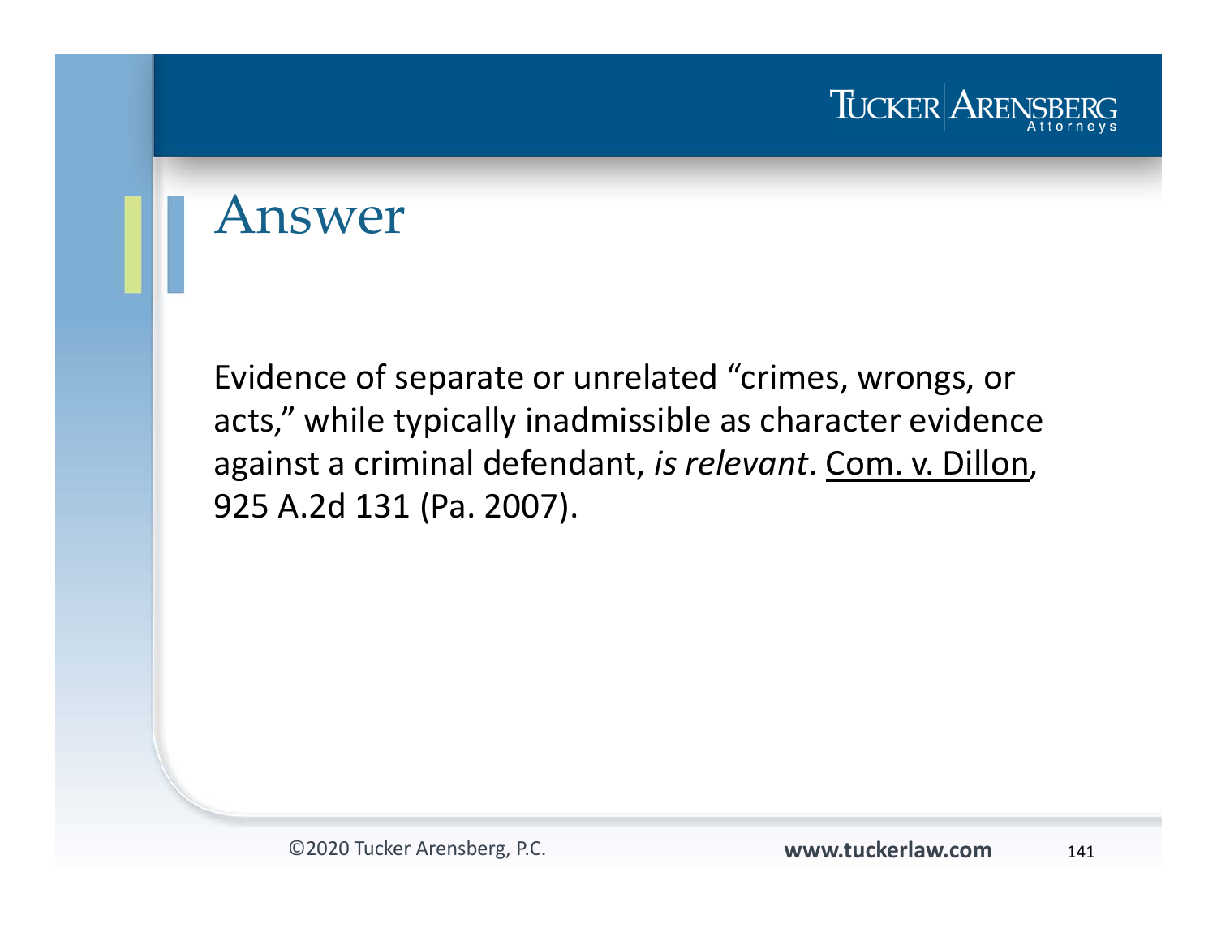# Answer

Evidence of separate or unrelated "crimes, wrongs, or acts," while typically inadmissible as character evidence against a criminal defendant, *is relevant*. Com. v. Dillon, 925 A.2d 131 (Pa. 2007).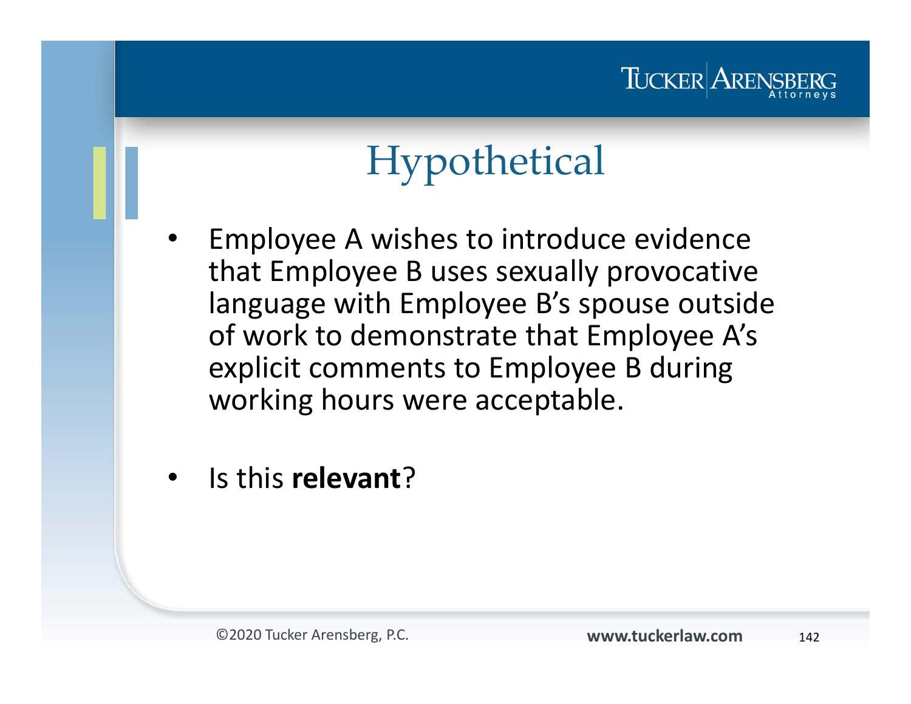# Hypothetical

- Employee A wishes to introduce evidence that Employee B uses sexually provocative language with Employee B's spouse outside of work to demonstrate that Employee A's explicit comments to Employee B during working hours were acceptable.

- Is this **relevant**?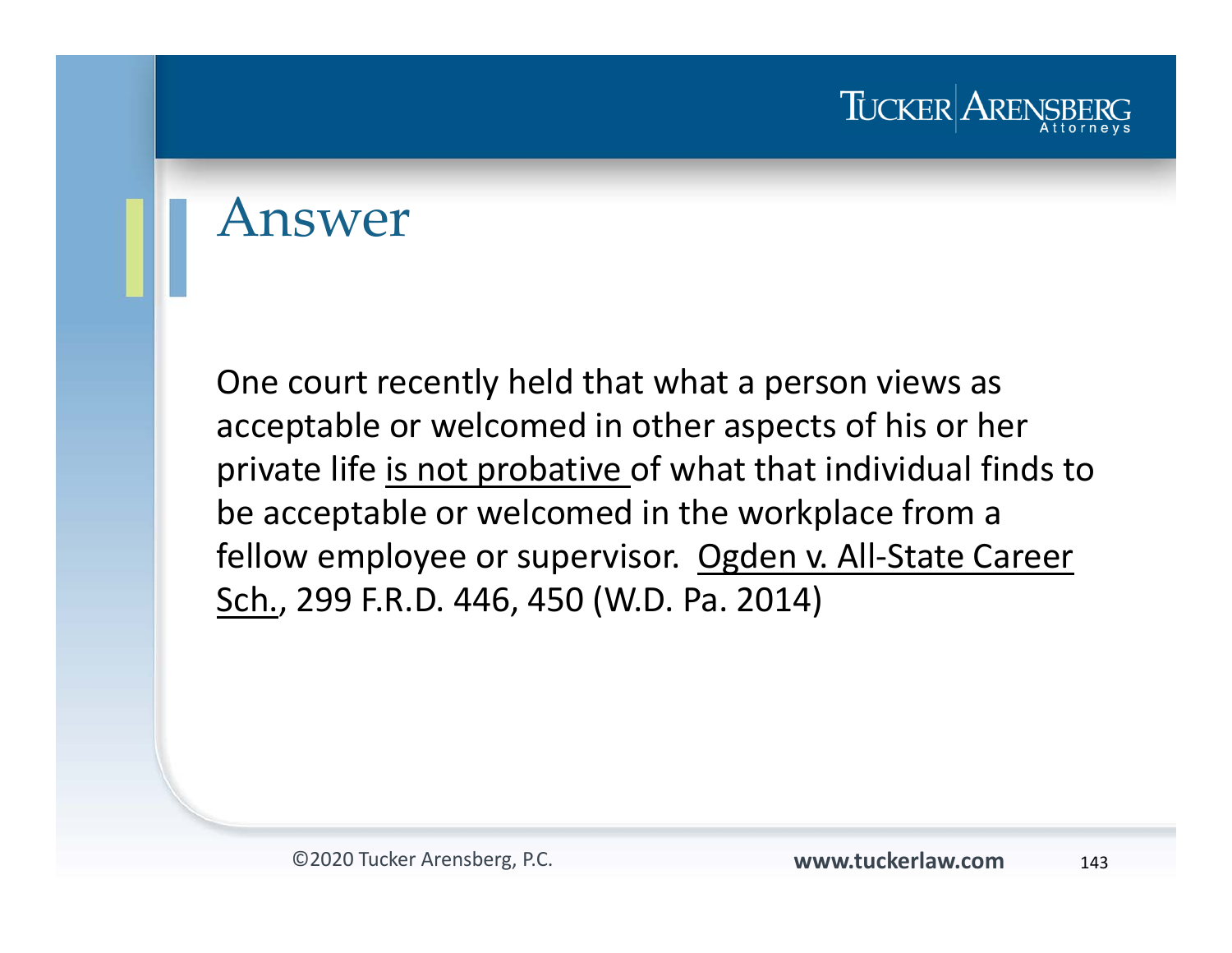# Answer

One court recently held that what a person views as acceptable or welcomed in other aspects of his or her private life <u>is not probative</u> of what that individual finds to be acceptable or welcomed in the workplace from a fellow employee or supervisor. <u>Ogden v. All-State Career Sch.</u>, 299 F.R.D. 446, 450 (W.D. Pa. 2014)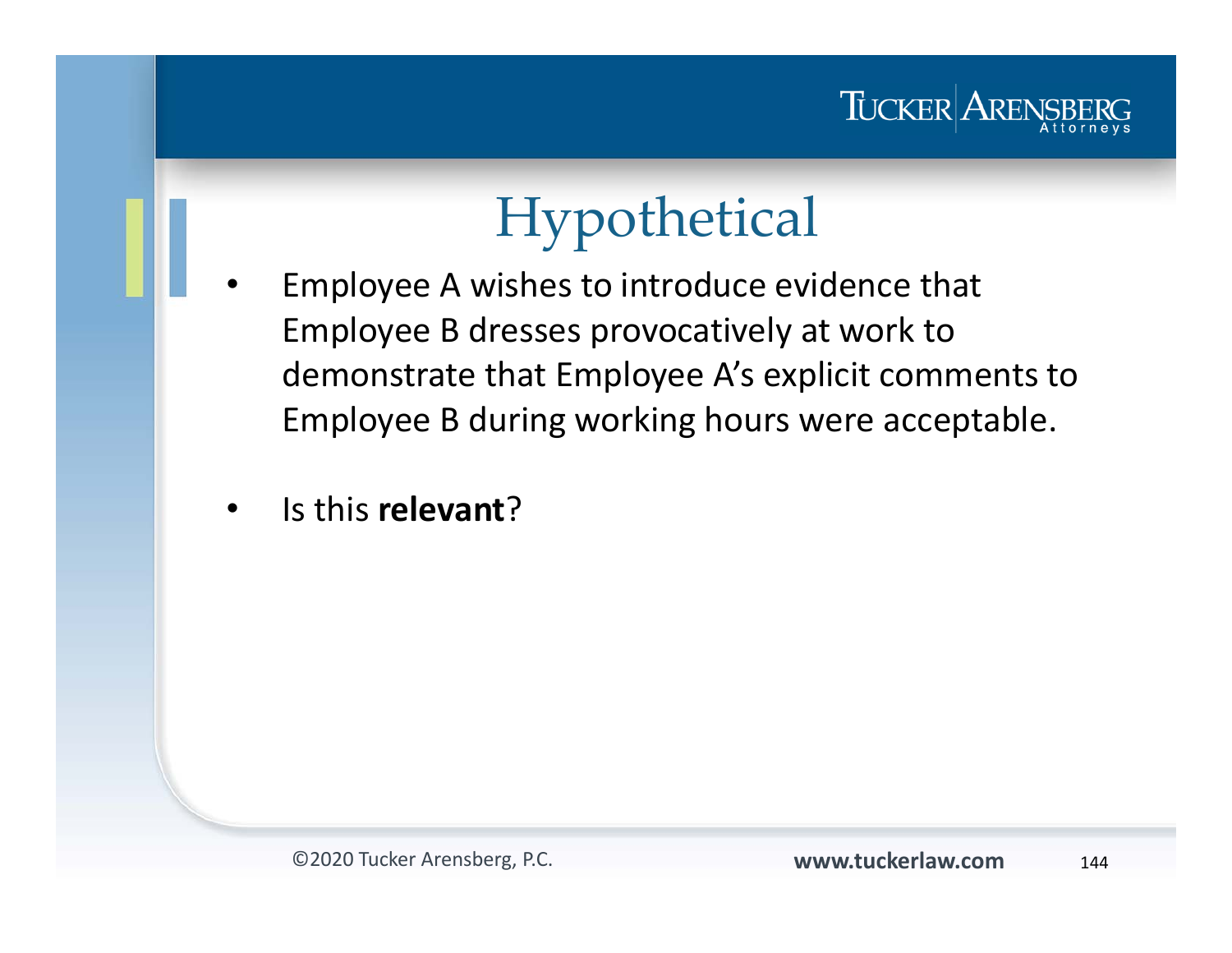# Hypothetical

- Employee A wishes to introduce evidence that Employee B dresses provocatively at work to demonstrate that Employee A's explicit comments to Employee B during working hours were acceptable.
- Is this **relevant**?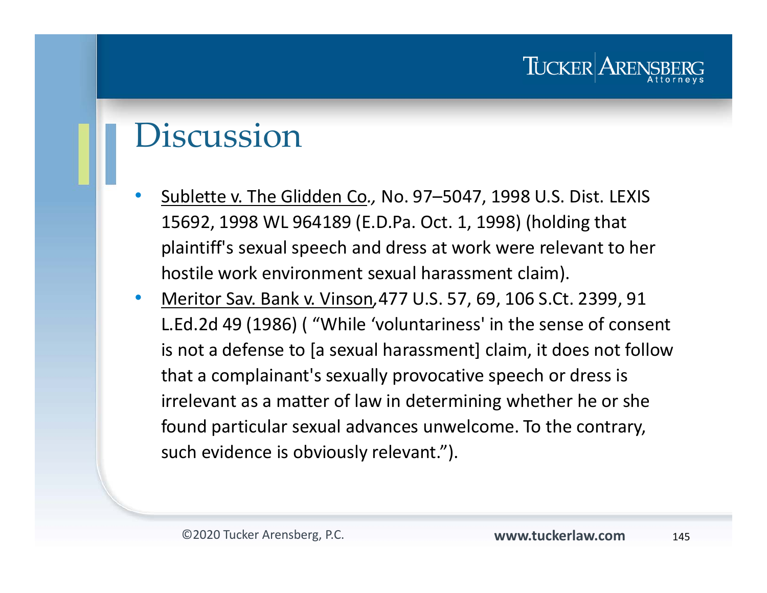# Discussion

- Sublette v. The Glidden Co., No. 97–5047, 1998 U.S. Dist. LEXIS 15692, 1998 WL 964189 (E.D.Pa. Oct. 1, 1998) (holding that plaintiff's sexual speech and dress at work were relevant to her hostile work environment sexual harassment claim).
- Meritor Sav. Bank v. Vinson,477 U.S. 57, 69, 106 S.Ct. 2399, 91 L.Ed.2d 49 (1986) ( "While 'voluntariness' in the sense of consent is not a defense to [a sexual harassment] claim, it does not follow that a complainant's sexually provocative speech or dress is irrelevant as a matter of law in determining whether he or she found particular sexual advances unwelcome. To the contrary, such evidence is obviously relevant.").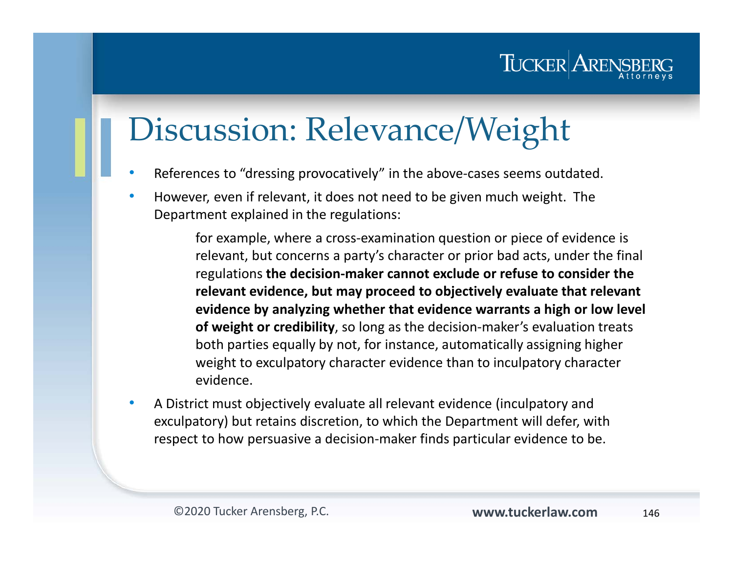# Discussion: Relevance/Weight

- References to "dressing provocatively" in the above-cases seems outdated.
- However, even if relevant, it does not need to be given much weight. The Department explained in the regulations:

> for example, where a cross-examination question or piece of evidence is relevant, but concerns a party's character or prior bad acts, under the final regulations **the decision-maker cannot exclude or refuse to consider the relevant evidence, but may proceed to objectively evaluate that relevant evidence by analyzing whether that evidence warrants a high or low level of weight or credibility**, so long as the decision-maker's evaluation treats both parties equally by not, for instance, automatically assigning higher weight to exculpatory character evidence than to inculpatory character evidence.

- A District must objectively evaluate all relevant evidence (inculpatory and exculpatory) but retains discretion, to which the Department will defer, with respect to how persuasive a decision-maker finds particular evidence to be.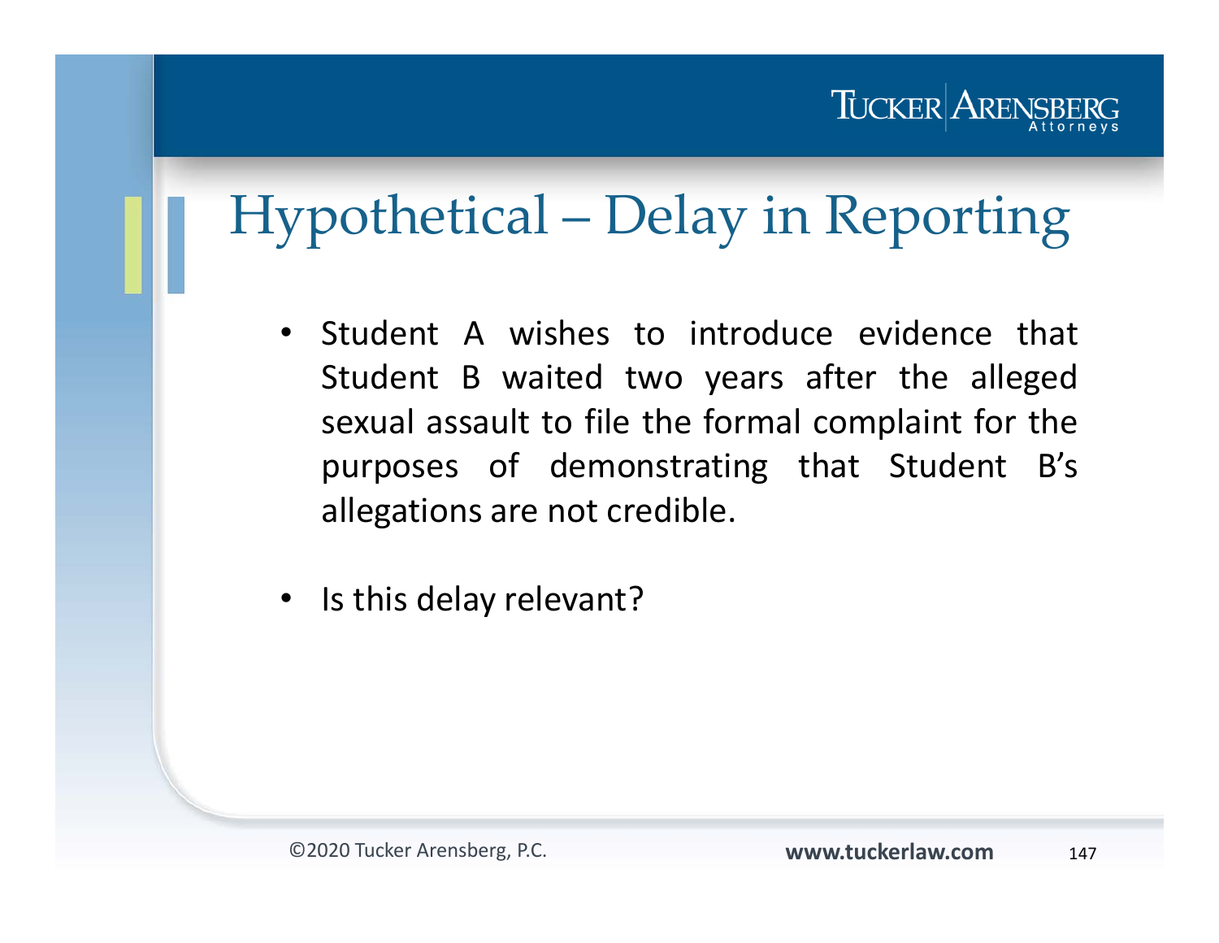# Hypothetical – Delay in Reporting

- Student A wishes to introduce evidence that Student B waited two years after the alleged sexual assault to file the formal complaint for the purposes of demonstrating that Student B's allegations are not credible.

- Is this delay relevant?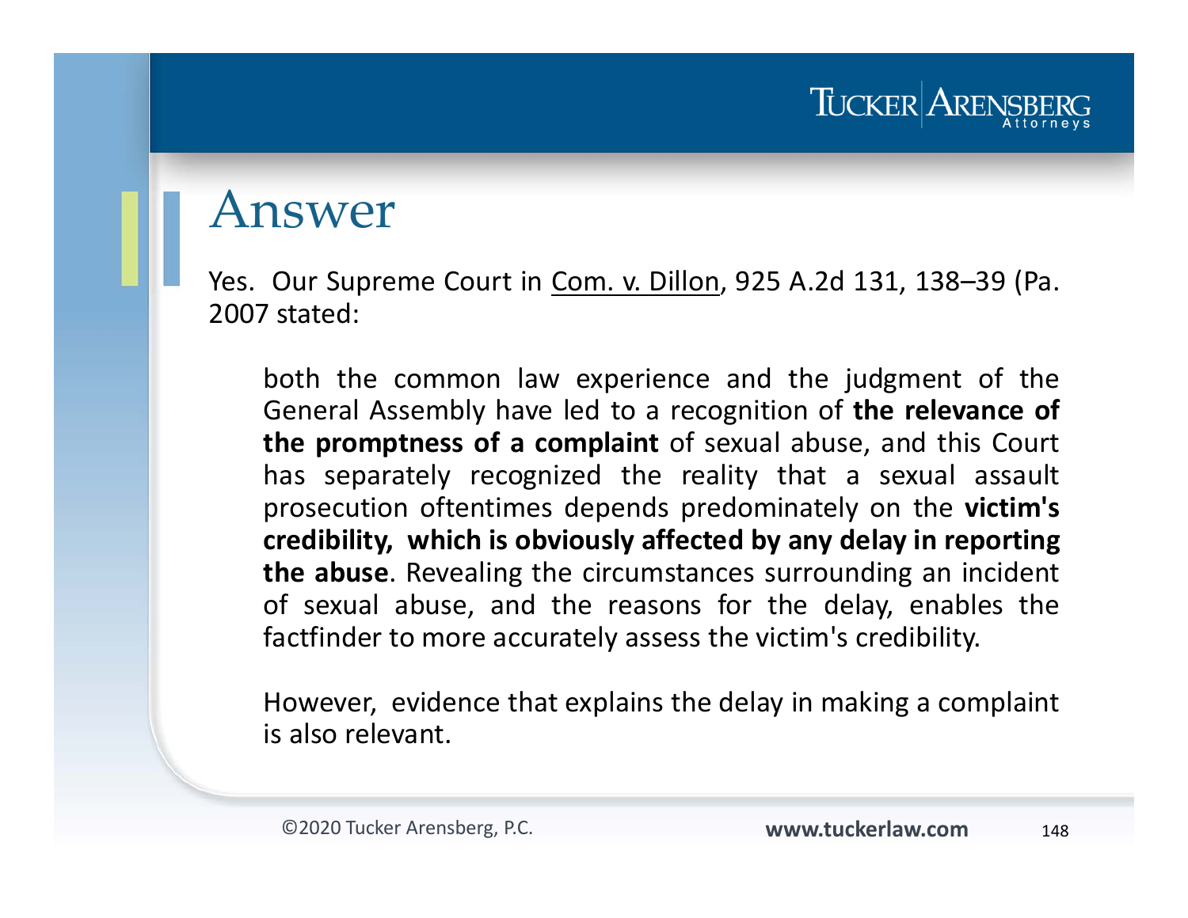# Answer

Yes. Our Supreme Court in Com. v. Dillon, 925 A.2d 131, 138–39 (Pa. 2007 stated:

> both the common law experience and the judgment of the General Assembly have led to a recognition of **the relevance of the promptness of a complaint** of sexual abuse, and this Court has separately recognized the reality that a sexual assault prosecution oftentimes depends predominately on the **victim's credibility, which is obviously affected by any delay in reporting the abuse**. Revealing the circumstances surrounding an incident of sexual abuse, and the reasons for the delay, enables the factfinder to more accurately assess the victim's credibility.
>
> However, evidence that explains the delay in making a complaint is also relevant.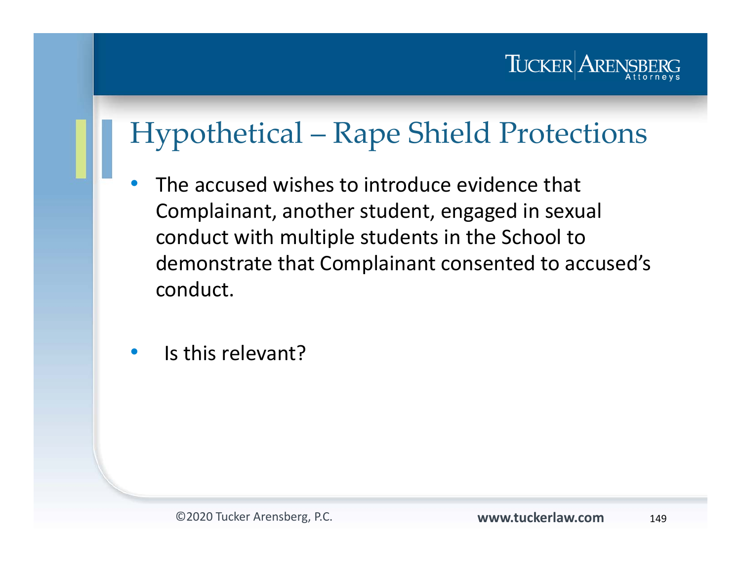# Hypothetical – Rape Shield Protections

- The accused wishes to introduce evidence that Complainant, another student, engaged in sexual conduct with multiple students in the School to demonstrate that Complainant consented to accused's conduct.

- Is this relevant?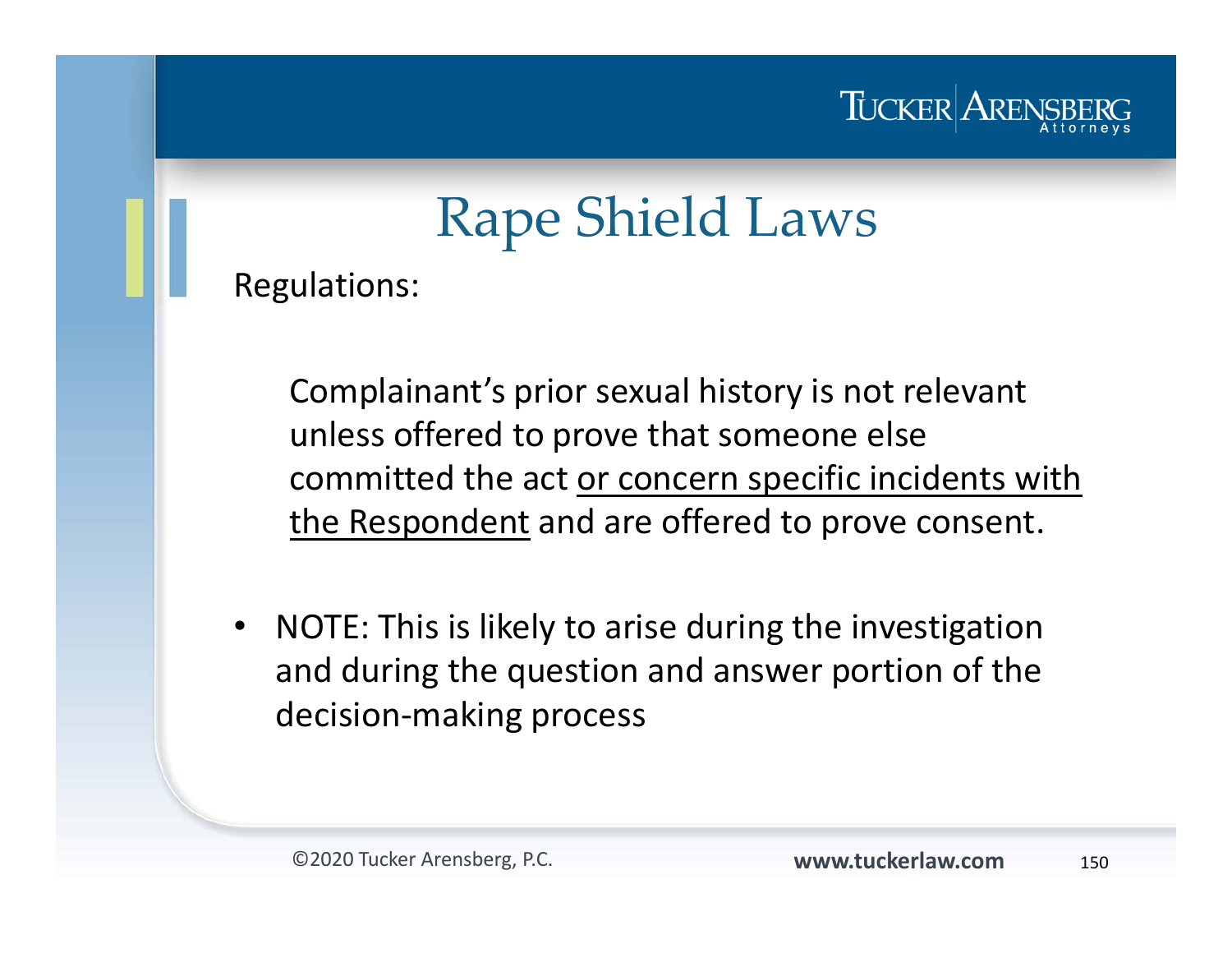# Rape Shield Laws

Regulations:

> Complainant's prior sexual history is not relevant unless offered to prove that someone else committed the act <u>or concern specific incidents with the Respondent</u> and are offered to prove consent.

- NOTE: This is likely to arise during the investigation and during the question and answer portion of the decision-making process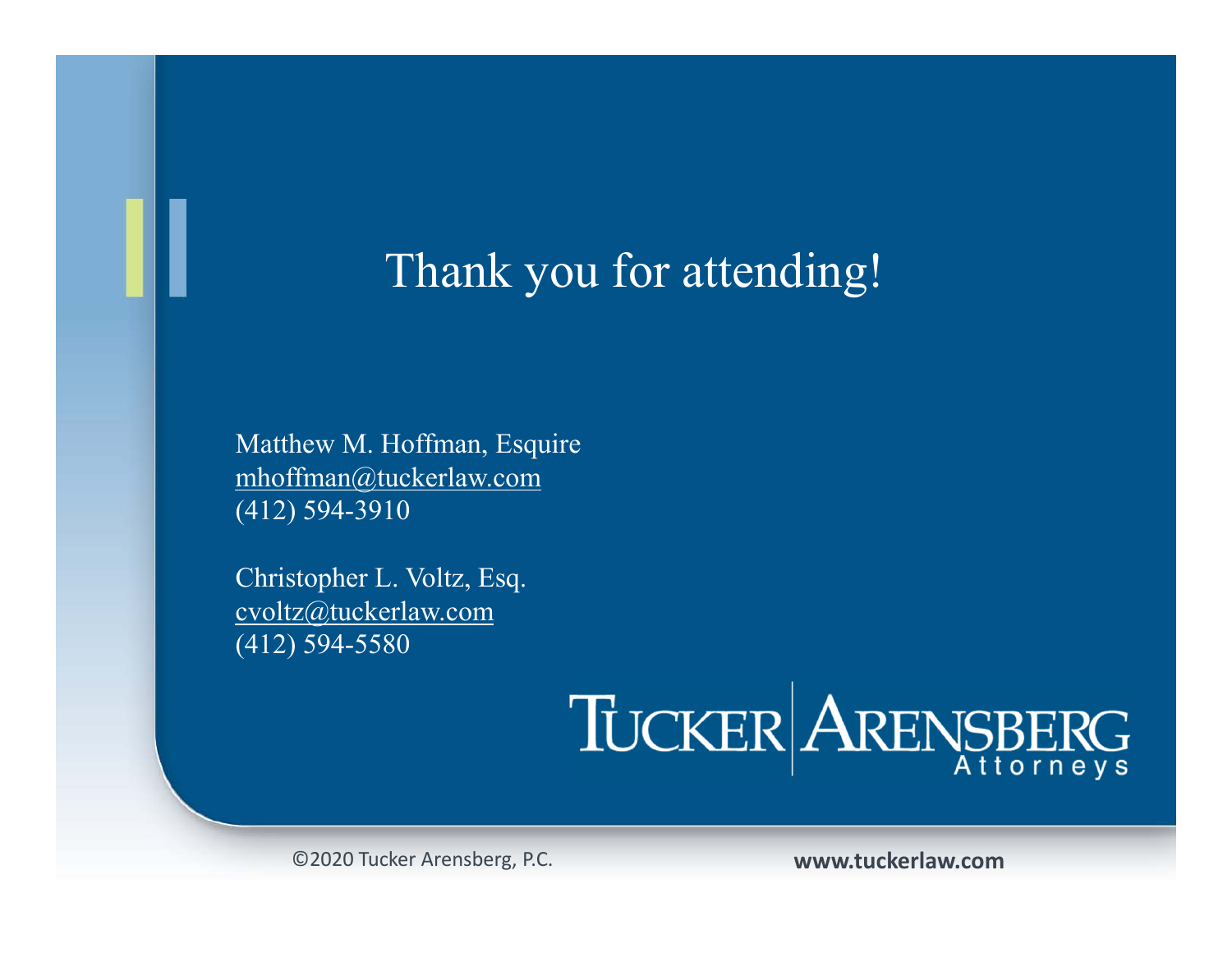# Thank you for attending!

Matthew M. Hoffman, Esquire
mhoffman@tuckerlaw.com
(412) 594-3910

Christopher L. Voltz, Esq.
cvoltz@tuckerlaw.com
(412) 594-5580

TUCKER ARENSBERG Attorneys

©2020 Tucker Arensberg, P.C.

**www.tuckerlaw.com**